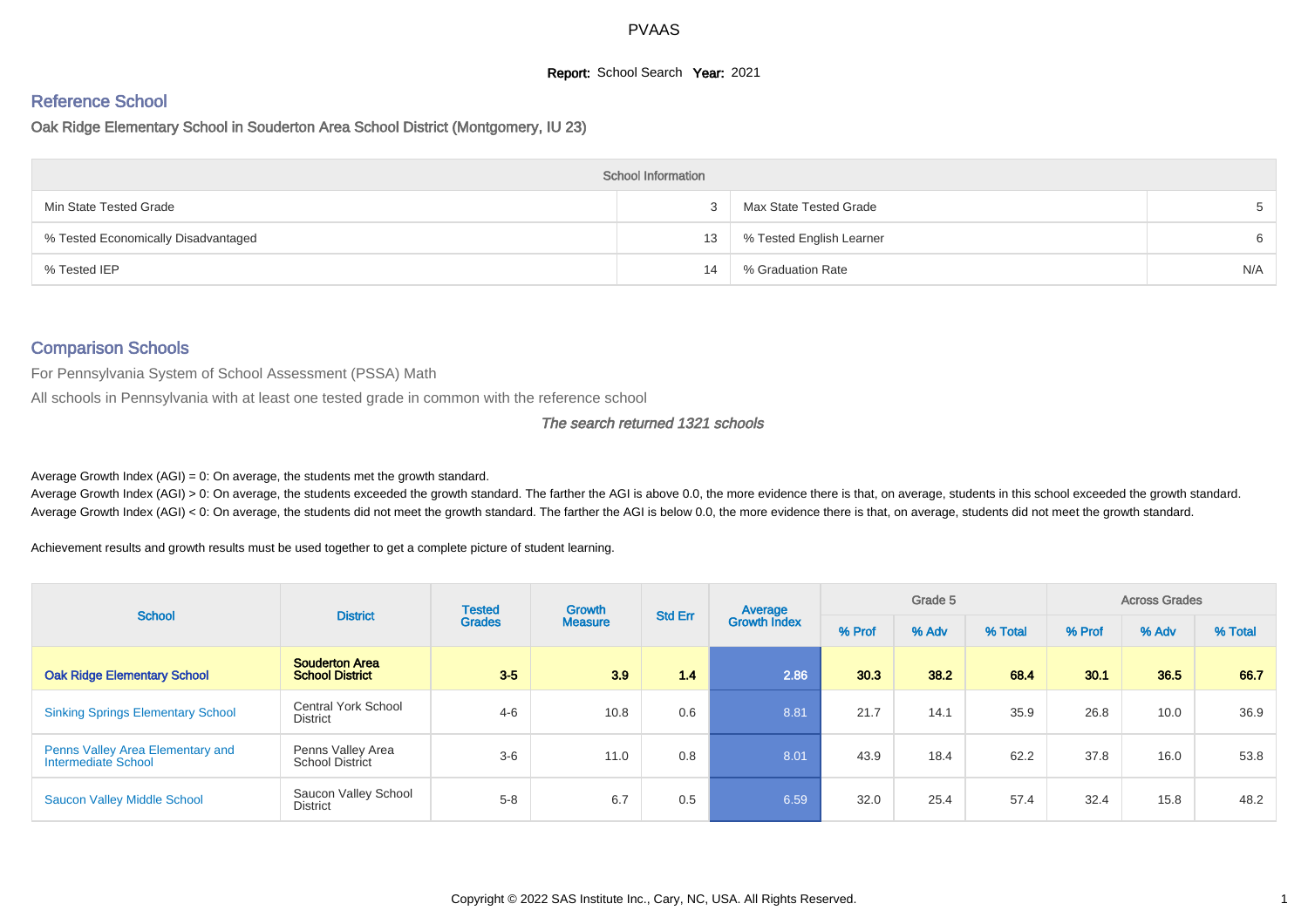# PVAAS

**Report:** School Search **Year:** 2021

## Reference School

Oak Ridge Elementary School in Souderton Area School District (Montgomery, IU 23)

| School Information | | | |
|---|---|---|---|
| Min State Tested Grade | 3 | Max State Tested Grade | 5 |
| % Tested Economically Disadvantaged | 13 | % Tested English Learner | 6 |
| % Tested IEP | 14 | % Graduation Rate | N/A |

## Comparison Schools

For Pennsylvania System of School Assessment (PSSA) Math

All schools in Pennsylvania with at least one tested grade in common with the reference school

*The search returned 1321 schools*

Average Growth Index (AGI) = 0: On average, the students met the growth standard.
Average Growth Index (AGI) > 0: On average, the students exceeded the growth standard. The farther the AGI is above 0.0, the more evidence there is that, on average, students in this school exceeded the growth standard.
Average Growth Index (AGI) < 0: On average, the students did not meet the growth standard. The farther the AGI is below 0.0, the more evidence there is that, on average, students did not meet the growth standard.

Achievement results and growth results must be used together to get a complete picture of student learning.

| School | District | Tested Grades | Growth Measure | Std Err | Average Growth Index | Grade 5 | | | Across Grades | | |
|---|---|---|---|---|---|---|---|---|---|---|---|
| | | | | | | % Prof | % Adv | % Total | % Prof | % Adv | % Total |
| **Oak Ridge Elementary School** | **Souderton Area School District** | **3-5** | **3.9** | **1.4** | **2.86** | **30.3** | **38.2** | **68.4** | **30.1** | **36.5** | **66.7** |
| Sinking Springs Elementary School | Central York School District | 4-6 | 10.8 | 0.6 | 8.81 | 21.7 | 14.1 | 35.9 | 26.8 | 10.0 | 36.9 |
| Penns Valley Area Elementary and Intermediate School | Penns Valley Area School District | 3-6 | 11.0 | 0.8 | 8.01 | 43.9 | 18.4 | 62.2 | 37.8 | 16.0 | 53.8 |
| Saucon Valley Middle School | Saucon Valley School District | 5-8 | 6.7 | 0.5 | 6.59 | 32.0 | 25.4 | 57.4 | 32.4 | 15.8 | 48.2 |

Copyright © 2022 SAS Institute Inc., Cary, NC, USA. All Rights Reserved.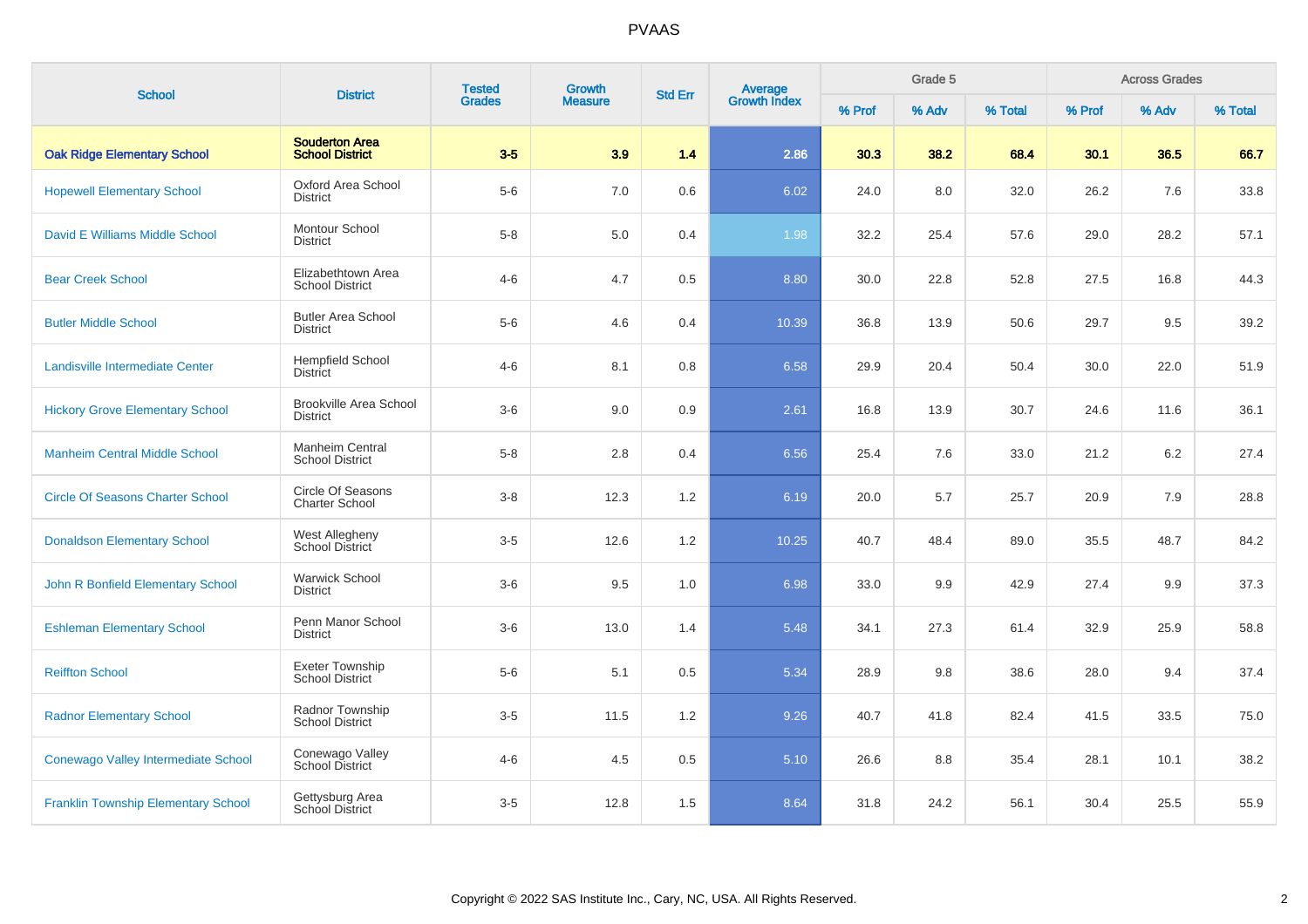| School | District | Tested Grades | Growth Measure | Std Err | Average Growth Index | Grade 5 | | | Across Grades | | |
|---|---|---|---|---|---|---|---|---|---|---|---|
| | | | | | | % Prof | % Adv | % Total | % Prof | % Adv | % Total |
| **Oak Ridge Elementary School** | **Souderton Area School District** | **3-5** | **3.9** | **1.4** | **2.86** | **30.3** | **38.2** | **68.4** | **30.1** | **36.5** | **66.7** |
| Hopewell Elementary School | Oxford Area School District | 5-6 | 7.0 | 0.6 | 6.02 | 24.0 | 8.0 | 32.0 | 26.2 | 7.6 | 33.8 |
| David E Williams Middle School | Montour School District | 5-8 | 5.0 | 0.4 | 1.98 | 32.2 | 25.4 | 57.6 | 29.0 | 28.2 | 57.1 |
| Bear Creek School | Elizabethtown Area School District | 4-6 | 4.7 | 0.5 | 8.80 | 30.0 | 22.8 | 52.8 | 27.5 | 16.8 | 44.3 |
| Butler Middle School | Butler Area School District | 5-6 | 4.6 | 0.4 | 10.39 | 36.8 | 13.9 | 50.6 | 29.7 | 9.5 | 39.2 |
| Landisville Intermediate Center | Hempfield School District | 4-6 | 8.1 | 0.8 | 6.58 | 29.9 | 20.4 | 50.4 | 30.0 | 22.0 | 51.9 |
| Hickory Grove Elementary School | Brookville Area School District | 3-6 | 9.0 | 0.9 | 2.61 | 16.8 | 13.9 | 30.7 | 24.6 | 11.6 | 36.1 |
| Manheim Central Middle School | Manheim Central School District | 5-8 | 2.8 | 0.4 | 6.56 | 25.4 | 7.6 | 33.0 | 21.2 | 6.2 | 27.4 |
| Circle Of Seasons Charter School | Circle Of Seasons Charter School | 3-8 | 12.3 | 1.2 | 6.19 | 20.0 | 5.7 | 25.7 | 20.9 | 7.9 | 28.8 |
| Donaldson Elementary School | West Allegheny School District | 3-5 | 12.6 | 1.2 | 10.25 | 40.7 | 48.4 | 89.0 | 35.5 | 48.7 | 84.2 |
| John R Bonfield Elementary School | Warwick School District | 3-6 | 9.5 | 1.0 | 6.98 | 33.0 | 9.9 | 42.9 | 27.4 | 9.9 | 37.3 |
| Eshleman Elementary School | Penn Manor School District | 3-6 | 13.0 | 1.4 | 5.48 | 34.1 | 27.3 | 61.4 | 32.9 | 25.9 | 58.8 |
| Reiffton School | Exeter Township School District | 5-6 | 5.1 | 0.5 | 5.34 | 28.9 | 9.8 | 38.6 | 28.0 | 9.4 | 37.4 |
| Radnor Elementary School | Radnor Township School District | 3-5 | 11.5 | 1.2 | 9.26 | 40.7 | 41.8 | 82.4 | 41.5 | 33.5 | 75.0 |
| Conewago Valley Intermediate School | Conewago Valley School District | 4-6 | 4.5 | 0.5 | 5.10 | 26.6 | 8.8 | 35.4 | 28.1 | 10.1 | 38.2 |
| Franklin Township Elementary School | Gettysburg Area School District | 3-5 | 12.8 | 1.5 | 8.64 | 31.8 | 24.2 | 56.1 | 30.4 | 25.5 | 55.9 |

Copyright © 2022 SAS Institute Inc., Cary, NC, USA. All Rights Reserved.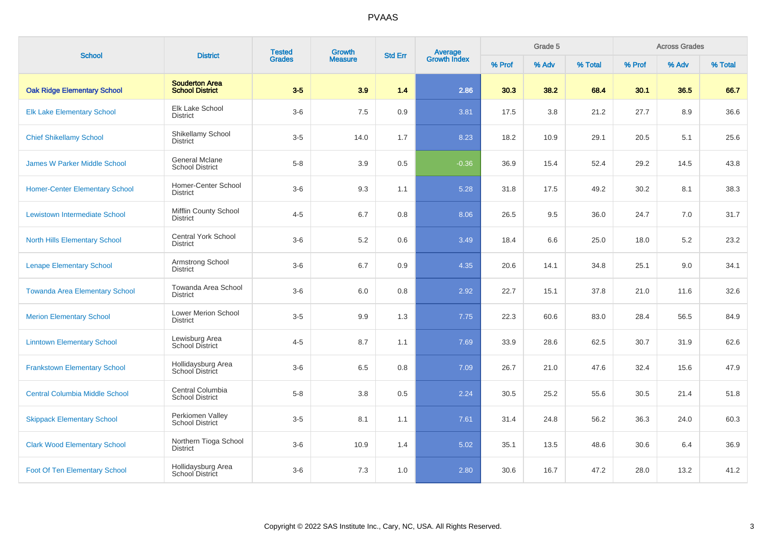# PVAAS

| School | District | Tested Grades | Growth Measure | Std Err | Average Growth Index | Grade 5 | | | Across Grades | | |
|---|---|---|---|---|---|---|---|---|---|---|---|
| | | | | | | % Prof | % Adv | % Total | % Prof | % Adv | % Total |
| **Oak Ridge Elementary School** | **Souderton Area School District** | **3-5** | **3.9** | **1.4** | **2.86** | **30.3** | **38.2** | **68.4** | **30.1** | **36.5** | **66.7** |
| Elk Lake Elementary School | Elk Lake School District | 3-6 | 7.5 | 0.9 | 3.81 | 17.5 | 3.8 | 21.2 | 27.7 | 8.9 | 36.6 |
| Chief Shikellamy School | Shikellamy School District | 3-5 | 14.0 | 1.7 | 8.23 | 18.2 | 10.9 | 29.1 | 20.5 | 5.1 | 25.6 |
| James W Parker Middle School | General Mclane School District | 5-8 | 3.9 | 0.5 | -0.36 | 36.9 | 15.4 | 52.4 | 29.2 | 14.5 | 43.8 |
| Homer-Center Elementary School | Homer-Center School District | 3-6 | 9.3 | 1.1 | 5.28 | 31.8 | 17.5 | 49.2 | 30.2 | 8.1 | 38.3 |
| Lewistown Intermediate School | Mifflin County School District | 4-5 | 6.7 | 0.8 | 8.06 | 26.5 | 9.5 | 36.0 | 24.7 | 7.0 | 31.7 |
| North Hills Elementary School | Central York School District | 3-6 | 5.2 | 0.6 | 3.49 | 18.4 | 6.6 | 25.0 | 18.0 | 5.2 | 23.2 |
| Lenape Elementary School | Armstrong School District | 3-6 | 6.7 | 0.9 | 4.35 | 20.6 | 14.1 | 34.8 | 25.1 | 9.0 | 34.1 |
| Towanda Area Elementary School | Towanda Area School District | 3-6 | 6.0 | 0.8 | 2.92 | 22.7 | 15.1 | 37.8 | 21.0 | 11.6 | 32.6 |
| Merion Elementary School | Lower Merion School District | 3-5 | 9.9 | 1.3 | 7.75 | 22.3 | 60.6 | 83.0 | 28.4 | 56.5 | 84.9 |
| Linntown Elementary School | Lewisburg Area School District | 4-5 | 8.7 | 1.1 | 7.69 | 33.9 | 28.6 | 62.5 | 30.7 | 31.9 | 62.6 |
| Frankstown Elementary School | Hollidaysburg Area School District | 3-6 | 6.5 | 0.8 | 7.09 | 26.7 | 21.0 | 47.6 | 32.4 | 15.6 | 47.9 |
| Central Columbia Middle School | Central Columbia School District | 5-8 | 3.8 | 0.5 | 2.24 | 30.5 | 25.2 | 55.6 | 30.5 | 21.4 | 51.8 |
| Skippack Elementary School | Perkiomen Valley School District | 3-5 | 8.1 | 1.1 | 7.61 | 31.4 | 24.8 | 56.2 | 36.3 | 24.0 | 60.3 |
| Clark Wood Elementary School | Northern Tioga School District | 3-6 | 10.9 | 1.4 | 5.02 | 35.1 | 13.5 | 48.6 | 30.6 | 6.4 | 36.9 |
| Foot Of Ten Elementary School | Hollidaysburg Area School District | 3-6 | 7.3 | 1.0 | 2.80 | 30.6 | 16.7 | 47.2 | 28.0 | 13.2 | 41.2 |

Copyright © 2022 SAS Institute Inc., Cary, NC, USA. All Rights Reserved.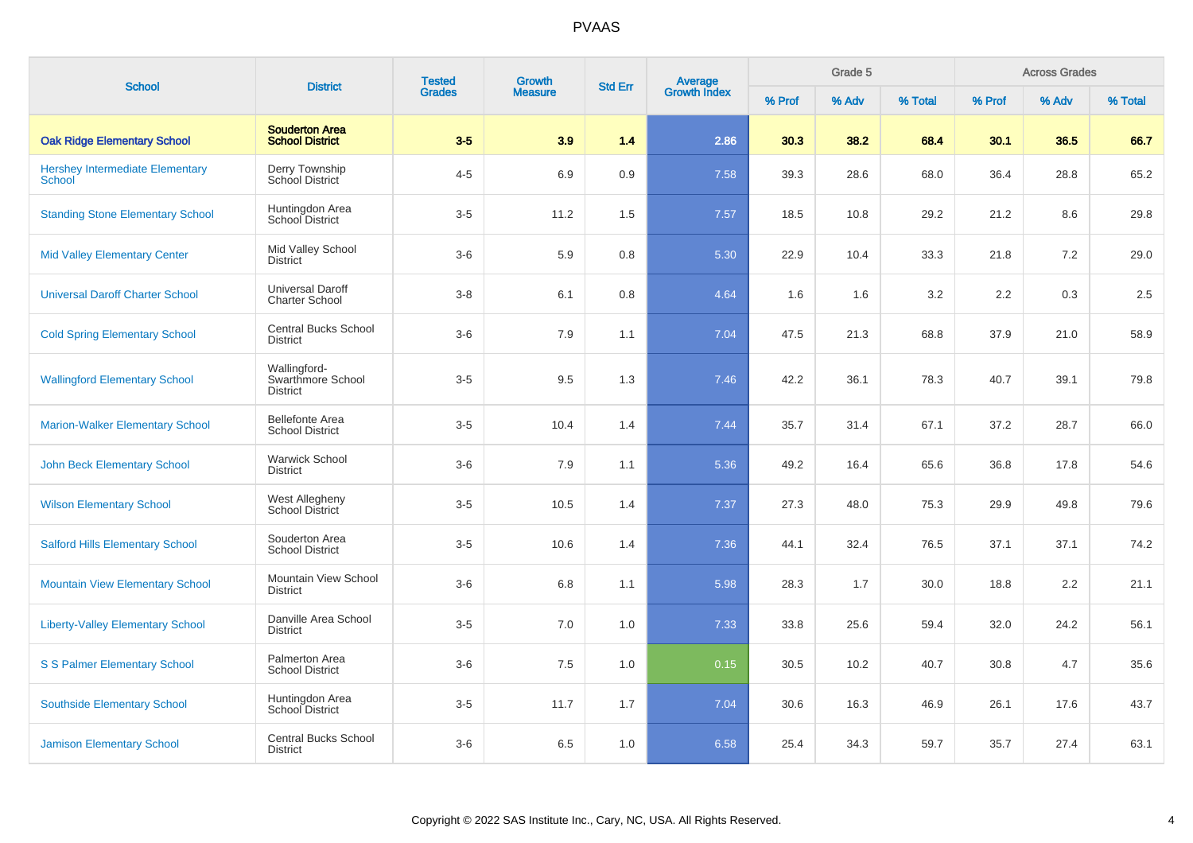# PVAAS

| School | District | Tested Grades | Growth Measure | Std Err | Average Growth Index | Grade 5 | | | Across Grades | | |
|---|---|---|---|---|---|---|---|---|---|---|---|
| | | | | | | % Prof | % Adv | % Total | % Prof | % Adv | % Total |
| **Oak Ridge Elementary School** | **Souderton Area School District** | **3-5** | **3.9** | **1.4** | **2.86** | **30.3** | **38.2** | **68.4** | **30.1** | **36.5** | **66.7** |
| Hershey Intermediate Elementary School | Derry Township School District | 4-5 | 6.9 | 0.9 | 7.58 | 39.3 | 28.6 | 68.0 | 36.4 | 28.8 | 65.2 |
| Standing Stone Elementary School | Huntingdon Area School District | 3-5 | 11.2 | 1.5 | 7.57 | 18.5 | 10.8 | 29.2 | 21.2 | 8.6 | 29.8 |
| Mid Valley Elementary Center | Mid Valley School District | 3-6 | 5.9 | 0.8 | 5.30 | 22.9 | 10.4 | 33.3 | 21.8 | 7.2 | 29.0 |
| Universal Daroff Charter School | Universal Daroff Charter School | 3-8 | 6.1 | 0.8 | 4.64 | 1.6 | 1.6 | 3.2 | 2.2 | 0.3 | 2.5 |
| Cold Spring Elementary School | Central Bucks School District | 3-6 | 7.9 | 1.1 | 7.04 | 47.5 | 21.3 | 68.8 | 37.9 | 21.0 | 58.9 |
| Wallingford Elementary School | Wallingford-Swarthmore School District | 3-5 | 9.5 | 1.3 | 7.46 | 42.2 | 36.1 | 78.3 | 40.7 | 39.1 | 79.8 |
| Marion-Walker Elementary School | Bellefonte Area School District | 3-5 | 10.4 | 1.4 | 7.44 | 35.7 | 31.4 | 67.1 | 37.2 | 28.7 | 66.0 |
| John Beck Elementary School | Warwick School District | 3-6 | 7.9 | 1.1 | 5.36 | 49.2 | 16.4 | 65.6 | 36.8 | 17.8 | 54.6 |
| Wilson Elementary School | West Allegheny School District | 3-5 | 10.5 | 1.4 | 7.37 | 27.3 | 48.0 | 75.3 | 29.9 | 49.8 | 79.6 |
| Salford Hills Elementary School | Souderton Area School District | 3-5 | 10.6 | 1.4 | 7.36 | 44.1 | 32.4 | 76.5 | 37.1 | 37.1 | 74.2 |
| Mountain View Elementary School | Mountain View School District | 3-6 | 6.8 | 1.1 | 5.98 | 28.3 | 1.7 | 30.0 | 18.8 | 2.2 | 21.1 |
| Liberty-Valley Elementary School | Danville Area School District | 3-5 | 7.0 | 1.0 | 7.33 | 33.8 | 25.6 | 59.4 | 32.0 | 24.2 | 56.1 |
| S S Palmer Elementary School | Palmerton Area School District | 3-6 | 7.5 | 1.0 | 0.15 | 30.5 | 10.2 | 40.7 | 30.8 | 4.7 | 35.6 |
| Southside Elementary School | Huntingdon Area School District | 3-5 | 11.7 | 1.7 | 7.04 | 30.6 | 16.3 | 46.9 | 26.1 | 17.6 | 43.7 |
| Jamison Elementary School | Central Bucks School District | 3-6 | 6.5 | 1.0 | 6.58 | 25.4 | 34.3 | 59.7 | 35.7 | 27.4 | 63.1 |

Copyright © 2022 SAS Institute Inc., Cary, NC, USA. All Rights Reserved.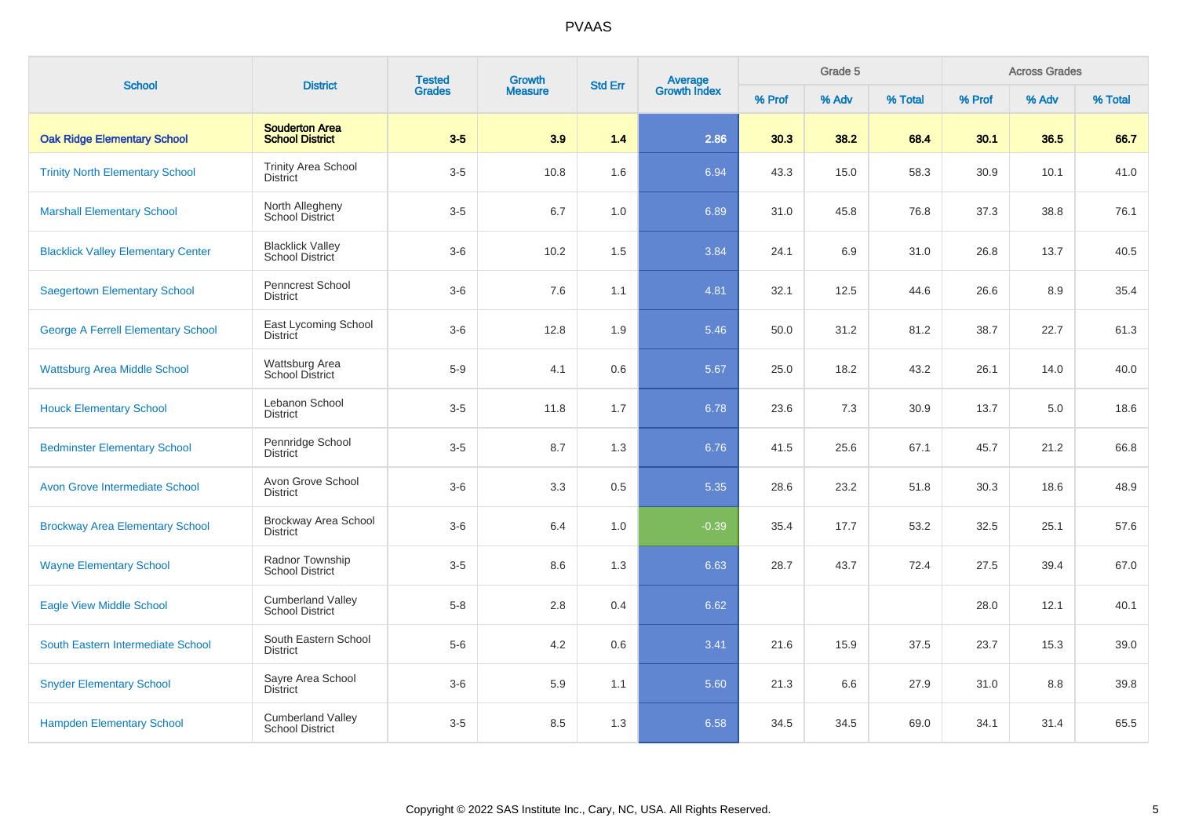# PVAAS

| School | District | Tested Grades | Growth Measure | Std Err | Average Growth Index | Grade 5 | | | Across Grades | | |
|---|---|---|---|---|---|---|---|---|---|---|---|
| | | | | | | % Prof | % Adv | % Total | % Prof | % Adv | % Total |
| **Oak Ridge Elementary School** | **Souderton Area School District** | **3-5** | **3.9** | **1.4** | **2.86** | **30.3** | **38.2** | **68.4** | **30.1** | **36.5** | **66.7** |
| Trinity North Elementary School | Trinity Area School District | 3-5 | 10.8 | 1.6 | 6.94 | 43.3 | 15.0 | 58.3 | 30.9 | 10.1 | 41.0 |
| Marshall Elementary School | North Allegheny School District | 3-5 | 6.7 | 1.0 | 6.89 | 31.0 | 45.8 | 76.8 | 37.3 | 38.8 | 76.1 |
| Blacklick Valley Elementary Center | Blacklick Valley School District | 3-6 | 10.2 | 1.5 | 3.84 | 24.1 | 6.9 | 31.0 | 26.8 | 13.7 | 40.5 |
| Saegertown Elementary School | Penncrest School District | 3-6 | 7.6 | 1.1 | 4.81 | 32.1 | 12.5 | 44.6 | 26.6 | 8.9 | 35.4 |
| George A Ferrell Elementary School | East Lycoming School District | 3-6 | 12.8 | 1.9 | 5.46 | 50.0 | 31.2 | 81.2 | 38.7 | 22.7 | 61.3 |
| Wattsburg Area Middle School | Wattsburg Area School District | 5-9 | 4.1 | 0.6 | 5.67 | 25.0 | 18.2 | 43.2 | 26.1 | 14.0 | 40.0 |
| Houck Elementary School | Lebanon School District | 3-5 | 11.8 | 1.7 | 6.78 | 23.6 | 7.3 | 30.9 | 13.7 | 5.0 | 18.6 |
| Bedminster Elementary School | Pennridge School District | 3-5 | 8.7 | 1.3 | 6.76 | 41.5 | 25.6 | 67.1 | 45.7 | 21.2 | 66.8 |
| Avon Grove Intermediate School | Avon Grove School District | 3-6 | 3.3 | 0.5 | 5.35 | 28.6 | 23.2 | 51.8 | 30.3 | 18.6 | 48.9 |
| Brockway Area Elementary School | Brockway Area School District | 3-6 | 6.4 | 1.0 | -0.39 | 35.4 | 17.7 | 53.2 | 32.5 | 25.1 | 57.6 |
| Wayne Elementary School | Radnor Township School District | 3-5 | 8.6 | 1.3 | 6.63 | 28.7 | 43.7 | 72.4 | 27.5 | 39.4 | 67.0 |
| Eagle View Middle School | Cumberland Valley School District | 5-8 | 2.8 | 0.4 | 6.62 | | | | 28.0 | 12.1 | 40.1 |
| South Eastern Intermediate School | South Eastern School District | 5-6 | 4.2 | 0.6 | 3.41 | 21.6 | 15.9 | 37.5 | 23.7 | 15.3 | 39.0 |
| Snyder Elementary School | Sayre Area School District | 3-6 | 5.9 | 1.1 | 5.60 | 21.3 | 6.6 | 27.9 | 31.0 | 8.8 | 39.8 |
| Hampden Elementary School | Cumberland Valley School District | 3-5 | 8.5 | 1.3 | 6.58 | 34.5 | 34.5 | 69.0 | 34.1 | 31.4 | 65.5 |

Copyright © 2022 SAS Institute Inc., Cary, NC, USA. All Rights Reserved.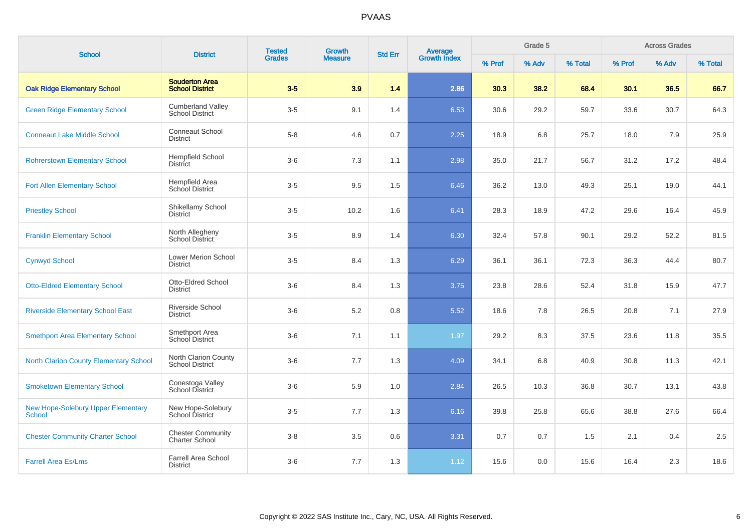# PVAAS

| School | District | Tested Grades | Growth Measure | Std Err | Average Growth Index | Grade 5 | | | Across Grades | | |
|---|---|---|---|---|---|---|---|---|---|---|---|
| | | | | | | % Prof | % Adv | % Total | % Prof | % Adv | % Total |
| **Oak Ridge Elementary School** | **Souderton Area School District** | **3-5** | **3.9** | **1.4** | **2.86** | **30.3** | **38.2** | **68.4** | **30.1** | **36.5** | **66.7** |
| Green Ridge Elementary School | Cumberland Valley School District | 3-5 | 9.1 | 1.4 | 6.53 | 30.6 | 29.2 | 59.7 | 33.6 | 30.7 | 64.3 |
| Conneaut Lake Middle School | Conneaut School District | 5-8 | 4.6 | 0.7 | 2.25 | 18.9 | 6.8 | 25.7 | 18.0 | 7.9 | 25.9 |
| Rohrerstown Elementary School | Hempfield School District | 3-6 | 7.3 | 1.1 | 2.98 | 35.0 | 21.7 | 56.7 | 31.2 | 17.2 | 48.4 |
| Fort Allen Elementary School | Hempfield Area School District | 3-5 | 9.5 | 1.5 | 6.46 | 36.2 | 13.0 | 49.3 | 25.1 | 19.0 | 44.1 |
| Priestley School | Shikellamy School District | 3-5 | 10.2 | 1.6 | 6.41 | 28.3 | 18.9 | 47.2 | 29.6 | 16.4 | 45.9 |
| Franklin Elementary School | North Allegheny School District | 3-5 | 8.9 | 1.4 | 6.30 | 32.4 | 57.8 | 90.1 | 29.2 | 52.2 | 81.5 |
| Cynwyd School | Lower Merion School District | 3-5 | 8.4 | 1.3 | 6.29 | 36.1 | 36.1 | 72.3 | 36.3 | 44.4 | 80.7 |
| Otto-Eldred Elementary School | Otto-Eldred School District | 3-6 | 8.4 | 1.3 | 3.75 | 23.8 | 28.6 | 52.4 | 31.8 | 15.9 | 47.7 |
| Riverside Elementary School East | Riverside School District | 3-6 | 5.2 | 0.8 | 5.52 | 18.6 | 7.8 | 26.5 | 20.8 | 7.1 | 27.9 |
| Smethport Area Elementary School | Smethport Area School District | 3-6 | 7.1 | 1.1 | 1.97 | 29.2 | 8.3 | 37.5 | 23.6 | 11.8 | 35.5 |
| North Clarion County Elementary School | North Clarion County School District | 3-6 | 7.7 | 1.3 | 4.09 | 34.1 | 6.8 | 40.9 | 30.8 | 11.3 | 42.1 |
| Smoketown Elementary School | Conestoga Valley School District | 3-6 | 5.9 | 1.0 | 2.84 | 26.5 | 10.3 | 36.8 | 30.7 | 13.1 | 43.8 |
| New Hope-Solebury Upper Elementary School | New Hope-Solebury School District | 3-5 | 7.7 | 1.3 | 6.16 | 39.8 | 25.8 | 65.6 | 38.8 | 27.6 | 66.4 |
| Chester Community Charter School | Chester Community Charter School | 3-8 | 3.5 | 0.6 | 3.31 | 0.7 | 0.7 | 1.5 | 2.1 | 0.4 | 2.5 |
| Farrell Area Es/Lms | Farrell Area School District | 3-6 | 7.7 | 1.3 | 1.12 | 15.6 | 0.0 | 15.6 | 16.4 | 2.3 | 18.6 |

Copyright © 2022 SAS Institute Inc., Cary, NC, USA. All Rights Reserved.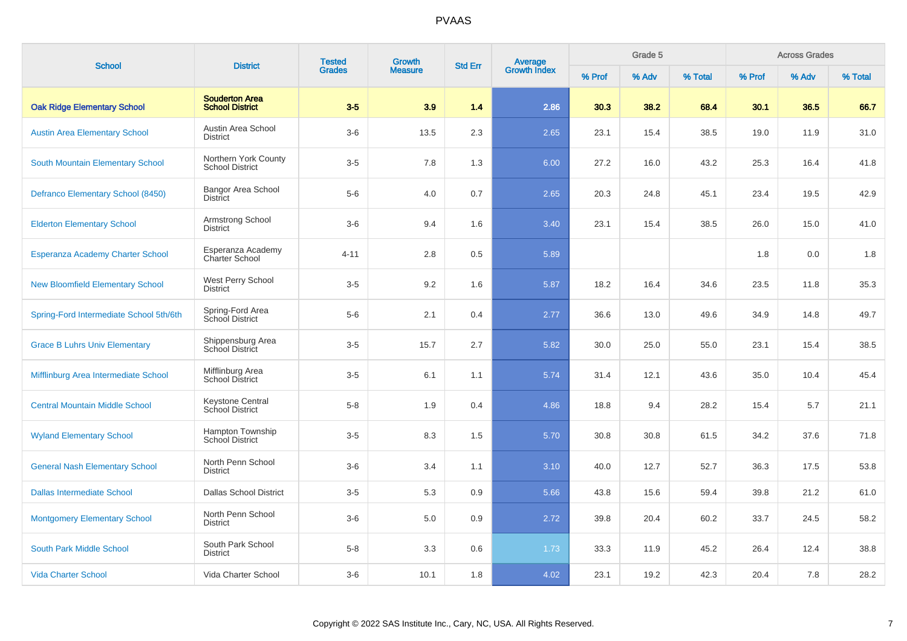# PVAAS

| School | District | Tested Grades | Growth Measure | Std Err | Average Growth Index | Grade 5 | | | Across Grades | | |
|---|---|---|---|---|---|---|---|---|---|---|---|
| | | | | | | % Prof | % Adv | % Total | % Prof | % Adv | % Total |
| **Oak Ridge Elementary School** | **Souderton Area School District** | **3-5** | **3.9** | **1.4** | **2.86** | **30.3** | **38.2** | **68.4** | **30.1** | **36.5** | **66.7** |
| Austin Area Elementary School | Austin Area School District | 3-6 | 13.5 | 2.3 | 2.65 | 23.1 | 15.4 | 38.5 | 19.0 | 11.9 | 31.0 |
| South Mountain Elementary School | Northern York County School District | 3-5 | 7.8 | 1.3 | 6.00 | 27.2 | 16.0 | 43.2 | 25.3 | 16.4 | 41.8 |
| Defranco Elementary School (8450) | Bangor Area School District | 5-6 | 4.0 | 0.7 | 2.65 | 20.3 | 24.8 | 45.1 | 23.4 | 19.5 | 42.9 |
| Elderton Elementary School | Armstrong School District | 3-6 | 9.4 | 1.6 | 3.40 | 23.1 | 15.4 | 38.5 | 26.0 | 15.0 | 41.0 |
| Esperanza Academy Charter School | Esperanza Academy Charter School | 4-11 | 2.8 | 0.5 | 5.89 | | | | 1.8 | 0.0 | 1.8 |
| New Bloomfield Elementary School | West Perry School District | 3-5 | 9.2 | 1.6 | 5.87 | 18.2 | 16.4 | 34.6 | 23.5 | 11.8 | 35.3 |
| Spring-Ford Intermediate School 5th/6th | Spring-Ford Area School District | 5-6 | 2.1 | 0.4 | 2.77 | 36.6 | 13.0 | 49.6 | 34.9 | 14.8 | 49.7 |
| Grace B Luhrs Univ Elementary | Shippensburg Area School District | 3-5 | 15.7 | 2.7 | 5.82 | 30.0 | 25.0 | 55.0 | 23.1 | 15.4 | 38.5 |
| Mifflinburg Area Intermediate School | Mifflinburg Area School District | 3-5 | 6.1 | 1.1 | 5.74 | 31.4 | 12.1 | 43.6 | 35.0 | 10.4 | 45.4 |
| Central Mountain Middle School | Keystone Central School District | 5-8 | 1.9 | 0.4 | 4.86 | 18.8 | 9.4 | 28.2 | 15.4 | 5.7 | 21.1 |
| Wyland Elementary School | Hampton Township School District | 3-5 | 8.3 | 1.5 | 5.70 | 30.8 | 30.8 | 61.5 | 34.2 | 37.6 | 71.8 |
| General Nash Elementary School | North Penn School District | 3-6 | 3.4 | 1.1 | 3.10 | 40.0 | 12.7 | 52.7 | 36.3 | 17.5 | 53.8 |
| Dallas Intermediate School | Dallas School District | 3-5 | 5.3 | 0.9 | 5.66 | 43.8 | 15.6 | 59.4 | 39.8 | 21.2 | 61.0 |
| Montgomery Elementary School | North Penn School District | 3-6 | 5.0 | 0.9 | 2.72 | 39.8 | 20.4 | 60.2 | 33.7 | 24.5 | 58.2 |
| South Park Middle School | South Park School District | 5-8 | 3.3 | 0.6 | 1.73 | 33.3 | 11.9 | 45.2 | 26.4 | 12.4 | 38.8 |
| Vida Charter School | Vida Charter School | 3-6 | 10.1 | 1.8 | 4.02 | 23.1 | 19.2 | 42.3 | 20.4 | 7.8 | 28.2 |

Copyright © 2022 SAS Institute Inc., Cary, NC, USA. All Rights Reserved.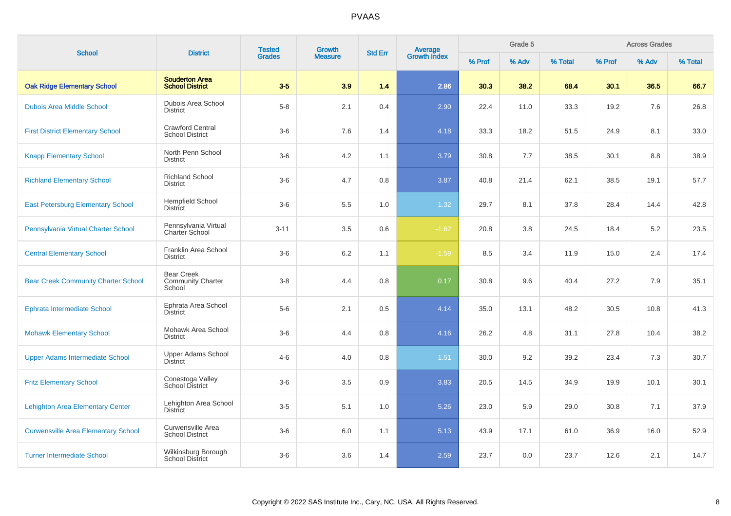# PVAAS

| School | District | Tested Grades | Growth Measure | Std Err | Average Growth Index | Grade 5 | | | Across Grades | | |
|---|---|---|---|---|---|---|---|---|---|---|---|
| | | | | | | % Prof | % Adv | % Total | % Prof | % Adv | % Total |
| **Oak Ridge Elementary School** | **Souderton Area School District** | **3-5** | **3.9** | **1.4** | **2.86** | **30.3** | **38.2** | **68.4** | **30.1** | **36.5** | **66.7** |
| Dubois Area Middle School | Dubois Area School District | 5-8 | 2.1 | 0.4 | 2.90 | 22.4 | 11.0 | 33.3 | 19.2 | 7.6 | 26.8 |
| First District Elementary School | Crawford Central School District | 3-6 | 7.6 | 1.4 | 4.18 | 33.3 | 18.2 | 51.5 | 24.9 | 8.1 | 33.0 |
| Knapp Elementary School | North Penn School District | 3-6 | 4.2 | 1.1 | 3.79 | 30.8 | 7.7 | 38.5 | 30.1 | 8.8 | 38.9 |
| Richland Elementary School | Richland School District | 3-6 | 4.7 | 0.8 | 3.87 | 40.8 | 21.4 | 62.1 | 38.5 | 19.1 | 57.7 |
| East Petersburg Elementary School | Hempfield School District | 3-6 | 5.5 | 1.0 | 1.32 | 29.7 | 8.1 | 37.8 | 28.4 | 14.4 | 42.8 |
| Pennsylvania Virtual Charter School | Pennsylvania Virtual Charter School | 3-11 | 3.5 | 0.6 | -1.62 | 20.8 | 3.8 | 24.5 | 18.4 | 5.2 | 23.5 |
| Central Elementary School | Franklin Area School District | 3-6 | 6.2 | 1.1 | -1.59 | 8.5 | 3.4 | 11.9 | 15.0 | 2.4 | 17.4 |
| Bear Creek Community Charter School | Bear Creek Community Charter School | 3-8 | 4.4 | 0.8 | 0.17 | 30.8 | 9.6 | 40.4 | 27.2 | 7.9 | 35.1 |
| Ephrata Intermediate School | Ephrata Area School District | 5-6 | 2.1 | 0.5 | 4.14 | 35.0 | 13.1 | 48.2 | 30.5 | 10.8 | 41.3 |
| Mohawk Elementary School | Mohawk Area School District | 3-6 | 4.4 | 0.8 | 4.16 | 26.2 | 4.8 | 31.1 | 27.8 | 10.4 | 38.2 |
| Upper Adams Intermediate School | Upper Adams School District | 4-6 | 4.0 | 0.8 | 1.51 | 30.0 | 9.2 | 39.2 | 23.4 | 7.3 | 30.7 |
| Fritz Elementary School | Conestoga Valley School District | 3-6 | 3.5 | 0.9 | 3.83 | 20.5 | 14.5 | 34.9 | 19.9 | 10.1 | 30.1 |
| Lehighton Area Elementary Center | Lehighton Area School District | 3-5 | 5.1 | 1.0 | 5.26 | 23.0 | 5.9 | 29.0 | 30.8 | 7.1 | 37.9 |
| Curwensville Area Elementary School | Curwensville Area School District | 3-6 | 6.0 | 1.1 | 5.13 | 43.9 | 17.1 | 61.0 | 36.9 | 16.0 | 52.9 |
| Turner Intermediate School | Wilkinsburg Borough School District | 3-6 | 3.6 | 1.4 | 2.59 | 23.7 | 0.0 | 23.7 | 12.6 | 2.1 | 14.7 |

Copyright © 2022 SAS Institute Inc., Cary, NC, USA. All Rights Reserved.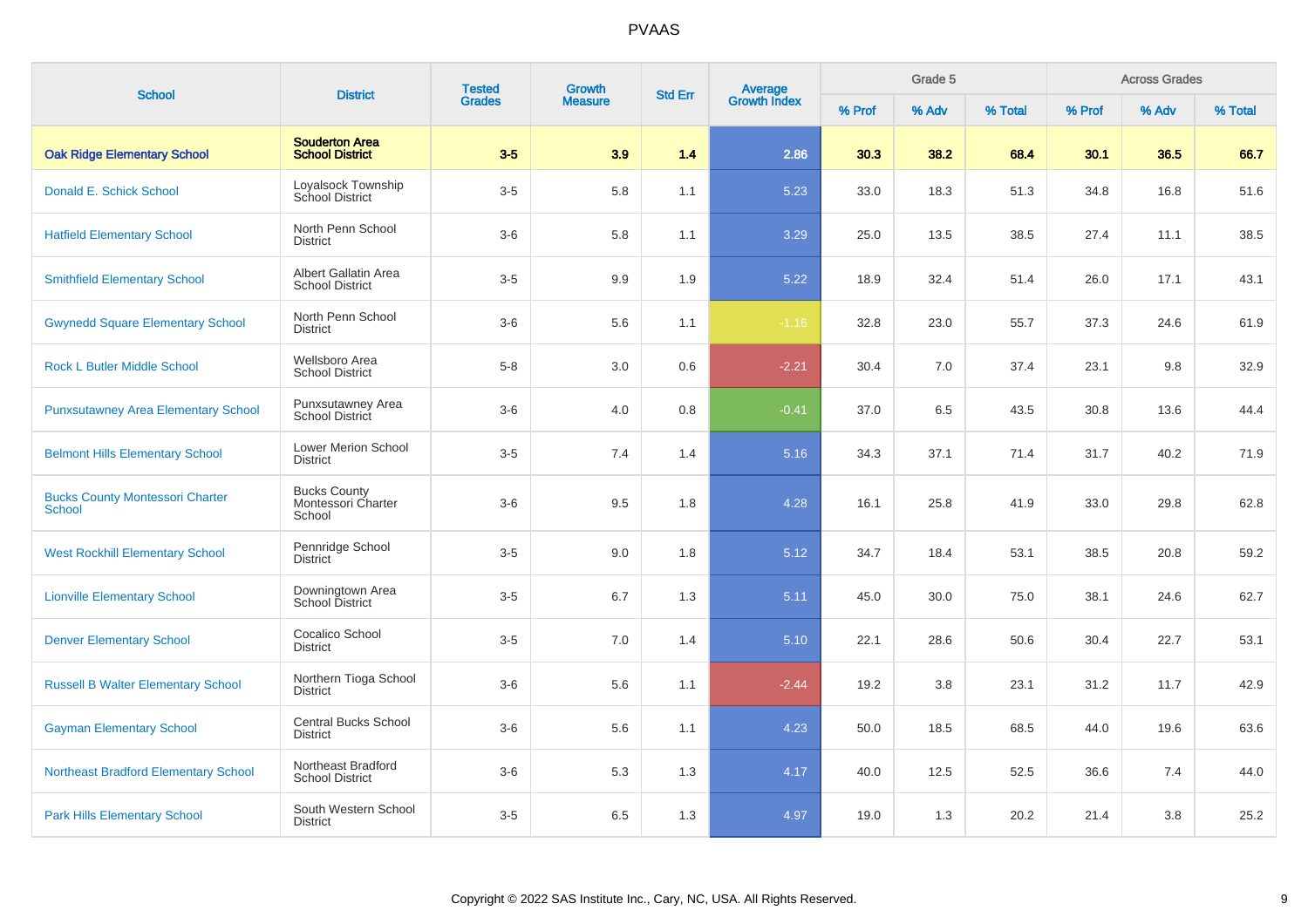# PVAAS

| School | District | Tested Grades | Growth Measure | Std Err | Average Growth Index | Grade 5 | | | Across Grades | | |
|---|---|---|---|---|---|---|---|---|---|---|---|
| | | | | | | % Prof | % Adv | % Total | % Prof | % Adv | % Total |
| **Oak Ridge Elementary School** | **Souderton Area School District** | **3-5** | **3.9** | **1.4** | **2.86** | **30.3** | **38.2** | **68.4** | **30.1** | **36.5** | **66.7** |
| Donald E. Schick School | Loyalsock Township School District | 3-5 | 5.8 | 1.1 | 5.23 | 33.0 | 18.3 | 51.3 | 34.8 | 16.8 | 51.6 |
| Hatfield Elementary School | North Penn School District | 3-6 | 5.8 | 1.1 | 3.29 | 25.0 | 13.5 | 38.5 | 27.4 | 11.1 | 38.5 |
| Smithfield Elementary School | Albert Gallatin Area School District | 3-5 | 9.9 | 1.9 | 5.22 | 18.9 | 32.4 | 51.4 | 26.0 | 17.1 | 43.1 |
| Gwynedd Square Elementary School | North Penn School District | 3-6 | 5.6 | 1.1 | -1.16 | 32.8 | 23.0 | 55.7 | 37.3 | 24.6 | 61.9 |
| Rock L Butler Middle School | Wellsboro Area School District | 5-8 | 3.0 | 0.6 | -2.21 | 30.4 | 7.0 | 37.4 | 23.1 | 9.8 | 32.9 |
| Punxsutawney Area Elementary School | Punxsutawney Area School District | 3-6 | 4.0 | 0.8 | -0.41 | 37.0 | 6.5 | 43.5 | 30.8 | 13.6 | 44.4 |
| Belmont Hills Elementary School | Lower Merion School District | 3-5 | 7.4 | 1.4 | 5.16 | 34.3 | 37.1 | 71.4 | 31.7 | 40.2 | 71.9 |
| Bucks County Montessori Charter School | Bucks County Montessori Charter School | 3-6 | 9.5 | 1.8 | 4.28 | 16.1 | 25.8 | 41.9 | 33.0 | 29.8 | 62.8 |
| West Rockhill Elementary School | Pennridge School District | 3-5 | 9.0 | 1.8 | 5.12 | 34.7 | 18.4 | 53.1 | 38.5 | 20.8 | 59.2 |
| Lionville Elementary School | Downingtown Area School District | 3-5 | 6.7 | 1.3 | 5.11 | 45.0 | 30.0 | 75.0 | 38.1 | 24.6 | 62.7 |
| Denver Elementary School | Cocalico School District | 3-5 | 7.0 | 1.4 | 5.10 | 22.1 | 28.6 | 50.6 | 30.4 | 22.7 | 53.1 |
| Russell B Walter Elementary School | Northern Tioga School District | 3-6 | 5.6 | 1.1 | -2.44 | 19.2 | 3.8 | 23.1 | 31.2 | 11.7 | 42.9 |
| Gayman Elementary School | Central Bucks School District | 3-6 | 5.6 | 1.1 | 4.23 | 50.0 | 18.5 | 68.5 | 44.0 | 19.6 | 63.6 |
| Northeast Bradford Elementary School | Northeast Bradford School District | 3-6 | 5.3 | 1.3 | 4.17 | 40.0 | 12.5 | 52.5 | 36.6 | 7.4 | 44.0 |
| Park Hills Elementary School | South Western School District | 3-5 | 6.5 | 1.3 | 4.97 | 19.0 | 1.3 | 20.2 | 21.4 | 3.8 | 25.2 |

Copyright © 2022 SAS Institute Inc., Cary, NC, USA. All Rights Reserved.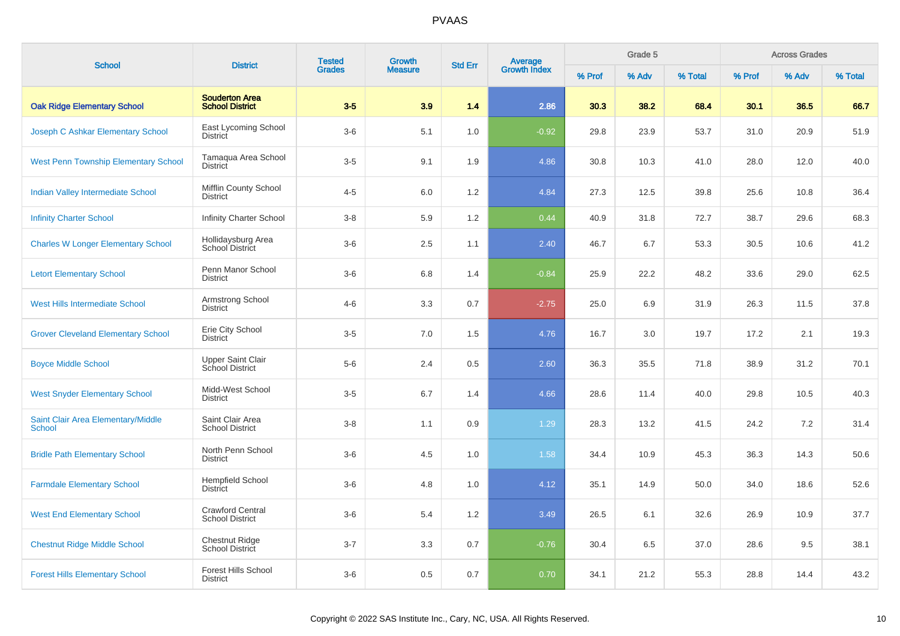# PVAAS

| School | District | Tested Grades | Growth Measure | Std Err | Average Growth Index | Grade 5 | | | Across Grades | | |
|---|---|---|---|---|---|---|---|---|---|---|---|
| | | | | | | % Prof | % Adv | % Total | % Prof | % Adv | % Total |
| **Oak Ridge Elementary School** | **Souderton Area School District** | **3-5** | **3.9** | **1.4** | **2.86** | **30.3** | **38.2** | **68.4** | **30.1** | **36.5** | **66.7** |
| Joseph C Ashkar Elementary School | East Lycoming School District | 3-6 | 5.1 | 1.0 | -0.92 | 29.8 | 23.9 | 53.7 | 31.0 | 20.9 | 51.9 |
| West Penn Township Elementary School | Tamaqua Area School District | 3-5 | 9.1 | 1.9 | 4.86 | 30.8 | 10.3 | 41.0 | 28.0 | 12.0 | 40.0 |
| Indian Valley Intermediate School | Mifflin County School District | 4-5 | 6.0 | 1.2 | 4.84 | 27.3 | 12.5 | 39.8 | 25.6 | 10.8 | 36.4 |
| Infinity Charter School | Infinity Charter School | 3-8 | 5.9 | 1.2 | 0.44 | 40.9 | 31.8 | 72.7 | 38.7 | 29.6 | 68.3 |
| Charles W Longer Elementary School | Hollidaysburg Area School District | 3-6 | 2.5 | 1.1 | 2.40 | 46.7 | 6.7 | 53.3 | 30.5 | 10.6 | 41.2 |
| Letort Elementary School | Penn Manor School District | 3-6 | 6.8 | 1.4 | -0.84 | 25.9 | 22.2 | 48.2 | 33.6 | 29.0 | 62.5 |
| West Hills Intermediate School | Armstrong School District | 4-6 | 3.3 | 0.7 | -2.75 | 25.0 | 6.9 | 31.9 | 26.3 | 11.5 | 37.8 |
| Grover Cleveland Elementary School | Erie City School District | 3-5 | 7.0 | 1.5 | 4.76 | 16.7 | 3.0 | 19.7 | 17.2 | 2.1 | 19.3 |
| Boyce Middle School | Upper Saint Clair School District | 5-6 | 2.4 | 0.5 | 2.60 | 36.3 | 35.5 | 71.8 | 38.9 | 31.2 | 70.1 |
| West Snyder Elementary School | Midd-West School District | 3-5 | 6.7 | 1.4 | 4.66 | 28.6 | 11.4 | 40.0 | 29.8 | 10.5 | 40.3 |
| Saint Clair Area Elementary/Middle School | Saint Clair Area School District | 3-8 | 1.1 | 0.9 | 1.29 | 28.3 | 13.2 | 41.5 | 24.2 | 7.2 | 31.4 |
| Bridle Path Elementary School | North Penn School District | 3-6 | 4.5 | 1.0 | 1.58 | 34.4 | 10.9 | 45.3 | 36.3 | 14.3 | 50.6 |
| Farmdale Elementary School | Hempfield School District | 3-6 | 4.8 | 1.0 | 4.12 | 35.1 | 14.9 | 50.0 | 34.0 | 18.6 | 52.6 |
| West End Elementary School | Crawford Central School District | 3-6 | 5.4 | 1.2 | 3.49 | 26.5 | 6.1 | 32.6 | 26.9 | 10.9 | 37.7 |
| Chestnut Ridge Middle School | Chestnut Ridge School District | 3-7 | 3.3 | 0.7 | -0.76 | 30.4 | 6.5 | 37.0 | 28.6 | 9.5 | 38.1 |
| Forest Hills Elementary School | Forest Hills School District | 3-6 | 0.5 | 0.7 | 0.70 | 34.1 | 21.2 | 55.3 | 28.8 | 14.4 | 43.2 |

Copyright © 2022 SAS Institute Inc., Cary, NC, USA. All Rights Reserved.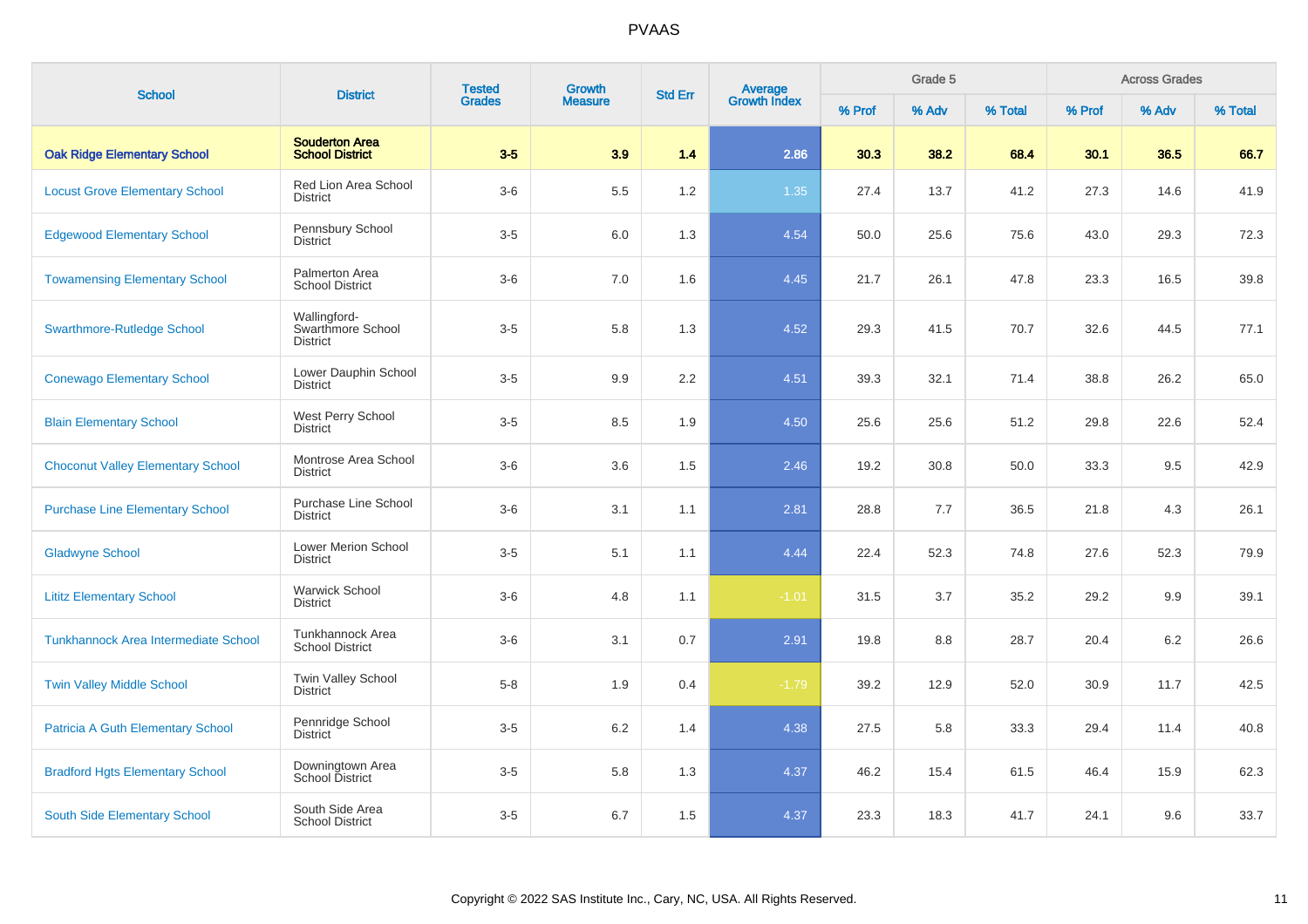# PVAAS

| School | District | Tested Grades | Growth Measure | Std Err | Average Growth Index | Grade 5 | | | Across Grades | | |
|---|---|---|---|---|---|---|---|---|---|---|---|
| | | | | | | % Prof | % Adv | % Total | % Prof | % Adv | % Total |
| **Oak Ridge Elementary School** | **Souderton Area School District** | **3-5** | **3.9** | **1.4** | **2.86** | **30.3** | **38.2** | **68.4** | **30.1** | **36.5** | **66.7** |
| Locust Grove Elementary School | Red Lion Area School District | 3-6 | 5.5 | 1.2 | 1.35 | 27.4 | 13.7 | 41.2 | 27.3 | 14.6 | 41.9 |
| Edgewood Elementary School | Pennsbury School District | 3-5 | 6.0 | 1.3 | 4.54 | 50.0 | 25.6 | 75.6 | 43.0 | 29.3 | 72.3 |
| Towamensing Elementary School | Palmerton Area School District | 3-6 | 7.0 | 1.6 | 4.45 | 21.7 | 26.1 | 47.8 | 23.3 | 16.5 | 39.8 |
| Swarthmore-Rutledge School | Wallingford-Swarthmore School District | 3-5 | 5.8 | 1.3 | 4.52 | 29.3 | 41.5 | 70.7 | 32.6 | 44.5 | 77.1 |
| Conewago Elementary School | Lower Dauphin School District | 3-5 | 9.9 | 2.2 | 4.51 | 39.3 | 32.1 | 71.4 | 38.8 | 26.2 | 65.0 |
| Blain Elementary School | West Perry School District | 3-5 | 8.5 | 1.9 | 4.50 | 25.6 | 25.6 | 51.2 | 29.8 | 22.6 | 52.4 |
| Choconut Valley Elementary School | Montrose Area School District | 3-6 | 3.6 | 1.5 | 2.46 | 19.2 | 30.8 | 50.0 | 33.3 | 9.5 | 42.9 |
| Purchase Line Elementary School | Purchase Line School District | 3-6 | 3.1 | 1.1 | 2.81 | 28.8 | 7.7 | 36.5 | 21.8 | 4.3 | 26.1 |
| Gladwyne School | Lower Merion School District | 3-5 | 5.1 | 1.1 | 4.44 | 22.4 | 52.3 | 74.8 | 27.6 | 52.3 | 79.9 |
| Lititz Elementary School | Warwick School District | 3-6 | 4.8 | 1.1 | -1.01 | 31.5 | 3.7 | 35.2 | 29.2 | 9.9 | 39.1 |
| Tunkhannock Area Intermediate School | Tunkhannock Area School District | 3-6 | 3.1 | 0.7 | 2.91 | 19.8 | 8.8 | 28.7 | 20.4 | 6.2 | 26.6 |
| Twin Valley Middle School | Twin Valley School District | 5-8 | 1.9 | 0.4 | -1.79 | 39.2 | 12.9 | 52.0 | 30.9 | 11.7 | 42.5 |
| Patricia A Guth Elementary School | Pennridge School District | 3-5 | 6.2 | 1.4 | 4.38 | 27.5 | 5.8 | 33.3 | 29.4 | 11.4 | 40.8 |
| Bradford Hgts Elementary School | Downingtown Area School District | 3-5 | 5.8 | 1.3 | 4.37 | 46.2 | 15.4 | 61.5 | 46.4 | 15.9 | 62.3 |
| South Side Elementary School | South Side Area School District | 3-5 | 6.7 | 1.5 | 4.37 | 23.3 | 18.3 | 41.7 | 24.1 | 9.6 | 33.7 |

Copyright © 2022 SAS Institute Inc., Cary, NC, USA. All Rights Reserved.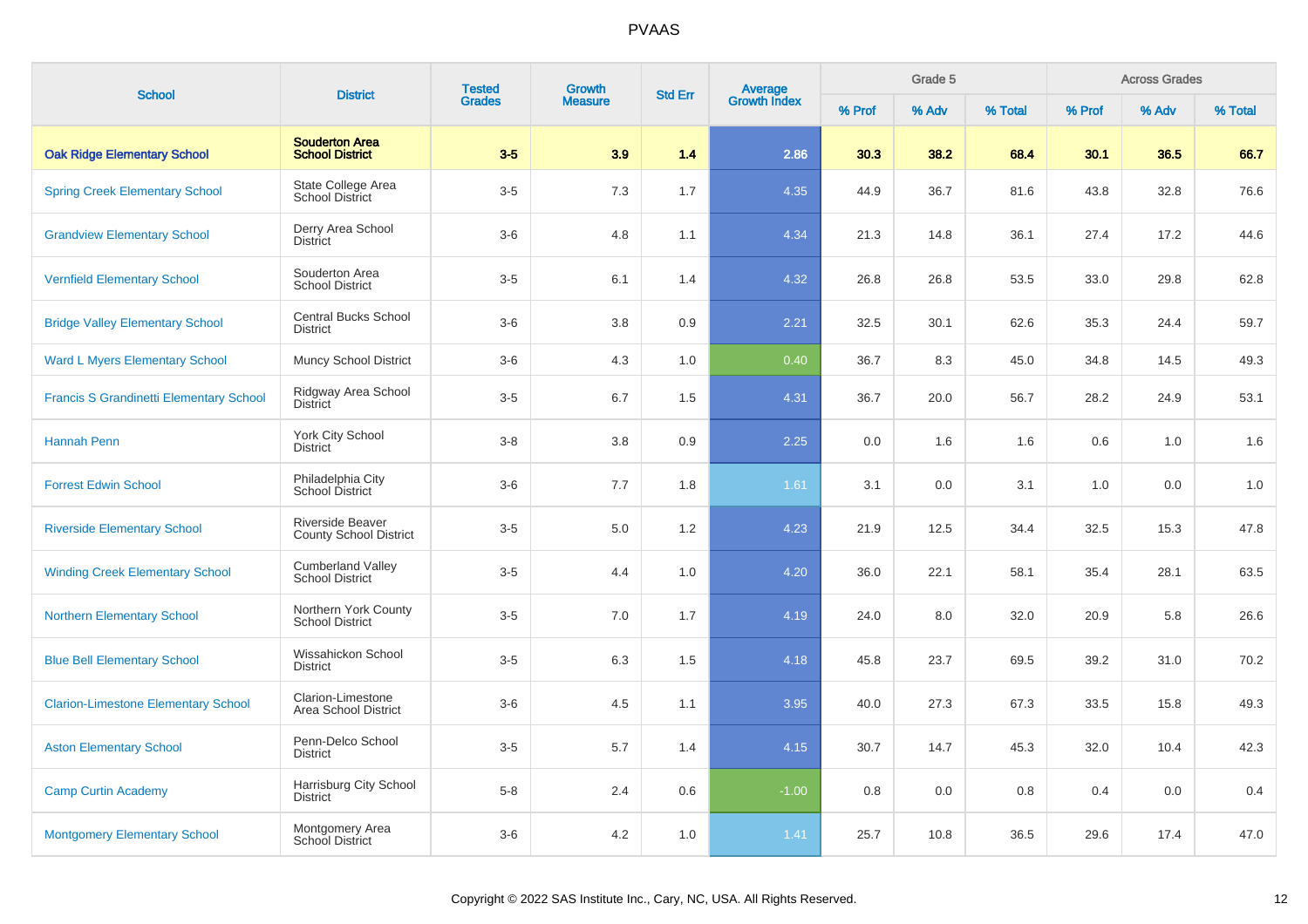# PVAAS

| School | District | Tested Grades | Growth Measure | Std Err | Average Growth Index | Grade 5 | | | Across Grades | | |
|---|---|---|---|---|---|---|---|---|---|---|---|
| | | | | | | % Prof | % Adv | % Total | % Prof | % Adv | % Total |
| **Oak Ridge Elementary School** | **Souderton Area School District** | **3-5** | **3.9** | **1.4** | **2.86** | **30.3** | **38.2** | **68.4** | **30.1** | **36.5** | **66.7** |
| Spring Creek Elementary School | State College Area School District | 3-5 | 7.3 | 1.7 | 4.35 | 44.9 | 36.7 | 81.6 | 43.8 | 32.8 | 76.6 |
| Grandview Elementary School | Derry Area School District | 3-6 | 4.8 | 1.1 | 4.34 | 21.3 | 14.8 | 36.1 | 27.4 | 17.2 | 44.6 |
| Vernfield Elementary School | Souderton Area School District | 3-5 | 6.1 | 1.4 | 4.32 | 26.8 | 26.8 | 53.5 | 33.0 | 29.8 | 62.8 |
| Bridge Valley Elementary School | Central Bucks School District | 3-6 | 3.8 | 0.9 | 2.21 | 32.5 | 30.1 | 62.6 | 35.3 | 24.4 | 59.7 |
| Ward L Myers Elementary School | Muncy School District | 3-6 | 4.3 | 1.0 | 0.40 | 36.7 | 8.3 | 45.0 | 34.8 | 14.5 | 49.3 |
| Francis S Grandinetti Elementary School | Ridgway Area School District | 3-5 | 6.7 | 1.5 | 4.31 | 36.7 | 20.0 | 56.7 | 28.2 | 24.9 | 53.1 |
| Hannah Penn | York City School District | 3-8 | 3.8 | 0.9 | 2.25 | 0.0 | 1.6 | 1.6 | 0.6 | 1.0 | 1.6 |
| Forrest Edwin School | Philadelphia City School District | 3-6 | 7.7 | 1.8 | 1.61 | 3.1 | 0.0 | 3.1 | 1.0 | 0.0 | 1.0 |
| Riverside Elementary School | Riverside Beaver County School District | 3-5 | 5.0 | 1.2 | 4.23 | 21.9 | 12.5 | 34.4 | 32.5 | 15.3 | 47.8 |
| Winding Creek Elementary School | Cumberland Valley School District | 3-5 | 4.4 | 1.0 | 4.20 | 36.0 | 22.1 | 58.1 | 35.4 | 28.1 | 63.5 |
| Northern Elementary School | Northern York County School District | 3-5 | 7.0 | 1.7 | 4.19 | 24.0 | 8.0 | 32.0 | 20.9 | 5.8 | 26.6 |
| Blue Bell Elementary School | Wissahickon School District | 3-5 | 6.3 | 1.5 | 4.18 | 45.8 | 23.7 | 69.5 | 39.2 | 31.0 | 70.2 |
| Clarion-Limestone Elementary School | Clarion-Limestone Area School District | 3-6 | 4.5 | 1.1 | 3.95 | 40.0 | 27.3 | 67.3 | 33.5 | 15.8 | 49.3 |
| Aston Elementary School | Penn-Delco School District | 3-5 | 5.7 | 1.4 | 4.15 | 30.7 | 14.7 | 45.3 | 32.0 | 10.4 | 42.3 |
| Camp Curtin Academy | Harrisburg City School District | 5-8 | 2.4 | 0.6 | -1.00 | 0.8 | 0.0 | 0.8 | 0.4 | 0.0 | 0.4 |
| Montgomery Elementary School | Montgomery Area School District | 3-6 | 4.2 | 1.0 | 1.41 | 25.7 | 10.8 | 36.5 | 29.6 | 17.4 | 47.0 |

Copyright © 2022 SAS Institute Inc., Cary, NC, USA. All Rights Reserved.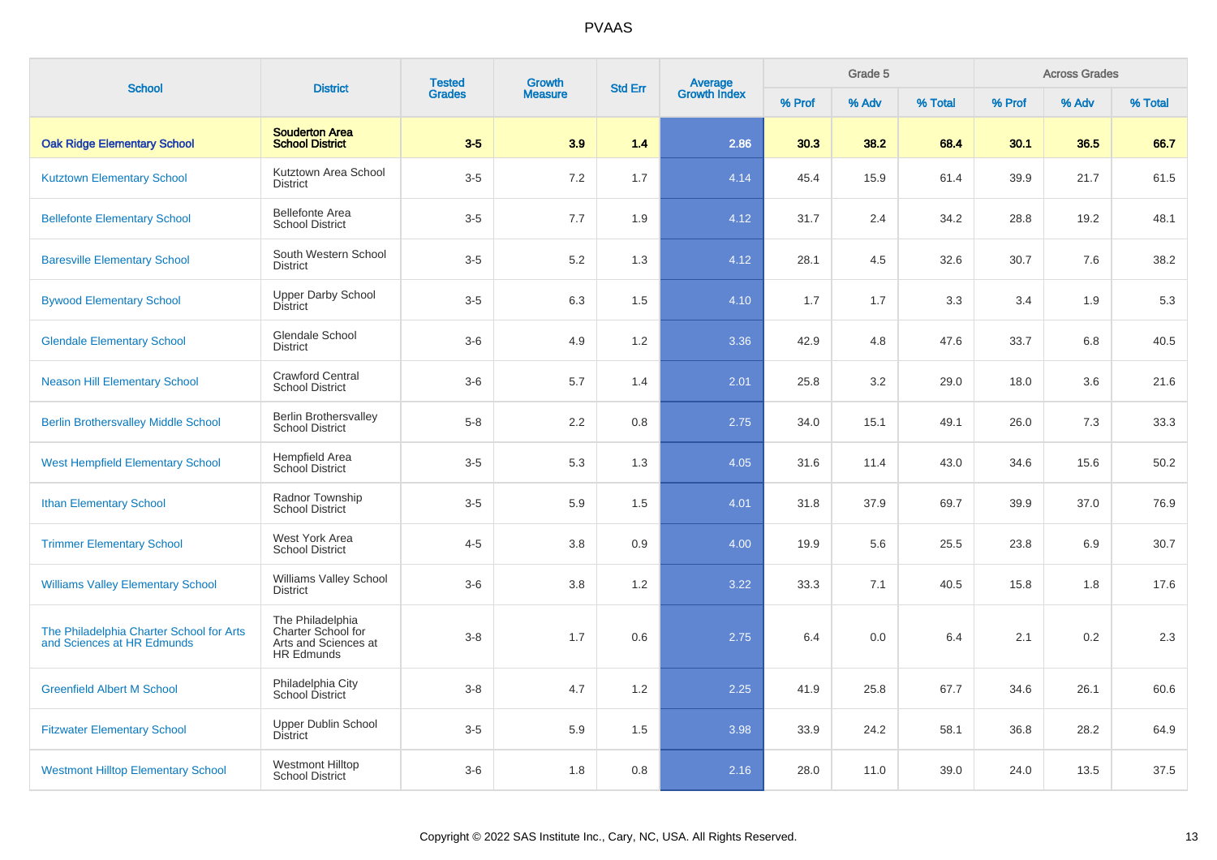PVAAS

| School | District | Tested Grades | Growth Measure | Std Err | Average Growth Index | Grade 5 | | | Across Grades | | |
|---|---|---|---|---|---|---|---|---|---|---|---|
| | | | | | | % Prof | % Adv | % Total | % Prof | % Adv | % Total |
| **Oak Ridge Elementary School** | **Souderton Area School District** | **3-5** | **3.9** | **1.4** | **2.86** | **30.3** | **38.2** | **68.4** | **30.1** | **36.5** | **66.7** |
| Kutztown Elementary School | Kutztown Area School District | 3-5 | 7.2 | 1.7 | 4.14 | 45.4 | 15.9 | 61.4 | 39.9 | 21.7 | 61.5 |
| Bellefonte Elementary School | Bellefonte Area School District | 3-5 | 7.7 | 1.9 | 4.12 | 31.7 | 2.4 | 34.2 | 28.8 | 19.2 | 48.1 |
| Baresville Elementary School | South Western School District | 3-5 | 5.2 | 1.3 | 4.12 | 28.1 | 4.5 | 32.6 | 30.7 | 7.6 | 38.2 |
| Bywood Elementary School | Upper Darby School District | 3-5 | 6.3 | 1.5 | 4.10 | 1.7 | 1.7 | 3.3 | 3.4 | 1.9 | 5.3 |
| Glendale Elementary School | Glendale School District | 3-6 | 4.9 | 1.2 | 3.36 | 42.9 | 4.8 | 47.6 | 33.7 | 6.8 | 40.5 |
| Neason Hill Elementary School | Crawford Central School District | 3-6 | 5.7 | 1.4 | 2.01 | 25.8 | 3.2 | 29.0 | 18.0 | 3.6 | 21.6 |
| Berlin Brothersvalley Middle School | Berlin Brothersvalley School District | 5-8 | 2.2 | 0.8 | 2.75 | 34.0 | 15.1 | 49.1 | 26.0 | 7.3 | 33.3 |
| West Hempfield Elementary School | Hempfield Area School District | 3-5 | 5.3 | 1.3 | 4.05 | 31.6 | 11.4 | 43.0 | 34.6 | 15.6 | 50.2 |
| Ithan Elementary School | Radnor Township School District | 3-5 | 5.9 | 1.5 | 4.01 | 31.8 | 37.9 | 69.7 | 39.9 | 37.0 | 76.9 |
| Trimmer Elementary School | West York Area School District | 4-5 | 3.8 | 0.9 | 4.00 | 19.9 | 5.6 | 25.5 | 23.8 | 6.9 | 30.7 |
| Williams Valley Elementary School | Williams Valley School District | 3-6 | 3.8 | 1.2 | 3.22 | 33.3 | 7.1 | 40.5 | 15.8 | 1.8 | 17.6 |
| The Philadelphia Charter School for Arts and Sciences at HR Edmunds | The Philadelphia Charter School for Arts and Sciences at HR Edmunds | 3-8 | 1.7 | 0.6 | 2.75 | 6.4 | 0.0 | 6.4 | 2.1 | 0.2 | 2.3 |
| Greenfield Albert M School | Philadelphia City School District | 3-8 | 4.7 | 1.2 | 2.25 | 41.9 | 25.8 | 67.7 | 34.6 | 26.1 | 60.6 |
| Fitzwater Elementary School | Upper Dublin School District | 3-5 | 5.9 | 1.5 | 3.98 | 33.9 | 24.2 | 58.1 | 36.8 | 28.2 | 64.9 |
| Westmont Hilltop Elementary School | Westmont Hilltop School District | 3-6 | 1.8 | 0.8 | 2.16 | 28.0 | 11.0 | 39.0 | 24.0 | 13.5 | 37.5 |

Copyright © 2022 SAS Institute Inc., Cary, NC, USA. All Rights Reserved.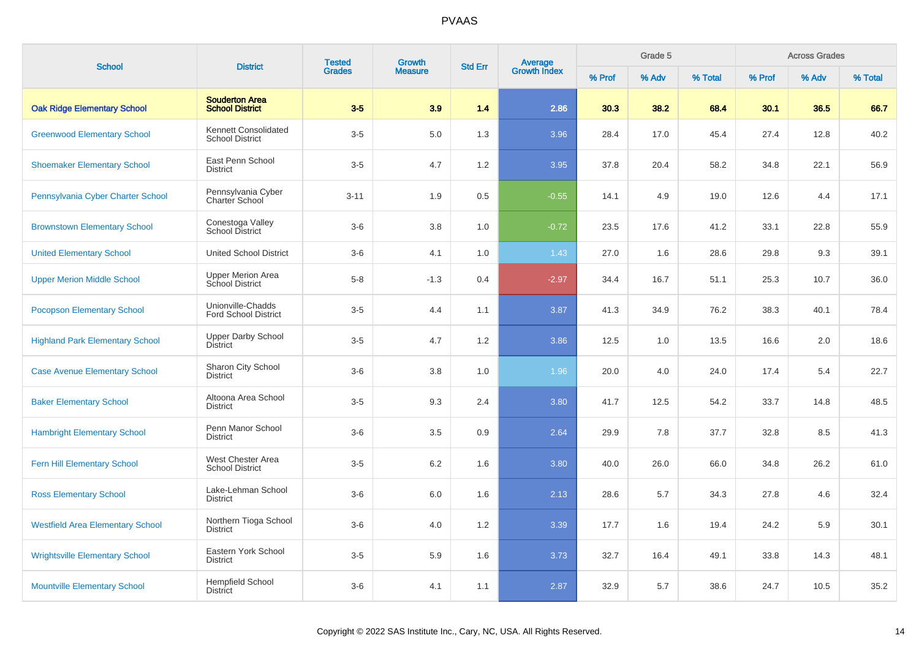# PVAAS

| School | District | Tested Grades | Growth Measure | Std Err | Average Growth Index | Grade 5 | | | Across Grades | | |
|---|---|---|---|---|---|---|---|---|---|---|---|
| | | | | | | % Prof | % Adv | % Total | % Prof | % Adv | % Total |
| **Oak Ridge Elementary School** | **Souderton Area School District** | **3-5** | **3.9** | **1.4** | **2.86** | **30.3** | **38.2** | **68.4** | **30.1** | **36.5** | **66.7** |
| Greenwood Elementary School | Kennett Consolidated School District | 3-5 | 5.0 | 1.3 | 3.96 | 28.4 | 17.0 | 45.4 | 27.4 | 12.8 | 40.2 |
| Shoemaker Elementary School | East Penn School District | 3-5 | 4.7 | 1.2 | 3.95 | 37.8 | 20.4 | 58.2 | 34.8 | 22.1 | 56.9 |
| Pennsylvania Cyber Charter School | Pennsylvania Cyber Charter School | 3-11 | 1.9 | 0.5 | -0.55 | 14.1 | 4.9 | 19.0 | 12.6 | 4.4 | 17.1 |
| Brownstown Elementary School | Conestoga Valley School District | 3-6 | 3.8 | 1.0 | -0.72 | 23.5 | 17.6 | 41.2 | 33.1 | 22.8 | 55.9 |
| United Elementary School | United School District | 3-6 | 4.1 | 1.0 | 1.43 | 27.0 | 1.6 | 28.6 | 29.8 | 9.3 | 39.1 |
| Upper Merion Middle School | Upper Merion Area School District | 5-8 | -1.3 | 0.4 | -2.97 | 34.4 | 16.7 | 51.1 | 25.3 | 10.7 | 36.0 |
| Pocopson Elementary School | Unionville-Chadds Ford School District | 3-5 | 4.4 | 1.1 | 3.87 | 41.3 | 34.9 | 76.2 | 38.3 | 40.1 | 78.4 |
| Highland Park Elementary School | Upper Darby School District | 3-5 | 4.7 | 1.2 | 3.86 | 12.5 | 1.0 | 13.5 | 16.6 | 2.0 | 18.6 |
| Case Avenue Elementary School | Sharon City School District | 3-6 | 3.8 | 1.0 | 1.96 | 20.0 | 4.0 | 24.0 | 17.4 | 5.4 | 22.7 |
| Baker Elementary School | Altoona Area School District | 3-5 | 9.3 | 2.4 | 3.80 | 41.7 | 12.5 | 54.2 | 33.7 | 14.8 | 48.5 |
| Hambright Elementary School | Penn Manor School District | 3-6 | 3.5 | 0.9 | 2.64 | 29.9 | 7.8 | 37.7 | 32.8 | 8.5 | 41.3 |
| Fern Hill Elementary School | West Chester Area School District | 3-5 | 6.2 | 1.6 | 3.80 | 40.0 | 26.0 | 66.0 | 34.8 | 26.2 | 61.0 |
| Ross Elementary School | Lake-Lehman School District | 3-6 | 6.0 | 1.6 | 2.13 | 28.6 | 5.7 | 34.3 | 27.8 | 4.6 | 32.4 |
| Westfield Area Elementary School | Northern Tioga School District | 3-6 | 4.0 | 1.2 | 3.39 | 17.7 | 1.6 | 19.4 | 24.2 | 5.9 | 30.1 |
| Wrightsville Elementary School | Eastern York School District | 3-5 | 5.9 | 1.6 | 3.73 | 32.7 | 16.4 | 49.1 | 33.8 | 14.3 | 48.1 |
| Mountville Elementary School | Hempfield School District | 3-6 | 4.1 | 1.1 | 2.87 | 32.9 | 5.7 | 38.6 | 24.7 | 10.5 | 35.2 |

Copyright © 2022 SAS Institute Inc., Cary, NC, USA. All Rights Reserved.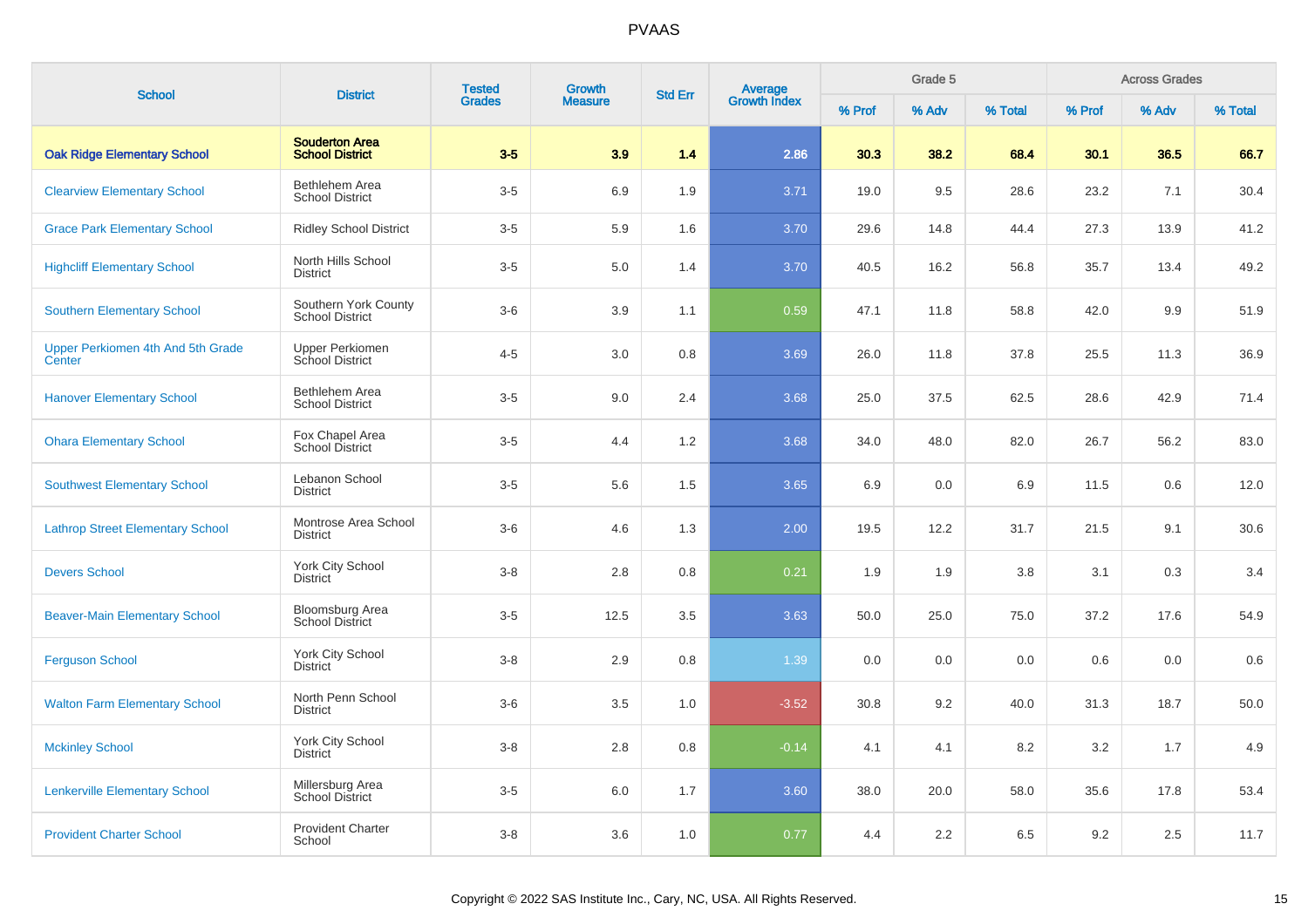| School | District | Tested Grades | Growth Measure | Std Err | Average Growth Index | Grade 5 | | | Across Grades | | |
|---|---|---|---|---|---|---|---|---|---|---|---|
| | | | | | | % Prof | % Adv | % Total | % Prof | % Adv | % Total |
| **Oak Ridge Elementary School** | **Souderton Area School District** | **3-5** | **3.9** | **1.4** | **2.86** | **30.3** | **38.2** | **68.4** | **30.1** | **36.5** | **66.7** |
| Clearview Elementary School | Bethlehem Area School District | 3-5 | 6.9 | 1.9 | 3.71 | 19.0 | 9.5 | 28.6 | 23.2 | 7.1 | 30.4 |
| Grace Park Elementary School | Ridley School District | 3-5 | 5.9 | 1.6 | 3.70 | 29.6 | 14.8 | 44.4 | 27.3 | 13.9 | 41.2 |
| Highcliff Elementary School | North Hills School District | 3-5 | 5.0 | 1.4 | 3.70 | 40.5 | 16.2 | 56.8 | 35.7 | 13.4 | 49.2 |
| Southern Elementary School | Southern York County School District | 3-6 | 3.9 | 1.1 | 0.59 | 47.1 | 11.8 | 58.8 | 42.0 | 9.9 | 51.9 |
| Upper Perkiomen 4th And 5th Grade Center | Upper Perkiomen School District | 4-5 | 3.0 | 0.8 | 3.69 | 26.0 | 11.8 | 37.8 | 25.5 | 11.3 | 36.9 |
| Hanover Elementary School | Bethlehem Area School District | 3-5 | 9.0 | 2.4 | 3.68 | 25.0 | 37.5 | 62.5 | 28.6 | 42.9 | 71.4 |
| Ohara Elementary School | Fox Chapel Area School District | 3-5 | 4.4 | 1.2 | 3.68 | 34.0 | 48.0 | 82.0 | 26.7 | 56.2 | 83.0 |
| Southwest Elementary School | Lebanon School District | 3-5 | 5.6 | 1.5 | 3.65 | 6.9 | 0.0 | 6.9 | 11.5 | 0.6 | 12.0 |
| Lathrop Street Elementary School | Montrose Area School District | 3-6 | 4.6 | 1.3 | 2.00 | 19.5 | 12.2 | 31.7 | 21.5 | 9.1 | 30.6 |
| Devers School | York City School District | 3-8 | 2.8 | 0.8 | 0.21 | 1.9 | 1.9 | 3.8 | 3.1 | 0.3 | 3.4 |
| Beaver-Main Elementary School | Bloomsburg Area School District | 3-5 | 12.5 | 3.5 | 3.63 | 50.0 | 25.0 | 75.0 | 37.2 | 17.6 | 54.9 |
| Ferguson School | York City School District | 3-8 | 2.9 | 0.8 | 1.39 | 0.0 | 0.0 | 0.0 | 0.6 | 0.0 | 0.6 |
| Walton Farm Elementary School | North Penn School District | 3-6 | 3.5 | 1.0 | -3.52 | 30.8 | 9.2 | 40.0 | 31.3 | 18.7 | 50.0 |
| Mckinley School | York City School District | 3-8 | 2.8 | 0.8 | -0.14 | 4.1 | 4.1 | 8.2 | 3.2 | 1.7 | 4.9 |
| Lenkerville Elementary School | Millersburg Area School District | 3-5 | 6.0 | 1.7 | 3.60 | 38.0 | 20.0 | 58.0 | 35.6 | 17.8 | 53.4 |
| Provident Charter School | Provident Charter School | 3-8 | 3.6 | 1.0 | 0.77 | 4.4 | 2.2 | 6.5 | 9.2 | 2.5 | 11.7 |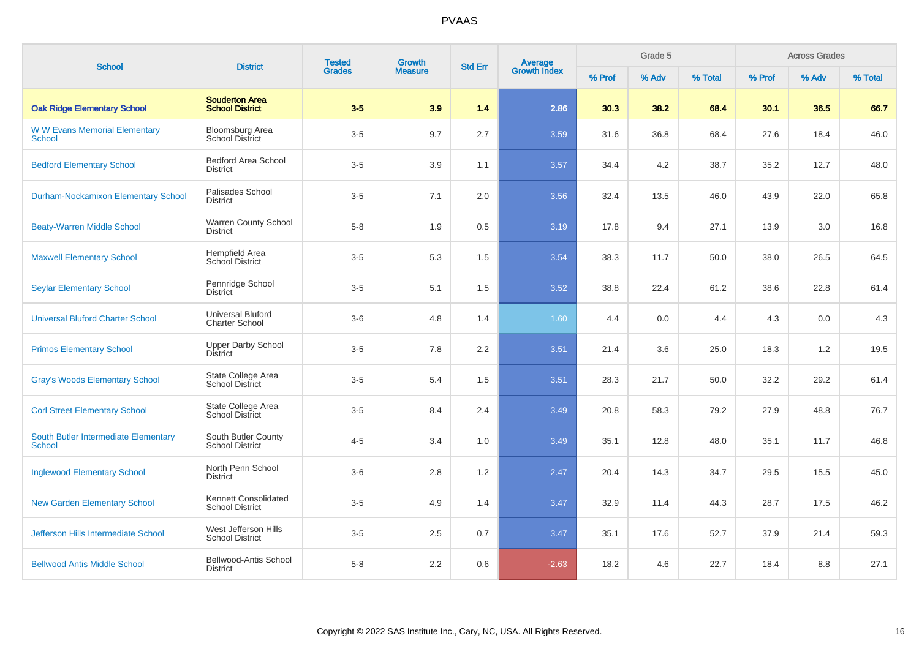PVAAS

| School | District | Tested Grades | Growth Measure | Std Err | Average Growth Index | Grade 5 | | | Across Grades | | |
|---|---|---|---|---|---|---|---|---|---|---|---|
| | | | | | | % Prof | % Adv | % Total | % Prof | % Adv | % Total |
| **Oak Ridge Elementary School** | **Souderton Area School District** | **3-5** | **3.9** | **1.4** | **2.86** | **30.3** | **38.2** | **68.4** | **30.1** | **36.5** | **66.7** |
| W W Evans Memorial Elementary School | Bloomsburg Area School District | 3-5 | 9.7 | 2.7 | 3.59 | 31.6 | 36.8 | 68.4 | 27.6 | 18.4 | 46.0 |
| Bedford Elementary School | Bedford Area School District | 3-5 | 3.9 | 1.1 | 3.57 | 34.4 | 4.2 | 38.7 | 35.2 | 12.7 | 48.0 |
| Durham-Nockamixon Elementary School | Palisades School District | 3-5 | 7.1 | 2.0 | 3.56 | 32.4 | 13.5 | 46.0 | 43.9 | 22.0 | 65.8 |
| Beaty-Warren Middle School | Warren County School District | 5-8 | 1.9 | 0.5 | 3.19 | 17.8 | 9.4 | 27.1 | 13.9 | 3.0 | 16.8 |
| Maxwell Elementary School | Hempfield Area School District | 3-5 | 5.3 | 1.5 | 3.54 | 38.3 | 11.7 | 50.0 | 38.0 | 26.5 | 64.5 |
| Seylar Elementary School | Pennridge School District | 3-5 | 5.1 | 1.5 | 3.52 | 38.8 | 22.4 | 61.2 | 38.6 | 22.8 | 61.4 |
| Universal Bluford Charter School | Universal Bluford Charter School | 3-6 | 4.8 | 1.4 | 1.60 | 4.4 | 0.0 | 4.4 | 4.3 | 0.0 | 4.3 |
| Primos Elementary School | Upper Darby School District | 3-5 | 7.8 | 2.2 | 3.51 | 21.4 | 3.6 | 25.0 | 18.3 | 1.2 | 19.5 |
| Gray's Woods Elementary School | State College Area School District | 3-5 | 5.4 | 1.5 | 3.51 | 28.3 | 21.7 | 50.0 | 32.2 | 29.2 | 61.4 |
| Corl Street Elementary School | State College Area School District | 3-5 | 8.4 | 2.4 | 3.49 | 20.8 | 58.3 | 79.2 | 27.9 | 48.8 | 76.7 |
| South Butler Intermediate Elementary School | South Butler County School District | 4-5 | 3.4 | 1.0 | 3.49 | 35.1 | 12.8 | 48.0 | 35.1 | 11.7 | 46.8 |
| Inglewood Elementary School | North Penn School District | 3-6 | 2.8 | 1.2 | 2.47 | 20.4 | 14.3 | 34.7 | 29.5 | 15.5 | 45.0 |
| New Garden Elementary School | Kennett Consolidated School District | 3-5 | 4.9 | 1.4 | 3.47 | 32.9 | 11.4 | 44.3 | 28.7 | 17.5 | 46.2 |
| Jefferson Hills Intermediate School | West Jefferson Hills School District | 3-5 | 2.5 | 0.7 | 3.47 | 35.1 | 17.6 | 52.7 | 37.9 | 21.4 | 59.3 |
| Bellwood Antis Middle School | Bellwood-Antis School District | 5-8 | 2.2 | 0.6 | -2.63 | 18.2 | 4.6 | 22.7 | 18.4 | 8.8 | 27.1 |

Copyright © 2022 SAS Institute Inc., Cary, NC, USA. All Rights Reserved.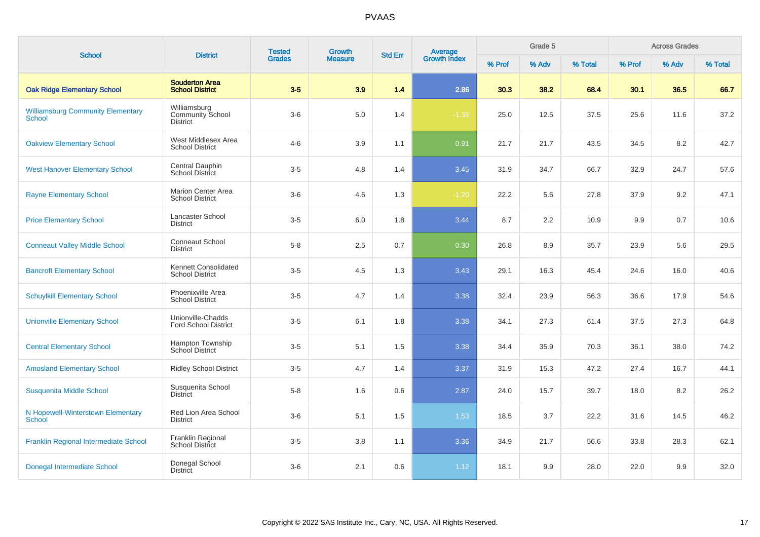PVAAS

| School | District | Tested Grades | Growth Measure | Std Err | Average Growth Index | Grade 5 | | | Across Grades | | |
|---|---|---|---|---|---|---|---|---|---|---|---|
| | | | | | | % Prof | % Adv | % Total | % Prof | % Adv | % Total |
| **Oak Ridge Elementary School** | **Souderton Area School District** | **3-5** | **3.9** | **1.4** | **2.86** | **30.3** | **38.2** | **68.4** | **30.1** | **36.5** | **66.7** |
| Williamsburg Community Elementary School | Williamsburg Community School District | 3-6 | 5.0 | 1.4 | -1.36 | 25.0 | 12.5 | 37.5 | 25.6 | 11.6 | 37.2 |
| Oakview Elementary School | West Middlesex Area School District | 4-6 | 3.9 | 1.1 | 0.91 | 21.7 | 21.7 | 43.5 | 34.5 | 8.2 | 42.7 |
| West Hanover Elementary School | Central Dauphin School District | 3-5 | 4.8 | 1.4 | 3.45 | 31.9 | 34.7 | 66.7 | 32.9 | 24.7 | 57.6 |
| Rayne Elementary School | Marion Center Area School District | 3-6 | 4.6 | 1.3 | -1.20 | 22.2 | 5.6 | 27.8 | 37.9 | 9.2 | 47.1 |
| Price Elementary School | Lancaster School District | 3-5 | 6.0 | 1.8 | 3.44 | 8.7 | 2.2 | 10.9 | 9.9 | 0.7 | 10.6 |
| Conneaut Valley Middle School | Conneaut School District | 5-8 | 2.5 | 0.7 | 0.30 | 26.8 | 8.9 | 35.7 | 23.9 | 5.6 | 29.5 |
| Bancroft Elementary School | Kennett Consolidated School District | 3-5 | 4.5 | 1.3 | 3.43 | 29.1 | 16.3 | 45.4 | 24.6 | 16.0 | 40.6 |
| Schuylkill Elementary School | Phoenixville Area School District | 3-5 | 4.7 | 1.4 | 3.38 | 32.4 | 23.9 | 56.3 | 36.6 | 17.9 | 54.6 |
| Unionville Elementary School | Unionville-Chadds Ford School District | 3-5 | 6.1 | 1.8 | 3.38 | 34.1 | 27.3 | 61.4 | 37.5 | 27.3 | 64.8 |
| Central Elementary School | Hampton Township School District | 3-5 | 5.1 | 1.5 | 3.38 | 34.4 | 35.9 | 70.3 | 36.1 | 38.0 | 74.2 |
| Amosland Elementary School | Ridley School District | 3-5 | 4.7 | 1.4 | 3.37 | 31.9 | 15.3 | 47.2 | 27.4 | 16.7 | 44.1 |
| Susquenita Middle School | Susquenita School District | 5-8 | 1.6 | 0.6 | 2.87 | 24.0 | 15.7 | 39.7 | 18.0 | 8.2 | 26.2 |
| N Hopewell-Winterstown Elementary School | Red Lion Area School District | 3-6 | 5.1 | 1.5 | 1.53 | 18.5 | 3.7 | 22.2 | 31.6 | 14.5 | 46.2 |
| Franklin Regional Intermediate School | Franklin Regional School District | 3-5 | 3.8 | 1.1 | 3.36 | 34.9 | 21.7 | 56.6 | 33.8 | 28.3 | 62.1 |
| Donegal Intermediate School | Donegal School District | 3-6 | 2.1 | 0.6 | 1.12 | 18.1 | 9.9 | 28.0 | 22.0 | 9.9 | 32.0 |

Copyright © 2022 SAS Institute Inc., Cary, NC, USA. All Rights Reserved.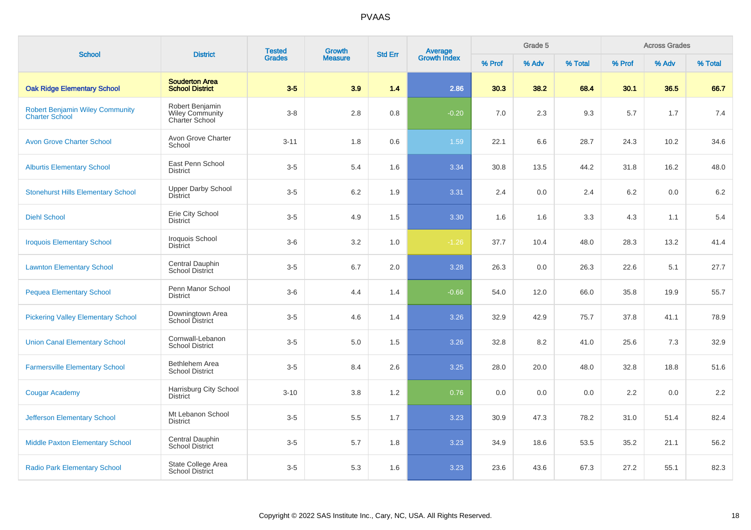# PVAAS

| School | District | Tested Grades | Growth Measure | Std Err | Average Growth Index | Grade 5 | | | Across Grades | | |
|---|---|---|---|---|---|---|---|---|---|---|---|
| | | | | | | % Prof | % Adv | % Total | % Prof | % Adv | % Total |
| **Oak Ridge Elementary School** | **Souderton Area School District** | **3-5** | **3.9** | **1.4** | **2.86** | **30.3** | **38.2** | **68.4** | **30.1** | **36.5** | **66.7** |
| Robert Benjamin Wiley Community Charter School | Robert Benjamin Wiley Community Charter School | 3-8 | 2.8 | 0.8 | -0.20 | 7.0 | 2.3 | 9.3 | 5.7 | 1.7 | 7.4 |
| Avon Grove Charter School | Avon Grove Charter School | 3-11 | 1.8 | 0.6 | 1.59 | 22.1 | 6.6 | 28.7 | 24.3 | 10.2 | 34.6 |
| Alburtis Elementary School | East Penn School District | 3-5 | 5.4 | 1.6 | 3.34 | 30.8 | 13.5 | 44.2 | 31.8 | 16.2 | 48.0 |
| Stonehurst Hills Elementary School | Upper Darby School District | 3-5 | 6.2 | 1.9 | 3.31 | 2.4 | 0.0 | 2.4 | 6.2 | 0.0 | 6.2 |
| Diehl School | Erie City School District | 3-5 | 4.9 | 1.5 | 3.30 | 1.6 | 1.6 | 3.3 | 4.3 | 1.1 | 5.4 |
| Iroquois Elementary School | Iroquois School District | 3-6 | 3.2 | 1.0 | -1.26 | 37.7 | 10.4 | 48.0 | 28.3 | 13.2 | 41.4 |
| Lawnton Elementary School | Central Dauphin School District | 3-5 | 6.7 | 2.0 | 3.28 | 26.3 | 0.0 | 26.3 | 22.6 | 5.1 | 27.7 |
| Pequea Elementary School | Penn Manor School District | 3-6 | 4.4 | 1.4 | -0.66 | 54.0 | 12.0 | 66.0 | 35.8 | 19.9 | 55.7 |
| Pickering Valley Elementary School | Downingtown Area School District | 3-5 | 4.6 | 1.4 | 3.26 | 32.9 | 42.9 | 75.7 | 37.8 | 41.1 | 78.9 |
| Union Canal Elementary School | Cornwall-Lebanon School District | 3-5 | 5.0 | 1.5 | 3.26 | 32.8 | 8.2 | 41.0 | 25.6 | 7.3 | 32.9 |
| Farmersville Elementary School | Bethlehem Area School District | 3-5 | 8.4 | 2.6 | 3.25 | 28.0 | 20.0 | 48.0 | 32.8 | 18.8 | 51.6 |
| Cougar Academy | Harrisburg City School District | 3-10 | 3.8 | 1.2 | 0.76 | 0.0 | 0.0 | 0.0 | 2.2 | 0.0 | 2.2 |
| Jefferson Elementary School | Mt Lebanon School District | 3-5 | 5.5 | 1.7 | 3.23 | 30.9 | 47.3 | 78.2 | 31.0 | 51.4 | 82.4 |
| Middle Paxton Elementary School | Central Dauphin School District | 3-5 | 5.7 | 1.8 | 3.23 | 34.9 | 18.6 | 53.5 | 35.2 | 21.1 | 56.2 |
| Radio Park Elementary School | State College Area School District | 3-5 | 5.3 | 1.6 | 3.23 | 23.6 | 43.6 | 67.3 | 27.2 | 55.1 | 82.3 |

Copyright © 2022 SAS Institute Inc., Cary, NC, USA. All Rights Reserved.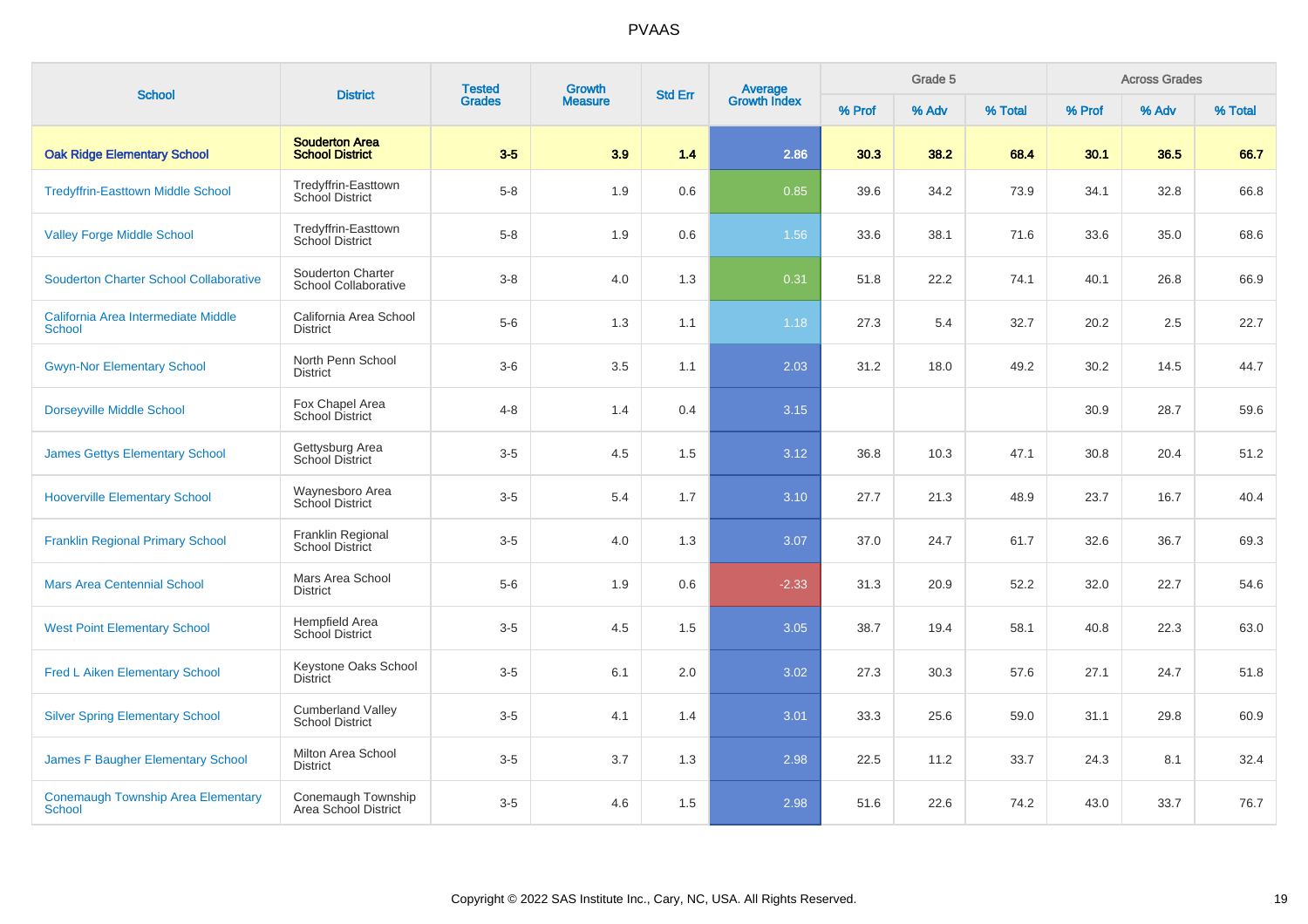# PVAAS

| School | District | Tested Grades | Growth Measure | Std Err | Average Growth Index | Grade 5 | | | Across Grades | | |
|---|---|---|---|---|---|---|---|---|---|---|---|
| | | | | | | % Prof | % Adv | % Total | % Prof | % Adv | % Total |
| **Oak Ridge Elementary School** | **Souderton Area School District** | **3-5** | **3.9** | **1.4** | **2.86** | **30.3** | **38.2** | **68.4** | **30.1** | **36.5** | **66.7** |
| Tredyffrin-Easttown Middle School | Tredyffrin-Easttown School District | 5-8 | 1.9 | 0.6 | 0.85 | 39.6 | 34.2 | 73.9 | 34.1 | 32.8 | 66.8 |
| Valley Forge Middle School | Tredyffrin-Easttown School District | 5-8 | 1.9 | 0.6 | 1.56 | 33.6 | 38.1 | 71.6 | 33.6 | 35.0 | 68.6 |
| Souderton Charter School Collaborative | Souderton Charter School Collaborative | 3-8 | 4.0 | 1.3 | 0.31 | 51.8 | 22.2 | 74.1 | 40.1 | 26.8 | 66.9 |
| California Area Intermediate Middle School | California Area School District | 5-6 | 1.3 | 1.1 | 1.18 | 27.3 | 5.4 | 32.7 | 20.2 | 2.5 | 22.7 |
| Gwyn-Nor Elementary School | North Penn School District | 3-6 | 3.5 | 1.1 | 2.03 | 31.2 | 18.0 | 49.2 | 30.2 | 14.5 | 44.7 |
| Dorseyville Middle School | Fox Chapel Area School District | 4-8 | 1.4 | 0.4 | 3.15 | | | | 30.9 | 28.7 | 59.6 |
| James Gettys Elementary School | Gettysburg Area School District | 3-5 | 4.5 | 1.5 | 3.12 | 36.8 | 10.3 | 47.1 | 30.8 | 20.4 | 51.2 |
| Hooverville Elementary School | Waynesboro Area School District | 3-5 | 5.4 | 1.7 | 3.10 | 27.7 | 21.3 | 48.9 | 23.7 | 16.7 | 40.4 |
| Franklin Regional Primary School | Franklin Regional School District | 3-5 | 4.0 | 1.3 | 3.07 | 37.0 | 24.7 | 61.7 | 32.6 | 36.7 | 69.3 |
| Mars Area Centennial School | Mars Area School District | 5-6 | 1.9 | 0.6 | -2.33 | 31.3 | 20.9 | 52.2 | 32.0 | 22.7 | 54.6 |
| West Point Elementary School | Hempfield Area School District | 3-5 | 4.5 | 1.5 | 3.05 | 38.7 | 19.4 | 58.1 | 40.8 | 22.3 | 63.0 |
| Fred L Aiken Elementary School | Keystone Oaks School District | 3-5 | 6.1 | 2.0 | 3.02 | 27.3 | 30.3 | 57.6 | 27.1 | 24.7 | 51.8 |
| Silver Spring Elementary School | Cumberland Valley School District | 3-5 | 4.1 | 1.4 | 3.01 | 33.3 | 25.6 | 59.0 | 31.1 | 29.8 | 60.9 |
| James F Baugher Elementary School | Milton Area School District | 3-5 | 3.7 | 1.3 | 2.98 | 22.5 | 11.2 | 33.7 | 24.3 | 8.1 | 32.4 |
| Conemaugh Township Area Elementary School | Conemaugh Township Area School District | 3-5 | 4.6 | 1.5 | 2.98 | 51.6 | 22.6 | 74.2 | 43.0 | 33.7 | 76.7 |

Copyright © 2022 SAS Institute Inc., Cary, NC, USA. All Rights Reserved.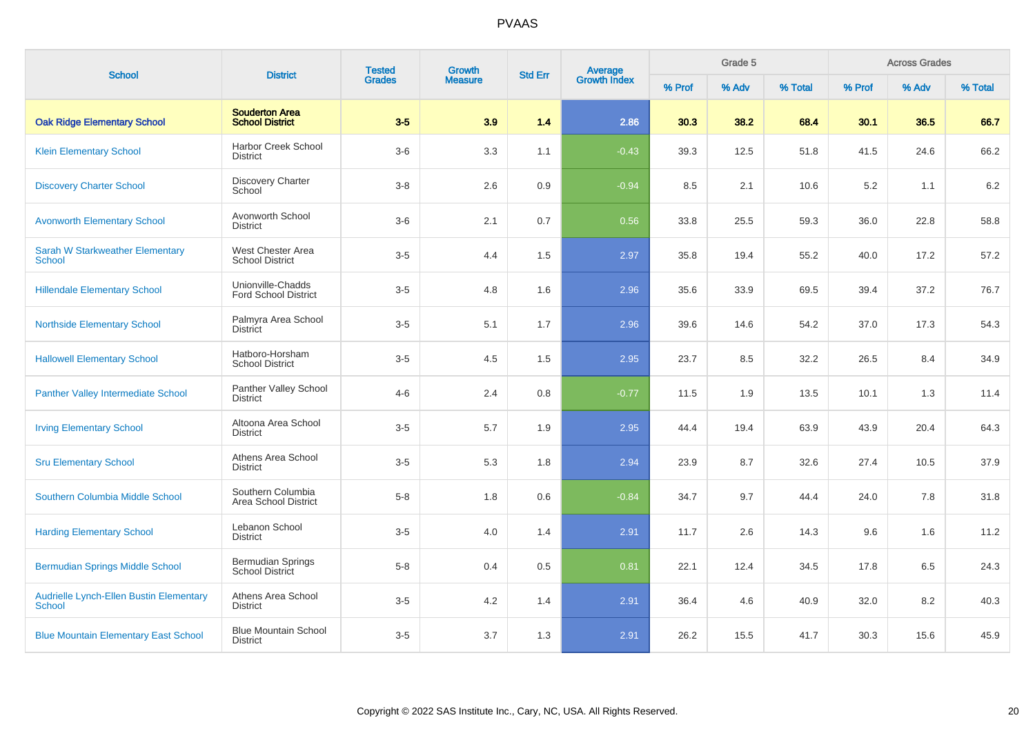# PVAAS

| School | District | Tested Grades | Growth Measure | Std Err | Average Growth Index | Grade 5 | | | Across Grades | | |
|---|---|---|---|---|---|---|---|---|---|---|---|
| | | | | | | % Prof | % Adv | % Total | % Prof | % Adv | % Total |
| **Oak Ridge Elementary School** | **Souderton Area School District** | **3-5** | **3.9** | **1.4** | **2.86** | **30.3** | **38.2** | **68.4** | **30.1** | **36.5** | **66.7** |
| Klein Elementary School | Harbor Creek School District | 3-6 | 3.3 | 1.1 | -0.43 | 39.3 | 12.5 | 51.8 | 41.5 | 24.6 | 66.2 |
| Discovery Charter School | Discovery Charter School | 3-8 | 2.6 | 0.9 | -0.94 | 8.5 | 2.1 | 10.6 | 5.2 | 1.1 | 6.2 |
| Avonworth Elementary School | Avonworth School District | 3-6 | 2.1 | 0.7 | 0.56 | 33.8 | 25.5 | 59.3 | 36.0 | 22.8 | 58.8 |
| Sarah W Starkweather Elementary School | West Chester Area School District | 3-5 | 4.4 | 1.5 | 2.97 | 35.8 | 19.4 | 55.2 | 40.0 | 17.2 | 57.2 |
| Hillendale Elementary School | Unionville-Chadds Ford School District | 3-5 | 4.8 | 1.6 | 2.96 | 35.6 | 33.9 | 69.5 | 39.4 | 37.2 | 76.7 |
| Northside Elementary School | Palmyra Area School District | 3-5 | 5.1 | 1.7 | 2.96 | 39.6 | 14.6 | 54.2 | 37.0 | 17.3 | 54.3 |
| Hallowell Elementary School | Hatboro-Horsham School District | 3-5 | 4.5 | 1.5 | 2.95 | 23.7 | 8.5 | 32.2 | 26.5 | 8.4 | 34.9 |
| Panther Valley Intermediate School | Panther Valley School District | 4-6 | 2.4 | 0.8 | -0.77 | 11.5 | 1.9 | 13.5 | 10.1 | 1.3 | 11.4 |
| Irving Elementary School | Altoona Area School District | 3-5 | 5.7 | 1.9 | 2.95 | 44.4 | 19.4 | 63.9 | 43.9 | 20.4 | 64.3 |
| Sru Elementary School | Athens Area School District | 3-5 | 5.3 | 1.8 | 2.94 | 23.9 | 8.7 | 32.6 | 27.4 | 10.5 | 37.9 |
| Southern Columbia Middle School | Southern Columbia Area School District | 5-8 | 1.8 | 0.6 | -0.84 | 34.7 | 9.7 | 44.4 | 24.0 | 7.8 | 31.8 |
| Harding Elementary School | Lebanon School District | 3-5 | 4.0 | 1.4 | 2.91 | 11.7 | 2.6 | 14.3 | 9.6 | 1.6 | 11.2 |
| Bermudian Springs Middle School | Bermudian Springs School District | 5-8 | 0.4 | 0.5 | 0.81 | 22.1 | 12.4 | 34.5 | 17.8 | 6.5 | 24.3 |
| Audrielle Lynch-Ellen Bustin Elementary School | Athens Area School District | 3-5 | 4.2 | 1.4 | 2.91 | 36.4 | 4.6 | 40.9 | 32.0 | 8.2 | 40.3 |
| Blue Mountain Elementary East School | Blue Mountain School District | 3-5 | 3.7 | 1.3 | 2.91 | 26.2 | 15.5 | 41.7 | 30.3 | 15.6 | 45.9 |

Copyright © 2022 SAS Institute Inc., Cary, NC, USA. All Rights Reserved.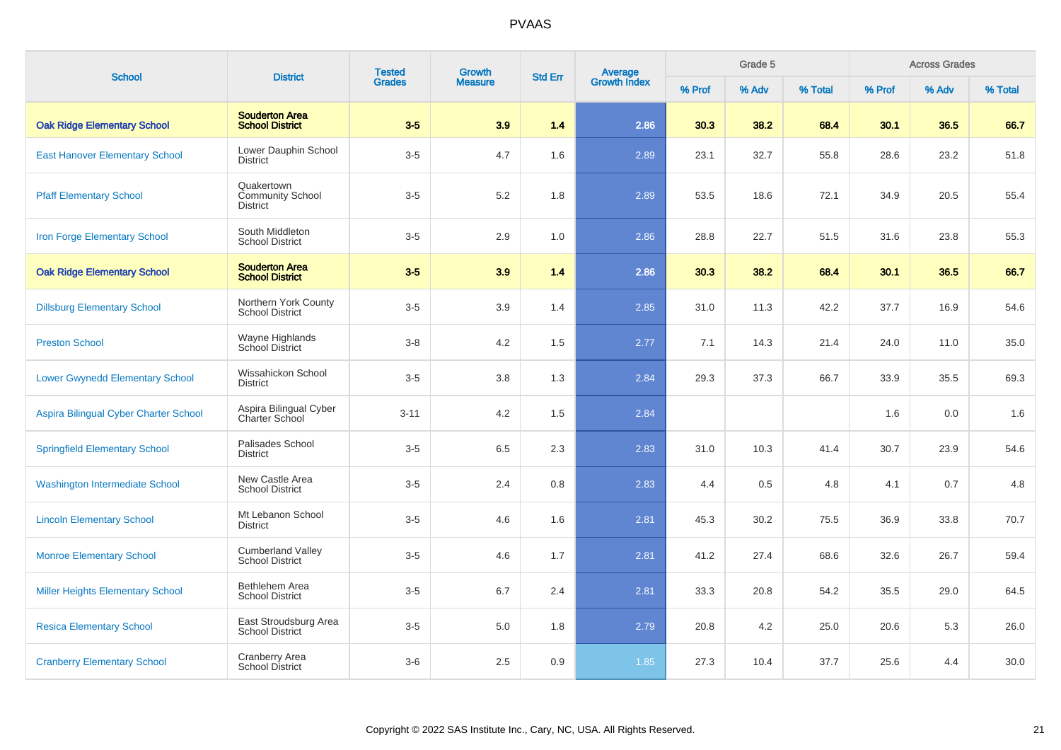# PVAAS

| School | District | Tested Grades | Growth Measure | Std Err | Average Growth Index | Grade 5 | | | Across Grades | | |
|---|---|---|---|---|---|---|---|---|---|---|---|
| | | | | | | % Prof | % Adv | % Total | % Prof | % Adv | % Total |
| **Oak Ridge Elementary School** | **Souderton Area School District** | **3-5** | **3.9** | **1.4** | **2.86** | **30.3** | **38.2** | **68.4** | **30.1** | **36.5** | **66.7** |
| East Hanover Elementary School | Lower Dauphin School District | 3-5 | 4.7 | 1.6 | 2.89 | 23.1 | 32.7 | 55.8 | 28.6 | 23.2 | 51.8 |
| Pfaff Elementary School | Quakertown Community School District | 3-5 | 5.2 | 1.8 | 2.89 | 53.5 | 18.6 | 72.1 | 34.9 | 20.5 | 55.4 |
| Iron Forge Elementary School | South Middleton School District | 3-5 | 2.9 | 1.0 | 2.86 | 28.8 | 22.7 | 51.5 | 31.6 | 23.8 | 55.3 |
| **Oak Ridge Elementary School** | **Souderton Area School District** | **3-5** | **3.9** | **1.4** | **2.86** | **30.3** | **38.2** | **68.4** | **30.1** | **36.5** | **66.7** |
| Dillsburg Elementary School | Northern York County School District | 3-5 | 3.9 | 1.4 | 2.85 | 31.0 | 11.3 | 42.2 | 37.7 | 16.9 | 54.6 |
| Preston School | Wayne Highlands School District | 3-8 | 4.2 | 1.5 | 2.77 | 7.1 | 14.3 | 21.4 | 24.0 | 11.0 | 35.0 |
| Lower Gwynedd Elementary School | Wissahickon School District | 3-5 | 3.8 | 1.3 | 2.84 | 29.3 | 37.3 | 66.7 | 33.9 | 35.5 | 69.3 |
| Aspira Bilingual Cyber Charter School | Aspira Bilingual Cyber Charter School | 3-11 | 4.2 | 1.5 | 2.84 | | | | 1.6 | 0.0 | 1.6 |
| Springfield Elementary School | Palisades School District | 3-5 | 6.5 | 2.3 | 2.83 | 31.0 | 10.3 | 41.4 | 30.7 | 23.9 | 54.6 |
| Washington Intermediate School | New Castle Area School District | 3-5 | 2.4 | 0.8 | 2.83 | 4.4 | 0.5 | 4.8 | 4.1 | 0.7 | 4.8 |
| Lincoln Elementary School | Mt Lebanon School District | 3-5 | 4.6 | 1.6 | 2.81 | 45.3 | 30.2 | 75.5 | 36.9 | 33.8 | 70.7 |
| Monroe Elementary School | Cumberland Valley School District | 3-5 | 4.6 | 1.7 | 2.81 | 41.2 | 27.4 | 68.6 | 32.6 | 26.7 | 59.4 |
| Miller Heights Elementary School | Bethlehem Area School District | 3-5 | 6.7 | 2.4 | 2.81 | 33.3 | 20.8 | 54.2 | 35.5 | 29.0 | 64.5 |
| Resica Elementary School | East Stroudsburg Area School District | 3-5 | 5.0 | 1.8 | 2.79 | 20.8 | 4.2 | 25.0 | 20.6 | 5.3 | 26.0 |
| Cranberry Elementary School | Cranberry Area School District | 3-6 | 2.5 | 0.9 | 1.85 | 27.3 | 10.4 | 37.7 | 25.6 | 4.4 | 30.0 |

Copyright © 2022 SAS Institute Inc., Cary, NC, USA. All Rights Reserved.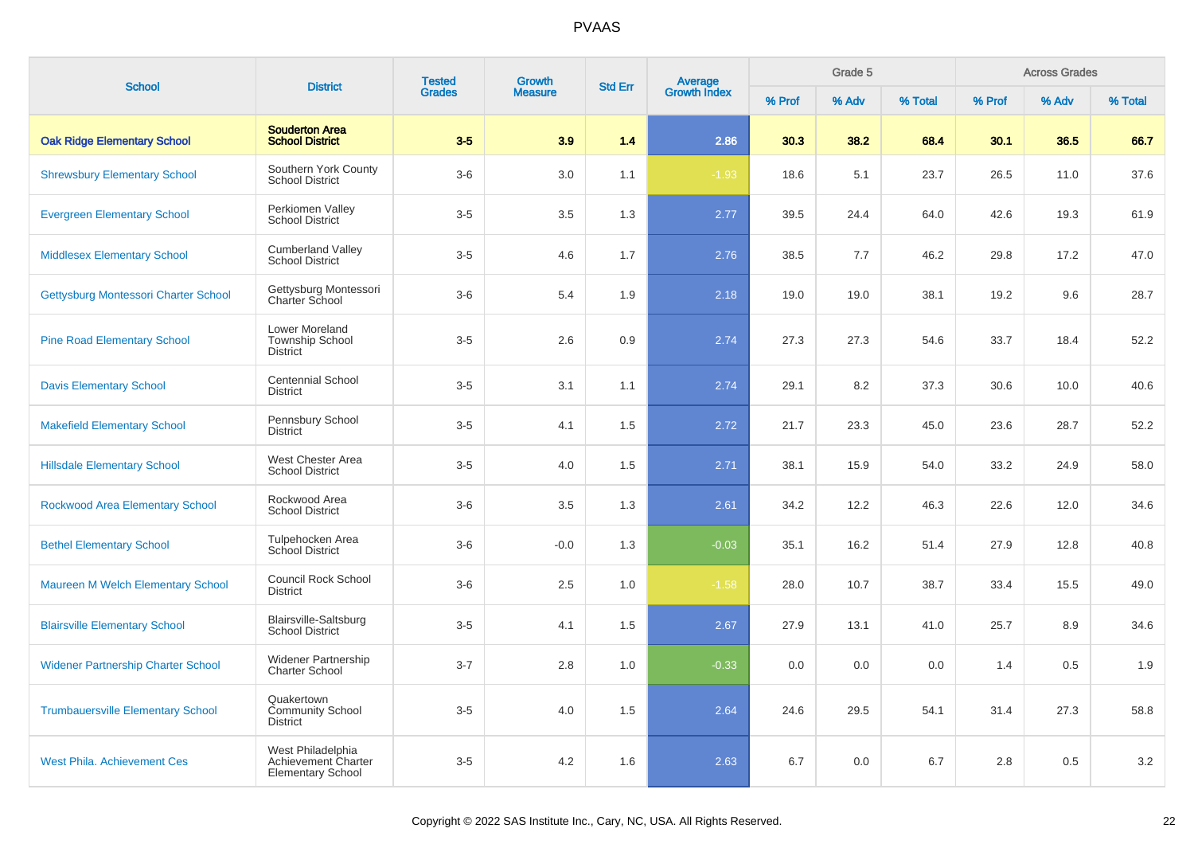# PVAAS

| School | District | Tested Grades | Growth Measure | Std Err | Average Growth Index | Grade 5 | | | Across Grades | | |
|---|---|---|---|---|---|---|---|---|---|---|---|
| | | | | | | % Prof | % Adv | % Total | % Prof | % Adv | % Total |
| **Oak Ridge Elementary School** | **Souderton Area School District** | **3-5** | **3.9** | **1.4** | **2.86** | **30.3** | **38.2** | **68.4** | **30.1** | **36.5** | **66.7** |
| Shrewsbury Elementary School | Southern York County School District | 3-6 | 3.0 | 1.1 | -1.93 | 18.6 | 5.1 | 23.7 | 26.5 | 11.0 | 37.6 |
| Evergreen Elementary School | Perkiomen Valley School District | 3-5 | 3.5 | 1.3 | 2.77 | 39.5 | 24.4 | 64.0 | 42.6 | 19.3 | 61.9 |
| Middlesex Elementary School | Cumberland Valley School District | 3-5 | 4.6 | 1.7 | 2.76 | 38.5 | 7.7 | 46.2 | 29.8 | 17.2 | 47.0 |
| Gettysburg Montessori Charter School | Gettysburg Montessori Charter School | 3-6 | 5.4 | 1.9 | 2.18 | 19.0 | 19.0 | 38.1 | 19.2 | 9.6 | 28.7 |
| Pine Road Elementary School | Lower Moreland Township School District | 3-5 | 2.6 | 0.9 | 2.74 | 27.3 | 27.3 | 54.6 | 33.7 | 18.4 | 52.2 |
| Davis Elementary School | Centennial School District | 3-5 | 3.1 | 1.1 | 2.74 | 29.1 | 8.2 | 37.3 | 30.6 | 10.0 | 40.6 |
| Makefield Elementary School | Pennsbury School District | 3-5 | 4.1 | 1.5 | 2.72 | 21.7 | 23.3 | 45.0 | 23.6 | 28.7 | 52.2 |
| Hillsdale Elementary School | West Chester Area School District | 3-5 | 4.0 | 1.5 | 2.71 | 38.1 | 15.9 | 54.0 | 33.2 | 24.9 | 58.0 |
| Rockwood Area Elementary School | Rockwood Area School District | 3-6 | 3.5 | 1.3 | 2.61 | 34.2 | 12.2 | 46.3 | 22.6 | 12.0 | 34.6 |
| Bethel Elementary School | Tulpehocken Area School District | 3-6 | -0.0 | 1.3 | -0.03 | 35.1 | 16.2 | 51.4 | 27.9 | 12.8 | 40.8 |
| Maureen M Welch Elementary School | Council Rock School District | 3-6 | 2.5 | 1.0 | -1.58 | 28.0 | 10.7 | 38.7 | 33.4 | 15.5 | 49.0 |
| Blairsville Elementary School | Blairsville-Saltsburg School District | 3-5 | 4.1 | 1.5 | 2.67 | 27.9 | 13.1 | 41.0 | 25.7 | 8.9 | 34.6 |
| Widener Partnership Charter School | Widener Partnership Charter School | 3-7 | 2.8 | 1.0 | -0.33 | 0.0 | 0.0 | 0.0 | 1.4 | 0.5 | 1.9 |
| Trumbauersville Elementary School | Quakertown Community School District | 3-5 | 4.0 | 1.5 | 2.64 | 24.6 | 29.5 | 54.1 | 31.4 | 27.3 | 58.8 |
| West Phila. Achievement Ces | West Philadelphia Achievement Charter Elementary School | 3-5 | 4.2 | 1.6 | 2.63 | 6.7 | 0.0 | 6.7 | 2.8 | 0.5 | 3.2 |

Copyright © 2022 SAS Institute Inc., Cary, NC, USA. All Rights Reserved.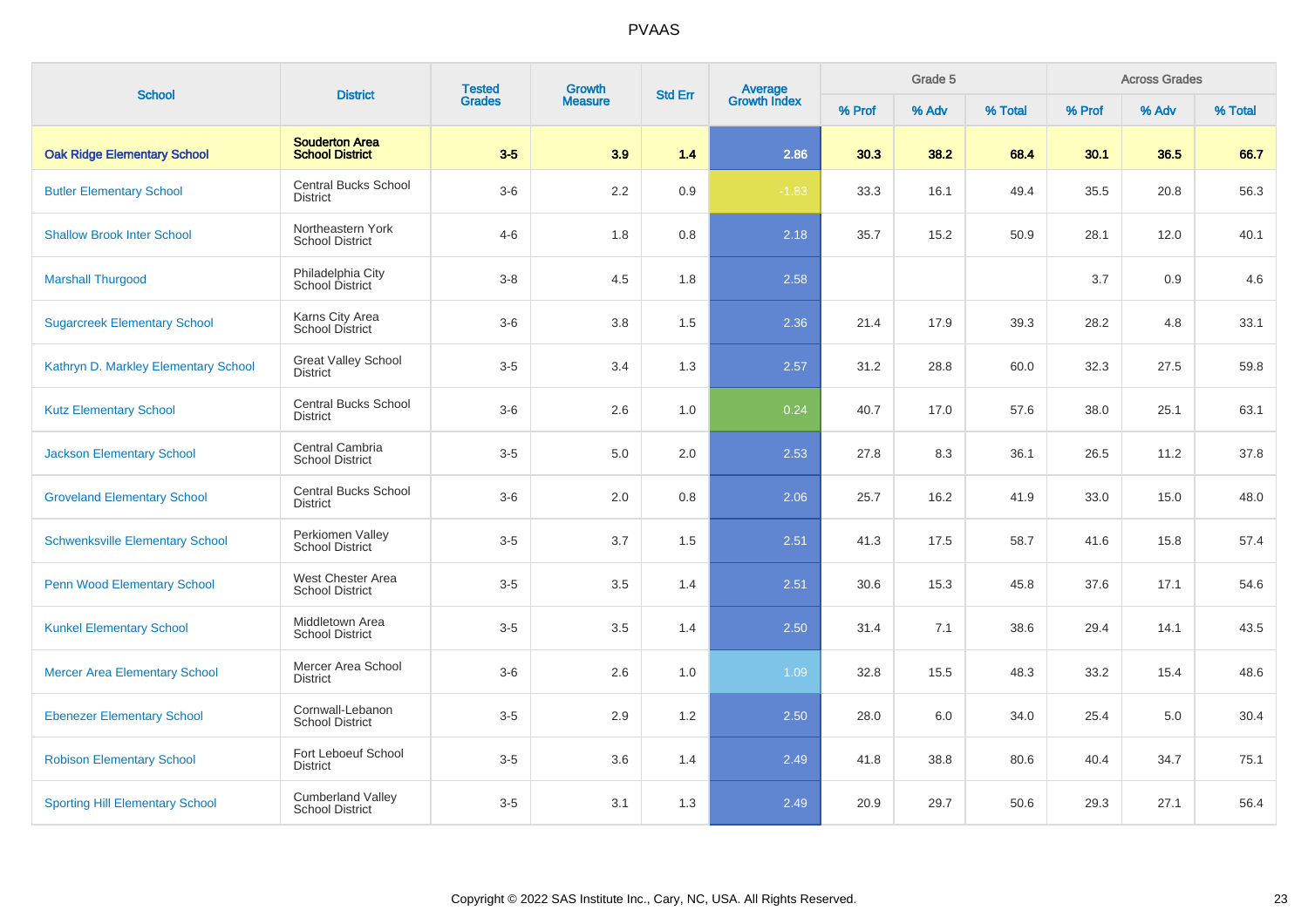# PVAAS

| School | District | Tested Grades | Growth Measure | Std Err | Average Growth Index | Grade 5 | | | Across Grades | | |
|---|---|---|---|---|---|---|---|---|---|---|---|
| | | | | | | % Prof | % Adv | % Total | % Prof | % Adv | % Total |
| **Oak Ridge Elementary School** | **Souderton Area School District** | **3-5** | **3.9** | **1.4** | **2.86** | **30.3** | **38.2** | **68.4** | **30.1** | **36.5** | **66.7** |
| Butler Elementary School | Central Bucks School District | 3-6 | 2.2 | 0.9 | -1.83 | 33.3 | 16.1 | 49.4 | 35.5 | 20.8 | 56.3 |
| Shallow Brook Inter School | Northeastern York School District | 4-6 | 1.8 | 0.8 | 2.18 | 35.7 | 15.2 | 50.9 | 28.1 | 12.0 | 40.1 |
| Marshall Thurgood | Philadelphia City School District | 3-8 | 4.5 | 1.8 | 2.58 | | | | 3.7 | 0.9 | 4.6 |
| Sugarcreek Elementary School | Karns City Area School District | 3-6 | 3.8 | 1.5 | 2.36 | 21.4 | 17.9 | 39.3 | 28.2 | 4.8 | 33.1 |
| Kathryn D. Markley Elementary School | Great Valley School District | 3-5 | 3.4 | 1.3 | 2.57 | 31.2 | 28.8 | 60.0 | 32.3 | 27.5 | 59.8 |
| Kutz Elementary School | Central Bucks School District | 3-6 | 2.6 | 1.0 | 0.24 | 40.7 | 17.0 | 57.6 | 38.0 | 25.1 | 63.1 |
| Jackson Elementary School | Central Cambria School District | 3-5 | 5.0 | 2.0 | 2.53 | 27.8 | 8.3 | 36.1 | 26.5 | 11.2 | 37.8 |
| Groveland Elementary School | Central Bucks School District | 3-6 | 2.0 | 0.8 | 2.06 | 25.7 | 16.2 | 41.9 | 33.0 | 15.0 | 48.0 |
| Schwenksville Elementary School | Perkiomen Valley School District | 3-5 | 3.7 | 1.5 | 2.51 | 41.3 | 17.5 | 58.7 | 41.6 | 15.8 | 57.4 |
| Penn Wood Elementary School | West Chester Area School District | 3-5 | 3.5 | 1.4 | 2.51 | 30.6 | 15.3 | 45.8 | 37.6 | 17.1 | 54.6 |
| Kunkel Elementary School | Middletown Area School District | 3-5 | 3.5 | 1.4 | 2.50 | 31.4 | 7.1 | 38.6 | 29.4 | 14.1 | 43.5 |
| Mercer Area Elementary School | Mercer Area School District | 3-6 | 2.6 | 1.0 | 1.09 | 32.8 | 15.5 | 48.3 | 33.2 | 15.4 | 48.6 |
| Ebenezer Elementary School | Cornwall-Lebanon School District | 3-5 | 2.9 | 1.2 | 2.50 | 28.0 | 6.0 | 34.0 | 25.4 | 5.0 | 30.4 |
| Robison Elementary School | Fort Leboeuf School District | 3-5 | 3.6 | 1.4 | 2.49 | 41.8 | 38.8 | 80.6 | 40.4 | 34.7 | 75.1 |
| Sporting Hill Elementary School | Cumberland Valley School District | 3-5 | 3.1 | 1.3 | 2.49 | 20.9 | 29.7 | 50.6 | 29.3 | 27.1 | 56.4 |

Copyright © 2022 SAS Institute Inc., Cary, NC, USA. All Rights Reserved.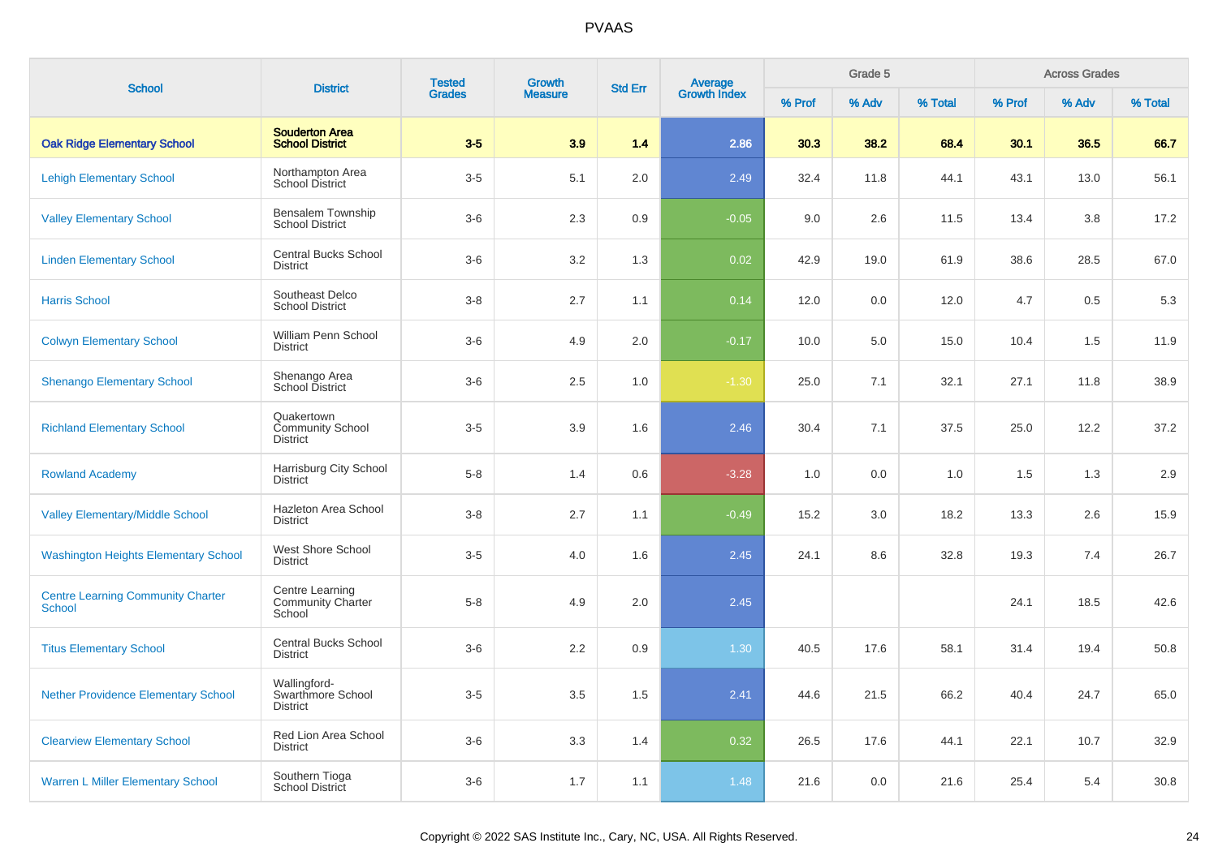| School | District | Tested Grades | Growth Measure | Std Err | Average Growth Index | Grade 5 | | | Across Grades | | |
|---|---|---|---|---|---|---|---|---|---|---|---|
| | | | | | | % Prof | % Adv | % Total | % Prof | % Adv | % Total |
| **Oak Ridge Elementary School** | **Souderton Area School District** | **3-5** | **3.9** | **1.4** | **2.86** | **30.3** | **38.2** | **68.4** | **30.1** | **36.5** | **66.7** |
| Lehigh Elementary School | Northampton Area School District | 3-5 | 5.1 | 2.0 | 2.49 | 32.4 | 11.8 | 44.1 | 43.1 | 13.0 | 56.1 |
| Valley Elementary School | Bensalem Township School District | 3-6 | 2.3 | 0.9 | -0.05 | 9.0 | 2.6 | 11.5 | 13.4 | 3.8 | 17.2 |
| Linden Elementary School | Central Bucks School District | 3-6 | 3.2 | 1.3 | 0.02 | 42.9 | 19.0 | 61.9 | 38.6 | 28.5 | 67.0 |
| Harris School | Southeast Delco School District | 3-8 | 2.7 | 1.1 | 0.14 | 12.0 | 0.0 | 12.0 | 4.7 | 0.5 | 5.3 |
| Colwyn Elementary School | William Penn School District | 3-6 | 4.9 | 2.0 | -0.17 | 10.0 | 5.0 | 15.0 | 10.4 | 1.5 | 11.9 |
| Shenango Elementary School | Shenango Area School District | 3-6 | 2.5 | 1.0 | -1.30 | 25.0 | 7.1 | 32.1 | 27.1 | 11.8 | 38.9 |
| Richland Elementary School | Quakertown Community School District | 3-5 | 3.9 | 1.6 | 2.46 | 30.4 | 7.1 | 37.5 | 25.0 | 12.2 | 37.2 |
| Rowland Academy | Harrisburg City School District | 5-8 | 1.4 | 0.6 | -3.28 | 1.0 | 0.0 | 1.0 | 1.5 | 1.3 | 2.9 |
| Valley Elementary/Middle School | Hazleton Area School District | 3-8 | 2.7 | 1.1 | -0.49 | 15.2 | 3.0 | 18.2 | 13.3 | 2.6 | 15.9 |
| Washington Heights Elementary School | West Shore School District | 3-5 | 4.0 | 1.6 | 2.45 | 24.1 | 8.6 | 32.8 | 19.3 | 7.4 | 26.7 |
| Centre Learning Community Charter School | Centre Learning Community Charter School | 5-8 | 4.9 | 2.0 | 2.45 | | | | 24.1 | 18.5 | 42.6 |
| Titus Elementary School | Central Bucks School District | 3-6 | 2.2 | 0.9 | 1.30 | 40.5 | 17.6 | 58.1 | 31.4 | 19.4 | 50.8 |
| Nether Providence Elementary School | Wallingford-Swarthmore School District | 3-5 | 3.5 | 1.5 | 2.41 | 44.6 | 21.5 | 66.2 | 40.4 | 24.7 | 65.0 |
| Clearview Elementary School | Red Lion Area School District | 3-6 | 3.3 | 1.4 | 0.32 | 26.5 | 17.6 | 44.1 | 22.1 | 10.7 | 32.9 |
| Warren L Miller Elementary School | Southern Tioga School District | 3-6 | 1.7 | 1.1 | 1.48 | 21.6 | 0.0 | 21.6 | 25.4 | 5.4 | 30.8 |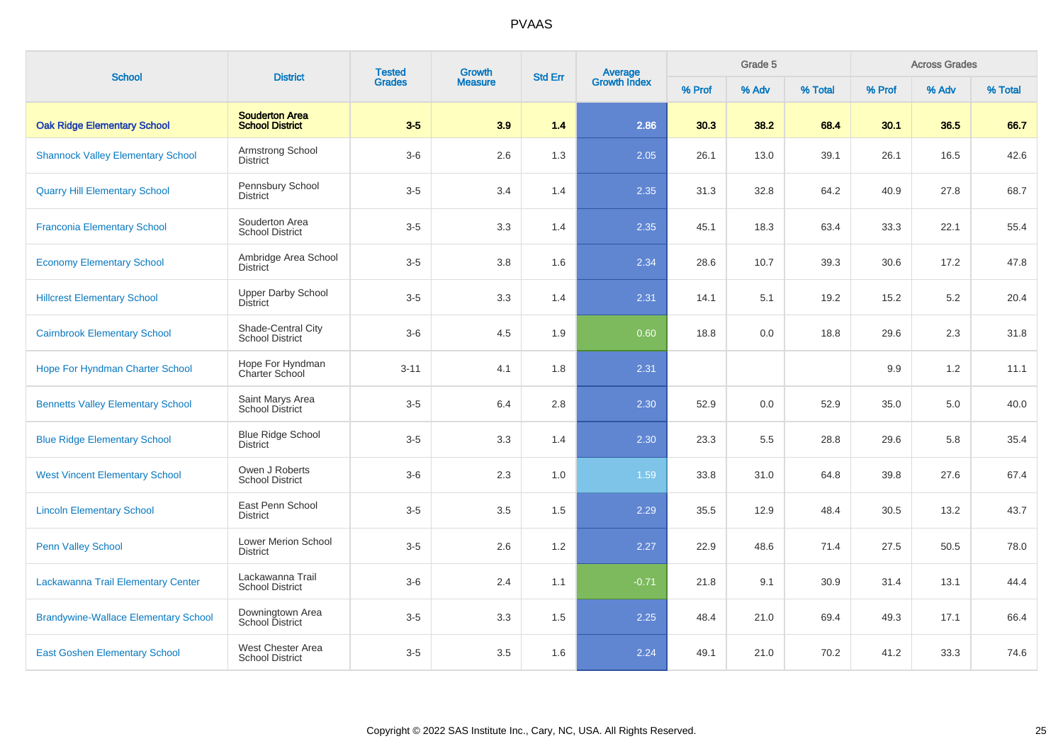# PVAAS

| School | District | Tested Grades | Growth Measure | Std Err | Average Growth Index | Grade 5 | | | Across Grades | | |
|---|---|---|---|---|---|---|---|---|---|---|---|
| | | | | | | % Prof | % Adv | % Total | % Prof | % Adv | % Total |
| **Oak Ridge Elementary School** | **Souderton Area School District** | **3-5** | **3.9** | **1.4** | **2.86** | **30.3** | **38.2** | **68.4** | **30.1** | **36.5** | **66.7** |
| Shannock Valley Elementary School | Armstrong School District | 3-6 | 2.6 | 1.3 | 2.05 | 26.1 | 13.0 | 39.1 | 26.1 | 16.5 | 42.6 |
| Quarry Hill Elementary School | Pennsbury School District | 3-5 | 3.4 | 1.4 | 2.35 | 31.3 | 32.8 | 64.2 | 40.9 | 27.8 | 68.7 |
| Franconia Elementary School | Souderton Area School District | 3-5 | 3.3 | 1.4 | 2.35 | 45.1 | 18.3 | 63.4 | 33.3 | 22.1 | 55.4 |
| Economy Elementary School | Ambridge Area School District | 3-5 | 3.8 | 1.6 | 2.34 | 28.6 | 10.7 | 39.3 | 30.6 | 17.2 | 47.8 |
| Hillcrest Elementary School | Upper Darby School District | 3-5 | 3.3 | 1.4 | 2.31 | 14.1 | 5.1 | 19.2 | 15.2 | 5.2 | 20.4 |
| Cairnbrook Elementary School | Shade-Central City School District | 3-6 | 4.5 | 1.9 | 0.60 | 18.8 | 0.0 | 18.8 | 29.6 | 2.3 | 31.8 |
| Hope For Hyndman Charter School | Hope For Hyndman Charter School | 3-11 | 4.1 | 1.8 | 2.31 | | | | 9.9 | 1.2 | 11.1 |
| Bennetts Valley Elementary School | Saint Marys Area School District | 3-5 | 6.4 | 2.8 | 2.30 | 52.9 | 0.0 | 52.9 | 35.0 | 5.0 | 40.0 |
| Blue Ridge Elementary School | Blue Ridge School District | 3-5 | 3.3 | 1.4 | 2.30 | 23.3 | 5.5 | 28.8 | 29.6 | 5.8 | 35.4 |
| West Vincent Elementary School | Owen J Roberts School District | 3-6 | 2.3 | 1.0 | 1.59 | 33.8 | 31.0 | 64.8 | 39.8 | 27.6 | 67.4 |
| Lincoln Elementary School | East Penn School District | 3-5 | 3.5 | 1.5 | 2.29 | 35.5 | 12.9 | 48.4 | 30.5 | 13.2 | 43.7 |
| Penn Valley School | Lower Merion School District | 3-5 | 2.6 | 1.2 | 2.27 | 22.9 | 48.6 | 71.4 | 27.5 | 50.5 | 78.0 |
| Lackawanna Trail Elementary Center | Lackawanna Trail School District | 3-6 | 2.4 | 1.1 | -0.71 | 21.8 | 9.1 | 30.9 | 31.4 | 13.1 | 44.4 |
| Brandywine-Wallace Elementary School | Downingtown Area School District | 3-5 | 3.3 | 1.5 | 2.25 | 48.4 | 21.0 | 69.4 | 49.3 | 17.1 | 66.4 |
| East Goshen Elementary School | West Chester Area School District | 3-5 | 3.5 | 1.6 | 2.24 | 49.1 | 21.0 | 70.2 | 41.2 | 33.3 | 74.6 |

Copyright © 2022 SAS Institute Inc., Cary, NC, USA. All Rights Reserved.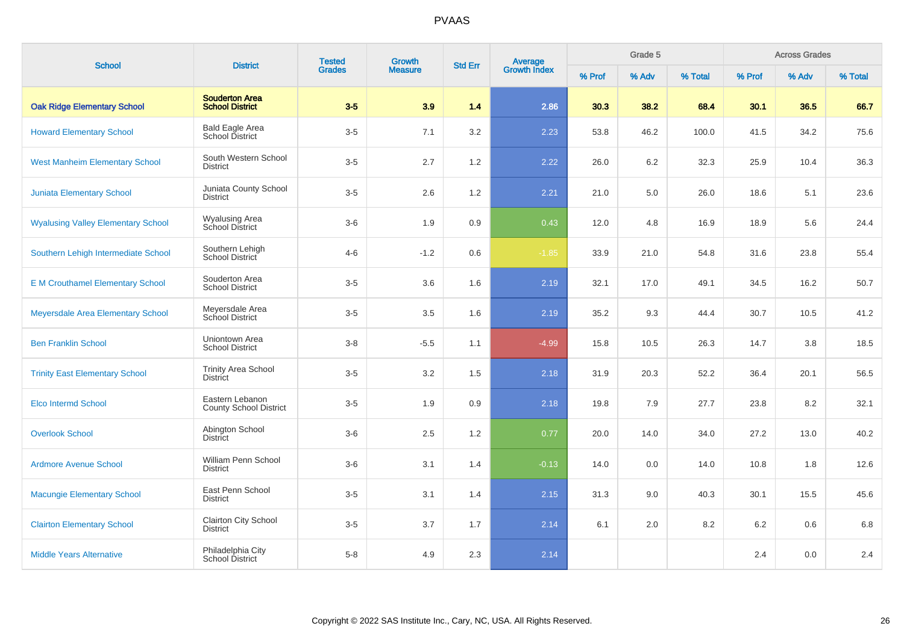# PVAAS

| School | District | Tested Grades | Growth Measure | Std Err | Average Growth Index | Grade 5 | | | Across Grades | | |
|---|---|---|---|---|---|---|---|---|---|---|---|
| | | | | | | % Prof | % Adv | % Total | % Prof | % Adv | % Total |
| **Oak Ridge Elementary School** | **Souderton Area School District** | **3-5** | **3.9** | **1.4** | **2.86** | **30.3** | **38.2** | **68.4** | **30.1** | **36.5** | **66.7** |
| Howard Elementary School | Bald Eagle Area School District | 3-5 | 7.1 | 3.2 | 2.23 | 53.8 | 46.2 | 100.0 | 41.5 | 34.2 | 75.6 |
| West Manheim Elementary School | South Western School District | 3-5 | 2.7 | 1.2 | 2.22 | 26.0 | 6.2 | 32.3 | 25.9 | 10.4 | 36.3 |
| Juniata Elementary School | Juniata County School District | 3-5 | 2.6 | 1.2 | 2.21 | 21.0 | 5.0 | 26.0 | 18.6 | 5.1 | 23.6 |
| Wyalusing Valley Elementary School | Wyalusing Area School District | 3-6 | 1.9 | 0.9 | 0.43 | 12.0 | 4.8 | 16.9 | 18.9 | 5.6 | 24.4 |
| Southern Lehigh Intermediate School | Southern Lehigh School District | 4-6 | -1.2 | 0.6 | -1.85 | 33.9 | 21.0 | 54.8 | 31.6 | 23.8 | 55.4 |
| E M Crouthamel Elementary School | Souderton Area School District | 3-5 | 3.6 | 1.6 | 2.19 | 32.1 | 17.0 | 49.1 | 34.5 | 16.2 | 50.7 |
| Meyersdale Area Elementary School | Meyersdale Area School District | 3-5 | 3.5 | 1.6 | 2.19 | 35.2 | 9.3 | 44.4 | 30.7 | 10.5 | 41.2 |
| Ben Franklin School | Uniontown Area School District | 3-8 | -5.5 | 1.1 | -4.99 | 15.8 | 10.5 | 26.3 | 14.7 | 3.8 | 18.5 |
| Trinity East Elementary School | Trinity Area School District | 3-5 | 3.2 | 1.5 | 2.18 | 31.9 | 20.3 | 52.2 | 36.4 | 20.1 | 56.5 |
| Elco Intermd School | Eastern Lebanon County School District | 3-5 | 1.9 | 0.9 | 2.18 | 19.8 | 7.9 | 27.7 | 23.8 | 8.2 | 32.1 |
| Overlook School | Abington School District | 3-6 | 2.5 | 1.2 | 0.77 | 20.0 | 14.0 | 34.0 | 27.2 | 13.0 | 40.2 |
| Ardmore Avenue School | William Penn School District | 3-6 | 3.1 | 1.4 | -0.13 | 14.0 | 0.0 | 14.0 | 10.8 | 1.8 | 12.6 |
| Macungie Elementary School | East Penn School District | 3-5 | 3.1 | 1.4 | 2.15 | 31.3 | 9.0 | 40.3 | 30.1 | 15.5 | 45.6 |
| Clairton Elementary School | Clairton City School District | 3-5 | 3.7 | 1.7 | 2.14 | 6.1 | 2.0 | 8.2 | 6.2 | 0.6 | 6.8 |
| Middle Years Alternative | Philadelphia City School District | 5-8 | 4.9 | 2.3 | 2.14 | | | | 2.4 | 0.0 | 2.4 |

Copyright © 2022 SAS Institute Inc., Cary, NC, USA. All Rights Reserved.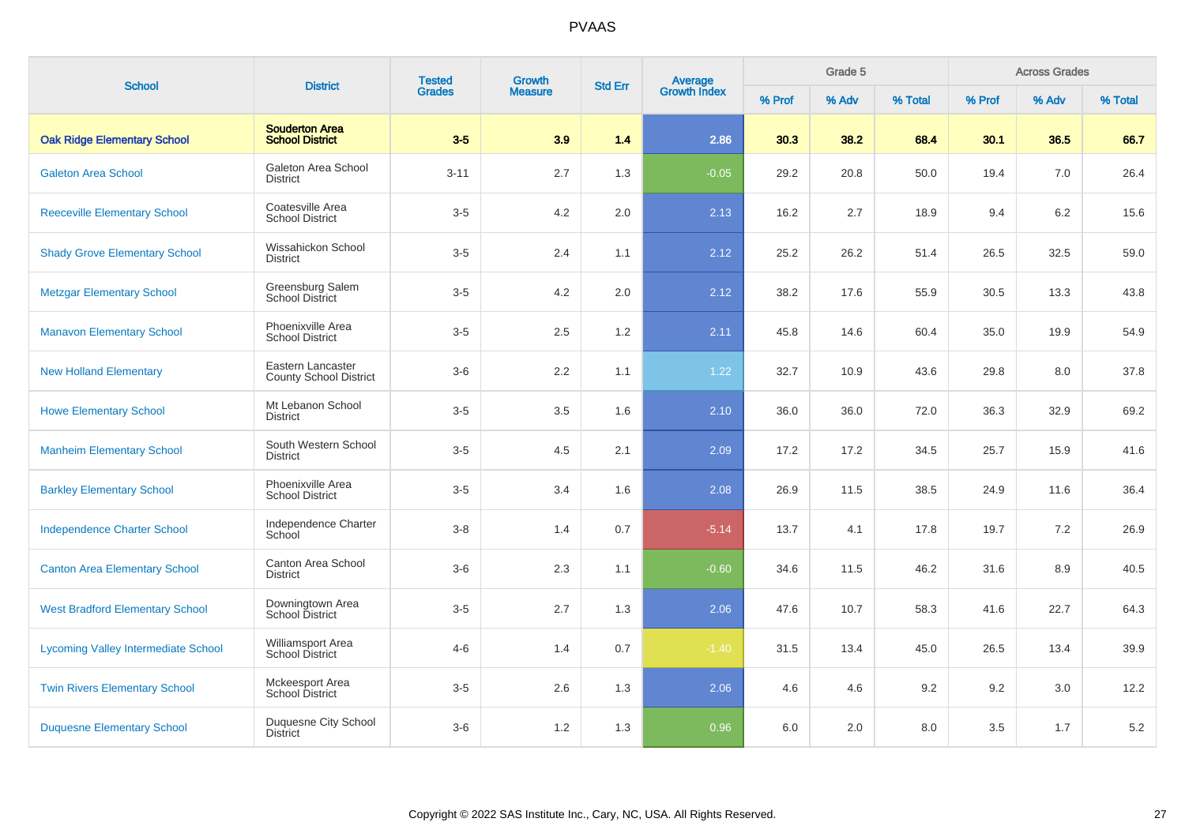PVAAS

| School | District | Tested Grades | Growth Measure | Std Err | Average Growth Index | Grade 5 | | | Across Grades | | |
|---|---|---|---|---|---|---|---|---|---|---|---|
| | | | | | | % Prof | % Adv | % Total | % Prof | % Adv | % Total |
| **Oak Ridge Elementary School** | **Souderton Area School District** | **3-5** | **3.9** | **1.4** | **2.86** | **30.3** | **38.2** | **68.4** | **30.1** | **36.5** | **66.7** |
| Galeton Area School | Galeton Area School District | 3-11 | 2.7 | 1.3 | -0.05 | 29.2 | 20.8 | 50.0 | 19.4 | 7.0 | 26.4 |
| Reeceville Elementary School | Coatesville Area School District | 3-5 | 4.2 | 2.0 | 2.13 | 16.2 | 2.7 | 18.9 | 9.4 | 6.2 | 15.6 |
| Shady Grove Elementary School | Wissahickon School District | 3-5 | 2.4 | 1.1 | 2.12 | 25.2 | 26.2 | 51.4 | 26.5 | 32.5 | 59.0 |
| Metzgar Elementary School | Greensburg Salem School District | 3-5 | 4.2 | 2.0 | 2.12 | 38.2 | 17.6 | 55.9 | 30.5 | 13.3 | 43.8 |
| Manavon Elementary School | Phoenixville Area School District | 3-5 | 2.5 | 1.2 | 2.11 | 45.8 | 14.6 | 60.4 | 35.0 | 19.9 | 54.9 |
| New Holland Elementary | Eastern Lancaster County School District | 3-6 | 2.2 | 1.1 | 1.22 | 32.7 | 10.9 | 43.6 | 29.8 | 8.0 | 37.8 |
| Howe Elementary School | Mt Lebanon School District | 3-5 | 3.5 | 1.6 | 2.10 | 36.0 | 36.0 | 72.0 | 36.3 | 32.9 | 69.2 |
| Manheim Elementary School | South Western School District | 3-5 | 4.5 | 2.1 | 2.09 | 17.2 | 17.2 | 34.5 | 25.7 | 15.9 | 41.6 |
| Barkley Elementary School | Phoenixville Area School District | 3-5 | 3.4 | 1.6 | 2.08 | 26.9 | 11.5 | 38.5 | 24.9 | 11.6 | 36.4 |
| Independence Charter School | Independence Charter School | 3-8 | 1.4 | 0.7 | -5.14 | 13.7 | 4.1 | 17.8 | 19.7 | 7.2 | 26.9 |
| Canton Area Elementary School | Canton Area School District | 3-6 | 2.3 | 1.1 | -0.60 | 34.6 | 11.5 | 46.2 | 31.6 | 8.9 | 40.5 |
| West Bradford Elementary School | Downingtown Area School District | 3-5 | 2.7 | 1.3 | 2.06 | 47.6 | 10.7 | 58.3 | 41.6 | 22.7 | 64.3 |
| Lycoming Valley Intermediate School | Williamsport Area School District | 4-6 | 1.4 | 0.7 | -1.40 | 31.5 | 13.4 | 45.0 | 26.5 | 13.4 | 39.9 |
| Twin Rivers Elementary School | Mckeesport Area School District | 3-5 | 2.6 | 1.3 | 2.06 | 4.6 | 4.6 | 9.2 | 9.2 | 3.0 | 12.2 |
| Duquesne Elementary School | Duquesne City School District | 3-6 | 1.2 | 1.3 | 0.96 | 6.0 | 2.0 | 8.0 | 3.5 | 1.7 | 5.2 |

Copyright © 2022 SAS Institute Inc., Cary, NC, USA. All Rights Reserved.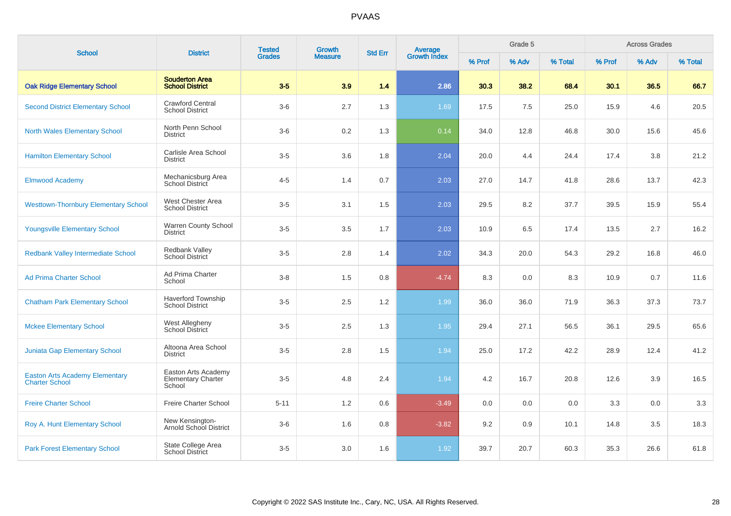PVAAS

| School | District | Tested Grades | Growth Measure | Std Err | Average Growth Index | Grade 5 | | | Across Grades | | |
|---|---|---|---|---|---|---|---|---|---|---|---|
| | | | | | | % Prof | % Adv | % Total | % Prof | % Adv | % Total |
| **Oak Ridge Elementary School** | **Souderton Area School District** | **3-5** | **3.9** | **1.4** | **2.86** | **30.3** | **38.2** | **68.4** | **30.1** | **36.5** | **66.7** |
| Second District Elementary School | Crawford Central School District | 3-6 | 2.7 | 1.3 | 1.69 | 17.5 | 7.5 | 25.0 | 15.9 | 4.6 | 20.5 |
| North Wales Elementary School | North Penn School District | 3-6 | 0.2 | 1.3 | 0.14 | 34.0 | 12.8 | 46.8 | 30.0 | 15.6 | 45.6 |
| Hamilton Elementary School | Carlisle Area School District | 3-5 | 3.6 | 1.8 | 2.04 | 20.0 | 4.4 | 24.4 | 17.4 | 3.8 | 21.2 |
| Elmwood Academy | Mechanicsburg Area School District | 4-5 | 1.4 | 0.7 | 2.03 | 27.0 | 14.7 | 41.8 | 28.6 | 13.7 | 42.3 |
| Westtown-Thornbury Elementary School | West Chester Area School District | 3-5 | 3.1 | 1.5 | 2.03 | 29.5 | 8.2 | 37.7 | 39.5 | 15.9 | 55.4 |
| Youngsville Elementary School | Warren County School District | 3-5 | 3.5 | 1.7 | 2.03 | 10.9 | 6.5 | 17.4 | 13.5 | 2.7 | 16.2 |
| Redbank Valley Intermediate School | Redbank Valley School District | 3-5 | 2.8 | 1.4 | 2.02 | 34.3 | 20.0 | 54.3 | 29.2 | 16.8 | 46.0 |
| Ad Prima Charter School | Ad Prima Charter School | 3-8 | 1.5 | 0.8 | -4.74 | 8.3 | 0.0 | 8.3 | 10.9 | 0.7 | 11.6 |
| Chatham Park Elementary School | Haverford Township School District | 3-5 | 2.5 | 1.2 | 1.99 | 36.0 | 36.0 | 71.9 | 36.3 | 37.3 | 73.7 |
| Mckee Elementary School | West Allegheny School District | 3-5 | 2.5 | 1.3 | 1.95 | 29.4 | 27.1 | 56.5 | 36.1 | 29.5 | 65.6 |
| Juniata Gap Elementary School | Altoona Area School District | 3-5 | 2.8 | 1.5 | 1.94 | 25.0 | 17.2 | 42.2 | 28.9 | 12.4 | 41.2 |
| Easton Arts Academy Elementary Charter School | Easton Arts Academy Elementary Charter School | 3-5 | 4.8 | 2.4 | 1.94 | 4.2 | 16.7 | 20.8 | 12.6 | 3.9 | 16.5 |
| Freire Charter School | Freire Charter School | 5-11 | 1.2 | 0.6 | -3.49 | 0.0 | 0.0 | 0.0 | 3.3 | 0.0 | 3.3 |
| Roy A. Hunt Elementary School | New Kensington-Arnold School District | 3-6 | 1.6 | 0.8 | -3.82 | 9.2 | 0.9 | 10.1 | 14.8 | 3.5 | 18.3 |
| Park Forest Elementary School | State College Area School District | 3-5 | 3.0 | 1.6 | 1.92 | 39.7 | 20.7 | 60.3 | 35.3 | 26.6 | 61.8 |

Copyright © 2022 SAS Institute Inc., Cary, NC, USA. All Rights Reserved.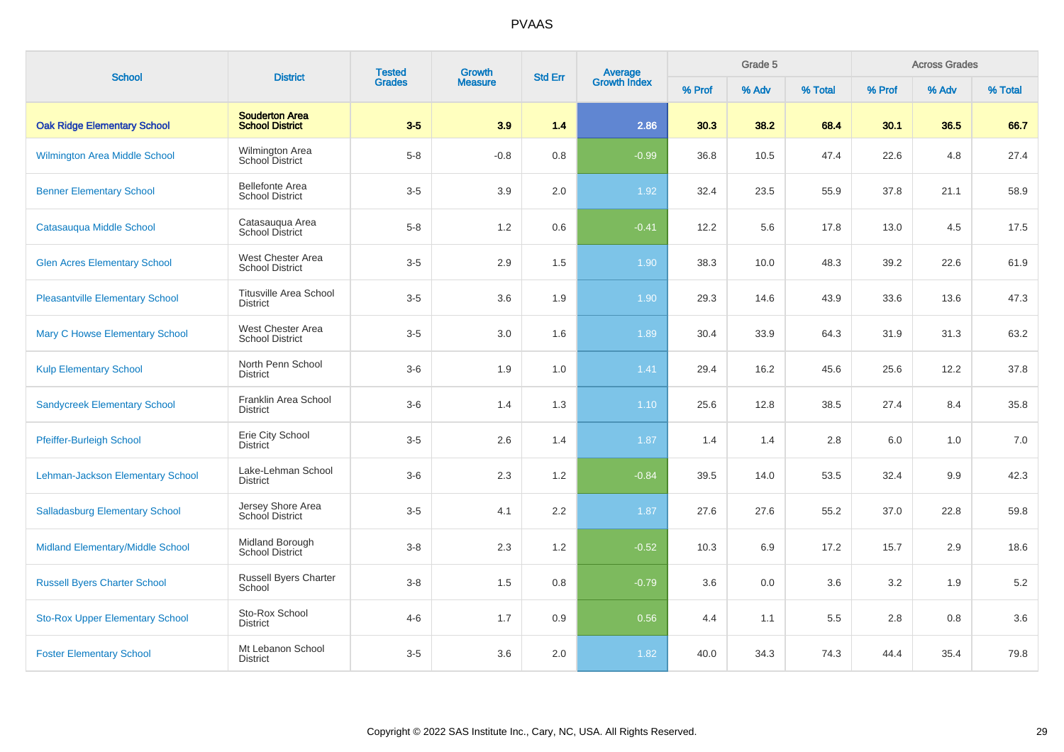| School | District | Tested Grades | Growth Measure | Std Err | Average Growth Index | Grade 5 | | | Across Grades | | |
|---|---|---|---|---|---|---|---|---|---|---|---|
| | | | | | | % Prof | % Adv | % Total | % Prof | % Adv | % Total |
| **Oak Ridge Elementary School** | **Souderton Area School District** | **3-5** | **3.9** | **1.4** | **2.86** | **30.3** | **38.2** | **68.4** | **30.1** | **36.5** | **66.7** |
| Wilmington Area Middle School | Wilmington Area School District | 5-8 | -0.8 | 0.8 | -0.99 | 36.8 | 10.5 | 47.4 | 22.6 | 4.8 | 27.4 |
| Benner Elementary School | Bellefonte Area School District | 3-5 | 3.9 | 2.0 | 1.92 | 32.4 | 23.5 | 55.9 | 37.8 | 21.1 | 58.9 |
| Catasauqua Middle School | Catasauqua Area School District | 5-8 | 1.2 | 0.6 | -0.41 | 12.2 | 5.6 | 17.8 | 13.0 | 4.5 | 17.5 |
| Glen Acres Elementary School | West Chester Area School District | 3-5 | 2.9 | 1.5 | 1.90 | 38.3 | 10.0 | 48.3 | 39.2 | 22.6 | 61.9 |
| Pleasantville Elementary School | Titusville Area School District | 3-5 | 3.6 | 1.9 | 1.90 | 29.3 | 14.6 | 43.9 | 33.6 | 13.6 | 47.3 |
| Mary C Howse Elementary School | West Chester Area School District | 3-5 | 3.0 | 1.6 | 1.89 | 30.4 | 33.9 | 64.3 | 31.9 | 31.3 | 63.2 |
| Kulp Elementary School | North Penn School District | 3-6 | 1.9 | 1.0 | 1.41 | 29.4 | 16.2 | 45.6 | 25.6 | 12.2 | 37.8 |
| Sandycreek Elementary School | Franklin Area School District | 3-6 | 1.4 | 1.3 | 1.10 | 25.6 | 12.8 | 38.5 | 27.4 | 8.4 | 35.8 |
| Pfeiffer-Burleigh School | Erie City School District | 3-5 | 2.6 | 1.4 | 1.87 | 1.4 | 1.4 | 2.8 | 6.0 | 1.0 | 7.0 |
| Lehman-Jackson Elementary School | Lake-Lehman School District | 3-6 | 2.3 | 1.2 | -0.84 | 39.5 | 14.0 | 53.5 | 32.4 | 9.9 | 42.3 |
| Salladasburg Elementary School | Jersey Shore Area School District | 3-5 | 4.1 | 2.2 | 1.87 | 27.6 | 27.6 | 55.2 | 37.0 | 22.8 | 59.8 |
| Midland Elementary/Middle School | Midland Borough School District | 3-8 | 2.3 | 1.2 | -0.52 | 10.3 | 6.9 | 17.2 | 15.7 | 2.9 | 18.6 |
| Russell Byers Charter School | Russell Byers Charter School | 3-8 | 1.5 | 0.8 | -0.79 | 3.6 | 0.0 | 3.6 | 3.2 | 1.9 | 5.2 |
| Sto-Rox Upper Elementary School | Sto-Rox School District | 4-6 | 1.7 | 0.9 | 0.56 | 4.4 | 1.1 | 5.5 | 2.8 | 0.8 | 3.6 |
| Foster Elementary School | Mt Lebanon School District | 3-5 | 3.6 | 2.0 | 1.82 | 40.0 | 34.3 | 74.3 | 44.4 | 35.4 | 79.8 |

Copyright © 2022 SAS Institute Inc., Cary, NC, USA. All Rights Reserved.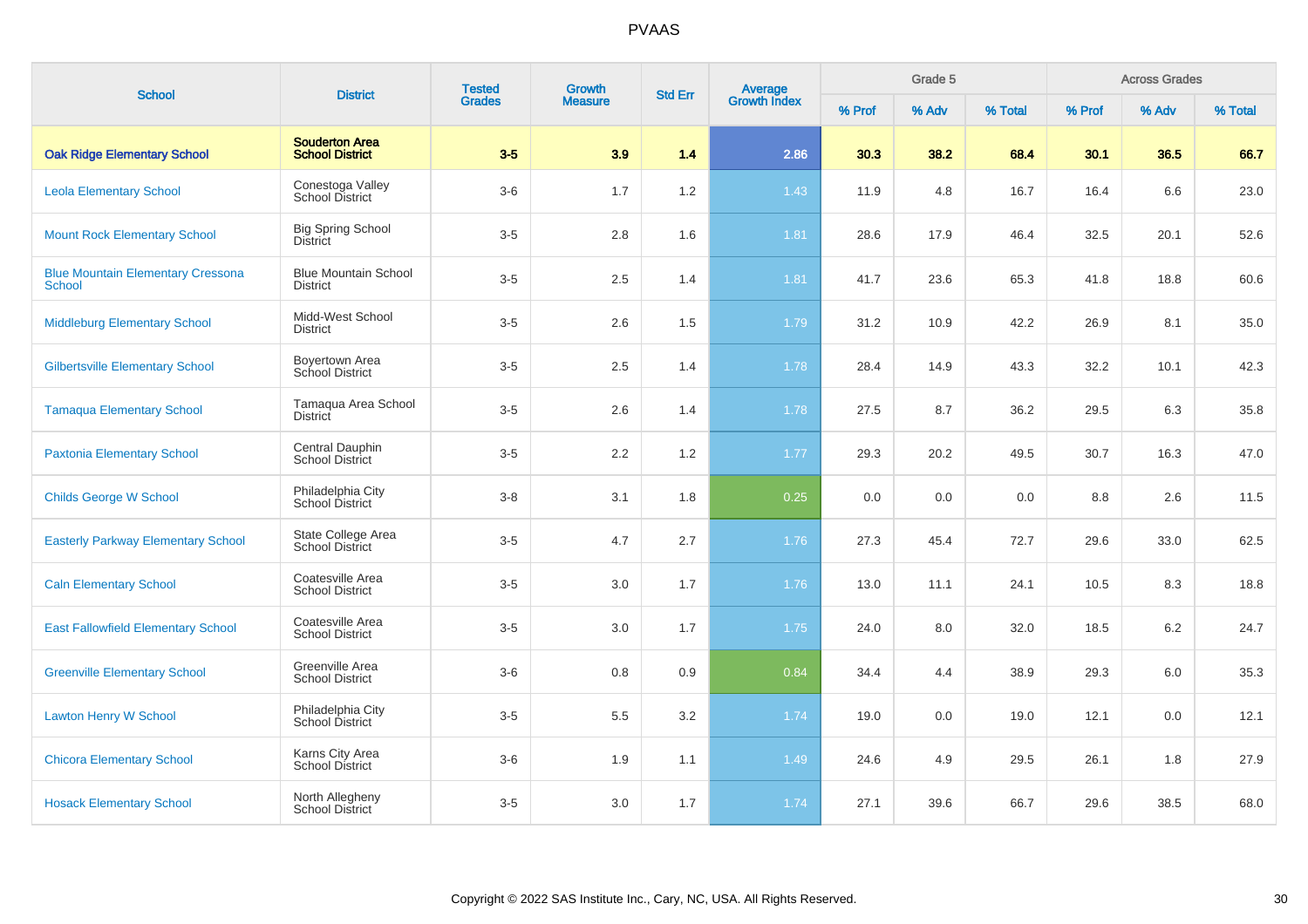# PVAAS

| School | District | Tested Grades | Growth Measure | Std Err | Average Growth Index | Grade 5 | | | Across Grades | | |
|---|---|---|---|---|---|---|---|---|---|---|---|
| | | | | | | % Prof | % Adv | % Total | % Prof | % Adv | % Total |
| **Oak Ridge Elementary School** | **Souderton Area School District** | **3-5** | **3.9** | **1.4** | **2.86** | **30.3** | **38.2** | **68.4** | **30.1** | **36.5** | **66.7** |
| Leola Elementary School | Conestoga Valley School District | 3-6 | 1.7 | 1.2 | 1.43 | 11.9 | 4.8 | 16.7 | 16.4 | 6.6 | 23.0 |
| Mount Rock Elementary School | Big Spring School District | 3-5 | 2.8 | 1.6 | 1.81 | 28.6 | 17.9 | 46.4 | 32.5 | 20.1 | 52.6 |
| Blue Mountain Elementary Cressona School | Blue Mountain School District | 3-5 | 2.5 | 1.4 | 1.81 | 41.7 | 23.6 | 65.3 | 41.8 | 18.8 | 60.6 |
| Middleburg Elementary School | Midd-West School District | 3-5 | 2.6 | 1.5 | 1.79 | 31.2 | 10.9 | 42.2 | 26.9 | 8.1 | 35.0 |
| Gilbertsville Elementary School | Boyertown Area School District | 3-5 | 2.5 | 1.4 | 1.78 | 28.4 | 14.9 | 43.3 | 32.2 | 10.1 | 42.3 |
| Tamaqua Elementary School | Tamaqua Area School District | 3-5 | 2.6 | 1.4 | 1.78 | 27.5 | 8.7 | 36.2 | 29.5 | 6.3 | 35.8 |
| Paxtonia Elementary School | Central Dauphin School District | 3-5 | 2.2 | 1.2 | 1.77 | 29.3 | 20.2 | 49.5 | 30.7 | 16.3 | 47.0 |
| Childs George W School | Philadelphia City School District | 3-8 | 3.1 | 1.8 | 0.25 | 0.0 | 0.0 | 0.0 | 8.8 | 2.6 | 11.5 |
| Easterly Parkway Elementary School | State College Area School District | 3-5 | 4.7 | 2.7 | 1.76 | 27.3 | 45.4 | 72.7 | 29.6 | 33.0 | 62.5 |
| Caln Elementary School | Coatesville Area School District | 3-5 | 3.0 | 1.7 | 1.76 | 13.0 | 11.1 | 24.1 | 10.5 | 8.3 | 18.8 |
| East Fallowfield Elementary School | Coatesville Area School District | 3-5 | 3.0 | 1.7 | 1.75 | 24.0 | 8.0 | 32.0 | 18.5 | 6.2 | 24.7 |
| Greenville Elementary School | Greenville Area School District | 3-6 | 0.8 | 0.9 | 0.84 | 34.4 | 4.4 | 38.9 | 29.3 | 6.0 | 35.3 |
| Lawton Henry W School | Philadelphia City School District | 3-5 | 5.5 | 3.2 | 1.74 | 19.0 | 0.0 | 19.0 | 12.1 | 0.0 | 12.1 |
| Chicora Elementary School | Karns City Area School District | 3-6 | 1.9 | 1.1 | 1.49 | 24.6 | 4.9 | 29.5 | 26.1 | 1.8 | 27.9 |
| Hosack Elementary School | North Allegheny School District | 3-5 | 3.0 | 1.7 | 1.74 | 27.1 | 39.6 | 66.7 | 29.6 | 38.5 | 68.0 |

Copyright © 2022 SAS Institute Inc., Cary, NC, USA. All Rights Reserved.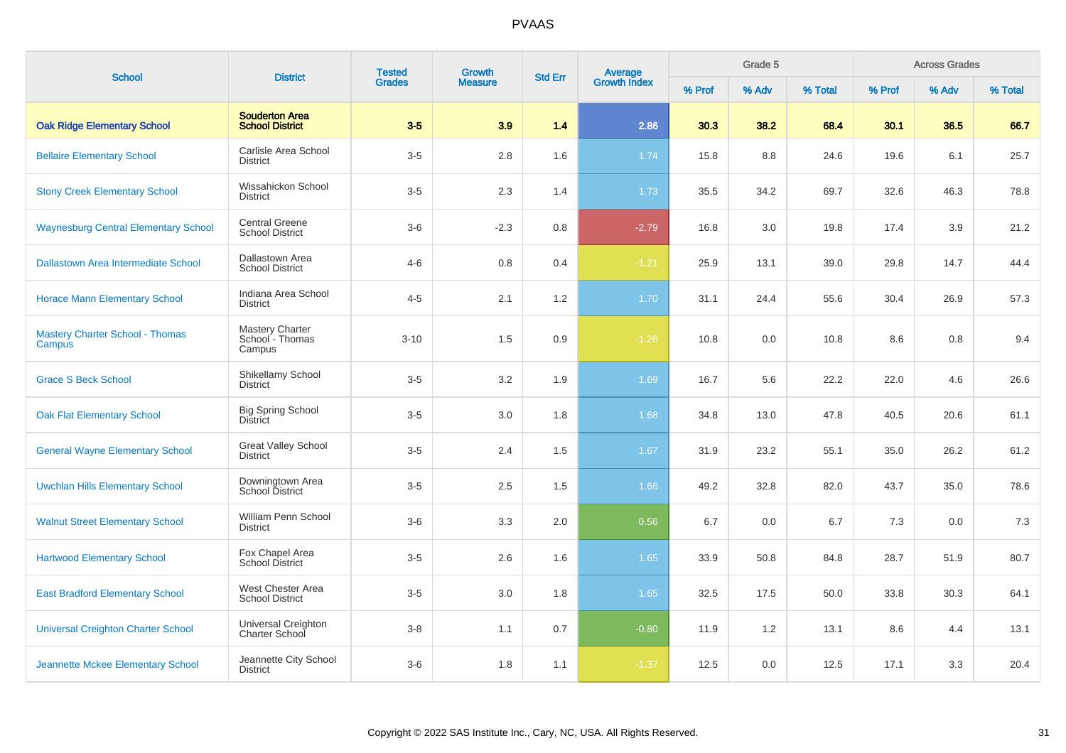# PVAAS

| School | District | Tested Grades | Growth Measure | Std Err | Average Growth Index | Grade 5 | | | Across Grades | | |
|---|---|---|---|---|---|---|---|---|---|---|---|
| | | | | | | % Prof | % Adv | % Total | % Prof | % Adv | % Total |
| **Oak Ridge Elementary School** | **Souderton Area School District** | **3-5** | **3.9** | **1.4** | **2.86** | **30.3** | **38.2** | **68.4** | **30.1** | **36.5** | **66.7** |
| Bellaire Elementary School | Carlisle Area School District | 3-5 | 2.8 | 1.6 | 1.74 | 15.8 | 8.8 | 24.6 | 19.6 | 6.1 | 25.7 |
| Stony Creek Elementary School | Wissahickon School District | 3-5 | 2.3 | 1.4 | 1.73 | 35.5 | 34.2 | 69.7 | 32.6 | 46.3 | 78.8 |
| Waynesburg Central Elementary School | Central Greene School District | 3-6 | -2.3 | 0.8 | -2.79 | 16.8 | 3.0 | 19.8 | 17.4 | 3.9 | 21.2 |
| Dallastown Area Intermediate School | Dallastown Area School District | 4-6 | 0.8 | 0.4 | -1.21 | 25.9 | 13.1 | 39.0 | 29.8 | 14.7 | 44.4 |
| Horace Mann Elementary School | Indiana Area School District | 4-5 | 2.1 | 1.2 | 1.70 | 31.1 | 24.4 | 55.6 | 30.4 | 26.9 | 57.3 |
| Mastery Charter School - Thomas Campus | Mastery Charter School - Thomas Campus | 3-10 | 1.5 | 0.9 | -1.26 | 10.8 | 0.0 | 10.8 | 8.6 | 0.8 | 9.4 |
| Grace S Beck School | Shikellamy School District | 3-5 | 3.2 | 1.9 | 1.69 | 16.7 | 5.6 | 22.2 | 22.0 | 4.6 | 26.6 |
| Oak Flat Elementary School | Big Spring School District | 3-5 | 3.0 | 1.8 | 1.68 | 34.8 | 13.0 | 47.8 | 40.5 | 20.6 | 61.1 |
| General Wayne Elementary School | Great Valley School District | 3-5 | 2.4 | 1.5 | 1.67 | 31.9 | 23.2 | 55.1 | 35.0 | 26.2 | 61.2 |
| Uwchlan Hills Elementary School | Downingtown Area School District | 3-5 | 2.5 | 1.5 | 1.66 | 49.2 | 32.8 | 82.0 | 43.7 | 35.0 | 78.6 |
| Walnut Street Elementary School | William Penn School District | 3-6 | 3.3 | 2.0 | 0.56 | 6.7 | 0.0 | 6.7 | 7.3 | 0.0 | 7.3 |
| Hartwood Elementary School | Fox Chapel Area School District | 3-5 | 2.6 | 1.6 | 1.65 | 33.9 | 50.8 | 84.8 | 28.7 | 51.9 | 80.7 |
| East Bradford Elementary School | West Chester Area School District | 3-5 | 3.0 | 1.8 | 1.65 | 32.5 | 17.5 | 50.0 | 33.8 | 30.3 | 64.1 |
| Universal Creighton Charter School | Universal Creighton Charter School | 3-8 | 1.1 | 0.7 | -0.80 | 11.9 | 1.2 | 13.1 | 8.6 | 4.4 | 13.1 |
| Jeannette Mckee Elementary School | Jeannette City School District | 3-6 | 1.8 | 1.1 | -1.37 | 12.5 | 0.0 | 12.5 | 17.1 | 3.3 | 20.4 |

Copyright © 2022 SAS Institute Inc., Cary, NC, USA. All Rights Reserved.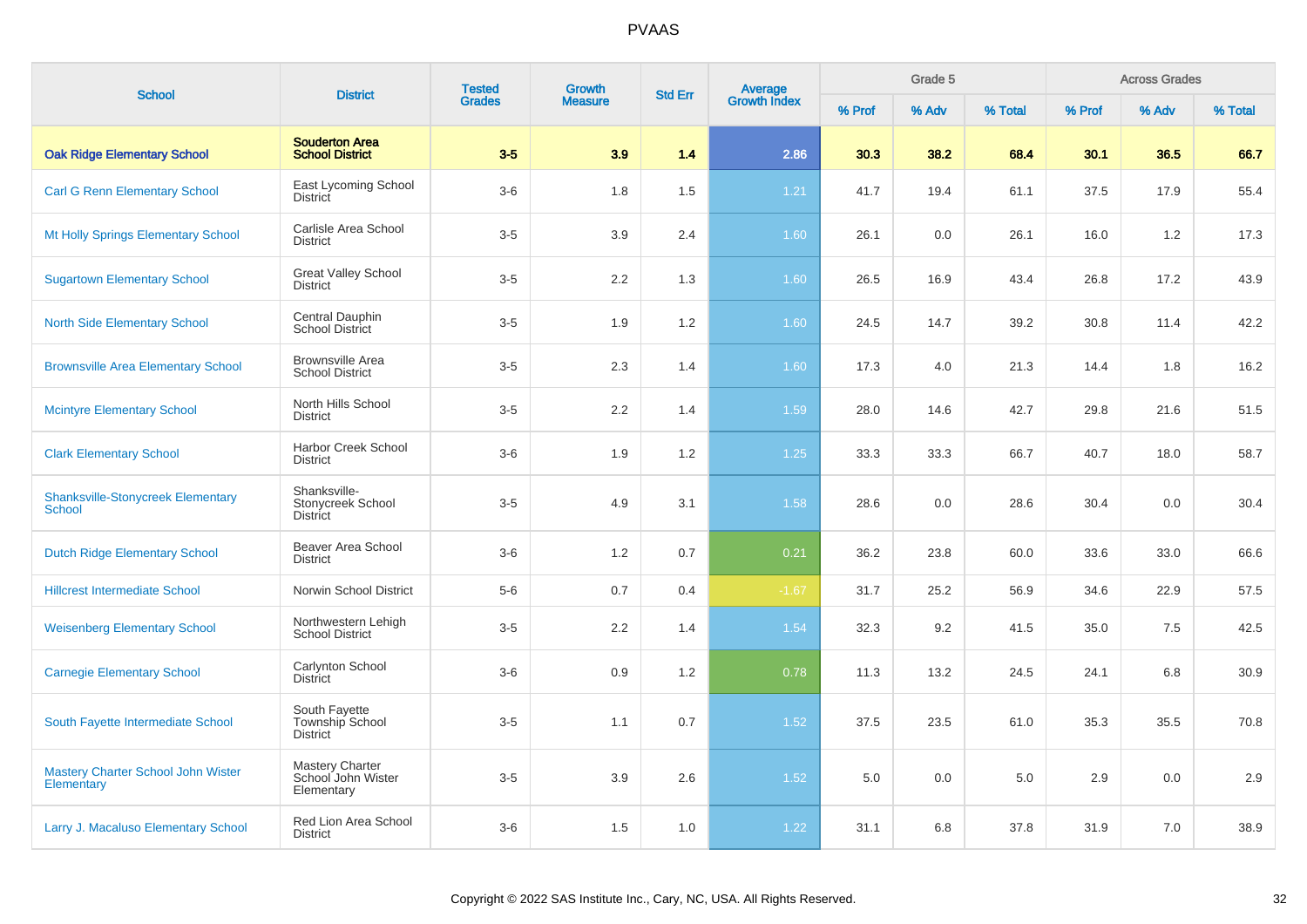# PVAAS

| School | District | Tested Grades | Growth Measure | Std Err | Average Growth Index | Grade 5 | | | Across Grades | | |
|---|---|---|---|---|---|---|---|---|---|---|---|
| | | | | | | % Prof | % Adv | % Total | % Prof | % Adv | % Total |
| **Oak Ridge Elementary School** | **Souderton Area School District** | **3-5** | **3.9** | **1.4** | **2.86** | **30.3** | **38.2** | **68.4** | **30.1** | **36.5** | **66.7** |
| Carl G Renn Elementary School | East Lycoming School District | 3-6 | 1.8 | 1.5 | 1.21 | 41.7 | 19.4 | 61.1 | 37.5 | 17.9 | 55.4 |
| Mt Holly Springs Elementary School | Carlisle Area School District | 3-5 | 3.9 | 2.4 | 1.60 | 26.1 | 0.0 | 26.1 | 16.0 | 1.2 | 17.3 |
| Sugartown Elementary School | Great Valley School District | 3-5 | 2.2 | 1.3 | 1.60 | 26.5 | 16.9 | 43.4 | 26.8 | 17.2 | 43.9 |
| North Side Elementary School | Central Dauphin School District | 3-5 | 1.9 | 1.2 | 1.60 | 24.5 | 14.7 | 39.2 | 30.8 | 11.4 | 42.2 |
| Brownsville Area Elementary School | Brownsville Area School District | 3-5 | 2.3 | 1.4 | 1.60 | 17.3 | 4.0 | 21.3 | 14.4 | 1.8 | 16.2 |
| Mcintyre Elementary School | North Hills School District | 3-5 | 2.2 | 1.4 | 1.59 | 28.0 | 14.6 | 42.7 | 29.8 | 21.6 | 51.5 |
| Clark Elementary School | Harbor Creek School District | 3-6 | 1.9 | 1.2 | 1.25 | 33.3 | 33.3 | 66.7 | 40.7 | 18.0 | 58.7 |
| Shanksville-Stonycreek Elementary School | Shanksville-Stonycreek School District | 3-5 | 4.9 | 3.1 | 1.58 | 28.6 | 0.0 | 28.6 | 30.4 | 0.0 | 30.4 |
| Dutch Ridge Elementary School | Beaver Area School District | 3-6 | 1.2 | 0.7 | 0.21 | 36.2 | 23.8 | 60.0 | 33.6 | 33.0 | 66.6 |
| Hillcrest Intermediate School | Norwin School District | 5-6 | 0.7 | 0.4 | -1.67 | 31.7 | 25.2 | 56.9 | 34.6 | 22.9 | 57.5 |
| Weisenberg Elementary School | Northwestern Lehigh School District | 3-5 | 2.2 | 1.4 | 1.54 | 32.3 | 9.2 | 41.5 | 35.0 | 7.5 | 42.5 |
| Carnegie Elementary School | Carlynton School District | 3-6 | 0.9 | 1.2 | 0.78 | 11.3 | 13.2 | 24.5 | 24.1 | 6.8 | 30.9 |
| South Fayette Intermediate School | South Fayette Township School District | 3-5 | 1.1 | 0.7 | 1.52 | 37.5 | 23.5 | 61.0 | 35.3 | 35.5 | 70.8 |
| Mastery Charter School John Wister Elementary | Mastery Charter School John Wister Elementary | 3-5 | 3.9 | 2.6 | 1.52 | 5.0 | 0.0 | 5.0 | 2.9 | 0.0 | 2.9 |
| Larry J. Macaluso Elementary School | Red Lion Area School District | 3-6 | 1.5 | 1.0 | 1.22 | 31.1 | 6.8 | 37.8 | 31.9 | 7.0 | 38.9 |

Copyright © 2022 SAS Institute Inc., Cary, NC, USA. All Rights Reserved.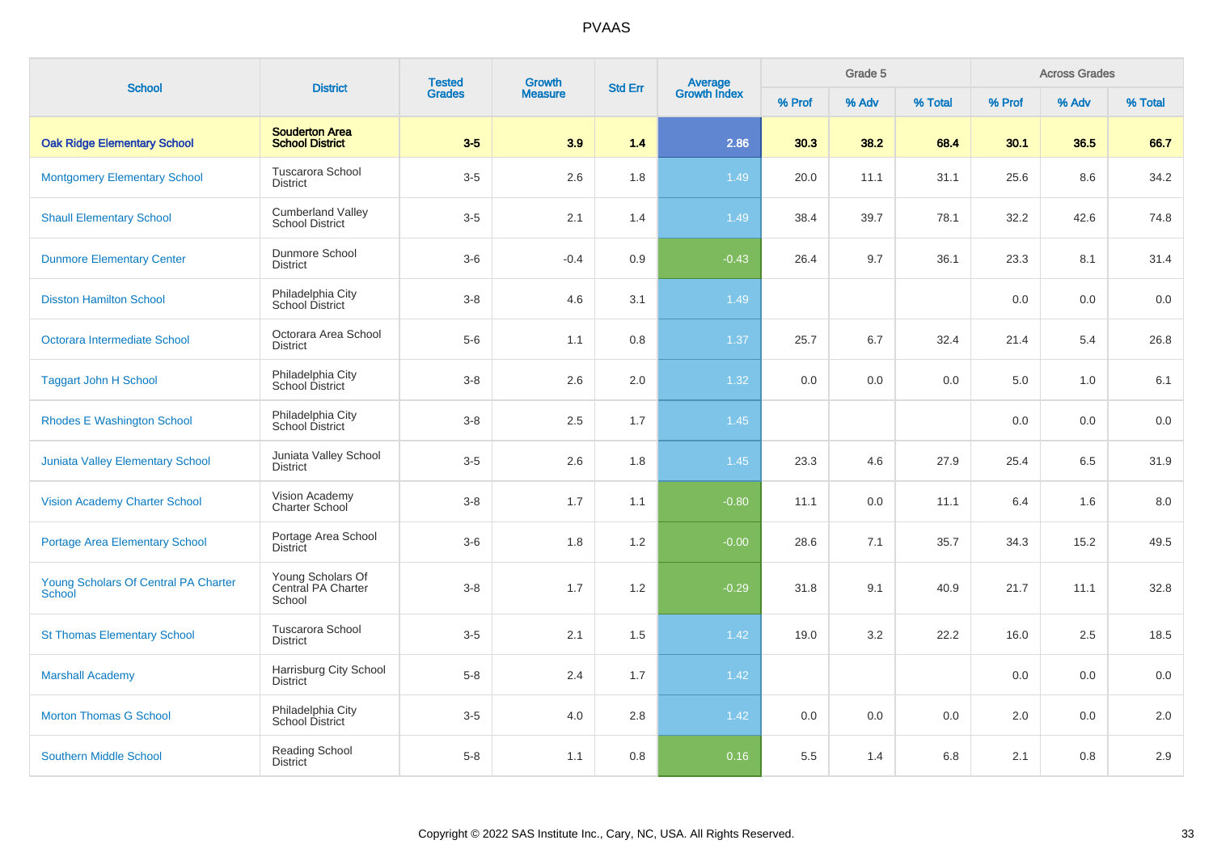# PVAAS

| School | District | Tested Grades | Growth Measure | Std Err | Average Growth Index | Grade 5 | | | Across Grades | | |
|---|---|---|---|---|---|---|---|---|---|---|---|
| | | | | | | % Prof | % Adv | % Total | % Prof | % Adv | % Total |
| **Oak Ridge Elementary School** | **Souderton Area School District** | **3-5** | **3.9** | **1.4** | **2.86** | **30.3** | **38.2** | **68.4** | **30.1** | **36.5** | **66.7** |
| Montgomery Elementary School | Tuscarora School District | 3-5 | 2.6 | 1.8 | 1.49 | 20.0 | 11.1 | 31.1 | 25.6 | 8.6 | 34.2 |
| Shaull Elementary School | Cumberland Valley School District | 3-5 | 2.1 | 1.4 | 1.49 | 38.4 | 39.7 | 78.1 | 32.2 | 42.6 | 74.8 |
| Dunmore Elementary Center | Dunmore School District | 3-6 | -0.4 | 0.9 | -0.43 | 26.4 | 9.7 | 36.1 | 23.3 | 8.1 | 31.4 |
| Disston Hamilton School | Philadelphia City School District | 3-8 | 4.6 | 3.1 | 1.49 | | | | 0.0 | 0.0 | 0.0 |
| Octorara Intermediate School | Octorara Area School District | 5-6 | 1.1 | 0.8 | 1.37 | 25.7 | 6.7 | 32.4 | 21.4 | 5.4 | 26.8 |
| Taggart John H School | Philadelphia City School District | 3-8 | 2.6 | 2.0 | 1.32 | 0.0 | 0.0 | 0.0 | 5.0 | 1.0 | 6.1 |
| Rhodes E Washington School | Philadelphia City School District | 3-8 | 2.5 | 1.7 | 1.45 | | | | 0.0 | 0.0 | 0.0 |
| Juniata Valley Elementary School | Juniata Valley School District | 3-5 | 2.6 | 1.8 | 1.45 | 23.3 | 4.6 | 27.9 | 25.4 | 6.5 | 31.9 |
| Vision Academy Charter School | Vision Academy Charter School | 3-8 | 1.7 | 1.1 | -0.80 | 11.1 | 0.0 | 11.1 | 6.4 | 1.6 | 8.0 |
| Portage Area Elementary School | Portage Area School District | 3-6 | 1.8 | 1.2 | -0.00 | 28.6 | 7.1 | 35.7 | 34.3 | 15.2 | 49.5 |
| Young Scholars Of Central PA Charter School | Young Scholars Of Central PA Charter School | 3-8 | 1.7 | 1.2 | -0.29 | 31.8 | 9.1 | 40.9 | 21.7 | 11.1 | 32.8 |
| St Thomas Elementary School | Tuscarora School District | 3-5 | 2.1 | 1.5 | 1.42 | 19.0 | 3.2 | 22.2 | 16.0 | 2.5 | 18.5 |
| Marshall Academy | Harrisburg City School District | 5-8 | 2.4 | 1.7 | 1.42 | | | | 0.0 | 0.0 | 0.0 |
| Morton Thomas G School | Philadelphia City School District | 3-5 | 4.0 | 2.8 | 1.42 | 0.0 | 0.0 | 0.0 | 2.0 | 0.0 | 2.0 |
| Southern Middle School | Reading School District | 5-8 | 1.1 | 0.8 | 0.16 | 5.5 | 1.4 | 6.8 | 2.1 | 0.8 | 2.9 |

Copyright © 2022 SAS Institute Inc., Cary, NC, USA. All Rights Reserved.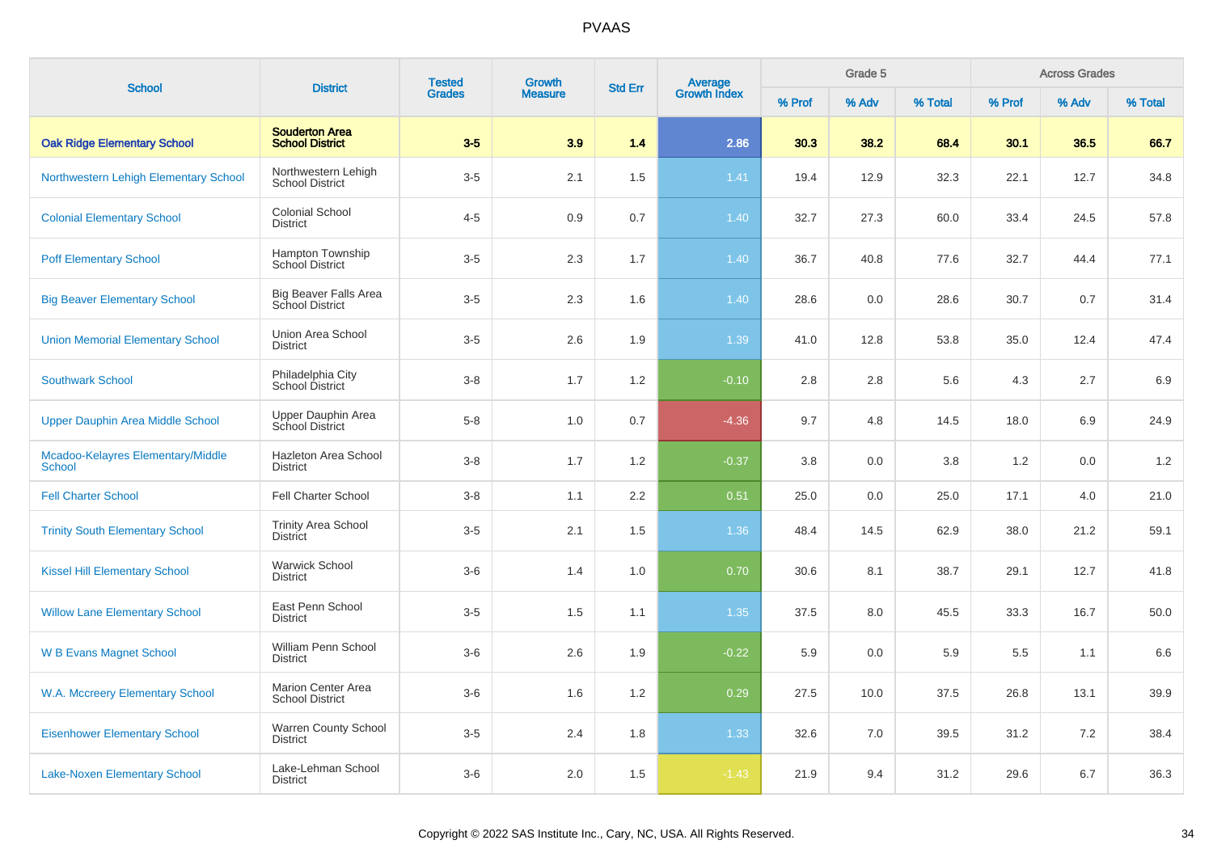# PVAAS

| School | District | Tested Grades | Growth Measure | Std Err | Average Growth Index | Grade 5 | | | Across Grades | | |
|---|---|---|---|---|---|---|---|---|---|---|---|
| | | | | | | % Prof | % Adv | % Total | % Prof | % Adv | % Total |
| **Oak Ridge Elementary School** | **Souderton Area School District** | **3-5** | **3.9** | **1.4** | **2.86** | **30.3** | **38.2** | **68.4** | **30.1** | **36.5** | **66.7** |
| Northwestern Lehigh Elementary School | Northwestern Lehigh School District | 3-5 | 2.1 | 1.5 | 1.41 | 19.4 | 12.9 | 32.3 | 22.1 | 12.7 | 34.8 |
| Colonial Elementary School | Colonial School District | 4-5 | 0.9 | 0.7 | 1.40 | 32.7 | 27.3 | 60.0 | 33.4 | 24.5 | 57.8 |
| Poff Elementary School | Hampton Township School District | 3-5 | 2.3 | 1.7 | 1.40 | 36.7 | 40.8 | 77.6 | 32.7 | 44.4 | 77.1 |
| Big Beaver Elementary School | Big Beaver Falls Area School District | 3-5 | 2.3 | 1.6 | 1.40 | 28.6 | 0.0 | 28.6 | 30.7 | 0.7 | 31.4 |
| Union Memorial Elementary School | Union Area School District | 3-5 | 2.6 | 1.9 | 1.39 | 41.0 | 12.8 | 53.8 | 35.0 | 12.4 | 47.4 |
| Southwark School | Philadelphia City School District | 3-8 | 1.7 | 1.2 | -0.10 | 2.8 | 2.8 | 5.6 | 4.3 | 2.7 | 6.9 |
| Upper Dauphin Area Middle School | Upper Dauphin Area School District | 5-8 | 1.0 | 0.7 | -4.36 | 9.7 | 4.8 | 14.5 | 18.0 | 6.9 | 24.9 |
| Mcadoo-Kelayres Elementary/Middle School | Hazleton Area School District | 3-8 | 1.7 | 1.2 | -0.37 | 3.8 | 0.0 | 3.8 | 1.2 | 0.0 | 1.2 |
| Fell Charter School | Fell Charter School | 3-8 | 1.1 | 2.2 | 0.51 | 25.0 | 0.0 | 25.0 | 17.1 | 4.0 | 21.0 |
| Trinity South Elementary School | Trinity Area School District | 3-5 | 2.1 | 1.5 | 1.36 | 48.4 | 14.5 | 62.9 | 38.0 | 21.2 | 59.1 |
| Kissel Hill Elementary School | Warwick School District | 3-6 | 1.4 | 1.0 | 0.70 | 30.6 | 8.1 | 38.7 | 29.1 | 12.7 | 41.8 |
| Willow Lane Elementary School | East Penn School District | 3-5 | 1.5 | 1.1 | 1.35 | 37.5 | 8.0 | 45.5 | 33.3 | 16.7 | 50.0 |
| W B Evans Magnet School | William Penn School District | 3-6 | 2.6 | 1.9 | -0.22 | 5.9 | 0.0 | 5.9 | 5.5 | 1.1 | 6.6 |
| W.A. Mccreery Elementary School | Marion Center Area School District | 3-6 | 1.6 | 1.2 | 0.29 | 27.5 | 10.0 | 37.5 | 26.8 | 13.1 | 39.9 |
| Eisenhower Elementary School | Warren County School District | 3-5 | 2.4 | 1.8 | 1.33 | 32.6 | 7.0 | 39.5 | 31.2 | 7.2 | 38.4 |
| Lake-Noxen Elementary School | Lake-Lehman School District | 3-6 | 2.0 | 1.5 | -1.43 | 21.9 | 9.4 | 31.2 | 29.6 | 6.7 | 36.3 |

Copyright © 2022 SAS Institute Inc., Cary, NC, USA. All Rights Reserved.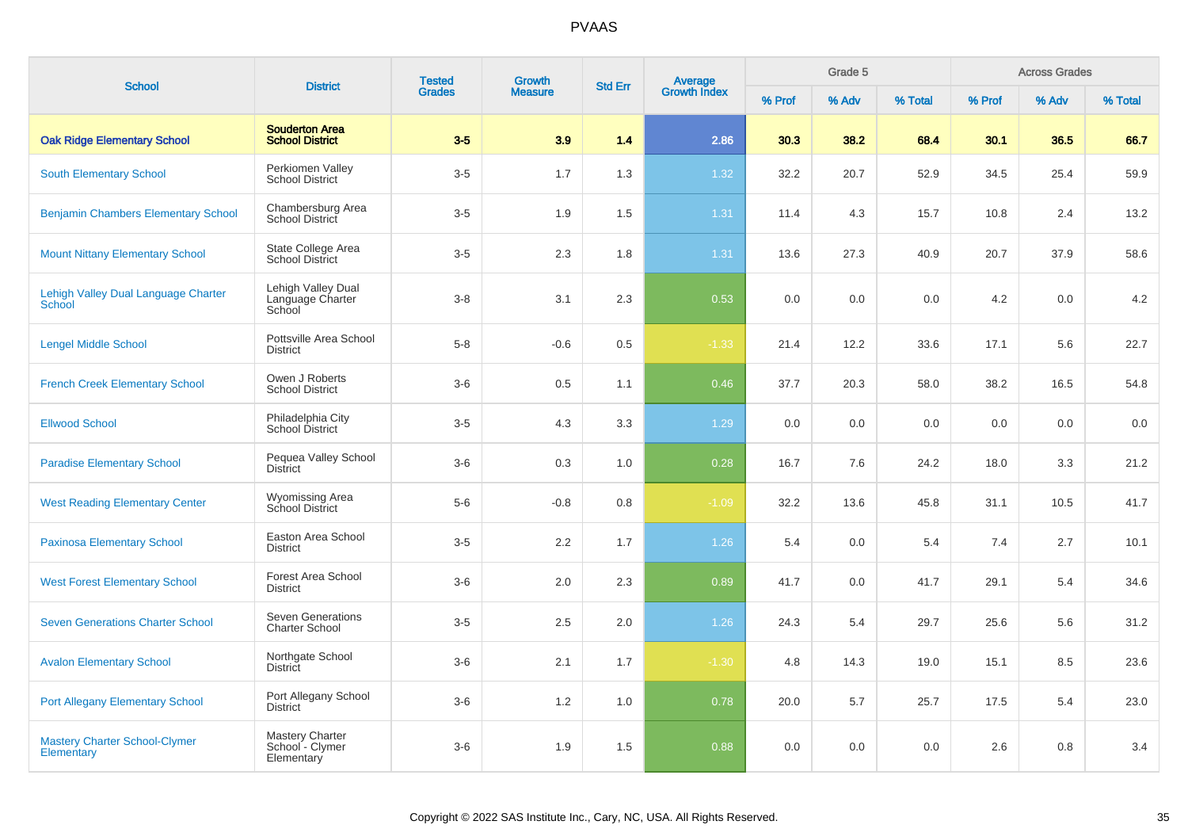# PVAAS

| School | District | Tested Grades | Growth Measure | Std Err | Average Growth Index | Grade 5 | | | Across Grades | | |
|---|---|---|---|---|---|---|---|---|---|---|---|
| | | | | | | % Prof | % Adv | % Total | % Prof | % Adv | % Total |
| **Oak Ridge Elementary School** | **Souderton Area School District** | **3-5** | **3.9** | **1.4** | **2.86** | **30.3** | **38.2** | **68.4** | **30.1** | **36.5** | **66.7** |
| South Elementary School | Perkiomen Valley School District | 3-5 | 1.7 | 1.3 | 1.32 | 32.2 | 20.7 | 52.9 | 34.5 | 25.4 | 59.9 |
| Benjamin Chambers Elementary School | Chambersburg Area School District | 3-5 | 1.9 | 1.5 | 1.31 | 11.4 | 4.3 | 15.7 | 10.8 | 2.4 | 13.2 |
| Mount Nittany Elementary School | State College Area School District | 3-5 | 2.3 | 1.8 | 1.31 | 13.6 | 27.3 | 40.9 | 20.7 | 37.9 | 58.6 |
| Lehigh Valley Dual Language Charter School | Lehigh Valley Dual Language Charter School | 3-8 | 3.1 | 2.3 | 0.53 | 0.0 | 0.0 | 0.0 | 4.2 | 0.0 | 4.2 |
| Lengel Middle School | Pottsville Area School District | 5-8 | -0.6 | 0.5 | -1.33 | 21.4 | 12.2 | 33.6 | 17.1 | 5.6 | 22.7 |
| French Creek Elementary School | Owen J Roberts School District | 3-6 | 0.5 | 1.1 | 0.46 | 37.7 | 20.3 | 58.0 | 38.2 | 16.5 | 54.8 |
| Ellwood School | Philadelphia City School District | 3-5 | 4.3 | 3.3 | 1.29 | 0.0 | 0.0 | 0.0 | 0.0 | 0.0 | 0.0 |
| Paradise Elementary School | Pequea Valley School District | 3-6 | 0.3 | 1.0 | 0.28 | 16.7 | 7.6 | 24.2 | 18.0 | 3.3 | 21.2 |
| West Reading Elementary Center | Wyomissing Area School District | 5-6 | -0.8 | 0.8 | -1.09 | 32.2 | 13.6 | 45.8 | 31.1 | 10.5 | 41.7 |
| Paxinosa Elementary School | Easton Area School District | 3-5 | 2.2 | 1.7 | 1.26 | 5.4 | 0.0 | 5.4 | 7.4 | 2.7 | 10.1 |
| West Forest Elementary School | Forest Area School District | 3-6 | 2.0 | 2.3 | 0.89 | 41.7 | 0.0 | 41.7 | 29.1 | 5.4 | 34.6 |
| Seven Generations Charter School | Seven Generations Charter School | 3-5 | 2.5 | 2.0 | 1.26 | 24.3 | 5.4 | 29.7 | 25.6 | 5.6 | 31.2 |
| Avalon Elementary School | Northgate School District | 3-6 | 2.1 | 1.7 | -1.30 | 4.8 | 14.3 | 19.0 | 15.1 | 8.5 | 23.6 |
| Port Allegany Elementary School | Port Allegany School District | 3-6 | 1.2 | 1.0 | 0.78 | 20.0 | 5.7 | 25.7 | 17.5 | 5.4 | 23.0 |
| Mastery Charter School-Clymer Elementary | Mastery Charter School - Clymer Elementary | 3-6 | 1.9 | 1.5 | 0.88 | 0.0 | 0.0 | 0.0 | 2.6 | 0.8 | 3.4 |

Copyright © 2022 SAS Institute Inc., Cary, NC, USA. All Rights Reserved.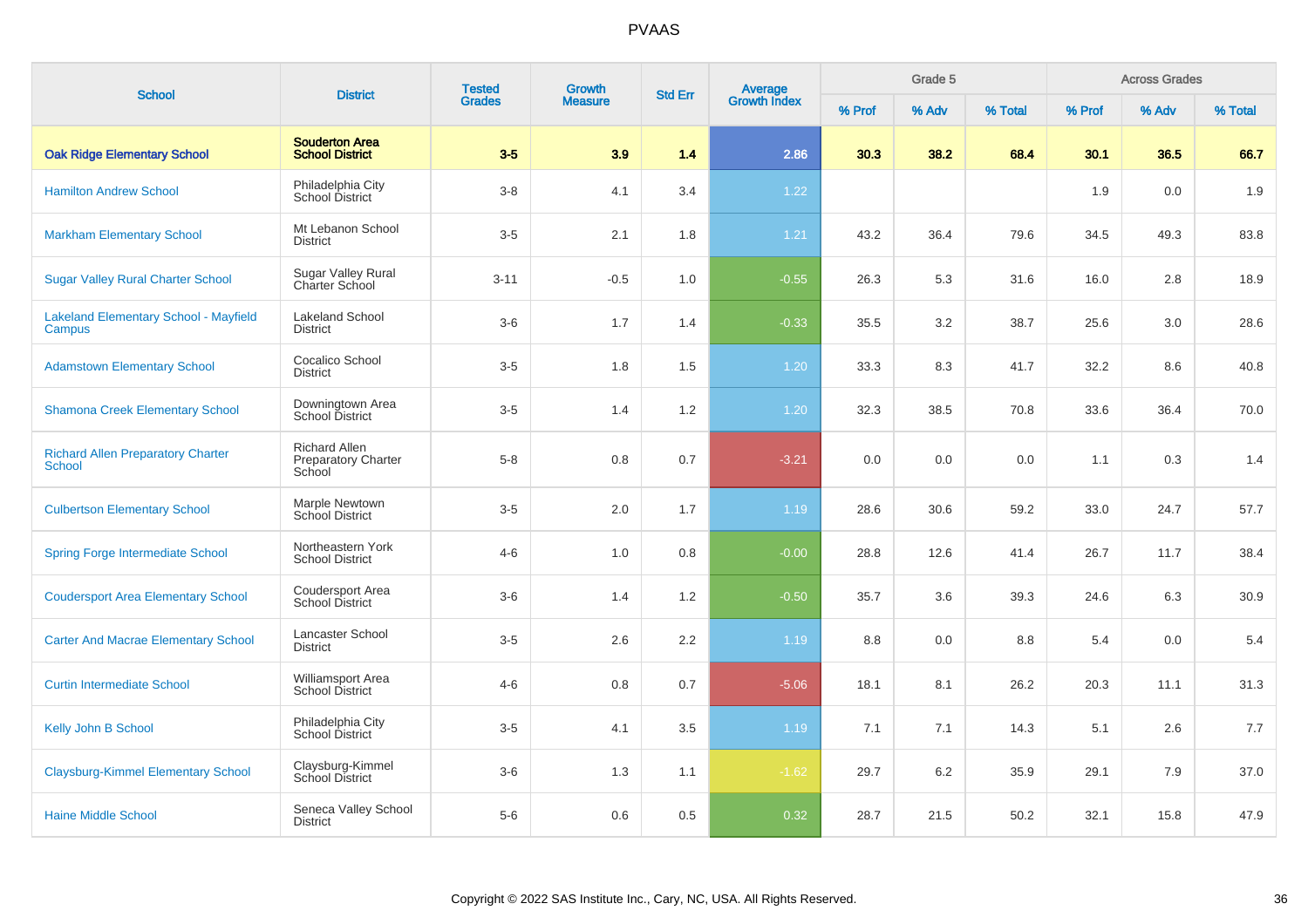# PVAAS

| School | District | Tested Grades | Growth Measure | Std Err | Average Growth Index | Grade 5 | | | Across Grades | | |
|---|---|---|---|---|---|---|---|---|---|---|---|
| | | | | | | % Prof | % Adv | % Total | % Prof | % Adv | % Total |
| **Oak Ridge Elementary School** | **Souderton Area School District** | **3-5** | **3.9** | **1.4** | **2.86** | **30.3** | **38.2** | **68.4** | **30.1** | **36.5** | **66.7** |
| Hamilton Andrew School | Philadelphia City School District | 3-8 | 4.1 | 3.4 | 1.22 | | | | 1.9 | 0.0 | 1.9 |
| Markham Elementary School | Mt Lebanon School District | 3-5 | 2.1 | 1.8 | 1.21 | 43.2 | 36.4 | 79.6 | 34.5 | 49.3 | 83.8 |
| Sugar Valley Rural Charter School | Sugar Valley Rural Charter School | 3-11 | -0.5 | 1.0 | -0.55 | 26.3 | 5.3 | 31.6 | 16.0 | 2.8 | 18.9 |
| Lakeland Elementary School - Mayfield Campus | Lakeland School District | 3-6 | 1.7 | 1.4 | -0.33 | 35.5 | 3.2 | 38.7 | 25.6 | 3.0 | 28.6 |
| Adamstown Elementary School | Cocalico School District | 3-5 | 1.8 | 1.5 | 1.20 | 33.3 | 8.3 | 41.7 | 32.2 | 8.6 | 40.8 |
| Shamona Creek Elementary School | Downingtown Area School District | 3-5 | 1.4 | 1.2 | 1.20 | 32.3 | 38.5 | 70.8 | 33.6 | 36.4 | 70.0 |
| Richard Allen Preparatory Charter School | Richard Allen Preparatory Charter School | 5-8 | 0.8 | 0.7 | -3.21 | 0.0 | 0.0 | 0.0 | 1.1 | 0.3 | 1.4 |
| Culbertson Elementary School | Marple Newtown School District | 3-5 | 2.0 | 1.7 | 1.19 | 28.6 | 30.6 | 59.2 | 33.0 | 24.7 | 57.7 |
| Spring Forge Intermediate School | Northeastern York School District | 4-6 | 1.0 | 0.8 | -0.00 | 28.8 | 12.6 | 41.4 | 26.7 | 11.7 | 38.4 |
| Coudersport Area Elementary School | Coudersport Area School District | 3-6 | 1.4 | 1.2 | -0.50 | 35.7 | 3.6 | 39.3 | 24.6 | 6.3 | 30.9 |
| Carter And Macrae Elementary School | Lancaster School District | 3-5 | 2.6 | 2.2 | 1.19 | 8.8 | 0.0 | 8.8 | 5.4 | 0.0 | 5.4 |
| Curtin Intermediate School | Williamsport Area School District | 4-6 | 0.8 | 0.7 | -5.06 | 18.1 | 8.1 | 26.2 | 20.3 | 11.1 | 31.3 |
| Kelly John B School | Philadelphia City School District | 3-5 | 4.1 | 3.5 | 1.19 | 7.1 | 7.1 | 14.3 | 5.1 | 2.6 | 7.7 |
| Claysburg-Kimmel Elementary School | Claysburg-Kimmel School District | 3-6 | 1.3 | 1.1 | -1.62 | 29.7 | 6.2 | 35.9 | 29.1 | 7.9 | 37.0 |
| Haine Middle School | Seneca Valley School District | 5-6 | 0.6 | 0.5 | 0.32 | 28.7 | 21.5 | 50.2 | 32.1 | 15.8 | 47.9 |

Copyright © 2022 SAS Institute Inc., Cary, NC, USA. All Rights Reserved.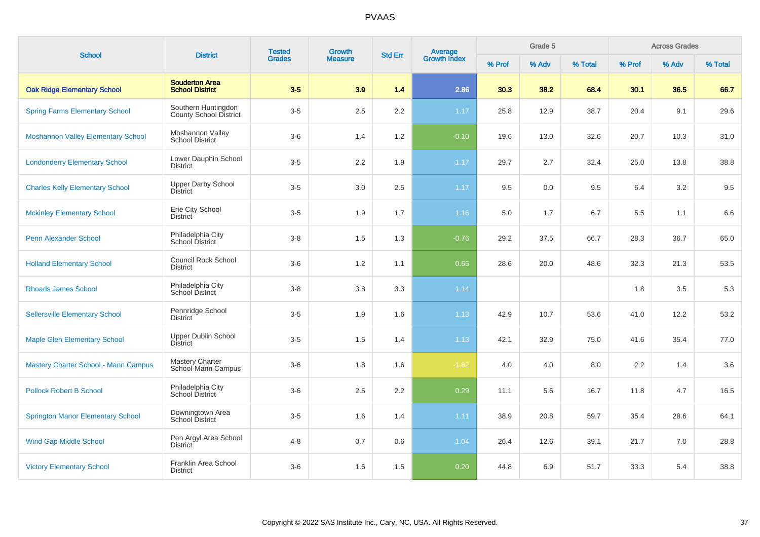# PVAAS

| School | District | Tested Grades | Growth Measure | Std Err | Average Growth Index | Grade 5 | | | Across Grades | | |
|---|---|---|---|---|---|---|---|---|---|---|---|
| | | | | | | % Prof | % Adv | % Total | % Prof | % Adv | % Total |
| **Oak Ridge Elementary School** | **Souderton Area School District** | **3-5** | **3.9** | **1.4** | **2.86** | **30.3** | **38.2** | **68.4** | **30.1** | **36.5** | **66.7** |
| Spring Farms Elementary School | Southern Huntingdon County School District | 3-5 | 2.5 | 2.2 | 1.17 | 25.8 | 12.9 | 38.7 | 20.4 | 9.1 | 29.6 |
| Moshannon Valley Elementary School | Moshannon Valley School District | 3-6 | 1.4 | 1.2 | -0.10 | 19.6 | 13.0 | 32.6 | 20.7 | 10.3 | 31.0 |
| Londonderry Elementary School | Lower Dauphin School District | 3-5 | 2.2 | 1.9 | 1.17 | 29.7 | 2.7 | 32.4 | 25.0 | 13.8 | 38.8 |
| Charles Kelly Elementary School | Upper Darby School District | 3-5 | 3.0 | 2.5 | 1.17 | 9.5 | 0.0 | 9.5 | 6.4 | 3.2 | 9.5 |
| Mckinley Elementary School | Erie City School District | 3-5 | 1.9 | 1.7 | 1.16 | 5.0 | 1.7 | 6.7 | 5.5 | 1.1 | 6.6 |
| Penn Alexander School | Philadelphia City School District | 3-8 | 1.5 | 1.3 | -0.76 | 29.2 | 37.5 | 66.7 | 28.3 | 36.7 | 65.0 |
| Holland Elementary School | Council Rock School District | 3-6 | 1.2 | 1.1 | 0.65 | 28.6 | 20.0 | 48.6 | 32.3 | 21.3 | 53.5 |
| Rhoads James School | Philadelphia City School District | 3-8 | 3.8 | 3.3 | 1.14 | | | | 1.8 | 3.5 | 5.3 |
| Sellersville Elementary School | Pennridge School District | 3-5 | 1.9 | 1.6 | 1.13 | 42.9 | 10.7 | 53.6 | 41.0 | 12.2 | 53.2 |
| Maple Glen Elementary School | Upper Dublin School District | 3-5 | 1.5 | 1.4 | 1.13 | 42.1 | 32.9 | 75.0 | 41.6 | 35.4 | 77.0 |
| Mastery Charter School - Mann Campus | Mastery Charter School-Mann Campus | 3-6 | 1.8 | 1.6 | -1.82 | 4.0 | 4.0 | 8.0 | 2.2 | 1.4 | 3.6 |
| Pollock Robert B School | Philadelphia City School District | 3-6 | 2.5 | 2.2 | 0.29 | 11.1 | 5.6 | 16.7 | 11.8 | 4.7 | 16.5 |
| Springton Manor Elementary School | Downingtown Area School District | 3-5 | 1.6 | 1.4 | 1.11 | 38.9 | 20.8 | 59.7 | 35.4 | 28.6 | 64.1 |
| Wind Gap Middle School | Pen Argyl Area School District | 4-8 | 0.7 | 0.6 | 1.04 | 26.4 | 12.6 | 39.1 | 21.7 | 7.0 | 28.8 |
| Victory Elementary School | Franklin Area School District | 3-6 | 1.6 | 1.5 | 0.20 | 44.8 | 6.9 | 51.7 | 33.3 | 5.4 | 38.8 |

Copyright © 2022 SAS Institute Inc., Cary, NC, USA. All Rights Reserved.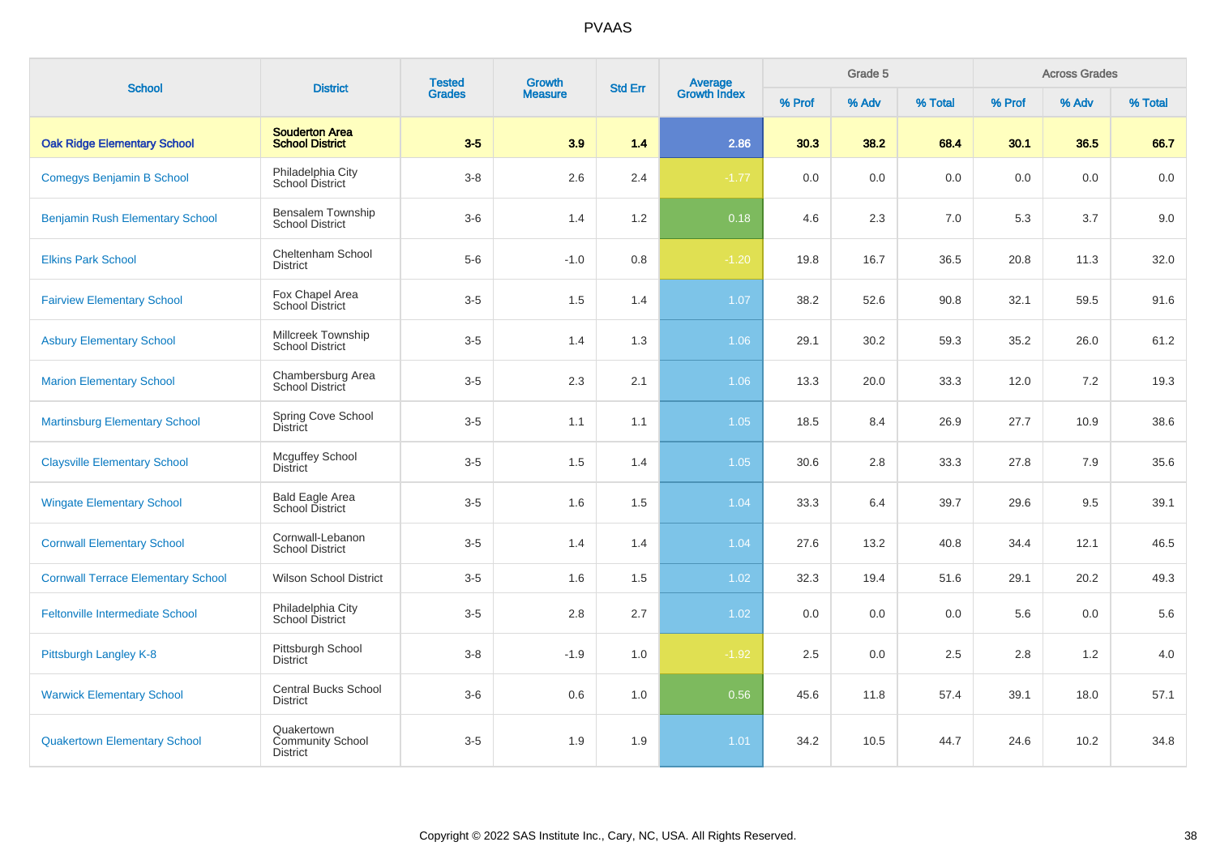# PVAAS

| School | District | Tested Grades | Growth Measure | Std Err | Average Growth Index | Grade 5 | | | Across Grades | | |
|---|---|---|---|---|---|---|---|---|---|---|---|
| | | | | | | % Prof | % Adv | % Total | % Prof | % Adv | % Total |
| **Oak Ridge Elementary School** | **Souderton Area School District** | **3-5** | **3.9** | **1.4** | **2.86** | **30.3** | **38.2** | **68.4** | **30.1** | **36.5** | **66.7** |
| Comegys Benjamin B School | Philadelphia City School District | 3-8 | 2.6 | 2.4 | -1.77 | 0.0 | 0.0 | 0.0 | 0.0 | 0.0 | 0.0 |
| Benjamin Rush Elementary School | Bensalem Township School District | 3-6 | 1.4 | 1.2 | 0.18 | 4.6 | 2.3 | 7.0 | 5.3 | 3.7 | 9.0 |
| Elkins Park School | Cheltenham School District | 5-6 | -1.0 | 0.8 | -1.20 | 19.8 | 16.7 | 36.5 | 20.8 | 11.3 | 32.0 |
| Fairview Elementary School | Fox Chapel Area School District | 3-5 | 1.5 | 1.4 | 1.07 | 38.2 | 52.6 | 90.8 | 32.1 | 59.5 | 91.6 |
| Asbury Elementary School | Millcreek Township School District | 3-5 | 1.4 | 1.3 | 1.06 | 29.1 | 30.2 | 59.3 | 35.2 | 26.0 | 61.2 |
| Marion Elementary School | Chambersburg Area School District | 3-5 | 2.3 | 2.1 | 1.06 | 13.3 | 20.0 | 33.3 | 12.0 | 7.2 | 19.3 |
| Martinsburg Elementary School | Spring Cove School District | 3-5 | 1.1 | 1.1 | 1.05 | 18.5 | 8.4 | 26.9 | 27.7 | 10.9 | 38.6 |
| Claysville Elementary School | Mcguffey School District | 3-5 | 1.5 | 1.4 | 1.05 | 30.6 | 2.8 | 33.3 | 27.8 | 7.9 | 35.6 |
| Wingate Elementary School | Bald Eagle Area School District | 3-5 | 1.6 | 1.5 | 1.04 | 33.3 | 6.4 | 39.7 | 29.6 | 9.5 | 39.1 |
| Cornwall Elementary School | Cornwall-Lebanon School District | 3-5 | 1.4 | 1.4 | 1.04 | 27.6 | 13.2 | 40.8 | 34.4 | 12.1 | 46.5 |
| Cornwall Terrace Elementary School | Wilson School District | 3-5 | 1.6 | 1.5 | 1.02 | 32.3 | 19.4 | 51.6 | 29.1 | 20.2 | 49.3 |
| Feltonville Intermediate School | Philadelphia City School District | 3-5 | 2.8 | 2.7 | 1.02 | 0.0 | 0.0 | 0.0 | 5.6 | 0.0 | 5.6 |
| Pittsburgh Langley K-8 | Pittsburgh School District | 3-8 | -1.9 | 1.0 | -1.92 | 2.5 | 0.0 | 2.5 | 2.8 | 1.2 | 4.0 |
| Warwick Elementary School | Central Bucks School District | 3-6 | 0.6 | 1.0 | 0.56 | 45.6 | 11.8 | 57.4 | 39.1 | 18.0 | 57.1 |
| Quakertown Elementary School | Quakertown Community School District | 3-5 | 1.9 | 1.9 | 1.01 | 34.2 | 10.5 | 44.7 | 24.6 | 10.2 | 34.8 |

Copyright © 2022 SAS Institute Inc., Cary, NC, USA. All Rights Reserved.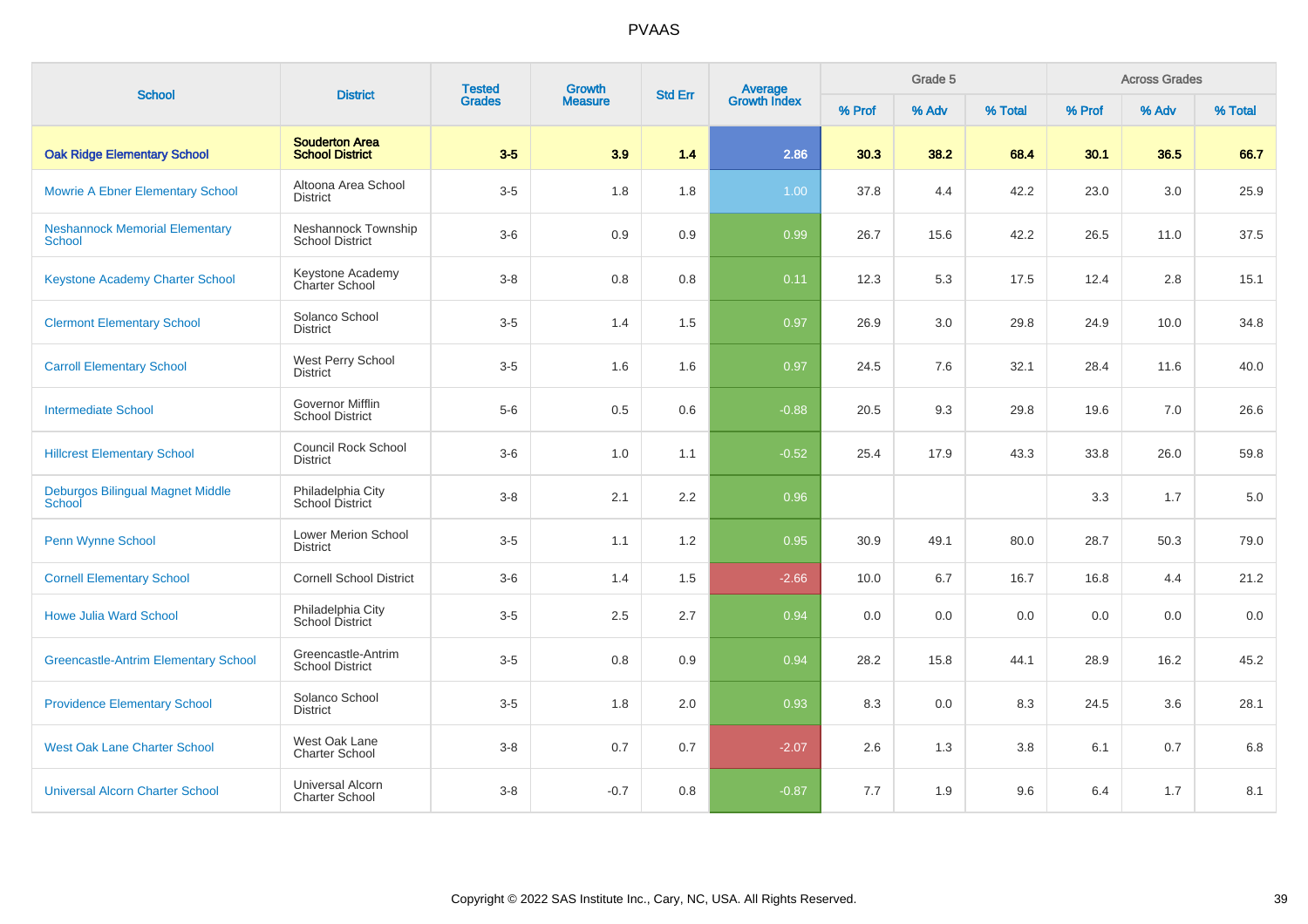# PVAAS

| School | District | Tested Grades | Growth Measure | Std Err | Average Growth Index | Grade 5 | | | Across Grades | | |
|---|---|---|---|---|---|---|---|---|---|---|---|
| | | | | | | % Prof | % Adv | % Total | % Prof | % Adv | % Total |
| **Oak Ridge Elementary School** | **Souderton Area School District** | **3-5** | **3.9** | **1.4** | **2.86** | **30.3** | **38.2** | **68.4** | **30.1** | **36.5** | **66.7** |
| Mowrie A Ebner Elementary School | Altoona Area School District | 3-5 | 1.8 | 1.8 | 1.00 | 37.8 | 4.4 | 42.2 | 23.0 | 3.0 | 25.9 |
| Neshannock Memorial Elementary School | Neshannock Township School District | 3-6 | 0.9 | 0.9 | 0.99 | 26.7 | 15.6 | 42.2 | 26.5 | 11.0 | 37.5 |
| Keystone Academy Charter School | Keystone Academy Charter School | 3-8 | 0.8 | 0.8 | 0.11 | 12.3 | 5.3 | 17.5 | 12.4 | 2.8 | 15.1 |
| Clermont Elementary School | Solanco School District | 3-5 | 1.4 | 1.5 | 0.97 | 26.9 | 3.0 | 29.8 | 24.9 | 10.0 | 34.8 |
| Carroll Elementary School | West Perry School District | 3-5 | 1.6 | 1.6 | 0.97 | 24.5 | 7.6 | 32.1 | 28.4 | 11.6 | 40.0 |
| Intermediate School | Governor Mifflin School District | 5-6 | 0.5 | 0.6 | -0.88 | 20.5 | 9.3 | 29.8 | 19.6 | 7.0 | 26.6 |
| Hillcrest Elementary School | Council Rock School District | 3-6 | 1.0 | 1.1 | -0.52 | 25.4 | 17.9 | 43.3 | 33.8 | 26.0 | 59.8 |
| Deburgos Bilingual Magnet Middle School | Philadelphia City School District | 3-8 | 2.1 | 2.2 | 0.96 | | | | 3.3 | 1.7 | 5.0 |
| Penn Wynne School | Lower Merion School District | 3-5 | 1.1 | 1.2 | 0.95 | 30.9 | 49.1 | 80.0 | 28.7 | 50.3 | 79.0 |
| Cornell Elementary School | Cornell School District | 3-6 | 1.4 | 1.5 | -2.66 | 10.0 | 6.7 | 16.7 | 16.8 | 4.4 | 21.2 |
| Howe Julia Ward School | Philadelphia City School District | 3-5 | 2.5 | 2.7 | 0.94 | 0.0 | 0.0 | 0.0 | 0.0 | 0.0 | 0.0 |
| Greencastle-Antrim Elementary School | Greencastle-Antrim School District | 3-5 | 0.8 | 0.9 | 0.94 | 28.2 | 15.8 | 44.1 | 28.9 | 16.2 | 45.2 |
| Providence Elementary School | Solanco School District | 3-5 | 1.8 | 2.0 | 0.93 | 8.3 | 0.0 | 8.3 | 24.5 | 3.6 | 28.1 |
| West Oak Lane Charter School | West Oak Lane Charter School | 3-8 | 0.7 | 0.7 | -2.07 | 2.6 | 1.3 | 3.8 | 6.1 | 0.7 | 6.8 |
| Universal Alcorn Charter School | Universal Alcorn Charter School | 3-8 | -0.7 | 0.8 | -0.87 | 7.7 | 1.9 | 9.6 | 6.4 | 1.7 | 8.1 |

Copyright © 2022 SAS Institute Inc., Cary, NC, USA. All Rights Reserved.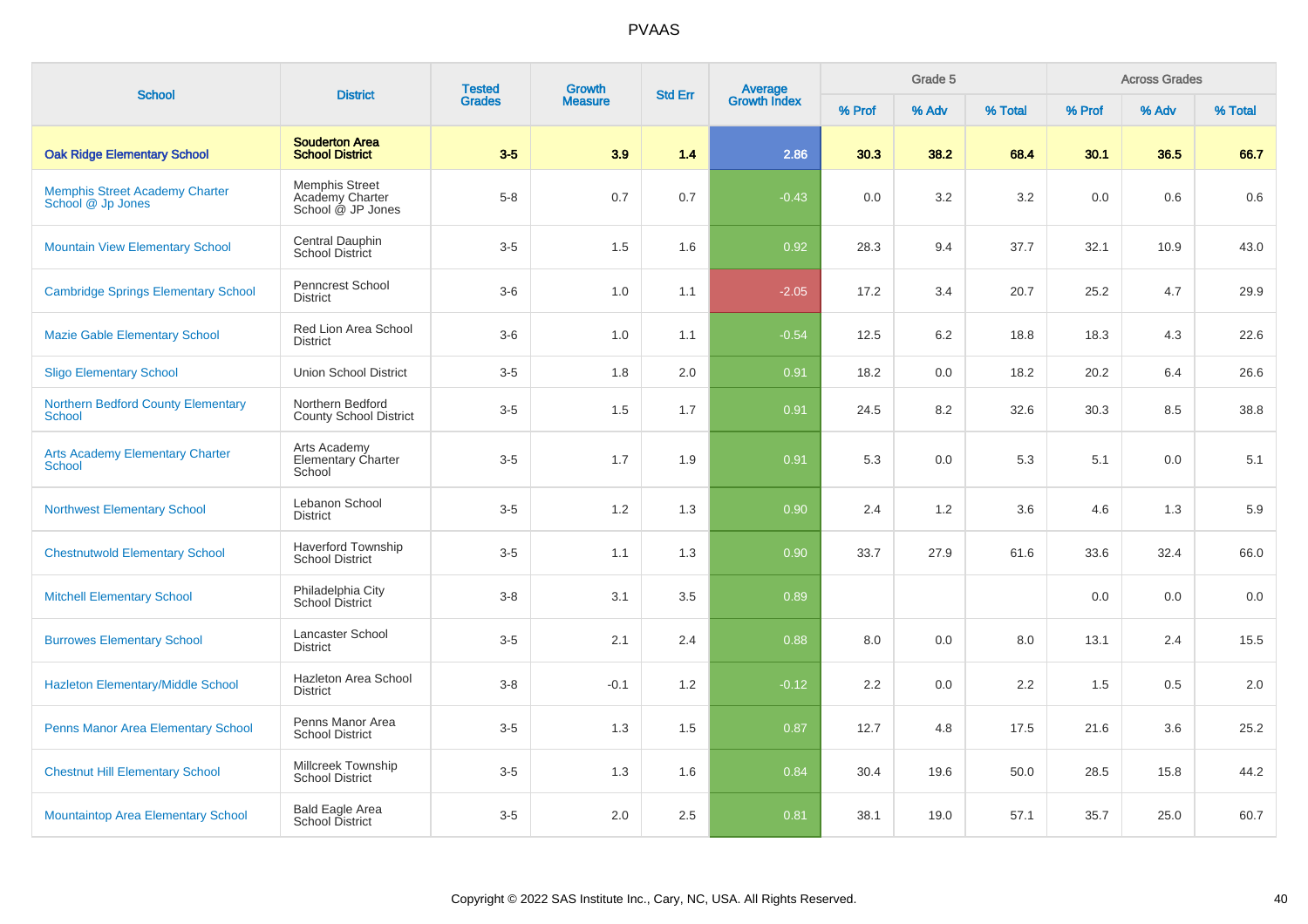# PVAAS

| School | District | Tested Grades | Growth Measure | Std Err | Average Growth Index | Grade 5 | | | Across Grades | | |
|---|---|---|---|---|---|---|---|---|---|---|---|
| | | | | | | % Prof | % Adv | % Total | % Prof | % Adv | % Total |
| **Oak Ridge Elementary School** | **Souderton Area School District** | **3-5** | **3.9** | **1.4** | **2.86** | **30.3** | **38.2** | **68.4** | **30.1** | **36.5** | **66.7** |
| Memphis Street Academy Charter School @ Jp Jones | Memphis Street Academy Charter School @ JP Jones | 5-8 | 0.7 | 0.7 | -0.43 | 0.0 | 3.2 | 3.2 | 0.0 | 0.6 | 0.6 |
| Mountain View Elementary School | Central Dauphin School District | 3-5 | 1.5 | 1.6 | 0.92 | 28.3 | 9.4 | 37.7 | 32.1 | 10.9 | 43.0 |
| Cambridge Springs Elementary School | Penncrest School District | 3-6 | 1.0 | 1.1 | -2.05 | 17.2 | 3.4 | 20.7 | 25.2 | 4.7 | 29.9 |
| Mazie Gable Elementary School | Red Lion Area School District | 3-6 | 1.0 | 1.1 | -0.54 | 12.5 | 6.2 | 18.8 | 18.3 | 4.3 | 22.6 |
| Sligo Elementary School | Union School District | 3-5 | 1.8 | 2.0 | 0.91 | 18.2 | 0.0 | 18.2 | 20.2 | 6.4 | 26.6 |
| Northern Bedford County Elementary School | Northern Bedford County School District | 3-5 | 1.5 | 1.7 | 0.91 | 24.5 | 8.2 | 32.6 | 30.3 | 8.5 | 38.8 |
| Arts Academy Elementary Charter School | Arts Academy Elementary Charter School | 3-5 | 1.7 | 1.9 | 0.91 | 5.3 | 0.0 | 5.3 | 5.1 | 0.0 | 5.1 |
| Northwest Elementary School | Lebanon School District | 3-5 | 1.2 | 1.3 | 0.90 | 2.4 | 1.2 | 3.6 | 4.6 | 1.3 | 5.9 |
| Chestnutwold Elementary School | Haverford Township School District | 3-5 | 1.1 | 1.3 | 0.90 | 33.7 | 27.9 | 61.6 | 33.6 | 32.4 | 66.0 |
| Mitchell Elementary School | Philadelphia City School District | 3-8 | 3.1 | 3.5 | 0.89 | | | | 0.0 | 0.0 | 0.0 |
| Burrowes Elementary School | Lancaster School District | 3-5 | 2.1 | 2.4 | 0.88 | 8.0 | 0.0 | 8.0 | 13.1 | 2.4 | 15.5 |
| Hazleton Elementary/Middle School | Hazleton Area School District | 3-8 | -0.1 | 1.2 | -0.12 | 2.2 | 0.0 | 2.2 | 1.5 | 0.5 | 2.0 |
| Penns Manor Area Elementary School | Penns Manor Area School District | 3-5 | 1.3 | 1.5 | 0.87 | 12.7 | 4.8 | 17.5 | 21.6 | 3.6 | 25.2 |
| Chestnut Hill Elementary School | Millcreek Township School District | 3-5 | 1.3 | 1.6 | 0.84 | 30.4 | 19.6 | 50.0 | 28.5 | 15.8 | 44.2 |
| Mountaintop Area Elementary School | Bald Eagle Area School District | 3-5 | 2.0 | 2.5 | 0.81 | 38.1 | 19.0 | 57.1 | 35.7 | 25.0 | 60.7 |

Copyright © 2022 SAS Institute Inc., Cary, NC, USA. All Rights Reserved.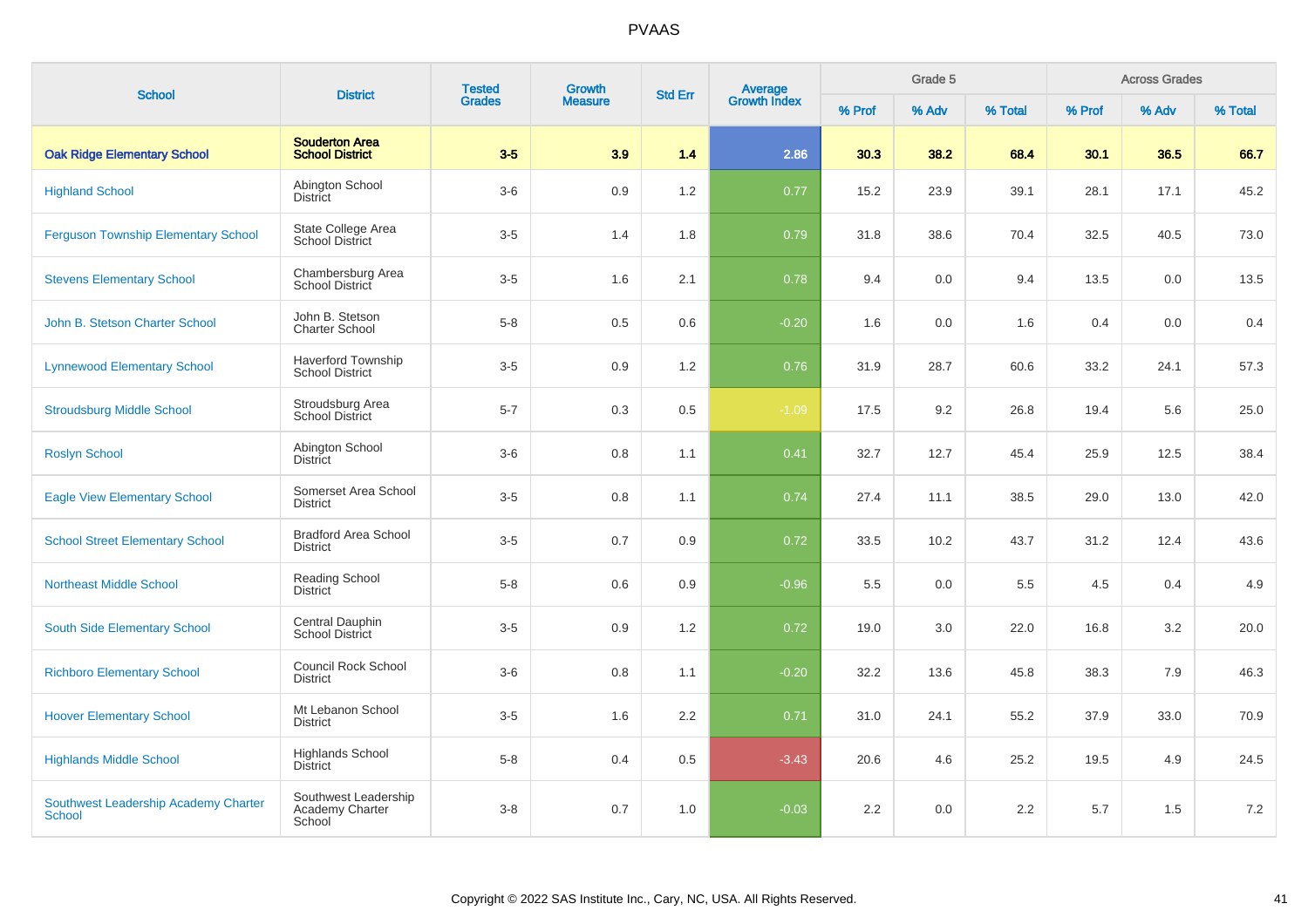| School | District | Tested Grades | Growth Measure | Std Err | Average Growth Index | Grade 5 | | | Across Grades | | |
|---|---|---|---|---|---|---|---|---|---|---|---|
| | | | | | | % Prof | % Adv | % Total | % Prof | % Adv | % Total |
| **Oak Ridge Elementary School** | **Souderton Area School District** | **3-5** | **3.9** | **1.4** | **2.86** | **30.3** | **38.2** | **68.4** | **30.1** | **36.5** | **66.7** |
| Highland School | Abington School District | 3-6 | 0.9 | 1.2 | 0.77 | 15.2 | 23.9 | 39.1 | 28.1 | 17.1 | 45.2 |
| Ferguson Township Elementary School | State College Area School District | 3-5 | 1.4 | 1.8 | 0.79 | 31.8 | 38.6 | 70.4 | 32.5 | 40.5 | 73.0 |
| Stevens Elementary School | Chambersburg Area School District | 3-5 | 1.6 | 2.1 | 0.78 | 9.4 | 0.0 | 9.4 | 13.5 | 0.0 | 13.5 |
| John B. Stetson Charter School | John B. Stetson Charter School | 5-8 | 0.5 | 0.6 | -0.20 | 1.6 | 0.0 | 1.6 | 0.4 | 0.0 | 0.4 |
| Lynnewood Elementary School | Haverford Township School District | 3-5 | 0.9 | 1.2 | 0.76 | 31.9 | 28.7 | 60.6 | 33.2 | 24.1 | 57.3 |
| Stroudsburg Middle School | Stroudsburg Area School District | 5-7 | 0.3 | 0.5 | -1.09 | 17.5 | 9.2 | 26.8 | 19.4 | 5.6 | 25.0 |
| Roslyn School | Abington School District | 3-6 | 0.8 | 1.1 | 0.41 | 32.7 | 12.7 | 45.4 | 25.9 | 12.5 | 38.4 |
| Eagle View Elementary School | Somerset Area School District | 3-5 | 0.8 | 1.1 | 0.74 | 27.4 | 11.1 | 38.5 | 29.0 | 13.0 | 42.0 |
| School Street Elementary School | Bradford Area School District | 3-5 | 0.7 | 0.9 | 0.72 | 33.5 | 10.2 | 43.7 | 31.2 | 12.4 | 43.6 |
| Northeast Middle School | Reading School District | 5-8 | 0.6 | 0.9 | -0.96 | 5.5 | 0.0 | 5.5 | 4.5 | 0.4 | 4.9 |
| South Side Elementary School | Central Dauphin School District | 3-5 | 0.9 | 1.2 | 0.72 | 19.0 | 3.0 | 22.0 | 16.8 | 3.2 | 20.0 |
| Richboro Elementary School | Council Rock School District | 3-6 | 0.8 | 1.1 | -0.20 | 32.2 | 13.6 | 45.8 | 38.3 | 7.9 | 46.3 |
| Hoover Elementary School | Mt Lebanon School District | 3-5 | 1.6 | 2.2 | 0.71 | 31.0 | 24.1 | 55.2 | 37.9 | 33.0 | 70.9 |
| Highlands Middle School | Highlands School District | 5-8 | 0.4 | 0.5 | -3.43 | 20.6 | 4.6 | 25.2 | 19.5 | 4.9 | 24.5 |
| Southwest Leadership Academy Charter School | Southwest Leadership Academy Charter School | 3-8 | 0.7 | 1.0 | -0.03 | 2.2 | 0.0 | 2.2 | 5.7 | 1.5 | 7.2 |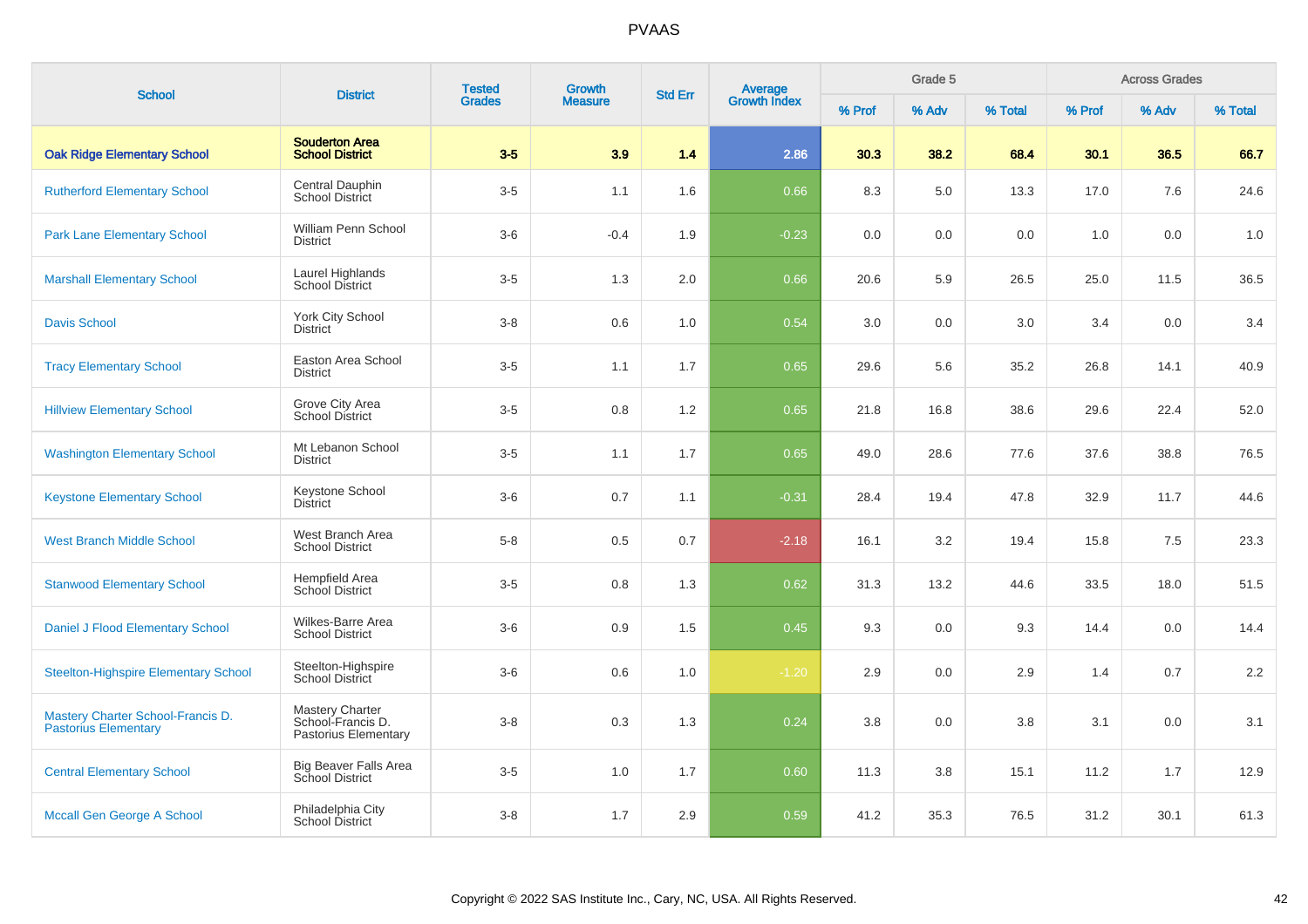# PVAAS

| School | District | Tested Grades | Growth Measure | Std Err | Average Growth Index | Grade 5 | | | Across Grades | | |
|---|---|---|---|---|---|---|---|---|---|---|---|
| | | | | | | % Prof | % Adv | % Total | % Prof | % Adv | % Total |
| **Oak Ridge Elementary School** | **Souderton Area School District** | **3-5** | **3.9** | **1.4** | **2.86** | **30.3** | **38.2** | **68.4** | **30.1** | **36.5** | **66.7** |
| Rutherford Elementary School | Central Dauphin School District | 3-5 | 1.1 | 1.6 | 0.66 | 8.3 | 5.0 | 13.3 | 17.0 | 7.6 | 24.6 |
| Park Lane Elementary School | William Penn School District | 3-6 | -0.4 | 1.9 | -0.23 | 0.0 | 0.0 | 0.0 | 1.0 | 0.0 | 1.0 |
| Marshall Elementary School | Laurel Highlands School District | 3-5 | 1.3 | 2.0 | 0.66 | 20.6 | 5.9 | 26.5 | 25.0 | 11.5 | 36.5 |
| Davis School | York City School District | 3-8 | 0.6 | 1.0 | 0.54 | 3.0 | 0.0 | 3.0 | 3.4 | 0.0 | 3.4 |
| Tracy Elementary School | Easton Area School District | 3-5 | 1.1 | 1.7 | 0.65 | 29.6 | 5.6 | 35.2 | 26.8 | 14.1 | 40.9 |
| Hillview Elementary School | Grove City Area School District | 3-5 | 0.8 | 1.2 | 0.65 | 21.8 | 16.8 | 38.6 | 29.6 | 22.4 | 52.0 |
| Washington Elementary School | Mt Lebanon School District | 3-5 | 1.1 | 1.7 | 0.65 | 49.0 | 28.6 | 77.6 | 37.6 | 38.8 | 76.5 |
| Keystone Elementary School | Keystone School District | 3-6 | 0.7 | 1.1 | -0.31 | 28.4 | 19.4 | 47.8 | 32.9 | 11.7 | 44.6 |
| West Branch Middle School | West Branch Area School District | 5-8 | 0.5 | 0.7 | -2.18 | 16.1 | 3.2 | 19.4 | 15.8 | 7.5 | 23.3 |
| Stanwood Elementary School | Hempfield Area School District | 3-5 | 0.8 | 1.3 | 0.62 | 31.3 | 13.2 | 44.6 | 33.5 | 18.0 | 51.5 |
| Daniel J Flood Elementary School | Wilkes-Barre Area School District | 3-6 | 0.9 | 1.5 | 0.45 | 9.3 | 0.0 | 9.3 | 14.4 | 0.0 | 14.4 |
| Steelton-Highspire Elementary School | Steelton-Highspire School District | 3-6 | 0.6 | 1.0 | -1.20 | 2.9 | 0.0 | 2.9 | 1.4 | 0.7 | 2.2 |
| Mastery Charter School-Francis D. Pastorius Elementary | Mastery Charter School-Francis D. Pastorius Elementary | 3-8 | 0.3 | 1.3 | 0.24 | 3.8 | 0.0 | 3.8 | 3.1 | 0.0 | 3.1 |
| Central Elementary School | Big Beaver Falls Area School District | 3-5 | 1.0 | 1.7 | 0.60 | 11.3 | 3.8 | 15.1 | 11.2 | 1.7 | 12.9 |
| Mccall Gen George A School | Philadelphia City School District | 3-8 | 1.7 | 2.9 | 0.59 | 41.2 | 35.3 | 76.5 | 31.2 | 30.1 | 61.3 |

Copyright © 2022 SAS Institute Inc., Cary, NC, USA. All Rights Reserved.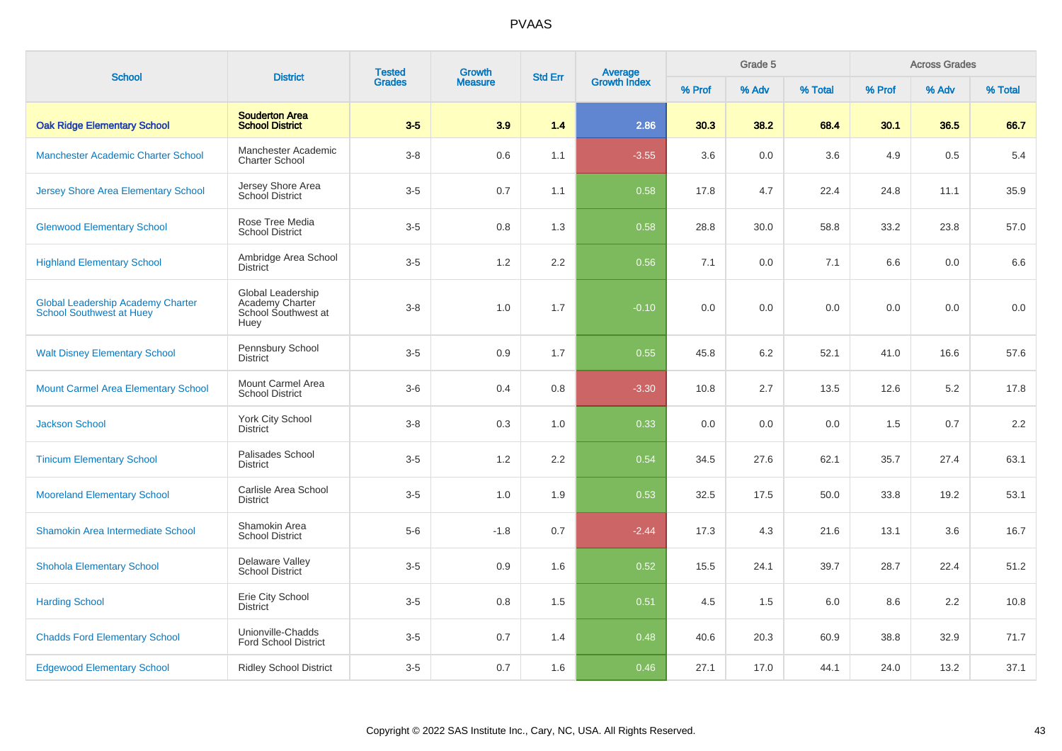# PVAAS

| School | District | Tested Grades | Growth Measure | Std Err | Average Growth Index | Grade 5 | | | Across Grades | | |
|---|---|---|---|---|---|---|---|---|---|---|---|
| | | | | | | % Prof | % Adv | % Total | % Prof | % Adv | % Total |
| **Oak Ridge Elementary School** | **Souderton Area School District** | **3-5** | **3.9** | **1.4** | **2.86** | **30.3** | **38.2** | **68.4** | **30.1** | **36.5** | **66.7** |
| Manchester Academic Charter School | Manchester Academic Charter School | 3-8 | 0.6 | 1.1 | -3.55 | 3.6 | 0.0 | 3.6 | 4.9 | 0.5 | 5.4 |
| Jersey Shore Area Elementary School | Jersey Shore Area School District | 3-5 | 0.7 | 1.1 | 0.58 | 17.8 | 4.7 | 22.4 | 24.8 | 11.1 | 35.9 |
| Glenwood Elementary School | Rose Tree Media School District | 3-5 | 0.8 | 1.3 | 0.58 | 28.8 | 30.0 | 58.8 | 33.2 | 23.8 | 57.0 |
| Highland Elementary School | Ambridge Area School District | 3-5 | 1.2 | 2.2 | 0.56 | 7.1 | 0.0 | 7.1 | 6.6 | 0.0 | 6.6 |
| Global Leadership Academy Charter School Southwest at Huey | Global Leadership Academy Charter School Southwest at Huey | 3-8 | 1.0 | 1.7 | -0.10 | 0.0 | 0.0 | 0.0 | 0.0 | 0.0 | 0.0 |
| Walt Disney Elementary School | Pennsbury School District | 3-5 | 0.9 | 1.7 | 0.55 | 45.8 | 6.2 | 52.1 | 41.0 | 16.6 | 57.6 |
| Mount Carmel Area Elementary School | Mount Carmel Area School District | 3-6 | 0.4 | 0.8 | -3.30 | 10.8 | 2.7 | 13.5 | 12.6 | 5.2 | 17.8 |
| Jackson School | York City School District | 3-8 | 0.3 | 1.0 | 0.33 | 0.0 | 0.0 | 0.0 | 1.5 | 0.7 | 2.2 |
| Tinicum Elementary School | Palisades School District | 3-5 | 1.2 | 2.2 | 0.54 | 34.5 | 27.6 | 62.1 | 35.7 | 27.4 | 63.1 |
| Mooreland Elementary School | Carlisle Area School District | 3-5 | 1.0 | 1.9 | 0.53 | 32.5 | 17.5 | 50.0 | 33.8 | 19.2 | 53.1 |
| Shamokin Area Intermediate School | Shamokin Area School District | 5-6 | -1.8 | 0.7 | -2.44 | 17.3 | 4.3 | 21.6 | 13.1 | 3.6 | 16.7 |
| Shohola Elementary School | Delaware Valley School District | 3-5 | 0.9 | 1.6 | 0.52 | 15.5 | 24.1 | 39.7 | 28.7 | 22.4 | 51.2 |
| Harding School | Erie City School District | 3-5 | 0.8 | 1.5 | 0.51 | 4.5 | 1.5 | 6.0 | 8.6 | 2.2 | 10.8 |
| Chadds Ford Elementary School | Unionville-Chadds Ford School District | 3-5 | 0.7 | 1.4 | 0.48 | 40.6 | 20.3 | 60.9 | 38.8 | 32.9 | 71.7 |
| Edgewood Elementary School | Ridley School District | 3-5 | 0.7 | 1.6 | 0.46 | 27.1 | 17.0 | 44.1 | 24.0 | 13.2 | 37.1 |

Copyright © 2022 SAS Institute Inc., Cary, NC, USA. All Rights Reserved.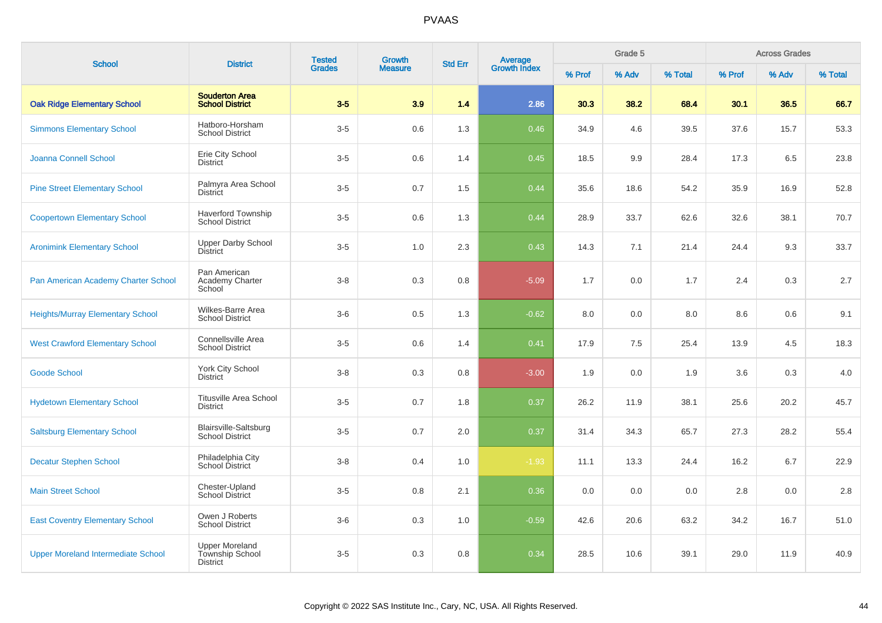# PVAAS

| School | District | Tested Grades | Growth Measure | Std Err | Average Growth Index | Grade 5 | | | Across Grades | | |
|---|---|---|---|---|---|---|---|---|---|---|---|
| | | | | | | % Prof | % Adv | % Total | % Prof | % Adv | % Total |
| **Oak Ridge Elementary School** | **Souderton Area School District** | **3-5** | **3.9** | **1.4** | **2.86** | **30.3** | **38.2** | **68.4** | **30.1** | **36.5** | **66.7** |
| Simmons Elementary School | Hatboro-Horsham School District | 3-5 | 0.6 | 1.3 | 0.46 | 34.9 | 4.6 | 39.5 | 37.6 | 15.7 | 53.3 |
| Joanna Connell School | Erie City School District | 3-5 | 0.6 | 1.4 | 0.45 | 18.5 | 9.9 | 28.4 | 17.3 | 6.5 | 23.8 |
| Pine Street Elementary School | Palmyra Area School District | 3-5 | 0.7 | 1.5 | 0.44 | 35.6 | 18.6 | 54.2 | 35.9 | 16.9 | 52.8 |
| Coopertown Elementary School | Haverford Township School District | 3-5 | 0.6 | 1.3 | 0.44 | 28.9 | 33.7 | 62.6 | 32.6 | 38.1 | 70.7 |
| Aronimink Elementary School | Upper Darby School District | 3-5 | 1.0 | 2.3 | 0.43 | 14.3 | 7.1 | 21.4 | 24.4 | 9.3 | 33.7 |
| Pan American Academy Charter School | Pan American Academy Charter School | 3-8 | 0.3 | 0.8 | -5.09 | 1.7 | 0.0 | 1.7 | 2.4 | 0.3 | 2.7 |
| Heights/Murray Elementary School | Wilkes-Barre Area School District | 3-6 | 0.5 | 1.3 | -0.62 | 8.0 | 0.0 | 8.0 | 8.6 | 0.6 | 9.1 |
| West Crawford Elementary School | Connellsville Area School District | 3-5 | 0.6 | 1.4 | 0.41 | 17.9 | 7.5 | 25.4 | 13.9 | 4.5 | 18.3 |
| Goode School | York City School District | 3-8 | 0.3 | 0.8 | -3.00 | 1.9 | 0.0 | 1.9 | 3.6 | 0.3 | 4.0 |
| Hydetown Elementary School | Titusville Area School District | 3-5 | 0.7 | 1.8 | 0.37 | 26.2 | 11.9 | 38.1 | 25.6 | 20.2 | 45.7 |
| Saltsburg Elementary School | Blairsville-Saltsburg School District | 3-5 | 0.7 | 2.0 | 0.37 | 31.4 | 34.3 | 65.7 | 27.3 | 28.2 | 55.4 |
| Decatur Stephen School | Philadelphia City School District | 3-8 | 0.4 | 1.0 | -1.93 | 11.1 | 13.3 | 24.4 | 16.2 | 6.7 | 22.9 |
| Main Street School | Chester-Upland School District | 3-5 | 0.8 | 2.1 | 0.36 | 0.0 | 0.0 | 0.0 | 2.8 | 0.0 | 2.8 |
| East Coventry Elementary School | Owen J Roberts School District | 3-6 | 0.3 | 1.0 | -0.59 | 42.6 | 20.6 | 63.2 | 34.2 | 16.7 | 51.0 |
| Upper Moreland Intermediate School | Upper Moreland Township School District | 3-5 | 0.3 | 0.8 | 0.34 | 28.5 | 10.6 | 39.1 | 29.0 | 11.9 | 40.9 |

Copyright © 2022 SAS Institute Inc., Cary, NC, USA. All Rights Reserved.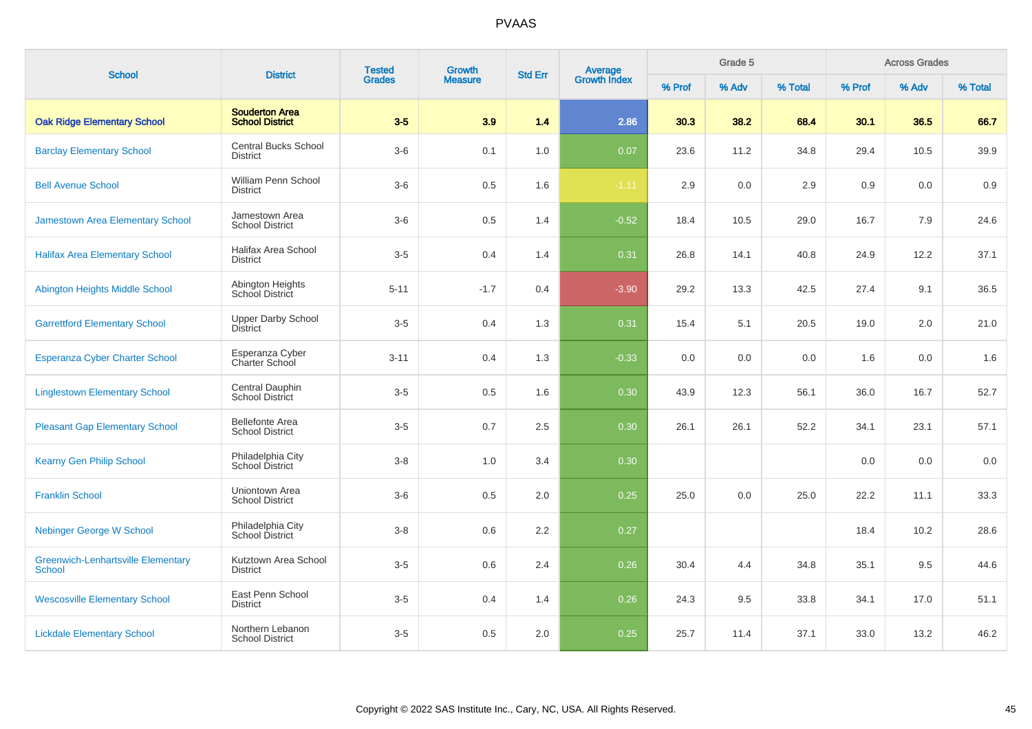# PVAAS

| School | District | Tested Grades | Growth Measure | Std Err | Average Growth Index | Grade 5 | | | Across Grades | | |
|---|---|---|---|---|---|---|---|---|---|---|---|
| | | | | | | % Prof | % Adv | % Total | % Prof | % Adv | % Total |
| **Oak Ridge Elementary School** | **Souderton Area School District** | **3-5** | **3.9** | **1.4** | **2.86** | **30.3** | **38.2** | **68.4** | **30.1** | **36.5** | **66.7** |
| Barclay Elementary School | Central Bucks School District | 3-6 | 0.1 | 1.0 | 0.07 | 23.6 | 11.2 | 34.8 | 29.4 | 10.5 | 39.9 |
| Bell Avenue School | William Penn School District | 3-6 | 0.5 | 1.6 | -1.11 | 2.9 | 0.0 | 2.9 | 0.9 | 0.0 | 0.9 |
| Jamestown Area Elementary School | Jamestown Area School District | 3-6 | 0.5 | 1.4 | -0.52 | 18.4 | 10.5 | 29.0 | 16.7 | 7.9 | 24.6 |
| Halifax Area Elementary School | Halifax Area School District | 3-5 | 0.4 | 1.4 | 0.31 | 26.8 | 14.1 | 40.8 | 24.9 | 12.2 | 37.1 |
| Abington Heights Middle School | Abington Heights School District | 5-11 | -1.7 | 0.4 | -3.90 | 29.2 | 13.3 | 42.5 | 27.4 | 9.1 | 36.5 |
| Garrettford Elementary School | Upper Darby School District | 3-5 | 0.4 | 1.3 | 0.31 | 15.4 | 5.1 | 20.5 | 19.0 | 2.0 | 21.0 |
| Esperanza Cyber Charter School | Esperanza Cyber Charter School | 3-11 | 0.4 | 1.3 | -0.33 | 0.0 | 0.0 | 0.0 | 1.6 | 0.0 | 1.6 |
| Linglestown Elementary School | Central Dauphin School District | 3-5 | 0.5 | 1.6 | 0.30 | 43.9 | 12.3 | 56.1 | 36.0 | 16.7 | 52.7 |
| Pleasant Gap Elementary School | Bellefonte Area School District | 3-5 | 0.7 | 2.5 | 0.30 | 26.1 | 26.1 | 52.2 | 34.1 | 23.1 | 57.1 |
| Kearny Gen Philip School | Philadelphia City School District | 3-8 | 1.0 | 3.4 | 0.30 | | | | 0.0 | 0.0 | 0.0 |
| Franklin School | Uniontown Area School District | 3-6 | 0.5 | 2.0 | 0.25 | 25.0 | 0.0 | 25.0 | 22.2 | 11.1 | 33.3 |
| Nebinger George W School | Philadelphia City School District | 3-8 | 0.6 | 2.2 | 0.27 | | | | 18.4 | 10.2 | 28.6 |
| Greenwich-Lenhartsville Elementary School | Kutztown Area School District | 3-5 | 0.6 | 2.4 | 0.26 | 30.4 | 4.4 | 34.8 | 35.1 | 9.5 | 44.6 |
| Wescosville Elementary School | East Penn School District | 3-5 | 0.4 | 1.4 | 0.26 | 24.3 | 9.5 | 33.8 | 34.1 | 17.0 | 51.1 |
| Lickdale Elementary School | Northern Lebanon School District | 3-5 | 0.5 | 2.0 | 0.25 | 25.7 | 11.4 | 37.1 | 33.0 | 13.2 | 46.2 |

Copyright © 2022 SAS Institute Inc., Cary, NC, USA. All Rights Reserved.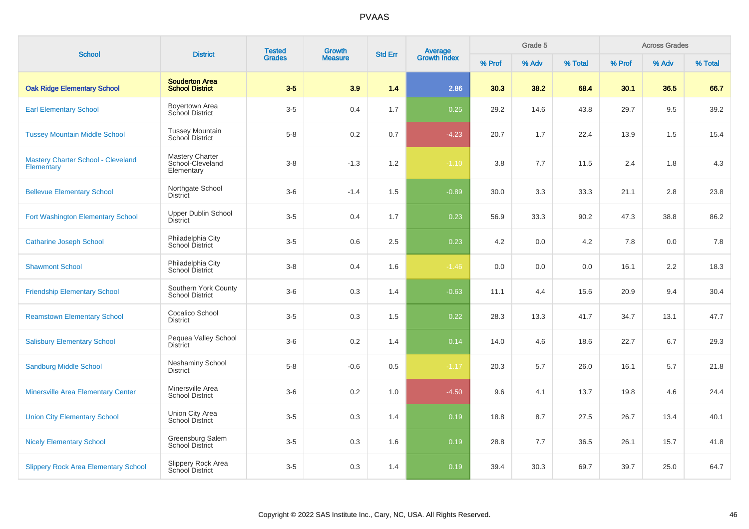# PVAAS

| School | District | Tested Grades | Growth Measure | Std Err | Average Growth Index | Grade 5 | | | Across Grades | | |
|---|---|---|---|---|---|---|---|---|---|---|---|
| | | | | | | % Prof | % Adv | % Total | % Prof | % Adv | % Total |
| **Oak Ridge Elementary School** | **Souderton Area School District** | **3-5** | **3.9** | **1.4** | **2.86** | **30.3** | **38.2** | **68.4** | **30.1** | **36.5** | **66.7** |
| Earl Elementary School | Boyertown Area School District | 3-5 | 0.4 | 1.7 | 0.25 | 29.2 | 14.6 | 43.8 | 29.7 | 9.5 | 39.2 |
| Tussey Mountain Middle School | Tussey Mountain School District | 5-8 | 0.2 | 0.7 | -4.23 | 20.7 | 1.7 | 22.4 | 13.9 | 1.5 | 15.4 |
| Mastery Charter School - Cleveland Elementary | Mastery Charter School-Cleveland Elementary | 3-8 | -1.3 | 1.2 | -1.10 | 3.8 | 7.7 | 11.5 | 2.4 | 1.8 | 4.3 |
| Bellevue Elementary School | Northgate School District | 3-6 | -1.4 | 1.5 | -0.89 | 30.0 | 3.3 | 33.3 | 21.1 | 2.8 | 23.8 |
| Fort Washington Elementary School | Upper Dublin School District | 3-5 | 0.4 | 1.7 | 0.23 | 56.9 | 33.3 | 90.2 | 47.3 | 38.8 | 86.2 |
| Catharine Joseph School | Philadelphia City School District | 3-5 | 0.6 | 2.5 | 0.23 | 4.2 | 0.0 | 4.2 | 7.8 | 0.0 | 7.8 |
| Shawmont School | Philadelphia City School District | 3-8 | 0.4 | 1.6 | -1.46 | 0.0 | 0.0 | 0.0 | 16.1 | 2.2 | 18.3 |
| Friendship Elementary School | Southern York County School District | 3-6 | 0.3 | 1.4 | -0.63 | 11.1 | 4.4 | 15.6 | 20.9 | 9.4 | 30.4 |
| Reamstown Elementary School | Cocalico School District | 3-5 | 0.3 | 1.5 | 0.22 | 28.3 | 13.3 | 41.7 | 34.7 | 13.1 | 47.7 |
| Salisbury Elementary School | Pequea Valley School District | 3-6 | 0.2 | 1.4 | 0.14 | 14.0 | 4.6 | 18.6 | 22.7 | 6.7 | 29.3 |
| Sandburg Middle School | Neshaminy School District | 5-8 | -0.6 | 0.5 | -1.17 | 20.3 | 5.7 | 26.0 | 16.1 | 5.7 | 21.8 |
| Minersville Area Elementary Center | Minersville Area School District | 3-6 | 0.2 | 1.0 | -4.50 | 9.6 | 4.1 | 13.7 | 19.8 | 4.6 | 24.4 |
| Union City Elementary School | Union City Area School District | 3-5 | 0.3 | 1.4 | 0.19 | 18.8 | 8.7 | 27.5 | 26.7 | 13.4 | 40.1 |
| Nicely Elementary School | Greensburg Salem School District | 3-5 | 0.3 | 1.6 | 0.19 | 28.8 | 7.7 | 36.5 | 26.1 | 15.7 | 41.8 |
| Slippery Rock Area Elementary School | Slippery Rock Area School District | 3-5 | 0.3 | 1.4 | 0.19 | 39.4 | 30.3 | 69.7 | 39.7 | 25.0 | 64.7 |

Copyright © 2022 SAS Institute Inc., Cary, NC, USA. All Rights Reserved.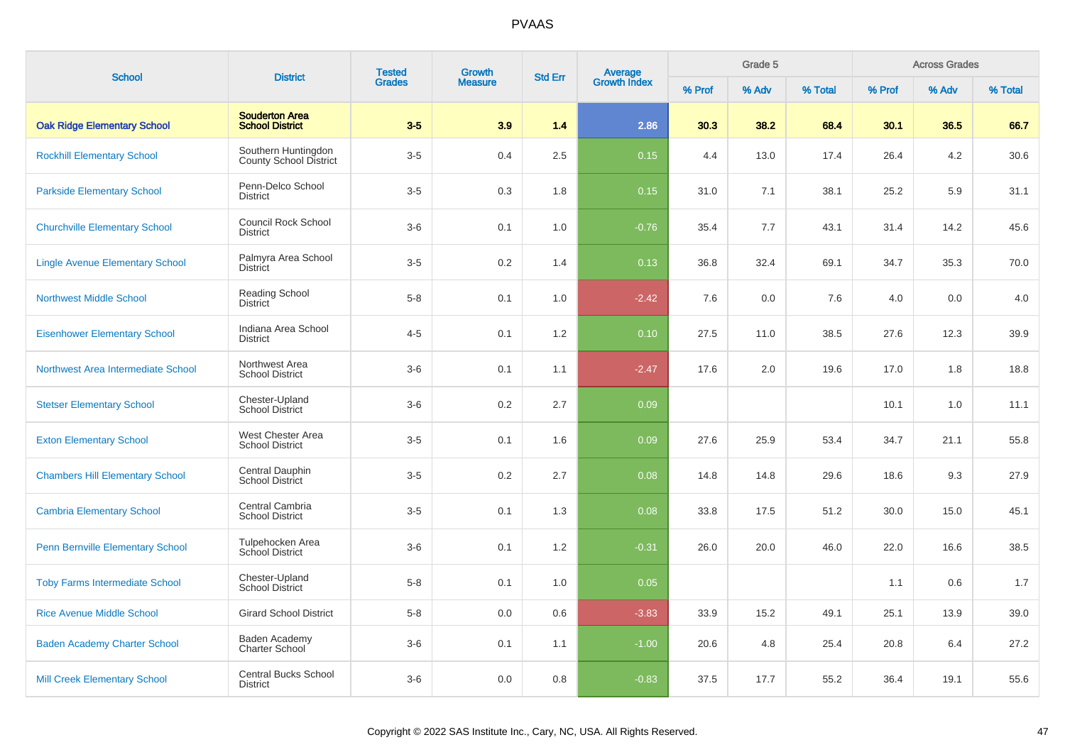# PVAAS

| School | District | Tested Grades | Growth Measure | Std Err | Average Growth Index | Grade 5 | | | Across Grades | | |
|---|---|---|---|---|---|---|---|---|---|---|---|
| | | | | | | % Prof | % Adv | % Total | % Prof | % Adv | % Total |
| **Oak Ridge Elementary School** | **Souderton Area School District** | **3-5** | **3.9** | **1.4** | **2.86** | **30.3** | **38.2** | **68.4** | **30.1** | **36.5** | **66.7** |
| Rockhill Elementary School | Southern Huntingdon County School District | 3-5 | 0.4 | 2.5 | 0.15 | 4.4 | 13.0 | 17.4 | 26.4 | 4.2 | 30.6 |
| Parkside Elementary School | Penn-Delco School District | 3-5 | 0.3 | 1.8 | 0.15 | 31.0 | 7.1 | 38.1 | 25.2 | 5.9 | 31.1 |
| Churchville Elementary School | Council Rock School District | 3-6 | 0.1 | 1.0 | -0.76 | 35.4 | 7.7 | 43.1 | 31.4 | 14.2 | 45.6 |
| Lingle Avenue Elementary School | Palmyra Area School District | 3-5 | 0.2 | 1.4 | 0.13 | 36.8 | 32.4 | 69.1 | 34.7 | 35.3 | 70.0 |
| Northwest Middle School | Reading School District | 5-8 | 0.1 | 1.0 | -2.42 | 7.6 | 0.0 | 7.6 | 4.0 | 0.0 | 4.0 |
| Eisenhower Elementary School | Indiana Area School District | 4-5 | 0.1 | 1.2 | 0.10 | 27.5 | 11.0 | 38.5 | 27.6 | 12.3 | 39.9 |
| Northwest Area Intermediate School | Northwest Area School District | 3-6 | 0.1 | 1.1 | -2.47 | 17.6 | 2.0 | 19.6 | 17.0 | 1.8 | 18.8 |
| Stetser Elementary School | Chester-Upland School District | 3-6 | 0.2 | 2.7 | 0.09 | | | | 10.1 | 1.0 | 11.1 |
| Exton Elementary School | West Chester Area School District | 3-5 | 0.1 | 1.6 | 0.09 | 27.6 | 25.9 | 53.4 | 34.7 | 21.1 | 55.8 |
| Chambers Hill Elementary School | Central Dauphin School District | 3-5 | 0.2 | 2.7 | 0.08 | 14.8 | 14.8 | 29.6 | 18.6 | 9.3 | 27.9 |
| Cambria Elementary School | Central Cambria School District | 3-5 | 0.1 | 1.3 | 0.08 | 33.8 | 17.5 | 51.2 | 30.0 | 15.0 | 45.1 |
| Penn Bernville Elementary School | Tulpehocken Area School District | 3-6 | 0.1 | 1.2 | -0.31 | 26.0 | 20.0 | 46.0 | 22.0 | 16.6 | 38.5 |
| Toby Farms Intermediate School | Chester-Upland School District | 5-8 | 0.1 | 1.0 | 0.05 | | | | 1.1 | 0.6 | 1.7 |
| Rice Avenue Middle School | Girard School District | 5-8 | 0.0 | 0.6 | -3.83 | 33.9 | 15.2 | 49.1 | 25.1 | 13.9 | 39.0 |
| Baden Academy Charter School | Baden Academy Charter School | 3-6 | 0.1 | 1.1 | -1.00 | 20.6 | 4.8 | 25.4 | 20.8 | 6.4 | 27.2 |
| Mill Creek Elementary School | Central Bucks School District | 3-6 | 0.0 | 0.8 | -0.83 | 37.5 | 17.7 | 55.2 | 36.4 | 19.1 | 55.6 |

Copyright © 2022 SAS Institute Inc., Cary, NC, USA. All Rights Reserved.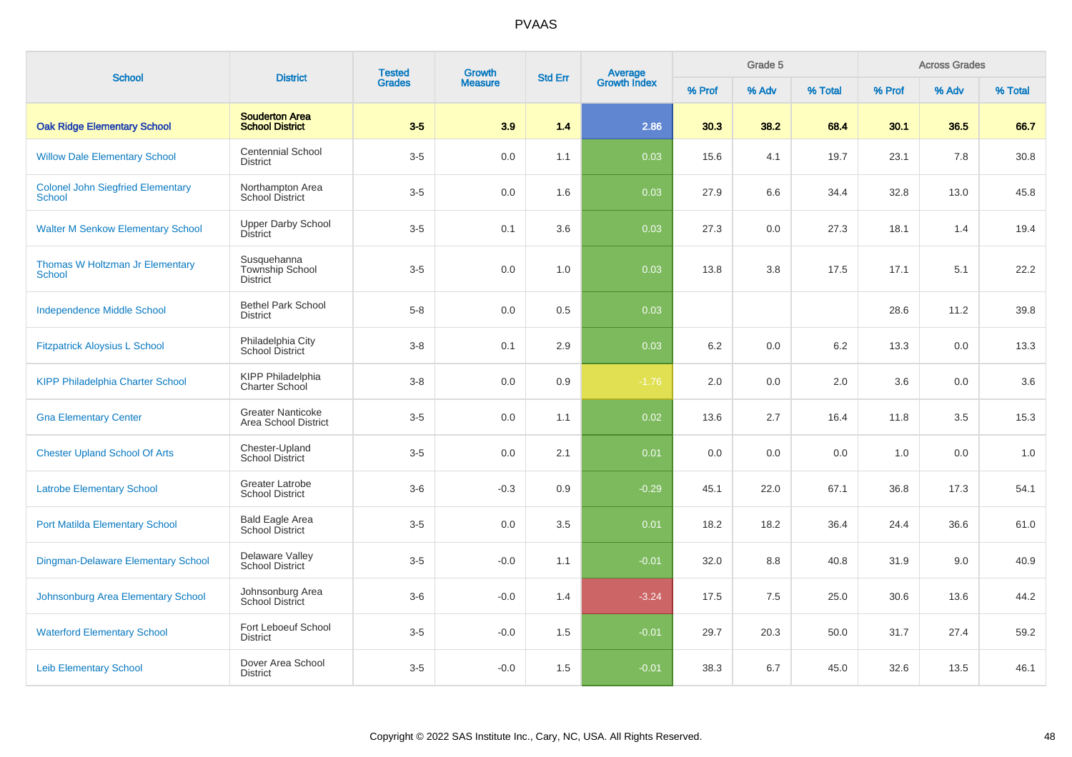| School | District | Tested Grades | Growth Measure | Std Err | Average Growth Index | Grade 5 | | | Across Grades | | |
|---|---|---|---|---|---|---|---|---|---|---|---|
| | | | | | | % Prof | % Adv | % Total | % Prof | % Adv | % Total |
| **Oak Ridge Elementary School** | **Souderton Area School District** | **3-5** | **3.9** | **1.4** | **2.86** | **30.3** | **38.2** | **68.4** | **30.1** | **36.5** | **66.7** |
| Willow Dale Elementary School | Centennial School District | 3-5 | 0.0 | 1.1 | 0.03 | 15.6 | 4.1 | 19.7 | 23.1 | 7.8 | 30.8 |
| Colonel John Siegfried Elementary School | Northampton Area School District | 3-5 | 0.0 | 1.6 | 0.03 | 27.9 | 6.6 | 34.4 | 32.8 | 13.0 | 45.8 |
| Walter M Senkow Elementary School | Upper Darby School District | 3-5 | 0.1 | 3.6 | 0.03 | 27.3 | 0.0 | 27.3 | 18.1 | 1.4 | 19.4 |
| Thomas W Holtzman Jr Elementary School | Susquehanna Township School District | 3-5 | 0.0 | 1.0 | 0.03 | 13.8 | 3.8 | 17.5 | 17.1 | 5.1 | 22.2 |
| Independence Middle School | Bethel Park School District | 5-8 | 0.0 | 0.5 | 0.03 | | | | 28.6 | 11.2 | 39.8 |
| Fitzpatrick Aloysius L School | Philadelphia City School District | 3-8 | 0.1 | 2.9 | 0.03 | 6.2 | 0.0 | 6.2 | 13.3 | 0.0 | 13.3 |
| KIPP Philadelphia Charter School | KIPP Philadelphia Charter School | 3-8 | 0.0 | 0.9 | -1.76 | 2.0 | 0.0 | 2.0 | 3.6 | 0.0 | 3.6 |
| Gna Elementary Center | Greater Nanticoke Area School District | 3-5 | 0.0 | 1.1 | 0.02 | 13.6 | 2.7 | 16.4 | 11.8 | 3.5 | 15.3 |
| Chester Upland School Of Arts | Chester-Upland School District | 3-5 | 0.0 | 2.1 | 0.01 | 0.0 | 0.0 | 0.0 | 1.0 | 0.0 | 1.0 |
| Latrobe Elementary School | Greater Latrobe School District | 3-6 | -0.3 | 0.9 | -0.29 | 45.1 | 22.0 | 67.1 | 36.8 | 17.3 | 54.1 |
| Port Matilda Elementary School | Bald Eagle Area School District | 3-5 | 0.0 | 3.5 | 0.01 | 18.2 | 18.2 | 36.4 | 24.4 | 36.6 | 61.0 |
| Dingman-Delaware Elementary School | Delaware Valley School District | 3-5 | -0.0 | 1.1 | -0.01 | 32.0 | 8.8 | 40.8 | 31.9 | 9.0 | 40.9 |
| Johnsonburg Area Elementary School | Johnsonburg Area School District | 3-6 | -0.0 | 1.4 | -3.24 | 17.5 | 7.5 | 25.0 | 30.6 | 13.6 | 44.2 |
| Waterford Elementary School | Fort Leboeuf School District | 3-5 | -0.0 | 1.5 | -0.01 | 29.7 | 20.3 | 50.0 | 31.7 | 27.4 | 59.2 |
| Leib Elementary School | Dover Area School District | 3-5 | -0.0 | 1.5 | -0.01 | 38.3 | 6.7 | 45.0 | 32.6 | 13.5 | 46.1 |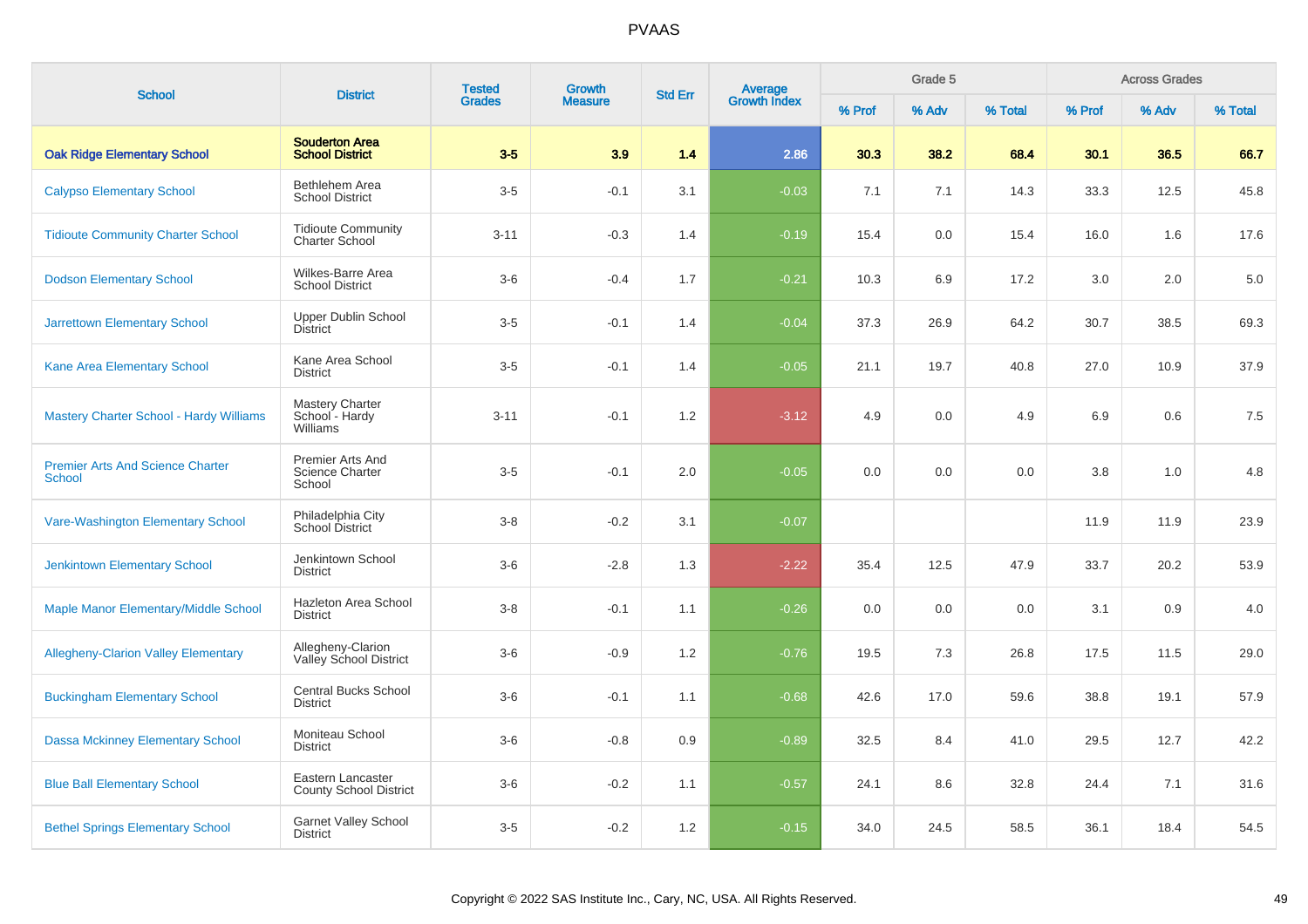# PVAAS

| School | District | Tested Grades | Growth Measure | Std Err | Average Growth Index | Grade 5 | | | Across Grades | | |
|---|---|---|---|---|---|---|---|---|---|---|---|
| | | | | | | % Prof | % Adv | % Total | % Prof | % Adv | % Total |
| **Oak Ridge Elementary School** | **Souderton Area School District** | **3-5** | **3.9** | **1.4** | **2.86** | **30.3** | **38.2** | **68.4** | **30.1** | **36.5** | **66.7** |
| Calypso Elementary School | Bethlehem Area School District | 3-5 | -0.1 | 3.1 | -0.03 | 7.1 | 7.1 | 14.3 | 33.3 | 12.5 | 45.8 |
| Tidioute Community Charter School | Tidioute Community Charter School | 3-11 | -0.3 | 1.4 | -0.19 | 15.4 | 0.0 | 15.4 | 16.0 | 1.6 | 17.6 |
| Dodson Elementary School | Wilkes-Barre Area School District | 3-6 | -0.4 | 1.7 | -0.21 | 10.3 | 6.9 | 17.2 | 3.0 | 2.0 | 5.0 |
| Jarrettown Elementary School | Upper Dublin School District | 3-5 | -0.1 | 1.4 | -0.04 | 37.3 | 26.9 | 64.2 | 30.7 | 38.5 | 69.3 |
| Kane Area Elementary School | Kane Area School District | 3-5 | -0.1 | 1.4 | -0.05 | 21.1 | 19.7 | 40.8 | 27.0 | 10.9 | 37.9 |
| Mastery Charter School - Hardy Williams | Mastery Charter School - Hardy Williams | 3-11 | -0.1 | 1.2 | -3.12 | 4.9 | 0.0 | 4.9 | 6.9 | 0.6 | 7.5 |
| Premier Arts And Science Charter School | Premier Arts And Science Charter School | 3-5 | -0.1 | 2.0 | -0.05 | 0.0 | 0.0 | 0.0 | 3.8 | 1.0 | 4.8 |
| Vare-Washington Elementary School | Philadelphia City School District | 3-8 | -0.2 | 3.1 | -0.07 | | | | 11.9 | 11.9 | 23.9 |
| Jenkintown Elementary School | Jenkintown School District | 3-6 | -2.8 | 1.3 | -2.22 | 35.4 | 12.5 | 47.9 | 33.7 | 20.2 | 53.9 |
| Maple Manor Elementary/Middle School | Hazleton Area School District | 3-8 | -0.1 | 1.1 | -0.26 | 0.0 | 0.0 | 0.0 | 3.1 | 0.9 | 4.0 |
| Allegheny-Clarion Valley Elementary | Allegheny-Clarion Valley School District | 3-6 | -0.9 | 1.2 | -0.76 | 19.5 | 7.3 | 26.8 | 17.5 | 11.5 | 29.0 |
| Buckingham Elementary School | Central Bucks School District | 3-6 | -0.1 | 1.1 | -0.68 | 42.6 | 17.0 | 59.6 | 38.8 | 19.1 | 57.9 |
| Dassa Mckinney Elementary School | Moniteau School District | 3-6 | -0.8 | 0.9 | -0.89 | 32.5 | 8.4 | 41.0 | 29.5 | 12.7 | 42.2 |
| Blue Ball Elementary School | Eastern Lancaster County School District | 3-6 | -0.2 | 1.1 | -0.57 | 24.1 | 8.6 | 32.8 | 24.4 | 7.1 | 31.6 |
| Bethel Springs Elementary School | Garnet Valley School District | 3-5 | -0.2 | 1.2 | -0.15 | 34.0 | 24.5 | 58.5 | 36.1 | 18.4 | 54.5 |

Copyright © 2022 SAS Institute Inc., Cary, NC, USA. All Rights Reserved.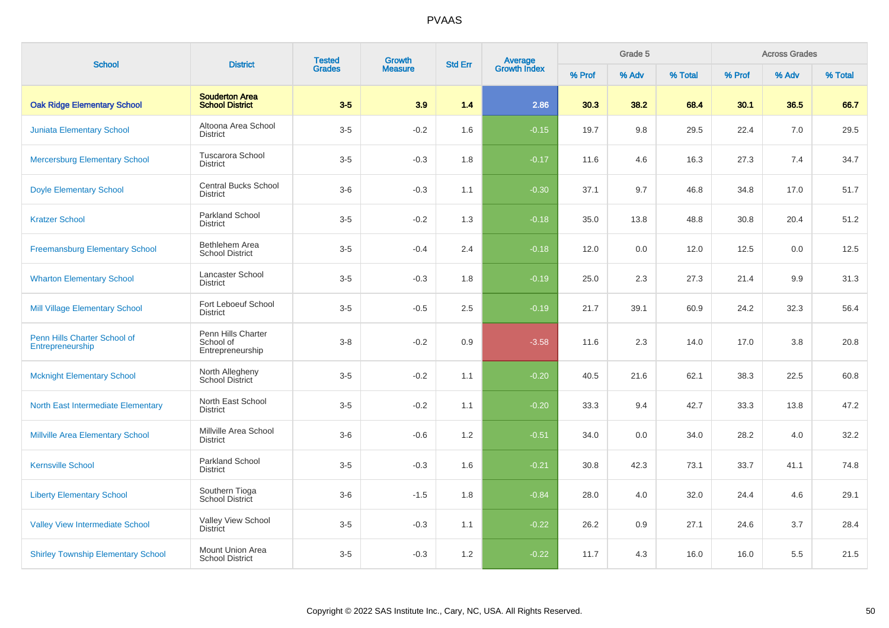# PVAAS

| School | District | Tested Grades | Growth Measure | Std Err | Average Growth Index | Grade 5 | | | Across Grades | | |
|---|---|---|---|---|---|---|---|---|---|---|---|
| | | | | | | % Prof | % Adv | % Total | % Prof | % Adv | % Total |
| **Oak Ridge Elementary School** | **Souderton Area School District** | **3-5** | **3.9** | **1.4** | **2.86** | **30.3** | **38.2** | **68.4** | **30.1** | **36.5** | **66.7** |
| Juniata Elementary School | Altoona Area School District | 3-5 | -0.2 | 1.6 | -0.15 | 19.7 | 9.8 | 29.5 | 22.4 | 7.0 | 29.5 |
| Mercersburg Elementary School | Tuscarora School District | 3-5 | -0.3 | 1.8 | -0.17 | 11.6 | 4.6 | 16.3 | 27.3 | 7.4 | 34.7 |
| Doyle Elementary School | Central Bucks School District | 3-6 | -0.3 | 1.1 | -0.30 | 37.1 | 9.7 | 46.8 | 34.8 | 17.0 | 51.7 |
| Kratzer School | Parkland School District | 3-5 | -0.2 | 1.3 | -0.18 | 35.0 | 13.8 | 48.8 | 30.8 | 20.4 | 51.2 |
| Freemansburg Elementary School | Bethlehem Area School District | 3-5 | -0.4 | 2.4 | -0.18 | 12.0 | 0.0 | 12.0 | 12.5 | 0.0 | 12.5 |
| Wharton Elementary School | Lancaster School District | 3-5 | -0.3 | 1.8 | -0.19 | 25.0 | 2.3 | 27.3 | 21.4 | 9.9 | 31.3 |
| Mill Village Elementary School | Fort Leboeuf School District | 3-5 | -0.5 | 2.5 | -0.19 | 21.7 | 39.1 | 60.9 | 24.2 | 32.3 | 56.4 |
| Penn Hills Charter School of Entrepreneurship | Penn Hills Charter School of Entrepreneurship | 3-8 | -0.2 | 0.9 | -3.58 | 11.6 | 2.3 | 14.0 | 17.0 | 3.8 | 20.8 |
| Mcknight Elementary School | North Allegheny School District | 3-5 | -0.2 | 1.1 | -0.20 | 40.5 | 21.6 | 62.1 | 38.3 | 22.5 | 60.8 |
| North East Intermediate Elementary | North East School District | 3-5 | -0.2 | 1.1 | -0.20 | 33.3 | 9.4 | 42.7 | 33.3 | 13.8 | 47.2 |
| Millville Area Elementary School | Millville Area School District | 3-6 | -0.6 | 1.2 | -0.51 | 34.0 | 0.0 | 34.0 | 28.2 | 4.0 | 32.2 |
| Kernsville School | Parkland School District | 3-5 | -0.3 | 1.6 | -0.21 | 30.8 | 42.3 | 73.1 | 33.7 | 41.1 | 74.8 |
| Liberty Elementary School | Southern Tioga School District | 3-6 | -1.5 | 1.8 | -0.84 | 28.0 | 4.0 | 32.0 | 24.4 | 4.6 | 29.1 |
| Valley View Intermediate School | Valley View School District | 3-5 | -0.3 | 1.1 | -0.22 | 26.2 | 0.9 | 27.1 | 24.6 | 3.7 | 28.4 |
| Shirley Township Elementary School | Mount Union Area School District | 3-5 | -0.3 | 1.2 | -0.22 | 11.7 | 4.3 | 16.0 | 16.0 | 5.5 | 21.5 |

Copyright © 2022 SAS Institute Inc., Cary, NC, USA. All Rights Reserved.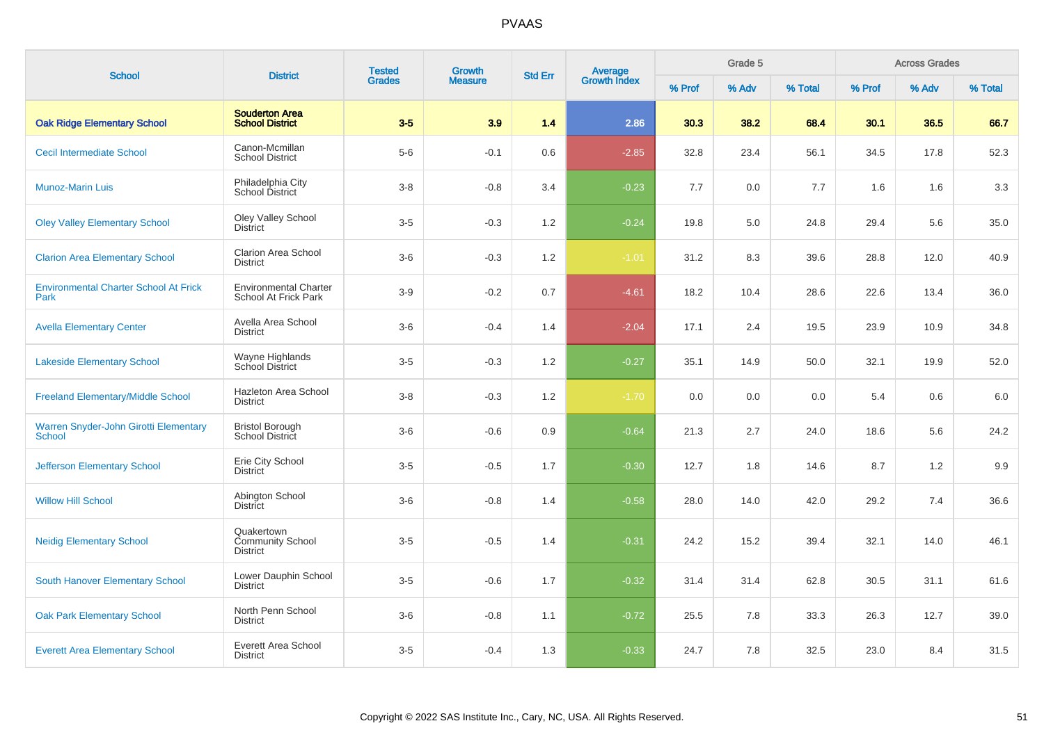# PVAAS

| School | District | Tested Grades | Growth Measure | Std Err | Average Growth Index | Grade 5 | | | Across Grades | | |
|---|---|---|---|---|---|---|---|---|---|---|---|
| | | | | | | % Prof | % Adv | % Total | % Prof | % Adv | % Total |
| **Oak Ridge Elementary School** | **Souderton Area School District** | **3-5** | **3.9** | **1.4** | **2.86** | **30.3** | **38.2** | **68.4** | **30.1** | **36.5** | **66.7** |
| Cecil Intermediate School | Canon-Mcmillan School District | 5-6 | -0.1 | 0.6 | -2.85 | 32.8 | 23.4 | 56.1 | 34.5 | 17.8 | 52.3 |
| Munoz-Marin Luis | Philadelphia City School District | 3-8 | -0.8 | 3.4 | -0.23 | 7.7 | 0.0 | 7.7 | 1.6 | 1.6 | 3.3 |
| Oley Valley Elementary School | Oley Valley School District | 3-5 | -0.3 | 1.2 | -0.24 | 19.8 | 5.0 | 24.8 | 29.4 | 5.6 | 35.0 |
| Clarion Area Elementary School | Clarion Area School District | 3-6 | -0.3 | 1.2 | -1.01 | 31.2 | 8.3 | 39.6 | 28.8 | 12.0 | 40.9 |
| Environmental Charter School At Frick Park | Environmental Charter School At Frick Park | 3-9 | -0.2 | 0.7 | -4.61 | 18.2 | 10.4 | 28.6 | 22.6 | 13.4 | 36.0 |
| Avella Elementary Center | Avella Area School District | 3-6 | -0.4 | 1.4 | -2.04 | 17.1 | 2.4 | 19.5 | 23.9 | 10.9 | 34.8 |
| Lakeside Elementary School | Wayne Highlands School District | 3-5 | -0.3 | 1.2 | -0.27 | 35.1 | 14.9 | 50.0 | 32.1 | 19.9 | 52.0 |
| Freeland Elementary/Middle School | Hazleton Area School District | 3-8 | -0.3 | 1.2 | -1.70 | 0.0 | 0.0 | 0.0 | 5.4 | 0.6 | 6.0 |
| Warren Snyder-John Girotti Elementary School | Bristol Borough School District | 3-6 | -0.6 | 0.9 | -0.64 | 21.3 | 2.7 | 24.0 | 18.6 | 5.6 | 24.2 |
| Jefferson Elementary School | Erie City School District | 3-5 | -0.5 | 1.7 | -0.30 | 12.7 | 1.8 | 14.6 | 8.7 | 1.2 | 9.9 |
| Willow Hill School | Abington School District | 3-6 | -0.8 | 1.4 | -0.58 | 28.0 | 14.0 | 42.0 | 29.2 | 7.4 | 36.6 |
| Neidig Elementary School | Quakertown Community School District | 3-5 | -0.5 | 1.4 | -0.31 | 24.2 | 15.2 | 39.4 | 32.1 | 14.0 | 46.1 |
| South Hanover Elementary School | Lower Dauphin School District | 3-5 | -0.6 | 1.7 | -0.32 | 31.4 | 31.4 | 62.8 | 30.5 | 31.1 | 61.6 |
| Oak Park Elementary School | North Penn School District | 3-6 | -0.8 | 1.1 | -0.72 | 25.5 | 7.8 | 33.3 | 26.3 | 12.7 | 39.0 |
| Everett Area Elementary School | Everett Area School District | 3-5 | -0.4 | 1.3 | -0.33 | 24.7 | 7.8 | 32.5 | 23.0 | 8.4 | 31.5 |

Copyright © 2022 SAS Institute Inc., Cary, NC, USA. All Rights Reserved.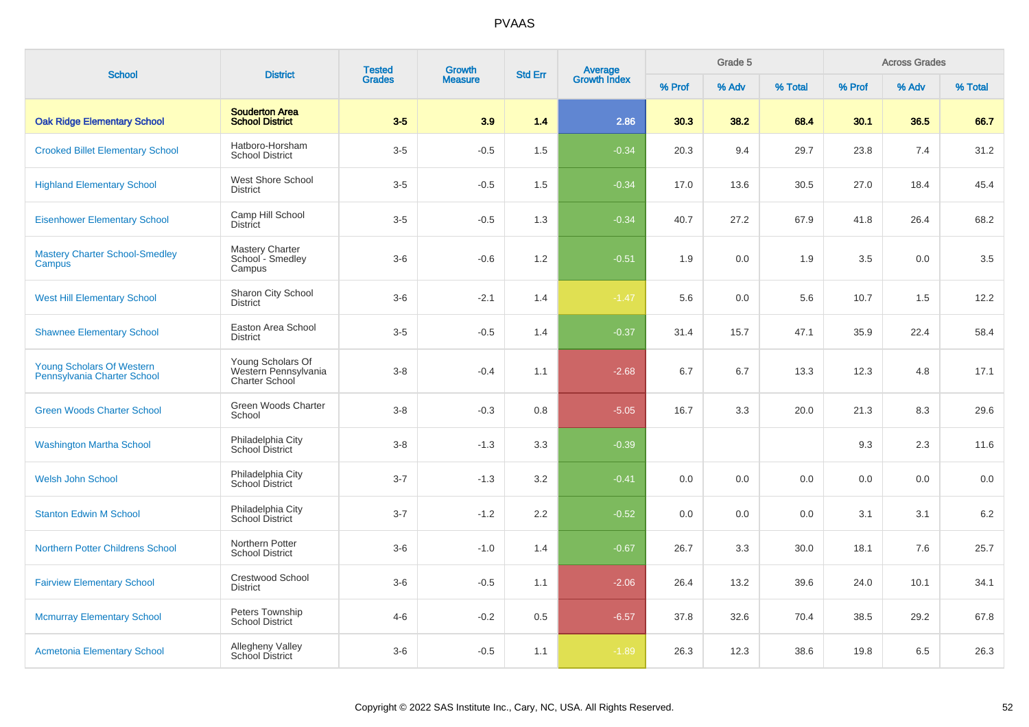# PVAAS

| School | District | Tested Grades | Growth Measure | Std Err | Average Growth Index | Grade 5 | | | Across Grades | | |
|---|---|---|---|---|---|---|---|---|---|---|---|
| | | | | | | % Prof | % Adv | % Total | % Prof | % Adv | % Total |
| **Oak Ridge Elementary School** | **Souderton Area School District** | **3-5** | **3.9** | **1.4** | **2.86** | **30.3** | **38.2** | **68.4** | **30.1** | **36.5** | **66.7** |
| Crooked Billet Elementary School | Hatboro-Horsham School District | 3-5 | -0.5 | 1.5 | -0.34 | 20.3 | 9.4 | 29.7 | 23.8 | 7.4 | 31.2 |
| Highland Elementary School | West Shore School District | 3-5 | -0.5 | 1.5 | -0.34 | 17.0 | 13.6 | 30.5 | 27.0 | 18.4 | 45.4 |
| Eisenhower Elementary School | Camp Hill School District | 3-5 | -0.5 | 1.3 | -0.34 | 40.7 | 27.2 | 67.9 | 41.8 | 26.4 | 68.2 |
| Mastery Charter School-Smedley Campus | Mastery Charter School - Smedley Campus | 3-6 | -0.6 | 1.2 | -0.51 | 1.9 | 0.0 | 1.9 | 3.5 | 0.0 | 3.5 |
| West Hill Elementary School | Sharon City School District | 3-6 | -2.1 | 1.4 | -1.47 | 5.6 | 0.0 | 5.6 | 10.7 | 1.5 | 12.2 |
| Shawnee Elementary School | Easton Area School District | 3-5 | -0.5 | 1.4 | -0.37 | 31.4 | 15.7 | 47.1 | 35.9 | 22.4 | 58.4 |
| Young Scholars Of Western Pennsylvania Charter School | Young Scholars Of Western Pennsylvania Charter School | 3-8 | -0.4 | 1.1 | -2.68 | 6.7 | 6.7 | 13.3 | 12.3 | 4.8 | 17.1 |
| Green Woods Charter School | Green Woods Charter School | 3-8 | -0.3 | 0.8 | -5.05 | 16.7 | 3.3 | 20.0 | 21.3 | 8.3 | 29.6 |
| Washington Martha School | Philadelphia City School District | 3-8 | -1.3 | 3.3 | -0.39 | | | | 9.3 | 2.3 | 11.6 |
| Welsh John School | Philadelphia City School District | 3-7 | -1.3 | 3.2 | -0.41 | 0.0 | 0.0 | 0.0 | 0.0 | 0.0 | 0.0 |
| Stanton Edwin M School | Philadelphia City School District | 3-7 | -1.2 | 2.2 | -0.52 | 0.0 | 0.0 | 0.0 | 3.1 | 3.1 | 6.2 |
| Northern Potter Childrens School | Northern Potter School District | 3-6 | -1.0 | 1.4 | -0.67 | 26.7 | 3.3 | 30.0 | 18.1 | 7.6 | 25.7 |
| Fairview Elementary School | Crestwood School District | 3-6 | -0.5 | 1.1 | -2.06 | 26.4 | 13.2 | 39.6 | 24.0 | 10.1 | 34.1 |
| Mcmurray Elementary School | Peters Township School District | 4-6 | -0.2 | 0.5 | -6.57 | 37.8 | 32.6 | 70.4 | 38.5 | 29.2 | 67.8 |
| Acmetonia Elementary School | Allegheny Valley School District | 3-6 | -0.5 | 1.1 | -1.89 | 26.3 | 12.3 | 38.6 | 19.8 | 6.5 | 26.3 |

Copyright © 2022 SAS Institute Inc., Cary, NC, USA. All Rights Reserved.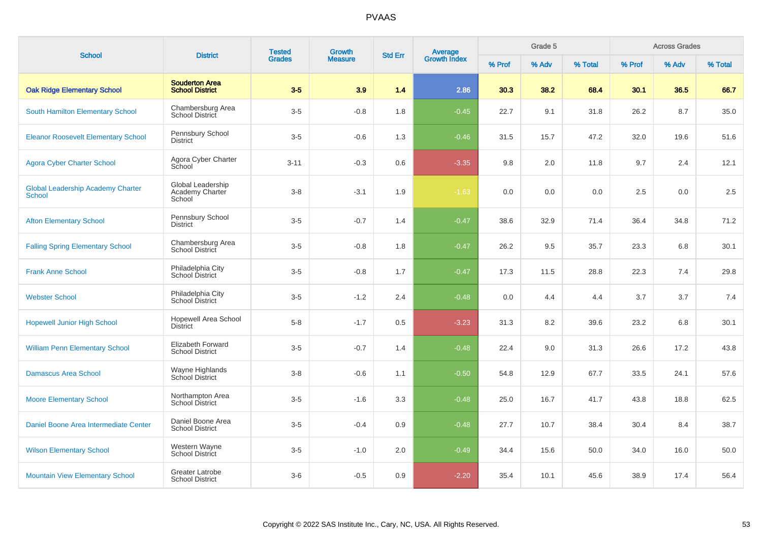# PVAAS

| School | District | Tested Grades | Growth Measure | Std Err | Average Growth Index | Grade 5 | | | Across Grades | | |
|---|---|---|---|---|---|---|---|---|---|---|---|
| | | | | | | % Prof | % Adv | % Total | % Prof | % Adv | % Total |
| **Oak Ridge Elementary School** | **Souderton Area School District** | **3-5** | **3.9** | **1.4** | **2.86** | **30.3** | **38.2** | **68.4** | **30.1** | **36.5** | **66.7** |
| South Hamilton Elementary School | Chambersburg Area School District | 3-5 | -0.8 | 1.8 | -0.45 | 22.7 | 9.1 | 31.8 | 26.2 | 8.7 | 35.0 |
| Eleanor Roosevelt Elementary School | Pennsbury School District | 3-5 | -0.6 | 1.3 | -0.46 | 31.5 | 15.7 | 47.2 | 32.0 | 19.6 | 51.6 |
| Agora Cyber Charter School | Agora Cyber Charter School | 3-11 | -0.3 | 0.6 | -3.35 | 9.8 | 2.0 | 11.8 | 9.7 | 2.4 | 12.1 |
| Global Leadership Academy Charter School | Global Leadership Academy Charter School | 3-8 | -3.1 | 1.9 | -1.63 | 0.0 | 0.0 | 0.0 | 2.5 | 0.0 | 2.5 |
| Afton Elementary School | Pennsbury School District | 3-5 | -0.7 | 1.4 | -0.47 | 38.6 | 32.9 | 71.4 | 36.4 | 34.8 | 71.2 |
| Falling Spring Elementary School | Chambersburg Area School District | 3-5 | -0.8 | 1.8 | -0.47 | 26.2 | 9.5 | 35.7 | 23.3 | 6.8 | 30.1 |
| Frank Anne School | Philadelphia City School District | 3-5 | -0.8 | 1.7 | -0.47 | 17.3 | 11.5 | 28.8 | 22.3 | 7.4 | 29.8 |
| Webster School | Philadelphia City School District | 3-5 | -1.2 | 2.4 | -0.48 | 0.0 | 4.4 | 4.4 | 3.7 | 3.7 | 7.4 |
| Hopewell Junior High School | Hopewell Area School District | 5-8 | -1.7 | 0.5 | -3.23 | 31.3 | 8.2 | 39.6 | 23.2 | 6.8 | 30.1 |
| William Penn Elementary School | Elizabeth Forward School District | 3-5 | -0.7 | 1.4 | -0.48 | 22.4 | 9.0 | 31.3 | 26.6 | 17.2 | 43.8 |
| Damascus Area School | Wayne Highlands School District | 3-8 | -0.6 | 1.1 | -0.50 | 54.8 | 12.9 | 67.7 | 33.5 | 24.1 | 57.6 |
| Moore Elementary School | Northampton Area School District | 3-5 | -1.6 | 3.3 | -0.48 | 25.0 | 16.7 | 41.7 | 43.8 | 18.8 | 62.5 |
| Daniel Boone Area Intermediate Center | Daniel Boone Area School District | 3-5 | -0.4 | 0.9 | -0.48 | 27.7 | 10.7 | 38.4 | 30.4 | 8.4 | 38.7 |
| Wilson Elementary School | Western Wayne School District | 3-5 | -1.0 | 2.0 | -0.49 | 34.4 | 15.6 | 50.0 | 34.0 | 16.0 | 50.0 |
| Mountain View Elementary School | Greater Latrobe School District | 3-6 | -0.5 | 0.9 | -2.20 | 35.4 | 10.1 | 45.6 | 38.9 | 17.4 | 56.4 |

Copyright © 2022 SAS Institute Inc., Cary, NC, USA. All Rights Reserved.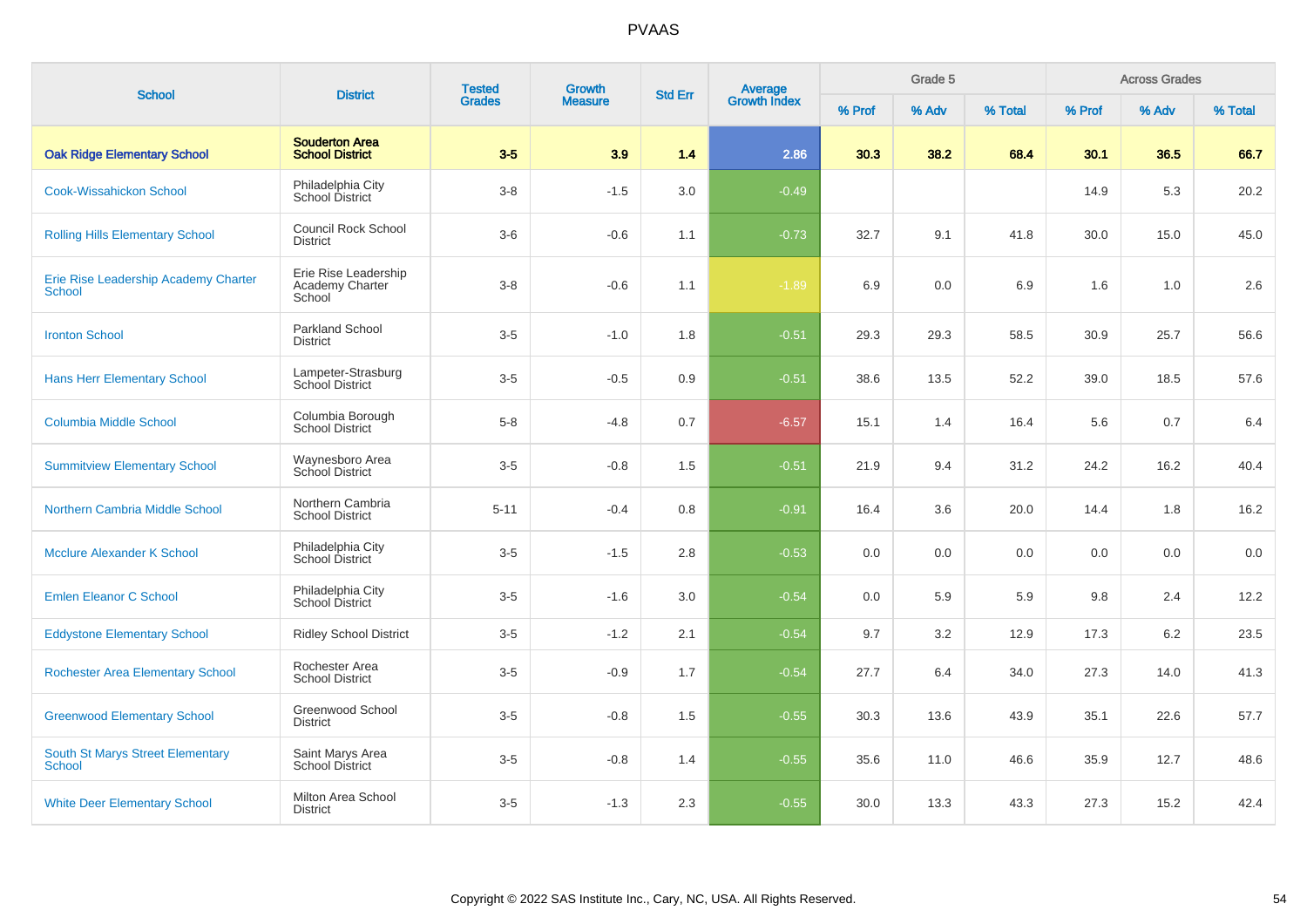# PVAAS

| School | District | Tested Grades | Growth Measure | Std Err | Average Growth Index | Grade 5 | | | Across Grades | | |
|---|---|---|---|---|---|---|---|---|---|---|---|
| | | | | | | % Prof | % Adv | % Total | % Prof | % Adv | % Total |
| **Oak Ridge Elementary School** | **Souderton Area School District** | **3-5** | **3.9** | **1.4** | **2.86** | **30.3** | **38.2** | **68.4** | **30.1** | **36.5** | **66.7** |
| Cook-Wissahickon School | Philadelphia City School District | 3-8 | -1.5 | 3.0 | -0.49 | | | | 14.9 | 5.3 | 20.2 |
| Rolling Hills Elementary School | Council Rock School District | 3-6 | -0.6 | 1.1 | -0.73 | 32.7 | 9.1 | 41.8 | 30.0 | 15.0 | 45.0 |
| Erie Rise Leadership Academy Charter School | Erie Rise Leadership Academy Charter School | 3-8 | -0.6 | 1.1 | -1.89 | 6.9 | 0.0 | 6.9 | 1.6 | 1.0 | 2.6 |
| Ironton School | Parkland School District | 3-5 | -1.0 | 1.8 | -0.51 | 29.3 | 29.3 | 58.5 | 30.9 | 25.7 | 56.6 |
| Hans Herr Elementary School | Lampeter-Strasburg School District | 3-5 | -0.5 | 0.9 | -0.51 | 38.6 | 13.5 | 52.2 | 39.0 | 18.5 | 57.6 |
| Columbia Middle School | Columbia Borough School District | 5-8 | -4.8 | 0.7 | -6.57 | 15.1 | 1.4 | 16.4 | 5.6 | 0.7 | 6.4 |
| Summitview Elementary School | Waynesboro Area School District | 3-5 | -0.8 | 1.5 | -0.51 | 21.9 | 9.4 | 31.2 | 24.2 | 16.2 | 40.4 |
| Northern Cambria Middle School | Northern Cambria School District | 5-11 | -0.4 | 0.8 | -0.91 | 16.4 | 3.6 | 20.0 | 14.4 | 1.8 | 16.2 |
| Mcclure Alexander K School | Philadelphia City School District | 3-5 | -1.5 | 2.8 | -0.53 | 0.0 | 0.0 | 0.0 | 0.0 | 0.0 | 0.0 |
| Emlen Eleanor C School | Philadelphia City School District | 3-5 | -1.6 | 3.0 | -0.54 | 0.0 | 5.9 | 5.9 | 9.8 | 2.4 | 12.2 |
| Eddystone Elementary School | Ridley School District | 3-5 | -1.2 | 2.1 | -0.54 | 9.7 | 3.2 | 12.9 | 17.3 | 6.2 | 23.5 |
| Rochester Area Elementary School | Rochester Area School District | 3-5 | -0.9 | 1.7 | -0.54 | 27.7 | 6.4 | 34.0 | 27.3 | 14.0 | 41.3 |
| Greenwood Elementary School | Greenwood School District | 3-5 | -0.8 | 1.5 | -0.55 | 30.3 | 13.6 | 43.9 | 35.1 | 22.6 | 57.7 |
| South St Marys Street Elementary School | Saint Marys Area School District | 3-5 | -0.8 | 1.4 | -0.55 | 35.6 | 11.0 | 46.6 | 35.9 | 12.7 | 48.6 |
| White Deer Elementary School | Milton Area School District | 3-5 | -1.3 | 2.3 | -0.55 | 30.0 | 13.3 | 43.3 | 27.3 | 15.2 | 42.4 |

Copyright © 2022 SAS Institute Inc., Cary, NC, USA. All Rights Reserved.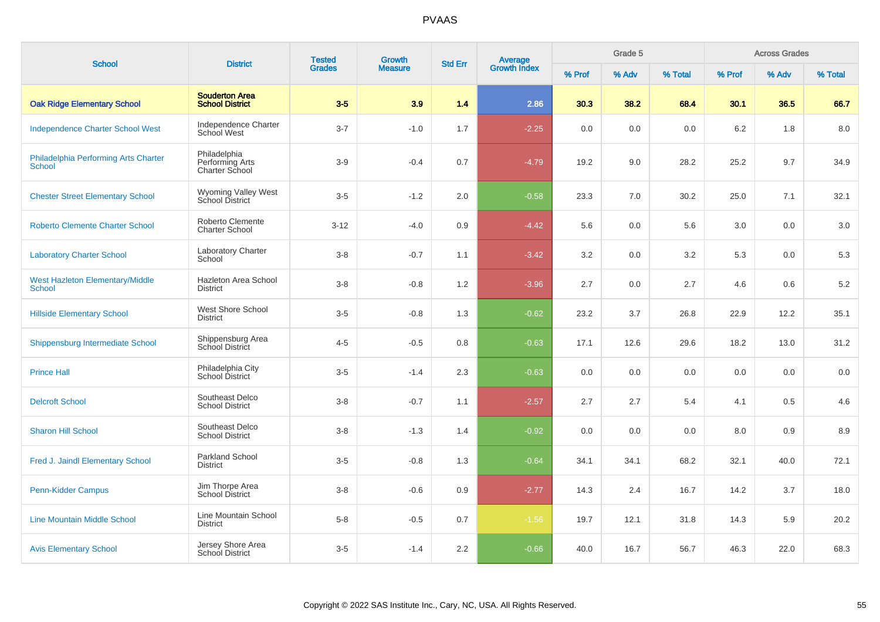# PVAAS

| School | District | Tested Grades | Growth Measure | Std Err | Average Growth Index | Grade 5 | | | Across Grades | | |
|---|---|---|---|---|---|---|---|---|---|---|---|
| | | | | | | % Prof | % Adv | % Total | % Prof | % Adv | % Total |
| **Oak Ridge Elementary School** | **Souderton Area School District** | **3-5** | **3.9** | **1.4** | **2.86** | **30.3** | **38.2** | **68.4** | **30.1** | **36.5** | **66.7** |
| Independence Charter School West | Independence Charter School West | 3-7 | -1.0 | 1.7 | -2.25 | 0.0 | 0.0 | 0.0 | 6.2 | 1.8 | 8.0 |
| Philadelphia Performing Arts Charter School | Philadelphia Performing Arts Charter School | 3-9 | -0.4 | 0.7 | -4.79 | 19.2 | 9.0 | 28.2 | 25.2 | 9.7 | 34.9 |
| Chester Street Elementary School | Wyoming Valley West School District | 3-5 | -1.2 | 2.0 | -0.58 | 23.3 | 7.0 | 30.2 | 25.0 | 7.1 | 32.1 |
| Roberto Clemente Charter School | Roberto Clemente Charter School | 3-12 | -4.0 | 0.9 | -4.42 | 5.6 | 0.0 | 5.6 | 3.0 | 0.0 | 3.0 |
| Laboratory Charter School | Laboratory Charter School | 3-8 | -0.7 | 1.1 | -3.42 | 3.2 | 0.0 | 3.2 | 5.3 | 0.0 | 5.3 |
| West Hazleton Elementary/Middle School | Hazleton Area School District | 3-8 | -0.8 | 1.2 | -3.96 | 2.7 | 0.0 | 2.7 | 4.6 | 0.6 | 5.2 |
| Hillside Elementary School | West Shore School District | 3-5 | -0.8 | 1.3 | -0.62 | 23.2 | 3.7 | 26.8 | 22.9 | 12.2 | 35.1 |
| Shippensburg Intermediate School | Shippensburg Area School District | 4-5 | -0.5 | 0.8 | -0.63 | 17.1 | 12.6 | 29.6 | 18.2 | 13.0 | 31.2 |
| Prince Hall | Philadelphia City School District | 3-5 | -1.4 | 2.3 | -0.63 | 0.0 | 0.0 | 0.0 | 0.0 | 0.0 | 0.0 |
| Delcroft School | Southeast Delco School District | 3-8 | -0.7 | 1.1 | -2.57 | 2.7 | 2.7 | 5.4 | 4.1 | 0.5 | 4.6 |
| Sharon Hill School | Southeast Delco School District | 3-8 | -1.3 | 1.4 | -0.92 | 0.0 | 0.0 | 0.0 | 8.0 | 0.9 | 8.9 |
| Fred J. Jaindl Elementary School | Parkland School District | 3-5 | -0.8 | 1.3 | -0.64 | 34.1 | 34.1 | 68.2 | 32.1 | 40.0 | 72.1 |
| Penn-Kidder Campus | Jim Thorpe Area School District | 3-8 | -0.6 | 0.9 | -2.77 | 14.3 | 2.4 | 16.7 | 14.2 | 3.7 | 18.0 |
| Line Mountain Middle School | Line Mountain School District | 5-8 | -0.5 | 0.7 | -1.56 | 19.7 | 12.1 | 31.8 | 14.3 | 5.9 | 20.2 |
| Avis Elementary School | Jersey Shore Area School District | 3-5 | -1.4 | 2.2 | -0.66 | 40.0 | 16.7 | 56.7 | 46.3 | 22.0 | 68.3 |

Copyright © 2022 SAS Institute Inc., Cary, NC, USA. All Rights Reserved.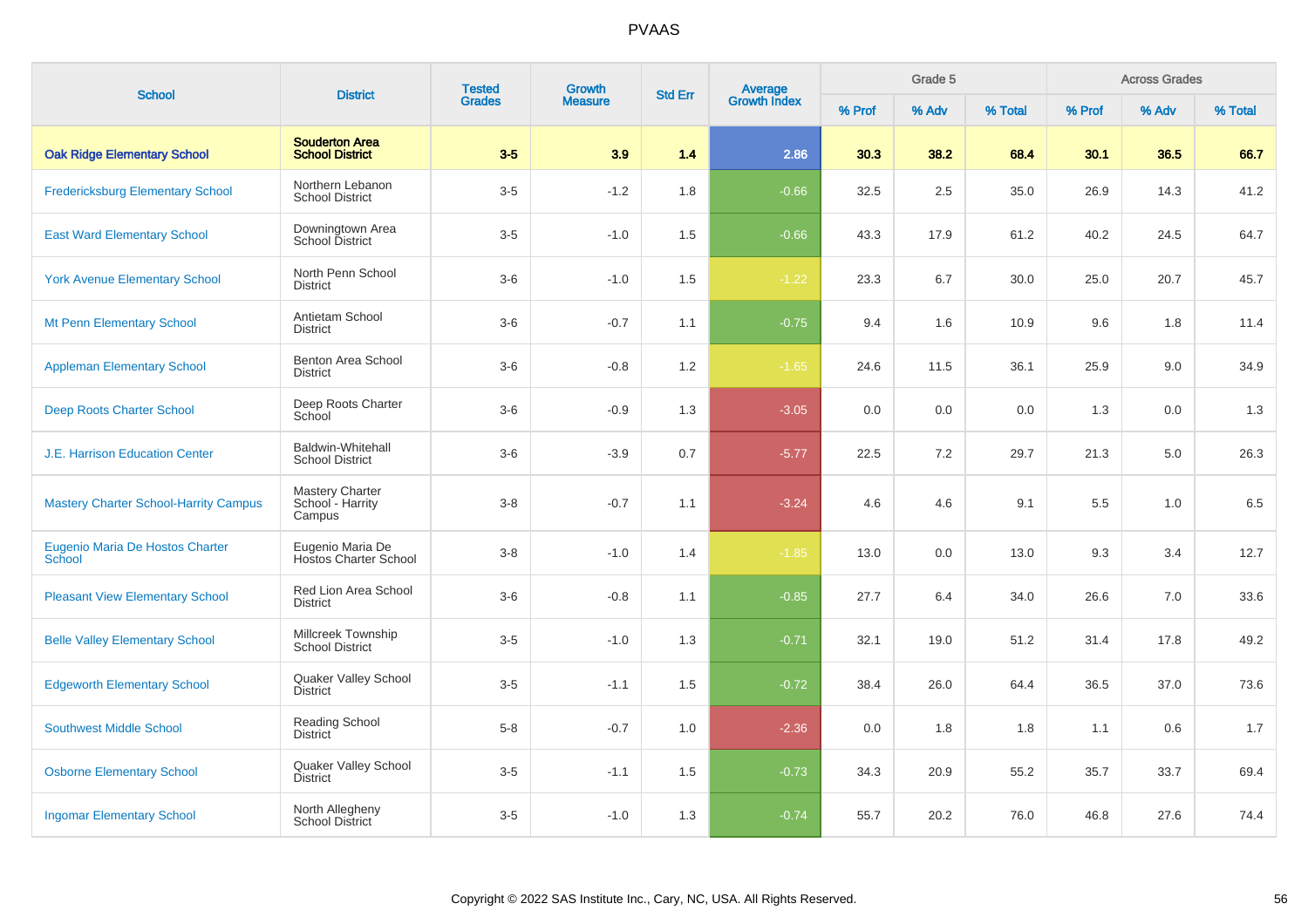# PVAAS

| School | District | Tested Grades | Growth Measure | Std Err | Average Growth Index | Grade 5 | | | Across Grades | | |
|---|---|---|---|---|---|---|---|---|---|---|---|
| | | | | | | % Prof | % Adv | % Total | % Prof | % Adv | % Total |
| **Oak Ridge Elementary School** | **Souderton Area School District** | **3-5** | **3.9** | **1.4** | **2.86** | **30.3** | **38.2** | **68.4** | **30.1** | **36.5** | **66.7** |
| Fredericksburg Elementary School | Northern Lebanon School District | 3-5 | -1.2 | 1.8 | -0.66 | 32.5 | 2.5 | 35.0 | 26.9 | 14.3 | 41.2 |
| East Ward Elementary School | Downingtown Area School District | 3-5 | -1.0 | 1.5 | -0.66 | 43.3 | 17.9 | 61.2 | 40.2 | 24.5 | 64.7 |
| York Avenue Elementary School | North Penn School District | 3-6 | -1.0 | 1.5 | -1.22 | 23.3 | 6.7 | 30.0 | 25.0 | 20.7 | 45.7 |
| Mt Penn Elementary School | Antietam School District | 3-6 | -0.7 | 1.1 | -0.75 | 9.4 | 1.6 | 10.9 | 9.6 | 1.8 | 11.4 |
| Appleman Elementary School | Benton Area School District | 3-6 | -0.8 | 1.2 | -1.65 | 24.6 | 11.5 | 36.1 | 25.9 | 9.0 | 34.9 |
| Deep Roots Charter School | Deep Roots Charter School | 3-6 | -0.9 | 1.3 | -3.05 | 0.0 | 0.0 | 0.0 | 1.3 | 0.0 | 1.3 |
| J.E. Harrison Education Center | Baldwin-Whitehall School District | 3-6 | -3.9 | 0.7 | -5.77 | 22.5 | 7.2 | 29.7 | 21.3 | 5.0 | 26.3 |
| Mastery Charter School-Harrity Campus | Mastery Charter School - Harrity Campus | 3-8 | -0.7 | 1.1 | -3.24 | 4.6 | 4.6 | 9.1 | 5.5 | 1.0 | 6.5 |
| Eugenio Maria De Hostos Charter School | Eugenio Maria De Hostos Charter School | 3-8 | -1.0 | 1.4 | -1.85 | 13.0 | 0.0 | 13.0 | 9.3 | 3.4 | 12.7 |
| Pleasant View Elementary School | Red Lion Area School District | 3-6 | -0.8 | 1.1 | -0.85 | 27.7 | 6.4 | 34.0 | 26.6 | 7.0 | 33.6 |
| Belle Valley Elementary School | Millcreek Township School District | 3-5 | -1.0 | 1.3 | -0.71 | 32.1 | 19.0 | 51.2 | 31.4 | 17.8 | 49.2 |
| Edgeworth Elementary School | Quaker Valley School District | 3-5 | -1.1 | 1.5 | -0.72 | 38.4 | 26.0 | 64.4 | 36.5 | 37.0 | 73.6 |
| Southwest Middle School | Reading School District | 5-8 | -0.7 | 1.0 | -2.36 | 0.0 | 1.8 | 1.8 | 1.1 | 0.6 | 1.7 |
| Osborne Elementary School | Quaker Valley School District | 3-5 | -1.1 | 1.5 | -0.73 | 34.3 | 20.9 | 55.2 | 35.7 | 33.7 | 69.4 |
| Ingomar Elementary School | North Allegheny School District | 3-5 | -1.0 | 1.3 | -0.74 | 55.7 | 20.2 | 76.0 | 46.8 | 27.6 | 74.4 |

Copyright © 2022 SAS Institute Inc., Cary, NC, USA. All Rights Reserved.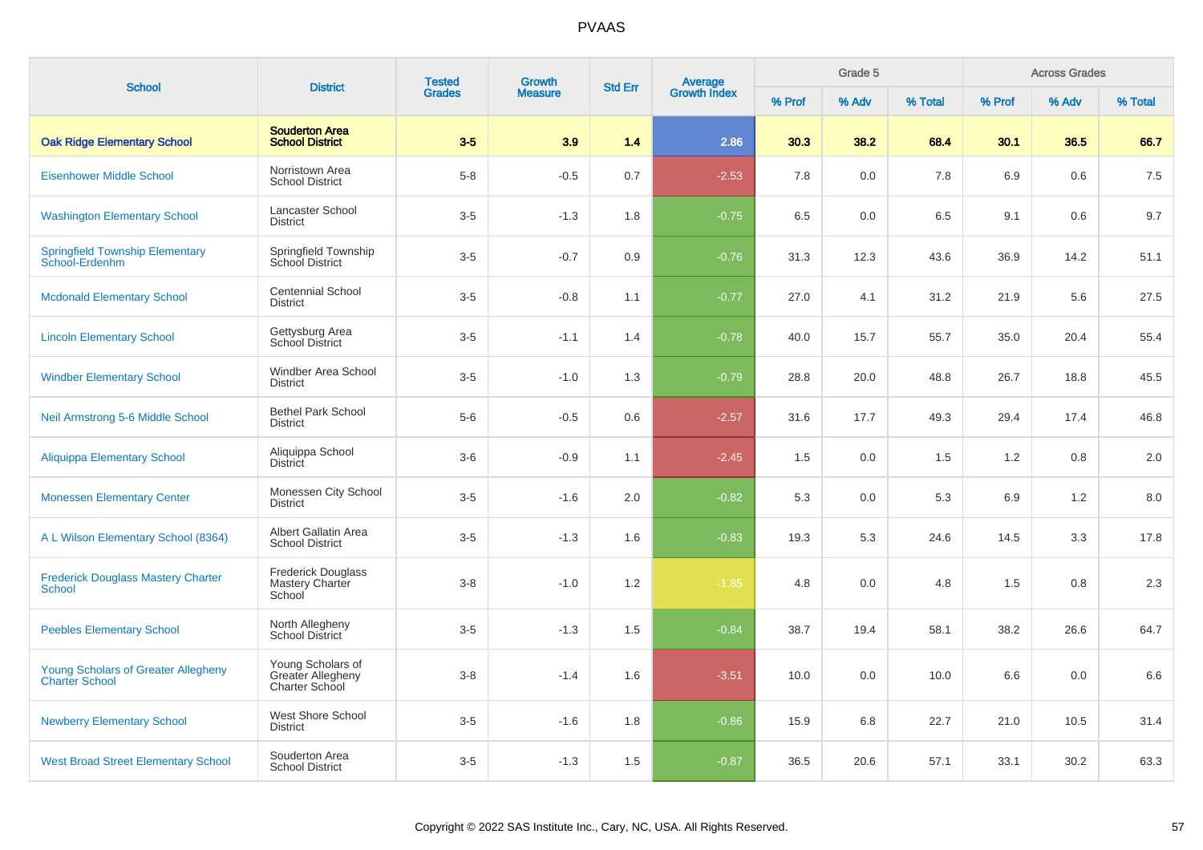# PVAAS

| School | District | Tested Grades | Growth Measure | Std Err | Average Growth Index | Grade 5 | | | Across Grades | | |
|---|---|---|---|---|---|---|---|---|---|---|---|
| | | | | | | % Prof | % Adv | % Total | % Prof | % Adv | % Total |
| **Oak Ridge Elementary School** | **Souderton Area School District** | **3-5** | **3.9** | **1.4** | **2.86** | **30.3** | **38.2** | **68.4** | **30.1** | **36.5** | **66.7** |
| Eisenhower Middle School | Norristown Area School District | 5-8 | -0.5 | 0.7 | -2.53 | 7.8 | 0.0 | 7.8 | 6.9 | 0.6 | 7.5 |
| Washington Elementary School | Lancaster School District | 3-5 | -1.3 | 1.8 | -0.75 | 6.5 | 0.0 | 6.5 | 9.1 | 0.6 | 9.7 |
| Springfield Township Elementary School-Erdenhm | Springfield Township School District | 3-5 | -0.7 | 0.9 | -0.76 | 31.3 | 12.3 | 43.6 | 36.9 | 14.2 | 51.1 |
| Mcdonald Elementary School | Centennial School District | 3-5 | -0.8 | 1.1 | -0.77 | 27.0 | 4.1 | 31.2 | 21.9 | 5.6 | 27.5 |
| Lincoln Elementary School | Gettysburg Area School District | 3-5 | -1.1 | 1.4 | -0.78 | 40.0 | 15.7 | 55.7 | 35.0 | 20.4 | 55.4 |
| Windber Elementary School | Windber Area School District | 3-5 | -1.0 | 1.3 | -0.79 | 28.8 | 20.0 | 48.8 | 26.7 | 18.8 | 45.5 |
| Neil Armstrong 5-6 Middle School | Bethel Park School District | 5-6 | -0.5 | 0.6 | -2.57 | 31.6 | 17.7 | 49.3 | 29.4 | 17.4 | 46.8 |
| Aliquippa Elementary School | Aliquippa School District | 3-6 | -0.9 | 1.1 | -2.45 | 1.5 | 0.0 | 1.5 | 1.2 | 0.8 | 2.0 |
| Monessen Elementary Center | Monessen City School District | 3-5 | -1.6 | 2.0 | -0.82 | 5.3 | 0.0 | 5.3 | 6.9 | 1.2 | 8.0 |
| A L Wilson Elementary School (8364) | Albert Gallatin Area School District | 3-5 | -1.3 | 1.6 | -0.83 | 19.3 | 5.3 | 24.6 | 14.5 | 3.3 | 17.8 |
| Frederick Douglass Mastery Charter School | Frederick Douglass Mastery Charter School | 3-8 | -1.0 | 1.2 | -1.85 | 4.8 | 0.0 | 4.8 | 1.5 | 0.8 | 2.3 |
| Peebles Elementary School | North Allegheny School District | 3-5 | -1.3 | 1.5 | -0.84 | 38.7 | 19.4 | 58.1 | 38.2 | 26.6 | 64.7 |
| Young Scholars of Greater Allegheny Charter School | Young Scholars of Greater Allegheny Charter School | 3-8 | -1.4 | 1.6 | -3.51 | 10.0 | 0.0 | 10.0 | 6.6 | 0.0 | 6.6 |
| Newberry Elementary School | West Shore School District | 3-5 | -1.6 | 1.8 | -0.86 | 15.9 | 6.8 | 22.7 | 21.0 | 10.5 | 31.4 |
| West Broad Street Elementary School | Souderton Area School District | 3-5 | -1.3 | 1.5 | -0.87 | 36.5 | 20.6 | 57.1 | 33.1 | 30.2 | 63.3 |

Copyright © 2022 SAS Institute Inc., Cary, NC, USA. All Rights Reserved.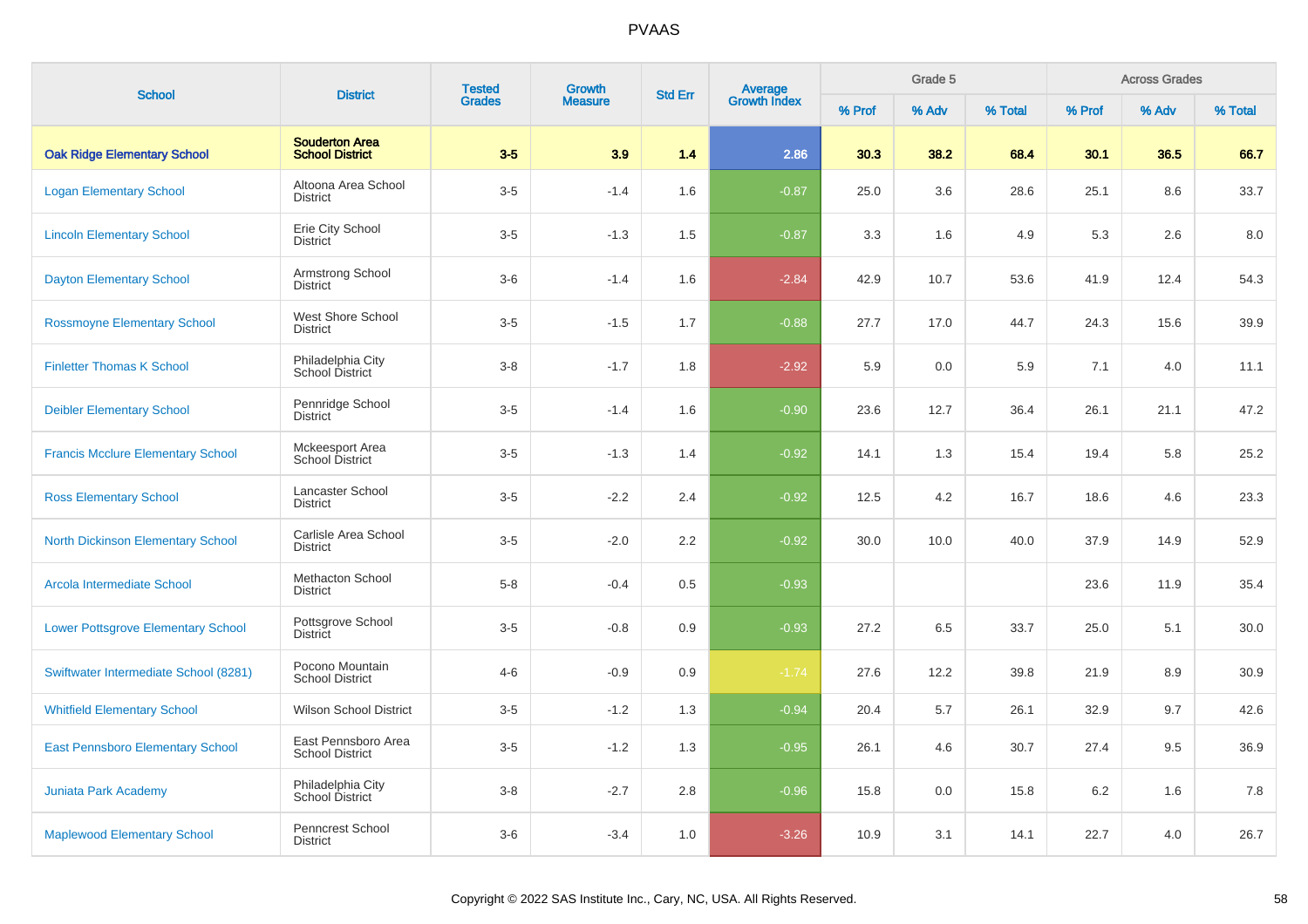# PVAAS

| School | District | Tested Grades | Growth Measure | Std Err | Average Growth Index | Grade 5 | | | Across Grades | | |
|---|---|---|---|---|---|---|---|---|---|---|---|
| | | | | | | % Prof | % Adv | % Total | % Prof | % Adv | % Total |
| **Oak Ridge Elementary School** | **Souderton Area School District** | **3-5** | **3.9** | **1.4** | **2.86** | **30.3** | **38.2** | **68.4** | **30.1** | **36.5** | **66.7** |
| Logan Elementary School | Altoona Area School District | 3-5 | -1.4 | 1.6 | -0.87 | 25.0 | 3.6 | 28.6 | 25.1 | 8.6 | 33.7 |
| Lincoln Elementary School | Erie City School District | 3-5 | -1.3 | 1.5 | -0.87 | 3.3 | 1.6 | 4.9 | 5.3 | 2.6 | 8.0 |
| Dayton Elementary School | Armstrong School District | 3-6 | -1.4 | 1.6 | -2.84 | 42.9 | 10.7 | 53.6 | 41.9 | 12.4 | 54.3 |
| Rossmoyne Elementary School | West Shore School District | 3-5 | -1.5 | 1.7 | -0.88 | 27.7 | 17.0 | 44.7 | 24.3 | 15.6 | 39.9 |
| Finletter Thomas K School | Philadelphia City School District | 3-8 | -1.7 | 1.8 | -2.92 | 5.9 | 0.0 | 5.9 | 7.1 | 4.0 | 11.1 |
| Deibler Elementary School | Pennridge School District | 3-5 | -1.4 | 1.6 | -0.90 | 23.6 | 12.7 | 36.4 | 26.1 | 21.1 | 47.2 |
| Francis Mcclure Elementary School | Mckeesport Area School District | 3-5 | -1.3 | 1.4 | -0.92 | 14.1 | 1.3 | 15.4 | 19.4 | 5.8 | 25.2 |
| Ross Elementary School | Lancaster School District | 3-5 | -2.2 | 2.4 | -0.92 | 12.5 | 4.2 | 16.7 | 18.6 | 4.6 | 23.3 |
| North Dickinson Elementary School | Carlisle Area School District | 3-5 | -2.0 | 2.2 | -0.92 | 30.0 | 10.0 | 40.0 | 37.9 | 14.9 | 52.9 |
| Arcola Intermediate School | Methacton School District | 5-8 | -0.4 | 0.5 | -0.93 | | | | 23.6 | 11.9 | 35.4 |
| Lower Pottsgrove Elementary School | Pottsgrove School District | 3-5 | -0.8 | 0.9 | -0.93 | 27.2 | 6.5 | 33.7 | 25.0 | 5.1 | 30.0 |
| Swiftwater Intermediate School (8281) | Pocono Mountain School District | 4-6 | -0.9 | 0.9 | -1.74 | 27.6 | 12.2 | 39.8 | 21.9 | 8.9 | 30.9 |
| Whitfield Elementary School | Wilson School District | 3-5 | -1.2 | 1.3 | -0.94 | 20.4 | 5.7 | 26.1 | 32.9 | 9.7 | 42.6 |
| East Pennsboro Elementary School | East Pennsboro Area School District | 3-5 | -1.2 | 1.3 | -0.95 | 26.1 | 4.6 | 30.7 | 27.4 | 9.5 | 36.9 |
| Juniata Park Academy | Philadelphia City School District | 3-8 | -2.7 | 2.8 | -0.96 | 15.8 | 0.0 | 15.8 | 6.2 | 1.6 | 7.8 |
| Maplewood Elementary School | Penncrest School District | 3-6 | -3.4 | 1.0 | -3.26 | 10.9 | 3.1 | 14.1 | 22.7 | 4.0 | 26.7 |

Copyright © 2022 SAS Institute Inc., Cary, NC, USA. All Rights Reserved.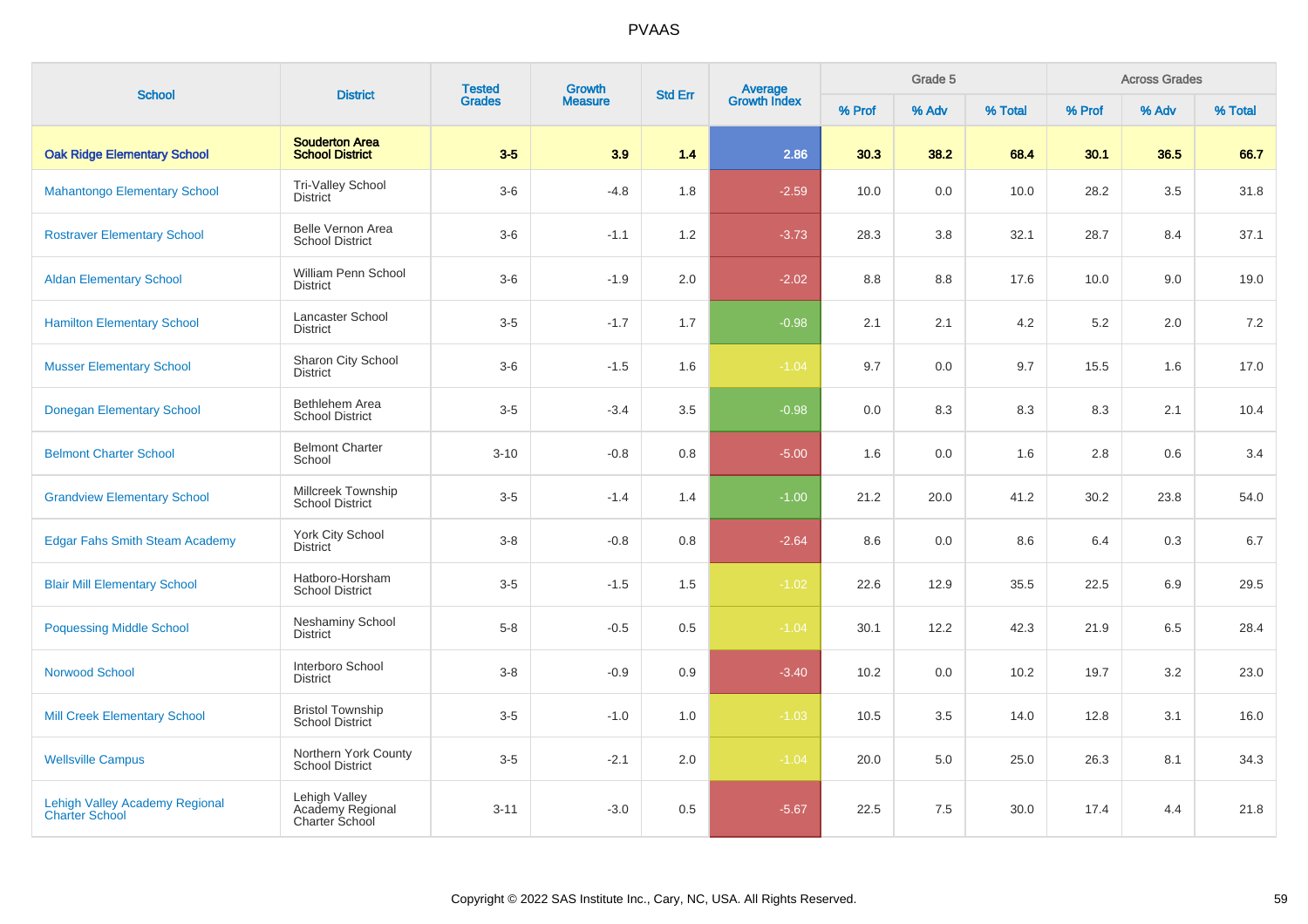PVAAS

| School | District | Tested Grades | Growth Measure | Std Err | Average Growth Index | Grade 5 | | | Across Grades | | |
|---|---|---|---|---|---|---|---|---|---|---|---|
| | | | | | | % Prof | % Adv | % Total | % Prof | % Adv | % Total |
| **Oak Ridge Elementary School** | **Souderton Area School District** | **3-5** | **3.9** | **1.4** | **2.86** | **30.3** | **38.2** | **68.4** | **30.1** | **36.5** | **66.7** |
| Mahantongo Elementary School | Tri-Valley School District | 3-6 | -4.8 | 1.8 | -2.59 | 10.0 | 0.0 | 10.0 | 28.2 | 3.5 | 31.8 |
| Rostraver Elementary School | Belle Vernon Area School District | 3-6 | -1.1 | 1.2 | -3.73 | 28.3 | 3.8 | 32.1 | 28.7 | 8.4 | 37.1 |
| Aldan Elementary School | William Penn School District | 3-6 | -1.9 | 2.0 | -2.02 | 8.8 | 8.8 | 17.6 | 10.0 | 9.0 | 19.0 |
| Hamilton Elementary School | Lancaster School District | 3-5 | -1.7 | 1.7 | -0.98 | 2.1 | 2.1 | 4.2 | 5.2 | 2.0 | 7.2 |
| Musser Elementary School | Sharon City School District | 3-6 | -1.5 | 1.6 | -1.04 | 9.7 | 0.0 | 9.7 | 15.5 | 1.6 | 17.0 |
| Donegan Elementary School | Bethlehem Area School District | 3-5 | -3.4 | 3.5 | -0.98 | 0.0 | 8.3 | 8.3 | 8.3 | 2.1 | 10.4 |
| Belmont Charter School | Belmont Charter School | 3-10 | -0.8 | 0.8 | -5.00 | 1.6 | 0.0 | 1.6 | 2.8 | 0.6 | 3.4 |
| Grandview Elementary School | Millcreek Township School District | 3-5 | -1.4 | 1.4 | -1.00 | 21.2 | 20.0 | 41.2 | 30.2 | 23.8 | 54.0 |
| Edgar Fahs Smith Steam Academy | York City School District | 3-8 | -0.8 | 0.8 | -2.64 | 8.6 | 0.0 | 8.6 | 6.4 | 0.3 | 6.7 |
| Blair Mill Elementary School | Hatboro-Horsham School District | 3-5 | -1.5 | 1.5 | -1.02 | 22.6 | 12.9 | 35.5 | 22.5 | 6.9 | 29.5 |
| Poquessing Middle School | Neshaminy School District | 5-8 | -0.5 | 0.5 | -1.04 | 30.1 | 12.2 | 42.3 | 21.9 | 6.5 | 28.4 |
| Norwood School | Interboro School District | 3-8 | -0.9 | 0.9 | -3.40 | 10.2 | 0.0 | 10.2 | 19.7 | 3.2 | 23.0 |
| Mill Creek Elementary School | Bristol Township School District | 3-5 | -1.0 | 1.0 | -1.03 | 10.5 | 3.5 | 14.0 | 12.8 | 3.1 | 16.0 |
| Wellsville Campus | Northern York County School District | 3-5 | -2.1 | 2.0 | -1.04 | 20.0 | 5.0 | 25.0 | 26.3 | 8.1 | 34.3 |
| Lehigh Valley Academy Regional Charter School | Lehigh Valley Academy Regional Charter School | 3-11 | -3.0 | 0.5 | -5.67 | 22.5 | 7.5 | 30.0 | 17.4 | 4.4 | 21.8 |

Copyright © 2022 SAS Institute Inc., Cary, NC, USA. All Rights Reserved.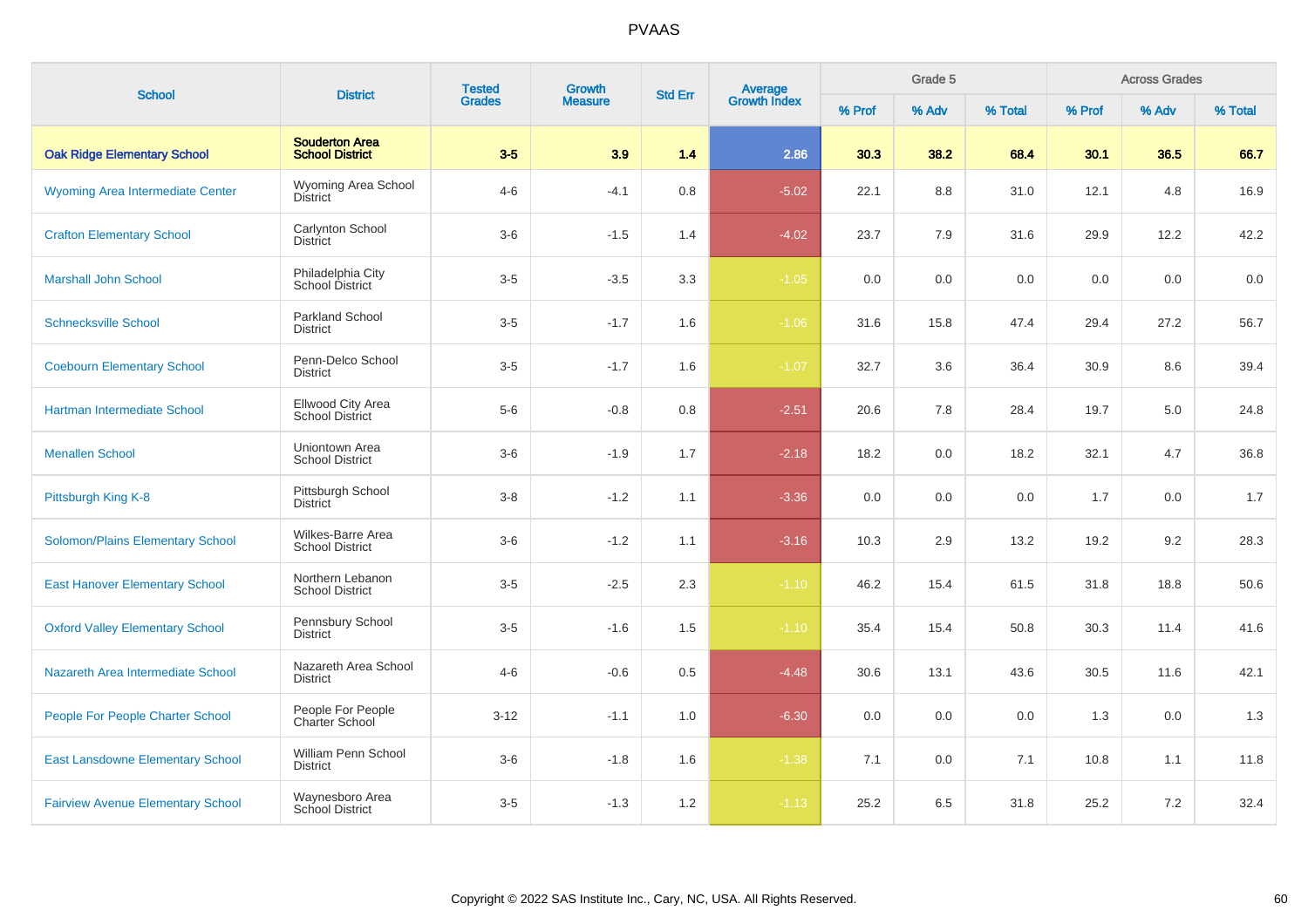# PVAAS

| School | District | Tested Grades | Growth Measure | Std Err | Average Growth Index | Grade 5 | | | Across Grades | | |
|---|---|---|---|---|---|---|---|---|---|---|---|
| | | | | | | % Prof | % Adv | % Total | % Prof | % Adv | % Total |
| **Oak Ridge Elementary School** | **Souderton Area School District** | **3-5** | **3.9** | **1.4** | **2.86** | **30.3** | **38.2** | **68.4** | **30.1** | **36.5** | **66.7** |
| Wyoming Area Intermediate Center | Wyoming Area School District | 4-6 | -4.1 | 0.8 | -5.02 | 22.1 | 8.8 | 31.0 | 12.1 | 4.8 | 16.9 |
| Crafton Elementary School | Carlynton School District | 3-6 | -1.5 | 1.4 | -4.02 | 23.7 | 7.9 | 31.6 | 29.9 | 12.2 | 42.2 |
| Marshall John School | Philadelphia City School District | 3-5 | -3.5 | 3.3 | -1.05 | 0.0 | 0.0 | 0.0 | 0.0 | 0.0 | 0.0 |
| Schnecksville School | Parkland School District | 3-5 | -1.7 | 1.6 | -1.06 | 31.6 | 15.8 | 47.4 | 29.4 | 27.2 | 56.7 |
| Coebourn Elementary School | Penn-Delco School District | 3-5 | -1.7 | 1.6 | -1.07 | 32.7 | 3.6 | 36.4 | 30.9 | 8.6 | 39.4 |
| Hartman Intermediate School | Ellwood City Area School District | 5-6 | -0.8 | 0.8 | -2.51 | 20.6 | 7.8 | 28.4 | 19.7 | 5.0 | 24.8 |
| Menallen School | Uniontown Area School District | 3-6 | -1.9 | 1.7 | -2.18 | 18.2 | 0.0 | 18.2 | 32.1 | 4.7 | 36.8 |
| Pittsburgh King K-8 | Pittsburgh School District | 3-8 | -1.2 | 1.1 | -3.36 | 0.0 | 0.0 | 0.0 | 1.7 | 0.0 | 1.7 |
| Solomon/Plains Elementary School | Wilkes-Barre Area School District | 3-6 | -1.2 | 1.1 | -3.16 | 10.3 | 2.9 | 13.2 | 19.2 | 9.2 | 28.3 |
| East Hanover Elementary School | Northern Lebanon School District | 3-5 | -2.5 | 2.3 | -1.10 | 46.2 | 15.4 | 61.5 | 31.8 | 18.8 | 50.6 |
| Oxford Valley Elementary School | Pennsbury School District | 3-5 | -1.6 | 1.5 | -1.10 | 35.4 | 15.4 | 50.8 | 30.3 | 11.4 | 41.6 |
| Nazareth Area Intermediate School | Nazareth Area School District | 4-6 | -0.6 | 0.5 | -4.48 | 30.6 | 13.1 | 43.6 | 30.5 | 11.6 | 42.1 |
| People For People Charter School | People For People Charter School | 3-12 | -1.1 | 1.0 | -6.30 | 0.0 | 0.0 | 0.0 | 1.3 | 0.0 | 1.3 |
| East Lansdowne Elementary School | William Penn School District | 3-6 | -1.8 | 1.6 | -1.38 | 7.1 | 0.0 | 7.1 | 10.8 | 1.1 | 11.8 |
| Fairview Avenue Elementary School | Waynesboro Area School District | 3-5 | -1.3 | 1.2 | -1.13 | 25.2 | 6.5 | 31.8 | 25.2 | 7.2 | 32.4 |

Copyright © 2022 SAS Institute Inc., Cary, NC, USA. All Rights Reserved.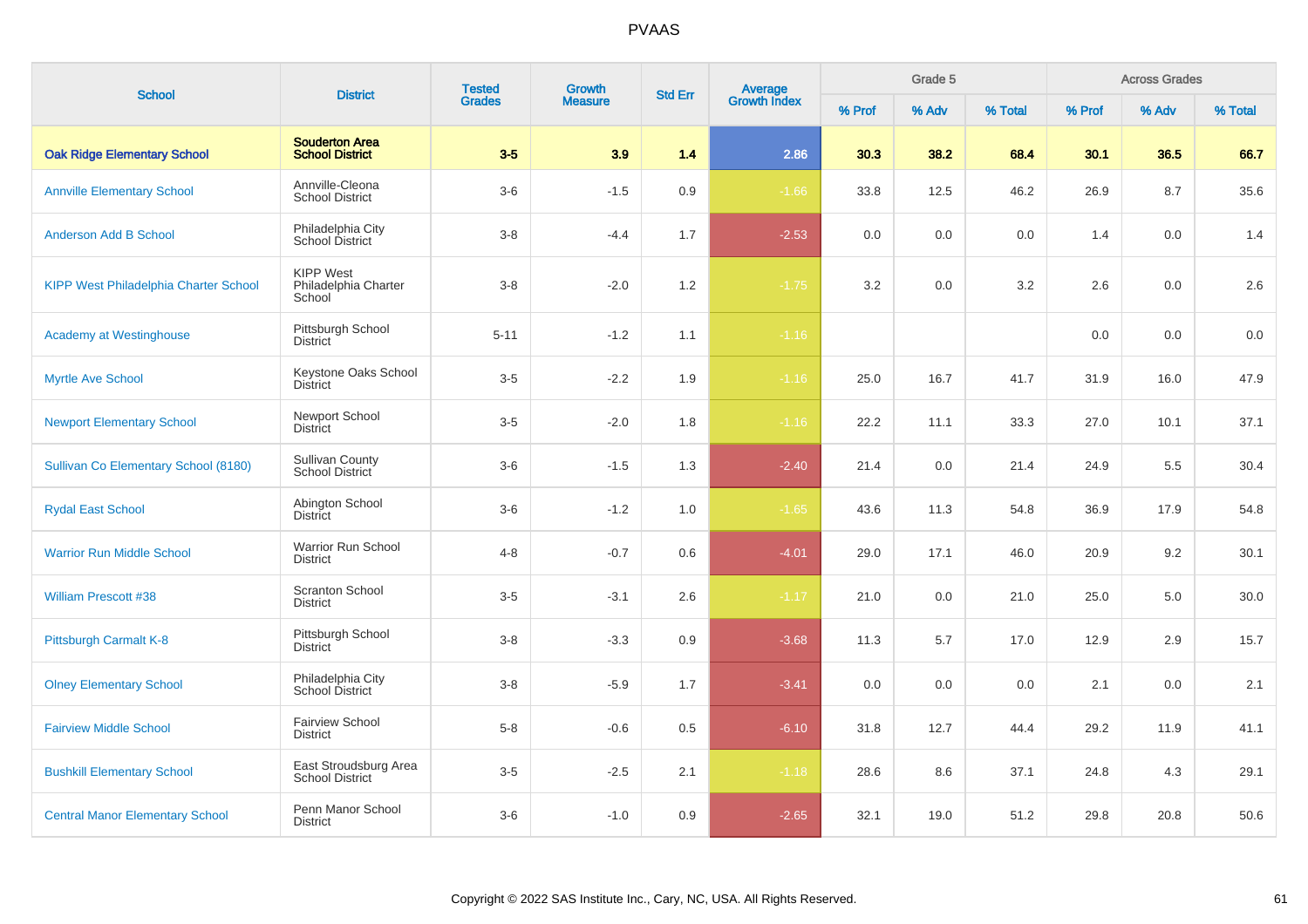# PVAAS

| School | District | Tested Grades | Growth Measure | Std Err | Average Growth Index | Grade 5 | | | Across Grades | | |
|---|---|---|---|---|---|---|---|---|---|---|---|
| | | | | | | % Prof | % Adv | % Total | % Prof | % Adv | % Total |
| **Oak Ridge Elementary School** | **Souderton Area School District** | **3-5** | **3.9** | **1.4** | **2.86** | **30.3** | **38.2** | **68.4** | **30.1** | **36.5** | **66.7** |
| Annville Elementary School | Annville-Cleona School District | 3-6 | -1.5 | 0.9 | -1.66 | 33.8 | 12.5 | 46.2 | 26.9 | 8.7 | 35.6 |
| Anderson Add B School | Philadelphia City School District | 3-8 | -4.4 | 1.7 | -2.53 | 0.0 | 0.0 | 0.0 | 1.4 | 0.0 | 1.4 |
| KIPP West Philadelphia Charter School | KIPP West Philadelphia Charter School | 3-8 | -2.0 | 1.2 | -1.75 | 3.2 | 0.0 | 3.2 | 2.6 | 0.0 | 2.6 |
| Academy at Westinghouse | Pittsburgh School District | 5-11 | -1.2 | 1.1 | -1.16 | | | | 0.0 | 0.0 | 0.0 |
| Myrtle Ave School | Keystone Oaks School District | 3-5 | -2.2 | 1.9 | -1.16 | 25.0 | 16.7 | 41.7 | 31.9 | 16.0 | 47.9 |
| Newport Elementary School | Newport School District | 3-5 | -2.0 | 1.8 | -1.16 | 22.2 | 11.1 | 33.3 | 27.0 | 10.1 | 37.1 |
| Sullivan Co Elementary School (8180) | Sullivan County School District | 3-6 | -1.5 | 1.3 | -2.40 | 21.4 | 0.0 | 21.4 | 24.9 | 5.5 | 30.4 |
| Rydal East School | Abington School District | 3-6 | -1.2 | 1.0 | -1.65 | 43.6 | 11.3 | 54.8 | 36.9 | 17.9 | 54.8 |
| Warrior Run Middle School | Warrior Run School District | 4-8 | -0.7 | 0.6 | -4.01 | 29.0 | 17.1 | 46.0 | 20.9 | 9.2 | 30.1 |
| William Prescott #38 | Scranton School District | 3-5 | -3.1 | 2.6 | -1.17 | 21.0 | 0.0 | 21.0 | 25.0 | 5.0 | 30.0 |
| Pittsburgh Carmalt K-8 | Pittsburgh School District | 3-8 | -3.3 | 0.9 | -3.68 | 11.3 | 5.7 | 17.0 | 12.9 | 2.9 | 15.7 |
| Olney Elementary School | Philadelphia City School District | 3-8 | -5.9 | 1.7 | -3.41 | 0.0 | 0.0 | 0.0 | 2.1 | 0.0 | 2.1 |
| Fairview Middle School | Fairview School District | 5-8 | -0.6 | 0.5 | -6.10 | 31.8 | 12.7 | 44.4 | 29.2 | 11.9 | 41.1 |
| Bushkill Elementary School | East Stroudsburg Area School District | 3-5 | -2.5 | 2.1 | -1.18 | 28.6 | 8.6 | 37.1 | 24.8 | 4.3 | 29.1 |
| Central Manor Elementary School | Penn Manor School District | 3-6 | -1.0 | 0.9 | -2.65 | 32.1 | 19.0 | 51.2 | 29.8 | 20.8 | 50.6 |

Copyright © 2022 SAS Institute Inc., Cary, NC, USA. All Rights Reserved.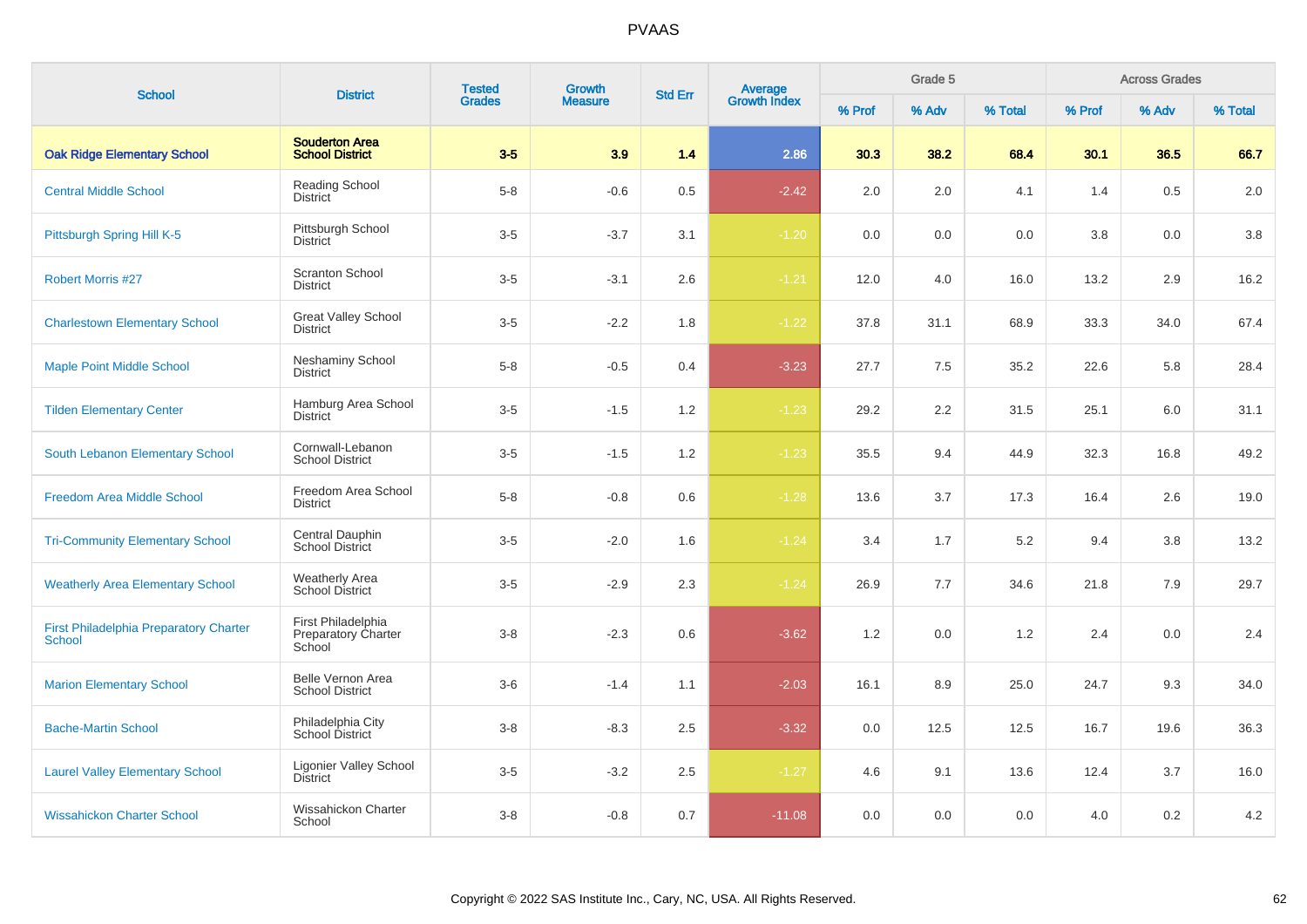# PVAAS

| School | District | Tested Grades | Growth Measure | Std Err | Average Growth Index | Grade 5 | | | Across Grades | | |
|---|---|---|---|---|---|---|---|---|---|---|---|
| | | | | | | % Prof | % Adv | % Total | % Prof | % Adv | % Total |
| **Oak Ridge Elementary School** | **Souderton Area School District** | **3-5** | **3.9** | **1.4** | **2.86** | **30.3** | **38.2** | **68.4** | **30.1** | **36.5** | **66.7** |
| Central Middle School | Reading School District | 5-8 | -0.6 | 0.5 | -2.42 | 2.0 | 2.0 | 4.1 | 1.4 | 0.5 | 2.0 |
| Pittsburgh Spring Hill K-5 | Pittsburgh School District | 3-5 | -3.7 | 3.1 | -1.20 | 0.0 | 0.0 | 0.0 | 3.8 | 0.0 | 3.8 |
| Robert Morris #27 | Scranton School District | 3-5 | -3.1 | 2.6 | -1.21 | 12.0 | 4.0 | 16.0 | 13.2 | 2.9 | 16.2 |
| Charlestown Elementary School | Great Valley School District | 3-5 | -2.2 | 1.8 | -1.22 | 37.8 | 31.1 | 68.9 | 33.3 | 34.0 | 67.4 |
| Maple Point Middle School | Neshaminy School District | 5-8 | -0.5 | 0.4 | -3.23 | 27.7 | 7.5 | 35.2 | 22.6 | 5.8 | 28.4 |
| Tilden Elementary Center | Hamburg Area School District | 3-5 | -1.5 | 1.2 | -1.23 | 29.2 | 2.2 | 31.5 | 25.1 | 6.0 | 31.1 |
| South Lebanon Elementary School | Cornwall-Lebanon School District | 3-5 | -1.5 | 1.2 | -1.23 | 35.5 | 9.4 | 44.9 | 32.3 | 16.8 | 49.2 |
| Freedom Area Middle School | Freedom Area School District | 5-8 | -0.8 | 0.6 | -1.28 | 13.6 | 3.7 | 17.3 | 16.4 | 2.6 | 19.0 |
| Tri-Community Elementary School | Central Dauphin School District | 3-5 | -2.0 | 1.6 | -1.24 | 3.4 | 1.7 | 5.2 | 9.4 | 3.8 | 13.2 |
| Weatherly Area Elementary School | Weatherly Area School District | 3-5 | -2.9 | 2.3 | -1.24 | 26.9 | 7.7 | 34.6 | 21.8 | 7.9 | 29.7 |
| First Philadelphia Preparatory Charter School | First Philadelphia Preparatory Charter School | 3-8 | -2.3 | 0.6 | -3.62 | 1.2 | 0.0 | 1.2 | 2.4 | 0.0 | 2.4 |
| Marion Elementary School | Belle Vernon Area School District | 3-6 | -1.4 | 1.1 | -2.03 | 16.1 | 8.9 | 25.0 | 24.7 | 9.3 | 34.0 |
| Bache-Martin School | Philadelphia City School District | 3-8 | -8.3 | 2.5 | -3.32 | 0.0 | 12.5 | 12.5 | 16.7 | 19.6 | 36.3 |
| Laurel Valley Elementary School | Ligonier Valley School District | 3-5 | -3.2 | 2.5 | -1.27 | 4.6 | 9.1 | 13.6 | 12.4 | 3.7 | 16.0 |
| Wissahickon Charter School | Wissahickon Charter School | 3-8 | -0.8 | 0.7 | -11.08 | 0.0 | 0.0 | 0.0 | 4.0 | 0.2 | 4.2 |

Copyright © 2022 SAS Institute Inc., Cary, NC, USA. All Rights Reserved.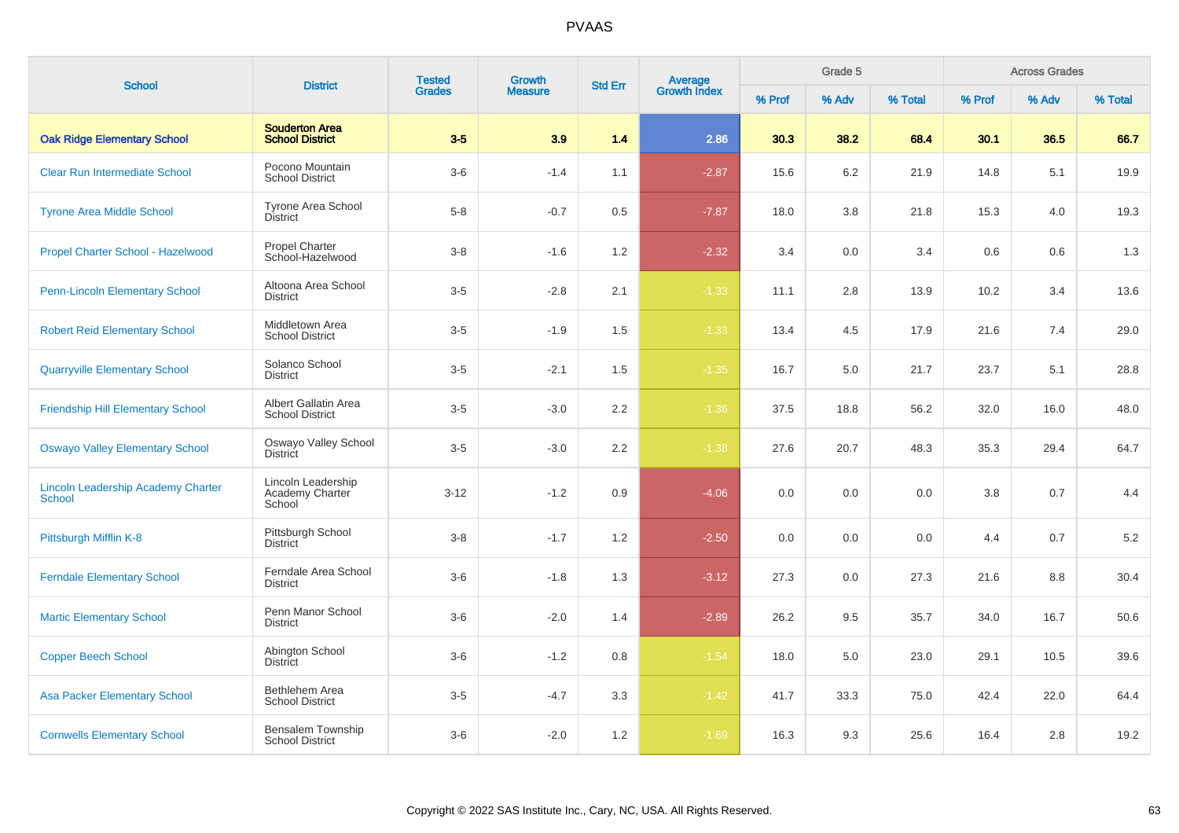# PVAAS

| School | District | Tested Grades | Growth Measure | Std Err | Average Growth Index | Grade 5 | | | Across Grades | | |
|---|---|---|---|---|---|---|---|---|---|---|---|
| | | | | | | % Prof | % Adv | % Total | % Prof | % Adv | % Total |
| **Oak Ridge Elementary School** | **Souderton Area School District** | **3-5** | **3.9** | **1.4** | **2.86** | **30.3** | **38.2** | **68.4** | **30.1** | **36.5** | **66.7** |
| Clear Run Intermediate School | Pocono Mountain School District | 3-6 | -1.4 | 1.1 | -2.87 | 15.6 | 6.2 | 21.9 | 14.8 | 5.1 | 19.9 |
| Tyrone Area Middle School | Tyrone Area School District | 5-8 | -0.7 | 0.5 | -7.87 | 18.0 | 3.8 | 21.8 | 15.3 | 4.0 | 19.3 |
| Propel Charter School - Hazelwood | Propel Charter School-Hazelwood | 3-8 | -1.6 | 1.2 | -2.32 | 3.4 | 0.0 | 3.4 | 0.6 | 0.6 | 1.3 |
| Penn-Lincoln Elementary School | Altoona Area School District | 3-5 | -2.8 | 2.1 | -1.33 | 11.1 | 2.8 | 13.9 | 10.2 | 3.4 | 13.6 |
| Robert Reid Elementary School | Middletown Area School District | 3-5 | -1.9 | 1.5 | -1.33 | 13.4 | 4.5 | 17.9 | 21.6 | 7.4 | 29.0 |
| Quarryville Elementary School | Solanco School District | 3-5 | -2.1 | 1.5 | -1.35 | 16.7 | 5.0 | 21.7 | 23.7 | 5.1 | 28.8 |
| Friendship Hill Elementary School | Albert Gallatin Area School District | 3-5 | -3.0 | 2.2 | -1.36 | 37.5 | 18.8 | 56.2 | 32.0 | 16.0 | 48.0 |
| Oswayo Valley Elementary School | Oswayo Valley School District | 3-5 | -3.0 | 2.2 | -1.38 | 27.6 | 20.7 | 48.3 | 35.3 | 29.4 | 64.7 |
| Lincoln Leadership Academy Charter School | Lincoln Leadership Academy Charter School | 3-12 | -1.2 | 0.9 | -4.06 | 0.0 | 0.0 | 0.0 | 3.8 | 0.7 | 4.4 |
| Pittsburgh Mifflin K-8 | Pittsburgh School District | 3-8 | -1.7 | 1.2 | -2.50 | 0.0 | 0.0 | 0.0 | 4.4 | 0.7 | 5.2 |
| Ferndale Elementary School | Ferndale Area School District | 3-6 | -1.8 | 1.3 | -3.12 | 27.3 | 0.0 | 27.3 | 21.6 | 8.8 | 30.4 |
| Martic Elementary School | Penn Manor School District | 3-6 | -2.0 | 1.4 | -2.89 | 26.2 | 9.5 | 35.7 | 34.0 | 16.7 | 50.6 |
| Copper Beech School | Abington School District | 3-6 | -1.2 | 0.8 | -1.54 | 18.0 | 5.0 | 23.0 | 29.1 | 10.5 | 39.6 |
| Asa Packer Elementary School | Bethlehem Area School District | 3-5 | -4.7 | 3.3 | -1.42 | 41.7 | 33.3 | 75.0 | 42.4 | 22.0 | 64.4 |
| Cornwells Elementary School | Bensalem Township School District | 3-6 | -2.0 | 1.2 | -1.69 | 16.3 | 9.3 | 25.6 | 16.4 | 2.8 | 19.2 |

Copyright © 2022 SAS Institute Inc., Cary, NC, USA. All Rights Reserved.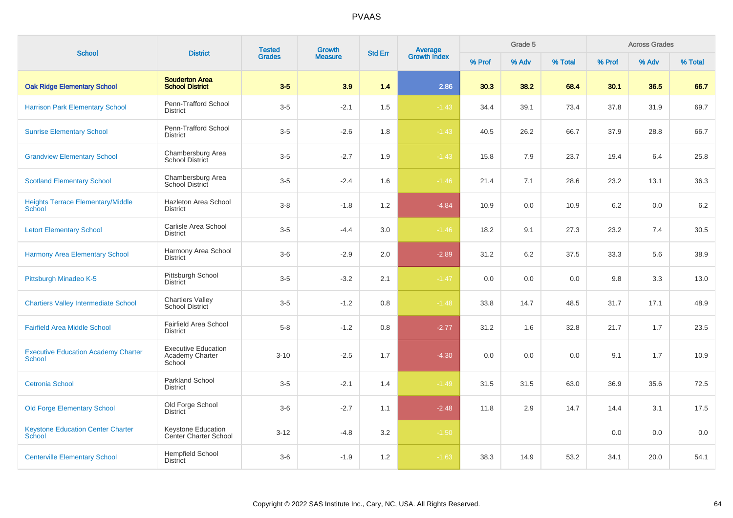# PVAAS

| School | District | Tested Grades | Growth Measure | Std Err | Average Growth Index | Grade 5 | | | Across Grades | | |
|---|---|---|---|---|---|---|---|---|---|---|---|
| | | | | | | % Prof | % Adv | % Total | % Prof | % Adv | % Total |
| **Oak Ridge Elementary School** | **Souderton Area School District** | **3-5** | **3.9** | **1.4** | **2.86** | **30.3** | **38.2** | **68.4** | **30.1** | **36.5** | **66.7** |
| Harrison Park Elementary School | Penn-Trafford School District | 3-5 | -2.1 | 1.5 | -1.43 | 34.4 | 39.1 | 73.4 | 37.8 | 31.9 | 69.7 |
| Sunrise Elementary School | Penn-Trafford School District | 3-5 | -2.6 | 1.8 | -1.43 | 40.5 | 26.2 | 66.7 | 37.9 | 28.8 | 66.7 |
| Grandview Elementary School | Chambersburg Area School District | 3-5 | -2.7 | 1.9 | -1.43 | 15.8 | 7.9 | 23.7 | 19.4 | 6.4 | 25.8 |
| Scotland Elementary School | Chambersburg Area School District | 3-5 | -2.4 | 1.6 | -1.46 | 21.4 | 7.1 | 28.6 | 23.2 | 13.1 | 36.3 |
| Heights Terrace Elementary/Middle School | Hazleton Area School District | 3-8 | -1.8 | 1.2 | -4.84 | 10.9 | 0.0 | 10.9 | 6.2 | 0.0 | 6.2 |
| Letort Elementary School | Carlisle Area School District | 3-5 | -4.4 | 3.0 | -1.46 | 18.2 | 9.1 | 27.3 | 23.2 | 7.4 | 30.5 |
| Harmony Area Elementary School | Harmony Area School District | 3-6 | -2.9 | 2.0 | -2.89 | 31.2 | 6.2 | 37.5 | 33.3 | 5.6 | 38.9 |
| Pittsburgh Minadeo K-5 | Pittsburgh School District | 3-5 | -3.2 | 2.1 | -1.47 | 0.0 | 0.0 | 0.0 | 9.8 | 3.3 | 13.0 |
| Chartiers Valley Intermediate School | Chartiers Valley School District | 3-5 | -1.2 | 0.8 | -1.48 | 33.8 | 14.7 | 48.5 | 31.7 | 17.1 | 48.9 |
| Fairfield Area Middle School | Fairfield Area School District | 5-8 | -1.2 | 0.8 | -2.77 | 31.2 | 1.6 | 32.8 | 21.7 | 1.7 | 23.5 |
| Executive Education Academy Charter School | Executive Education Academy Charter School | 3-10 | -2.5 | 1.7 | -4.30 | 0.0 | 0.0 | 0.0 | 9.1 | 1.7 | 10.9 |
| Cetronia School | Parkland School District | 3-5 | -2.1 | 1.4 | -1.49 | 31.5 | 31.5 | 63.0 | 36.9 | 35.6 | 72.5 |
| Old Forge Elementary School | Old Forge School District | 3-6 | -2.7 | 1.1 | -2.48 | 11.8 | 2.9 | 14.7 | 14.4 | 3.1 | 17.5 |
| Keystone Education Center Charter School | Keystone Education Center Charter School | 3-12 | -4.8 | 3.2 | -1.50 | | | | 0.0 | 0.0 | 0.0 |
| Centerville Elementary School | Hempfield School District | 3-6 | -1.9 | 1.2 | -1.63 | 38.3 | 14.9 | 53.2 | 34.1 | 20.0 | 54.1 |

Copyright © 2022 SAS Institute Inc., Cary, NC, USA. All Rights Reserved.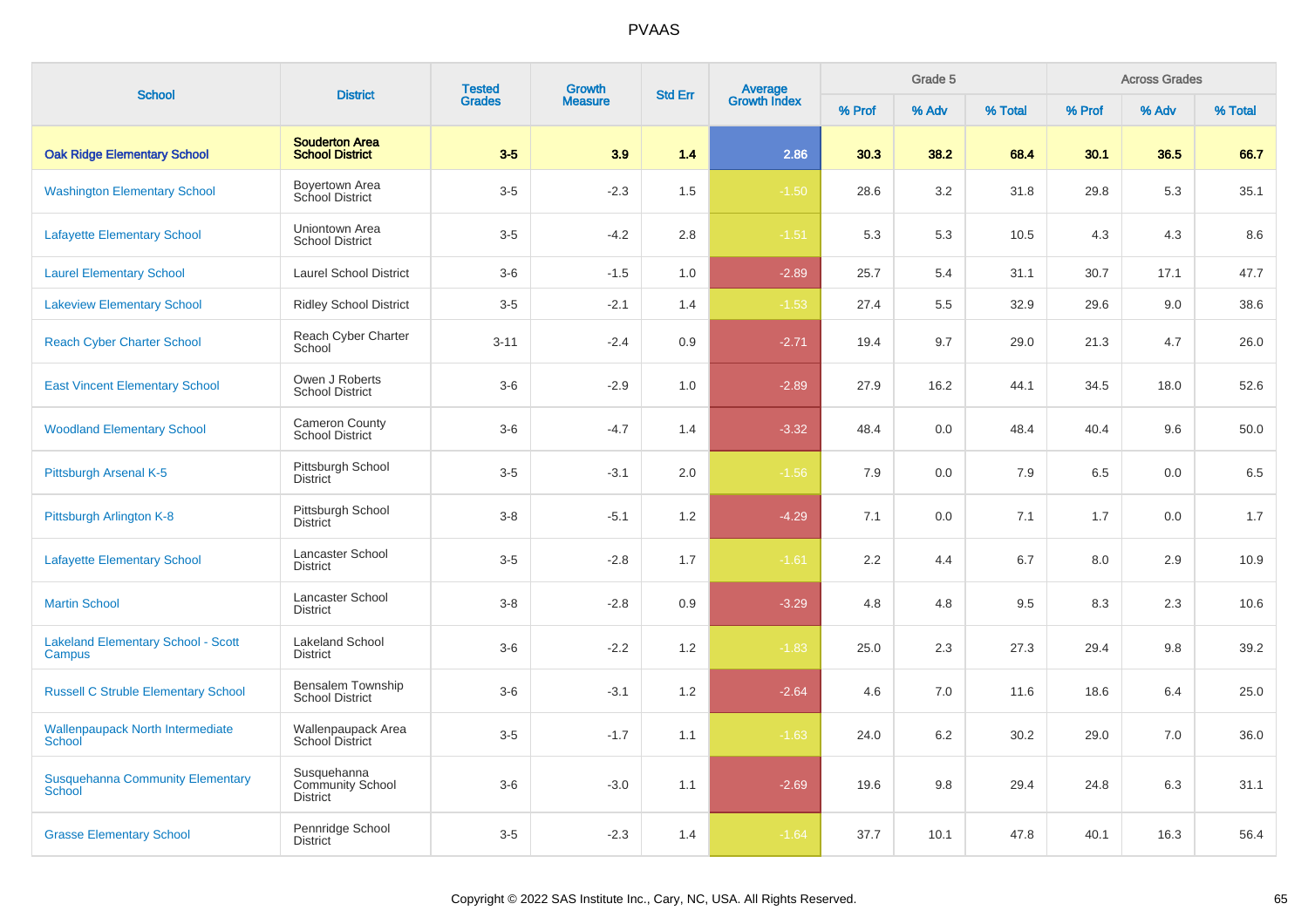| School | District | Tested Grades | Growth Measure | Std Err | Average Growth Index | Grade 5 | | | Across Grades | | |
|---|---|---|---|---|---|---|---|---|---|---|---|
| | | | | | | % Prof | % Adv | % Total | % Prof | % Adv | % Total |
| **Oak Ridge Elementary School** | **Souderton Area School District** | **3-5** | **3.9** | **1.4** | **2.86** | **30.3** | **38.2** | **68.4** | **30.1** | **36.5** | **66.7** |
| Washington Elementary School | Boyertown Area School District | 3-5 | -2.3 | 1.5 | -1.50 | 28.6 | 3.2 | 31.8 | 29.8 | 5.3 | 35.1 |
| Lafayette Elementary School | Uniontown Area School District | 3-5 | -4.2 | 2.8 | -1.51 | 5.3 | 5.3 | 10.5 | 4.3 | 4.3 | 8.6 |
| Laurel Elementary School | Laurel School District | 3-6 | -1.5 | 1.0 | -2.89 | 25.7 | 5.4 | 31.1 | 30.7 | 17.1 | 47.7 |
| Lakeview Elementary School | Ridley School District | 3-5 | -2.1 | 1.4 | -1.53 | 27.4 | 5.5 | 32.9 | 29.6 | 9.0 | 38.6 |
| Reach Cyber Charter School | Reach Cyber Charter School | 3-11 | -2.4 | 0.9 | -2.71 | 19.4 | 9.7 | 29.0 | 21.3 | 4.7 | 26.0 |
| East Vincent Elementary School | Owen J Roberts School District | 3-6 | -2.9 | 1.0 | -2.89 | 27.9 | 16.2 | 44.1 | 34.5 | 18.0 | 52.6 |
| Woodland Elementary School | Cameron County School District | 3-6 | -4.7 | 1.4 | -3.32 | 48.4 | 0.0 | 48.4 | 40.4 | 9.6 | 50.0 |
| Pittsburgh Arsenal K-5 | Pittsburgh School District | 3-5 | -3.1 | 2.0 | -1.56 | 7.9 | 0.0 | 7.9 | 6.5 | 0.0 | 6.5 |
| Pittsburgh Arlington K-8 | Pittsburgh School District | 3-8 | -5.1 | 1.2 | -4.29 | 7.1 | 0.0 | 7.1 | 1.7 | 0.0 | 1.7 |
| Lafayette Elementary School | Lancaster School District | 3-5 | -2.8 | 1.7 | -1.61 | 2.2 | 4.4 | 6.7 | 8.0 | 2.9 | 10.9 |
| Martin School | Lancaster School District | 3-8 | -2.8 | 0.9 | -3.29 | 4.8 | 4.8 | 9.5 | 8.3 | 2.3 | 10.6 |
| Lakeland Elementary School - Scott Campus | Lakeland School District | 3-6 | -2.2 | 1.2 | -1.83 | 25.0 | 2.3 | 27.3 | 29.4 | 9.8 | 39.2 |
| Russell C Struble Elementary School | Bensalem Township School District | 3-6 | -3.1 | 1.2 | -2.64 | 4.6 | 7.0 | 11.6 | 18.6 | 6.4 | 25.0 |
| Wallenpaupack North Intermediate School | Wallenpaupack Area School District | 3-5 | -1.7 | 1.1 | -1.63 | 24.0 | 6.2 | 30.2 | 29.0 | 7.0 | 36.0 |
| Susquehanna Community Elementary School | Susquehanna Community School District | 3-6 | -3.0 | 1.1 | -2.69 | 19.6 | 9.8 | 29.4 | 24.8 | 6.3 | 31.1 |
| Grasse Elementary School | Pennridge School District | 3-5 | -2.3 | 1.4 | -1.64 | 37.7 | 10.1 | 47.8 | 40.1 | 16.3 | 56.4 |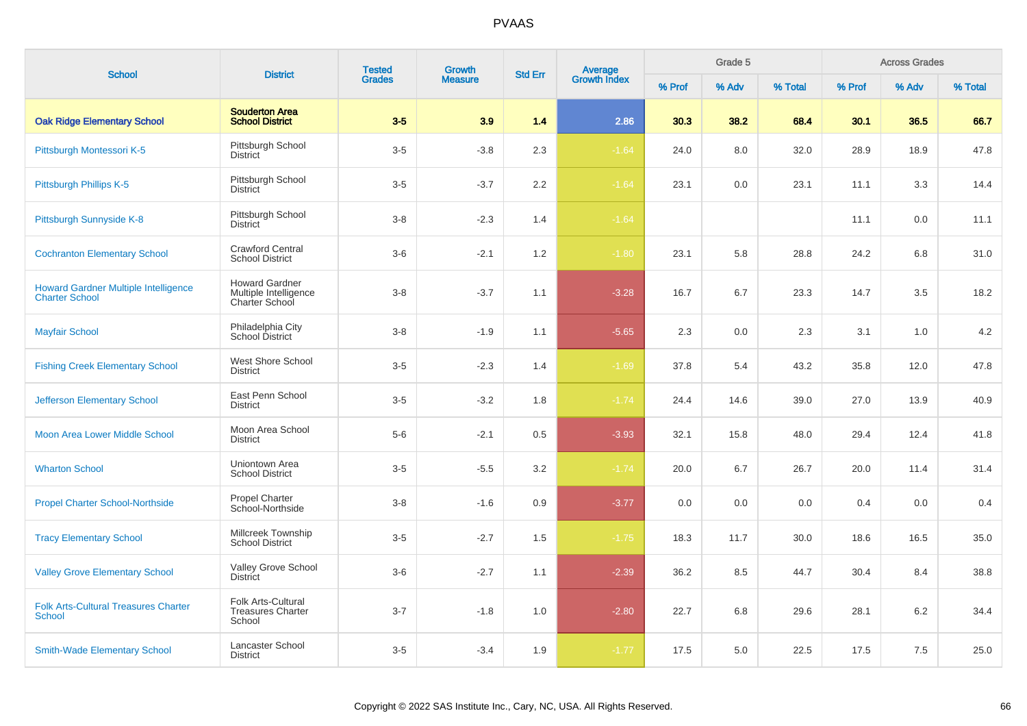| School | District | Tested Grades | Growth Measure | Std Err | Average Growth Index | Grade 5 | | | Across Grades | | |
|---|---|---|---|---|---|---|---|---|---|---|---|
| | | | | | | % Prof | % Adv | % Total | % Prof | % Adv | % Total |
| **Oak Ridge Elementary School** | **Souderton Area School District** | **3-5** | **3.9** | **1.4** | **2.86** | **30.3** | **38.2** | **68.4** | **30.1** | **36.5** | **66.7** |
| Pittsburgh Montessori K-5 | Pittsburgh School District | 3-5 | -3.8 | 2.3 | -1.64 | 24.0 | 8.0 | 32.0 | 28.9 | 18.9 | 47.8 |
| Pittsburgh Phillips K-5 | Pittsburgh School District | 3-5 | -3.7 | 2.2 | -1.64 | 23.1 | 0.0 | 23.1 | 11.1 | 3.3 | 14.4 |
| Pittsburgh Sunnyside K-8 | Pittsburgh School District | 3-8 | -2.3 | 1.4 | -1.64 | | | | 11.1 | 0.0 | 11.1 |
| Cochranton Elementary School | Crawford Central School District | 3-6 | -2.1 | 1.2 | -1.80 | 23.1 | 5.8 | 28.8 | 24.2 | 6.8 | 31.0 |
| Howard Gardner Multiple Intelligence Charter School | Howard Gardner Multiple Intelligence Charter School | 3-8 | -3.7 | 1.1 | -3.28 | 16.7 | 6.7 | 23.3 | 14.7 | 3.5 | 18.2 |
| Mayfair School | Philadelphia City School District | 3-8 | -1.9 | 1.1 | -5.65 | 2.3 | 0.0 | 2.3 | 3.1 | 1.0 | 4.2 |
| Fishing Creek Elementary School | West Shore School District | 3-5 | -2.3 | 1.4 | -1.69 | 37.8 | 5.4 | 43.2 | 35.8 | 12.0 | 47.8 |
| Jefferson Elementary School | East Penn School District | 3-5 | -3.2 | 1.8 | -1.74 | 24.4 | 14.6 | 39.0 | 27.0 | 13.9 | 40.9 |
| Moon Area Lower Middle School | Moon Area School District | 5-6 | -2.1 | 0.5 | -3.93 | 32.1 | 15.8 | 48.0 | 29.4 | 12.4 | 41.8 |
| Wharton School | Uniontown Area School District | 3-5 | -5.5 | 3.2 | -1.74 | 20.0 | 6.7 | 26.7 | 20.0 | 11.4 | 31.4 |
| Propel Charter School-Northside | Propel Charter School-Northside | 3-8 | -1.6 | 0.9 | -3.77 | 0.0 | 0.0 | 0.0 | 0.4 | 0.0 | 0.4 |
| Tracy Elementary School | Millcreek Township School District | 3-5 | -2.7 | 1.5 | -1.75 | 18.3 | 11.7 | 30.0 | 18.6 | 16.5 | 35.0 |
| Valley Grove Elementary School | Valley Grove School District | 3-6 | -2.7 | 1.1 | -2.39 | 36.2 | 8.5 | 44.7 | 30.4 | 8.4 | 38.8 |
| Folk Arts-Cultural Treasures Charter School | Folk Arts-Cultural Treasures Charter School | 3-7 | -1.8 | 1.0 | -2.80 | 22.7 | 6.8 | 29.6 | 28.1 | 6.2 | 34.4 |
| Smith-Wade Elementary School | Lancaster School District | 3-5 | -3.4 | 1.9 | -1.77 | 17.5 | 5.0 | 22.5 | 17.5 | 7.5 | 25.0 |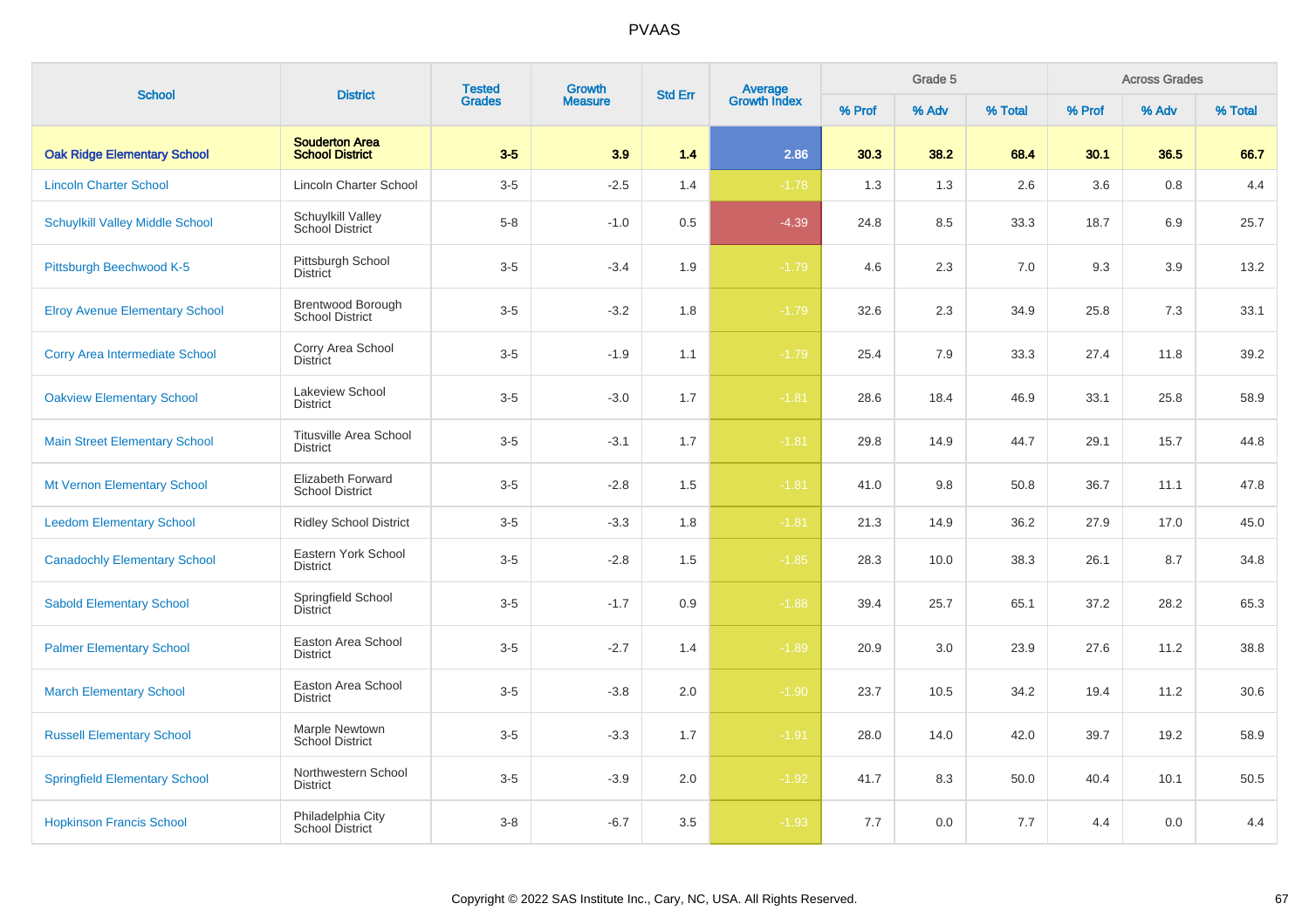# PVAAS

| School | District | Tested Grades | Growth Measure | Std Err | Average Growth Index | Grade 5 | | | Across Grades | | |
|---|---|---|---|---|---|---|---|---|---|---|---|
| | | | | | | % Prof | % Adv | % Total | % Prof | % Adv | % Total |
| **Oak Ridge Elementary School** | **Souderton Area School District** | **3-5** | **3.9** | **1.4** | **2.86** | **30.3** | **38.2** | **68.4** | **30.1** | **36.5** | **66.7** |
| Lincoln Charter School | Lincoln Charter School | 3-5 | -2.5 | 1.4 | -1.78 | 1.3 | 1.3 | 2.6 | 3.6 | 0.8 | 4.4 |
| Schuylkill Valley Middle School | Schuylkill Valley School District | 5-8 | -1.0 | 0.5 | -4.39 | 24.8 | 8.5 | 33.3 | 18.7 | 6.9 | 25.7 |
| Pittsburgh Beechwood K-5 | Pittsburgh School District | 3-5 | -3.4 | 1.9 | -1.79 | 4.6 | 2.3 | 7.0 | 9.3 | 3.9 | 13.2 |
| Elroy Avenue Elementary School | Brentwood Borough School District | 3-5 | -3.2 | 1.8 | -1.79 | 32.6 | 2.3 | 34.9 | 25.8 | 7.3 | 33.1 |
| Corry Area Intermediate School | Corry Area School District | 3-5 | -1.9 | 1.1 | -1.79 | 25.4 | 7.9 | 33.3 | 27.4 | 11.8 | 39.2 |
| Oakview Elementary School | Lakeview School District | 3-5 | -3.0 | 1.7 | -1.81 | 28.6 | 18.4 | 46.9 | 33.1 | 25.8 | 58.9 |
| Main Street Elementary School | Titusville Area School District | 3-5 | -3.1 | 1.7 | -1.81 | 29.8 | 14.9 | 44.7 | 29.1 | 15.7 | 44.8 |
| Mt Vernon Elementary School | Elizabeth Forward School District | 3-5 | -2.8 | 1.5 | -1.81 | 41.0 | 9.8 | 50.8 | 36.7 | 11.1 | 47.8 |
| Leedom Elementary School | Ridley School District | 3-5 | -3.3 | 1.8 | -1.81 | 21.3 | 14.9 | 36.2 | 27.9 | 17.0 | 45.0 |
| Canadochly Elementary School | Eastern York School District | 3-5 | -2.8 | 1.5 | -1.85 | 28.3 | 10.0 | 38.3 | 26.1 | 8.7 | 34.8 |
| Sabold Elementary School | Springfield School District | 3-5 | -1.7 | 0.9 | -1.88 | 39.4 | 25.7 | 65.1 | 37.2 | 28.2 | 65.3 |
| Palmer Elementary School | Easton Area School District | 3-5 | -2.7 | 1.4 | -1.89 | 20.9 | 3.0 | 23.9 | 27.6 | 11.2 | 38.8 |
| March Elementary School | Easton Area School District | 3-5 | -3.8 | 2.0 | -1.90 | 23.7 | 10.5 | 34.2 | 19.4 | 11.2 | 30.6 |
| Russell Elementary School | Marple Newtown School District | 3-5 | -3.3 | 1.7 | -1.91 | 28.0 | 14.0 | 42.0 | 39.7 | 19.2 | 58.9 |
| Springfield Elementary School | Northwestern School District | 3-5 | -3.9 | 2.0 | -1.92 | 41.7 | 8.3 | 50.0 | 40.4 | 10.1 | 50.5 |
| Hopkinson Francis School | Philadelphia City School District | 3-8 | -6.7 | 3.5 | -1.93 | 7.7 | 0.0 | 7.7 | 4.4 | 0.0 | 4.4 |

Copyright © 2022 SAS Institute Inc., Cary, NC, USA. All Rights Reserved.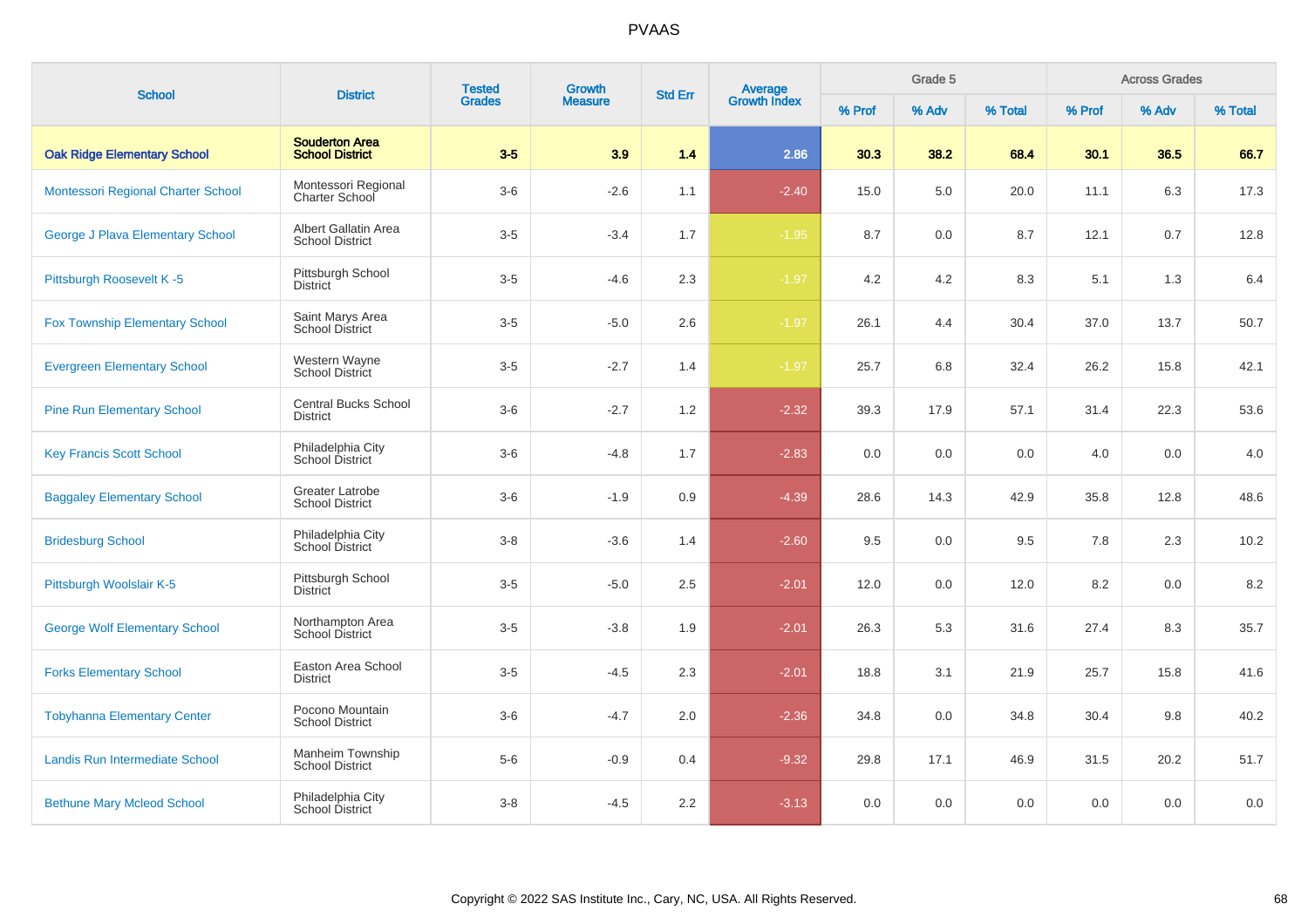# PVAAS

| School | District | Tested Grades | Growth Measure | Std Err | Average Growth Index | Grade 5 | | | Across Grades | | |
|---|---|---|---|---|---|---|---|---|---|---|---|
| | | | | | | % Prof | % Adv | % Total | % Prof | % Adv | % Total |
| **Oak Ridge Elementary School** | **Souderton Area School District** | **3-5** | **3.9** | **1.4** | **2.86** | **30.3** | **38.2** | **68.4** | **30.1** | **36.5** | **66.7** |
| Montessori Regional Charter School | Montessori Regional Charter School | 3-6 | -2.6 | 1.1 | -2.40 | 15.0 | 5.0 | 20.0 | 11.1 | 6.3 | 17.3 |
| George J Plava Elementary School | Albert Gallatin Area School District | 3-5 | -3.4 | 1.7 | -1.95 | 8.7 | 0.0 | 8.7 | 12.1 | 0.7 | 12.8 |
| Pittsburgh Roosevelt K -5 | Pittsburgh School District | 3-5 | -4.6 | 2.3 | -1.97 | 4.2 | 4.2 | 8.3 | 5.1 | 1.3 | 6.4 |
| Fox Township Elementary School | Saint Marys Area School District | 3-5 | -5.0 | 2.6 | -1.97 | 26.1 | 4.4 | 30.4 | 37.0 | 13.7 | 50.7 |
| Evergreen Elementary School | Western Wayne School District | 3-5 | -2.7 | 1.4 | -1.97 | 25.7 | 6.8 | 32.4 | 26.2 | 15.8 | 42.1 |
| Pine Run Elementary School | Central Bucks School District | 3-6 | -2.7 | 1.2 | -2.32 | 39.3 | 17.9 | 57.1 | 31.4 | 22.3 | 53.6 |
| Key Francis Scott School | Philadelphia City School District | 3-6 | -4.8 | 1.7 | -2.83 | 0.0 | 0.0 | 0.0 | 4.0 | 0.0 | 4.0 |
| Baggaley Elementary School | Greater Latrobe School District | 3-6 | -1.9 | 0.9 | -4.39 | 28.6 | 14.3 | 42.9 | 35.8 | 12.8 | 48.6 |
| Bridesburg School | Philadelphia City School District | 3-8 | -3.6 | 1.4 | -2.60 | 9.5 | 0.0 | 9.5 | 7.8 | 2.3 | 10.2 |
| Pittsburgh Woolslair K-5 | Pittsburgh School District | 3-5 | -5.0 | 2.5 | -2.01 | 12.0 | 0.0 | 12.0 | 8.2 | 0.0 | 8.2 |
| George Wolf Elementary School | Northampton Area School District | 3-5 | -3.8 | 1.9 | -2.01 | 26.3 | 5.3 | 31.6 | 27.4 | 8.3 | 35.7 |
| Forks Elementary School | Easton Area School District | 3-5 | -4.5 | 2.3 | -2.01 | 18.8 | 3.1 | 21.9 | 25.7 | 15.8 | 41.6 |
| Tobyhanna Elementary Center | Pocono Mountain School District | 3-6 | -4.7 | 2.0 | -2.36 | 34.8 | 0.0 | 34.8 | 30.4 | 9.8 | 40.2 |
| Landis Run Intermediate School | Manheim Township School District | 5-6 | -0.9 | 0.4 | -9.32 | 29.8 | 17.1 | 46.9 | 31.5 | 20.2 | 51.7 |
| Bethune Mary Mcleod School | Philadelphia City School District | 3-8 | -4.5 | 2.2 | -3.13 | 0.0 | 0.0 | 0.0 | 0.0 | 0.0 | 0.0 |

Copyright © 2022 SAS Institute Inc., Cary, NC, USA. All Rights Reserved.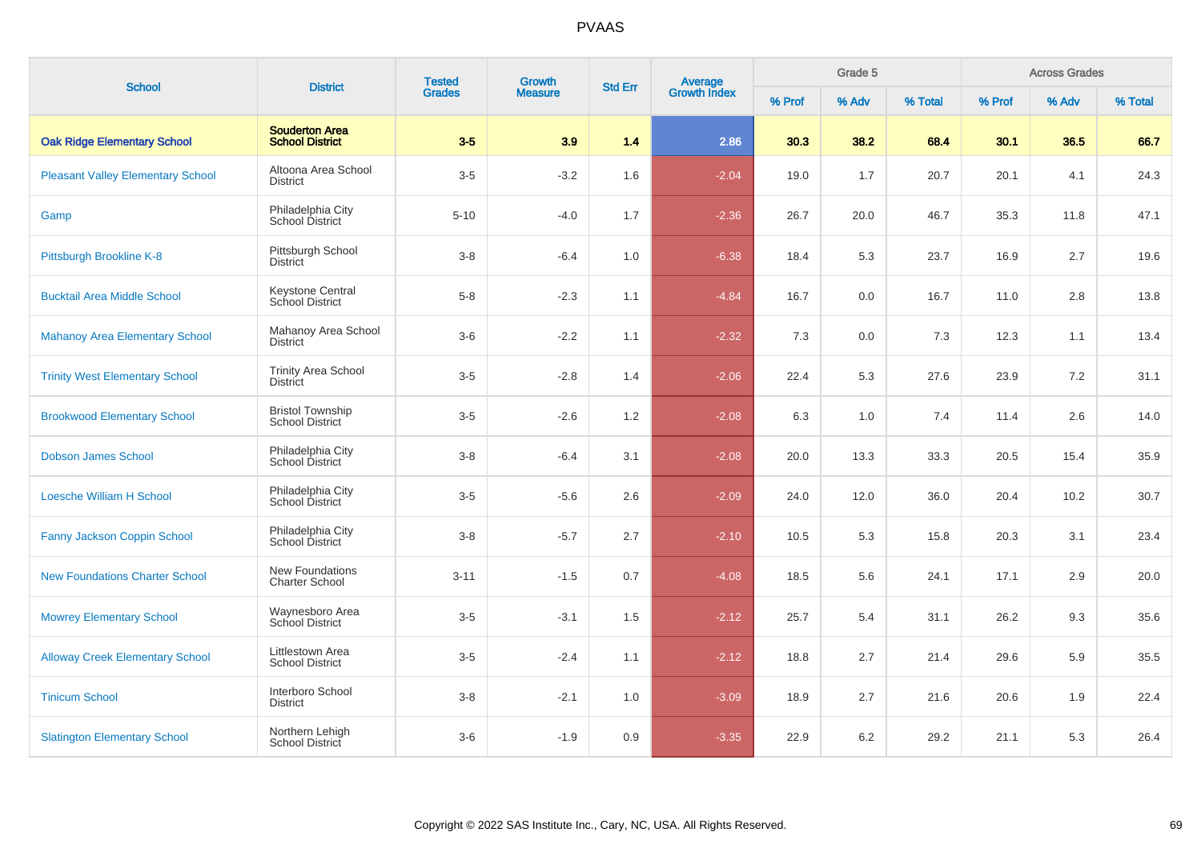# PVAAS

| School | District | Tested Grades | Growth Measure | Std Err | Average Growth Index | Grade 5 | | | Across Grades | | |
|---|---|---|---|---|---|---|---|---|---|---|---|
| | | | | | | % Prof | % Adv | % Total | % Prof | % Adv | % Total |
| **Oak Ridge Elementary School** | **Souderton Area School District** | **3-5** | **3.9** | **1.4** | **2.86** | **30.3** | **38.2** | **68.4** | **30.1** | **36.5** | **66.7** |
| Pleasant Valley Elementary School | Altoona Area School District | 3-5 | -3.2 | 1.6 | -2.04 | 19.0 | 1.7 | 20.7 | 20.1 | 4.1 | 24.3 |
| Gamp | Philadelphia City School District | 5-10 | -4.0 | 1.7 | -2.36 | 26.7 | 20.0 | 46.7 | 35.3 | 11.8 | 47.1 |
| Pittsburgh Brookline K-8 | Pittsburgh School District | 3-8 | -6.4 | 1.0 | -6.38 | 18.4 | 5.3 | 23.7 | 16.9 | 2.7 | 19.6 |
| Bucktail Area Middle School | Keystone Central School District | 5-8 | -2.3 | 1.1 | -4.84 | 16.7 | 0.0 | 16.7 | 11.0 | 2.8 | 13.8 |
| Mahanoy Area Elementary School | Mahanoy Area School District | 3-6 | -2.2 | 1.1 | -2.32 | 7.3 | 0.0 | 7.3 | 12.3 | 1.1 | 13.4 |
| Trinity West Elementary School | Trinity Area School District | 3-5 | -2.8 | 1.4 | -2.06 | 22.4 | 5.3 | 27.6 | 23.9 | 7.2 | 31.1 |
| Brookwood Elementary School | Bristol Township School District | 3-5 | -2.6 | 1.2 | -2.08 | 6.3 | 1.0 | 7.4 | 11.4 | 2.6 | 14.0 |
| Dobson James School | Philadelphia City School District | 3-8 | -6.4 | 3.1 | -2.08 | 20.0 | 13.3 | 33.3 | 20.5 | 15.4 | 35.9 |
| Loesche William H School | Philadelphia City School District | 3-5 | -5.6 | 2.6 | -2.09 | 24.0 | 12.0 | 36.0 | 20.4 | 10.2 | 30.7 |
| Fanny Jackson Coppin School | Philadelphia City School District | 3-8 | -5.7 | 2.7 | -2.10 | 10.5 | 5.3 | 15.8 | 20.3 | 3.1 | 23.4 |
| New Foundations Charter School | New Foundations Charter School | 3-11 | -1.5 | 0.7 | -4.08 | 18.5 | 5.6 | 24.1 | 17.1 | 2.9 | 20.0 |
| Mowrey Elementary School | Waynesboro Area School District | 3-5 | -3.1 | 1.5 | -2.12 | 25.7 | 5.4 | 31.1 | 26.2 | 9.3 | 35.6 |
| Alloway Creek Elementary School | Littlestown Area School District | 3-5 | -2.4 | 1.1 | -2.12 | 18.8 | 2.7 | 21.4 | 29.6 | 5.9 | 35.5 |
| Tinicum School | Interboro School District | 3-8 | -2.1 | 1.0 | -3.09 | 18.9 | 2.7 | 21.6 | 20.6 | 1.9 | 22.4 |
| Slatington Elementary School | Northern Lehigh School District | 3-6 | -1.9 | 0.9 | -3.35 | 22.9 | 6.2 | 29.2 | 21.1 | 5.3 | 26.4 |

Copyright © 2022 SAS Institute Inc., Cary, NC, USA. All Rights Reserved.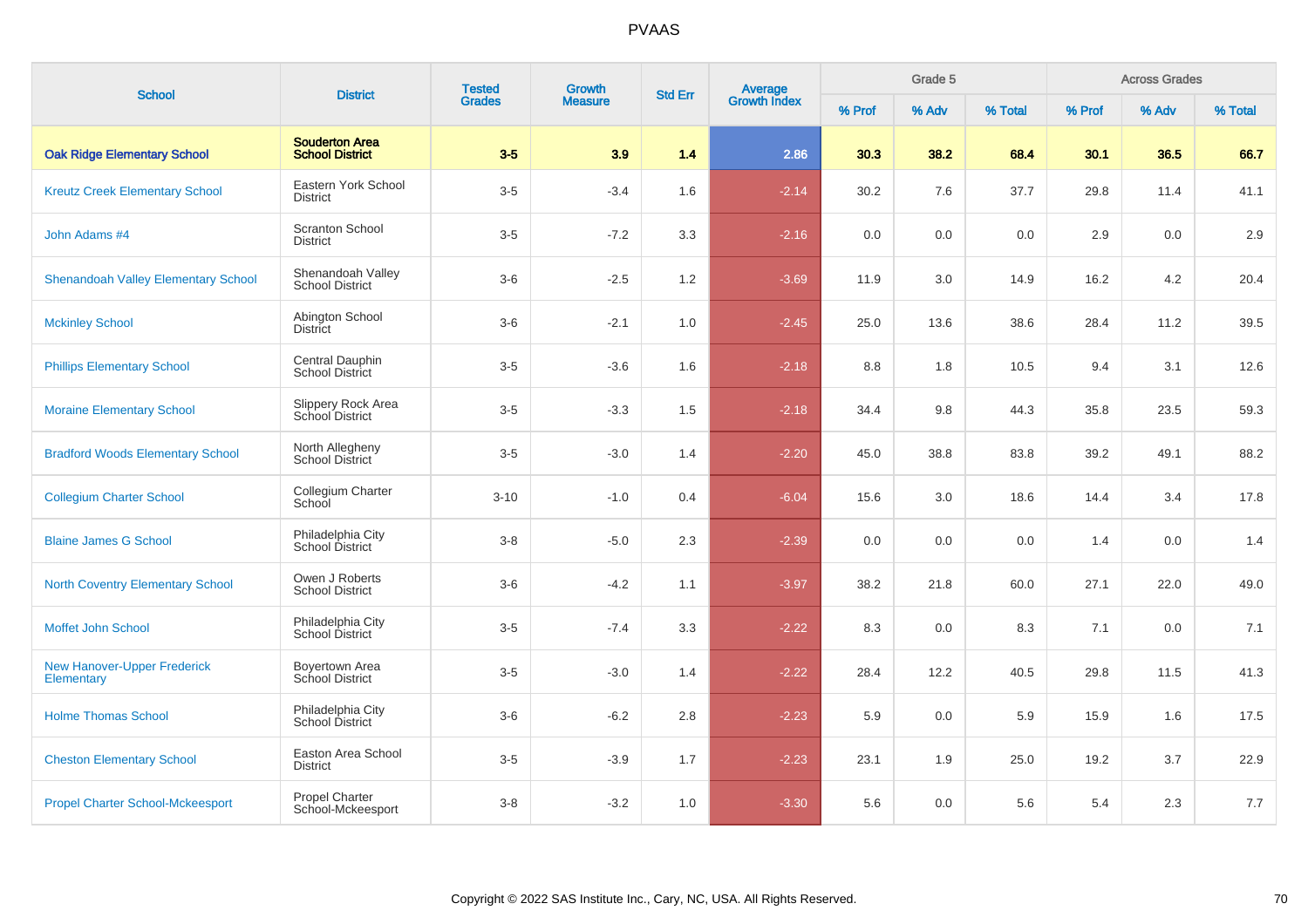| School | District | Tested Grades | Growth Measure | Std Err | Average Growth Index | Grade 5 | | | Across Grades | | |
|---|---|---|---|---|---|---|---|---|---|---|---|
| | | | | | | % Prof | % Adv | % Total | % Prof | % Adv | % Total |
| **Oak Ridge Elementary School** | **Souderton Area School District** | **3-5** | **3.9** | **1.4** | **2.86** | **30.3** | **38.2** | **68.4** | **30.1** | **36.5** | **66.7** |
| Kreutz Creek Elementary School | Eastern York School District | 3-5 | -3.4 | 1.6 | -2.14 | 30.2 | 7.6 | 37.7 | 29.8 | 11.4 | 41.1 |
| John Adams #4 | Scranton School District | 3-5 | -7.2 | 3.3 | -2.16 | 0.0 | 0.0 | 0.0 | 2.9 | 0.0 | 2.9 |
| Shenandoah Valley Elementary School | Shenandoah Valley School District | 3-6 | -2.5 | 1.2 | -3.69 | 11.9 | 3.0 | 14.9 | 16.2 | 4.2 | 20.4 |
| Mckinley School | Abington School District | 3-6 | -2.1 | 1.0 | -2.45 | 25.0 | 13.6 | 38.6 | 28.4 | 11.2 | 39.5 |
| Phillips Elementary School | Central Dauphin School District | 3-5 | -3.6 | 1.6 | -2.18 | 8.8 | 1.8 | 10.5 | 9.4 | 3.1 | 12.6 |
| Moraine Elementary School | Slippery Rock Area School District | 3-5 | -3.3 | 1.5 | -2.18 | 34.4 | 9.8 | 44.3 | 35.8 | 23.5 | 59.3 |
| Bradford Woods Elementary School | North Allegheny School District | 3-5 | -3.0 | 1.4 | -2.20 | 45.0 | 38.8 | 83.8 | 39.2 | 49.1 | 88.2 |
| Collegium Charter School | Collegium Charter School | 3-10 | -1.0 | 0.4 | -6.04 | 15.6 | 3.0 | 18.6 | 14.4 | 3.4 | 17.8 |
| Blaine James G School | Philadelphia City School District | 3-8 | -5.0 | 2.3 | -2.39 | 0.0 | 0.0 | 0.0 | 1.4 | 0.0 | 1.4 |
| North Coventry Elementary School | Owen J Roberts School District | 3-6 | -4.2 | 1.1 | -3.97 | 38.2 | 21.8 | 60.0 | 27.1 | 22.0 | 49.0 |
| Moffet John School | Philadelphia City School District | 3-5 | -7.4 | 3.3 | -2.22 | 8.3 | 0.0 | 8.3 | 7.1 | 0.0 | 7.1 |
| New Hanover-Upper Frederick Elementary | Boyertown Area School District | 3-5 | -3.0 | 1.4 | -2.22 | 28.4 | 12.2 | 40.5 | 29.8 | 11.5 | 41.3 |
| Holme Thomas School | Philadelphia City School District | 3-6 | -6.2 | 2.8 | -2.23 | 5.9 | 0.0 | 5.9 | 15.9 | 1.6 | 17.5 |
| Cheston Elementary School | Easton Area School District | 3-5 | -3.9 | 1.7 | -2.23 | 23.1 | 1.9 | 25.0 | 19.2 | 3.7 | 22.9 |
| Propel Charter School-Mckeesport | Propel Charter School-Mckeesport | 3-8 | -3.2 | 1.0 | -3.30 | 5.6 | 0.0 | 5.6 | 5.4 | 2.3 | 7.7 |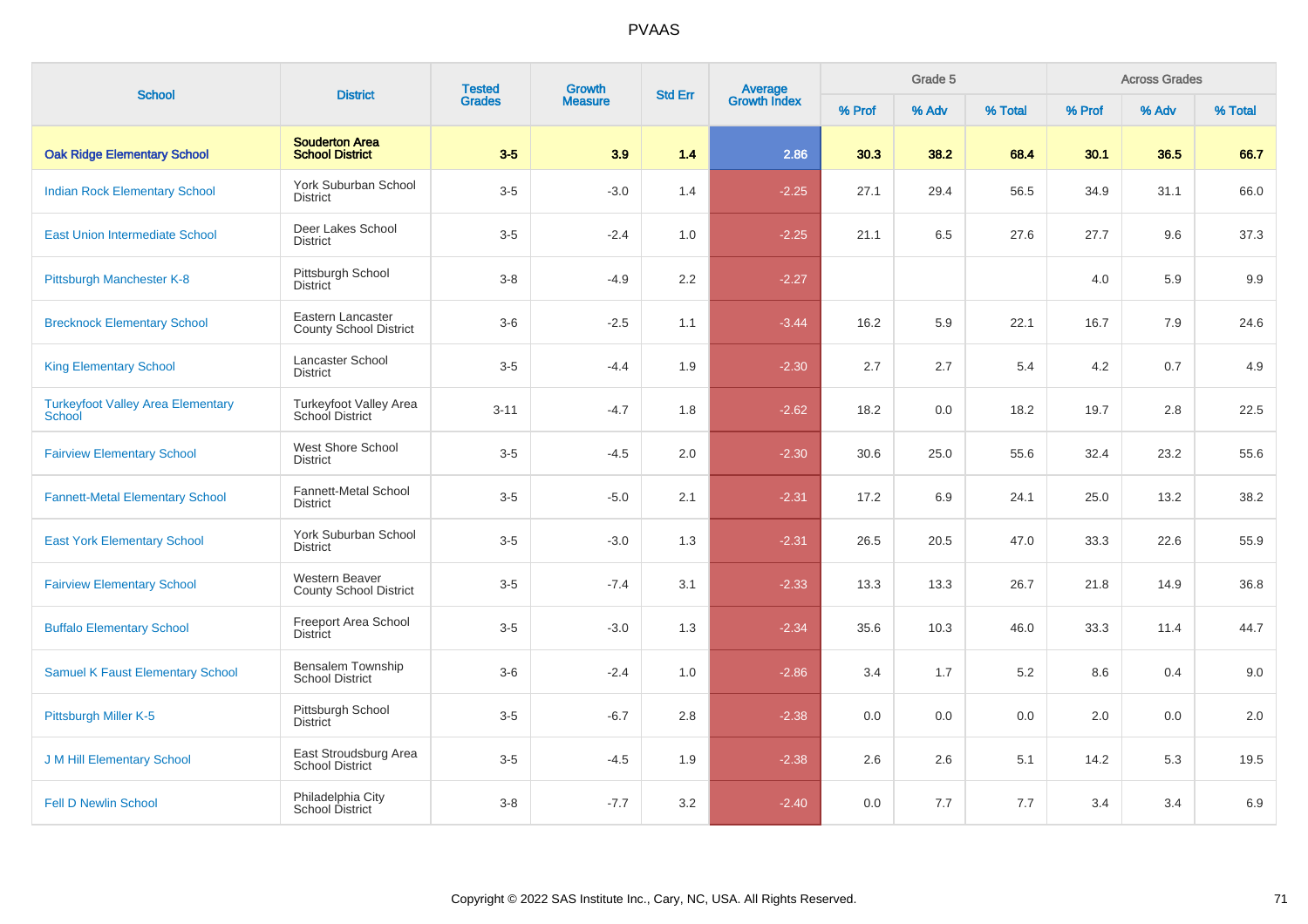| School | District | Tested Grades | Growth Measure | Std Err | Average Growth Index | Grade 5 | | | Across Grades | | |
|---|---|---|---|---|---|---|---|---|---|---|---|
| | | | | | | % Prof | % Adv | % Total | % Prof | % Adv | % Total |
| **Oak Ridge Elementary School** | **Souderton Area School District** | **3-5** | **3.9** | **1.4** | **2.86** | **30.3** | **38.2** | **68.4** | **30.1** | **36.5** | **66.7** |
| Indian Rock Elementary School | York Suburban School District | 3-5 | -3.0 | 1.4 | -2.25 | 27.1 | 29.4 | 56.5 | 34.9 | 31.1 | 66.0 |
| East Union Intermediate School | Deer Lakes School District | 3-5 | -2.4 | 1.0 | -2.25 | 21.1 | 6.5 | 27.6 | 27.7 | 9.6 | 37.3 |
| Pittsburgh Manchester K-8 | Pittsburgh School District | 3-8 | -4.9 | 2.2 | -2.27 | | | | 4.0 | 5.9 | 9.9 |
| Brecknock Elementary School | Eastern Lancaster County School District | 3-6 | -2.5 | 1.1 | -3.44 | 16.2 | 5.9 | 22.1 | 16.7 | 7.9 | 24.6 |
| King Elementary School | Lancaster School District | 3-5 | -4.4 | 1.9 | -2.30 | 2.7 | 2.7 | 5.4 | 4.2 | 0.7 | 4.9 |
| Turkeyfoot Valley Area Elementary School | Turkeyfoot Valley Area School District | 3-11 | -4.7 | 1.8 | -2.62 | 18.2 | 0.0 | 18.2 | 19.7 | 2.8 | 22.5 |
| Fairview Elementary School | West Shore School District | 3-5 | -4.5 | 2.0 | -2.30 | 30.6 | 25.0 | 55.6 | 32.4 | 23.2 | 55.6 |
| Fannett-Metal Elementary School | Fannett-Metal School District | 3-5 | -5.0 | 2.1 | -2.31 | 17.2 | 6.9 | 24.1 | 25.0 | 13.2 | 38.2 |
| East York Elementary School | York Suburban School District | 3-5 | -3.0 | 1.3 | -2.31 | 26.5 | 20.5 | 47.0 | 33.3 | 22.6 | 55.9 |
| Fairview Elementary School | Western Beaver County School District | 3-5 | -7.4 | 3.1 | -2.33 | 13.3 | 13.3 | 26.7 | 21.8 | 14.9 | 36.8 |
| Buffalo Elementary School | Freeport Area School District | 3-5 | -3.0 | 1.3 | -2.34 | 35.6 | 10.3 | 46.0 | 33.3 | 11.4 | 44.7 |
| Samuel K Faust Elementary School | Bensalem Township School District | 3-6 | -2.4 | 1.0 | -2.86 | 3.4 | 1.7 | 5.2 | 8.6 | 0.4 | 9.0 |
| Pittsburgh Miller K-5 | Pittsburgh School District | 3-5 | -6.7 | 2.8 | -2.38 | 0.0 | 0.0 | 0.0 | 2.0 | 0.0 | 2.0 |
| J M Hill Elementary School | East Stroudsburg Area School District | 3-5 | -4.5 | 1.9 | -2.38 | 2.6 | 2.6 | 5.1 | 14.2 | 5.3 | 19.5 |
| Fell D Newlin School | Philadelphia City School District | 3-8 | -7.7 | 3.2 | -2.40 | 0.0 | 7.7 | 7.7 | 3.4 | 3.4 | 6.9 |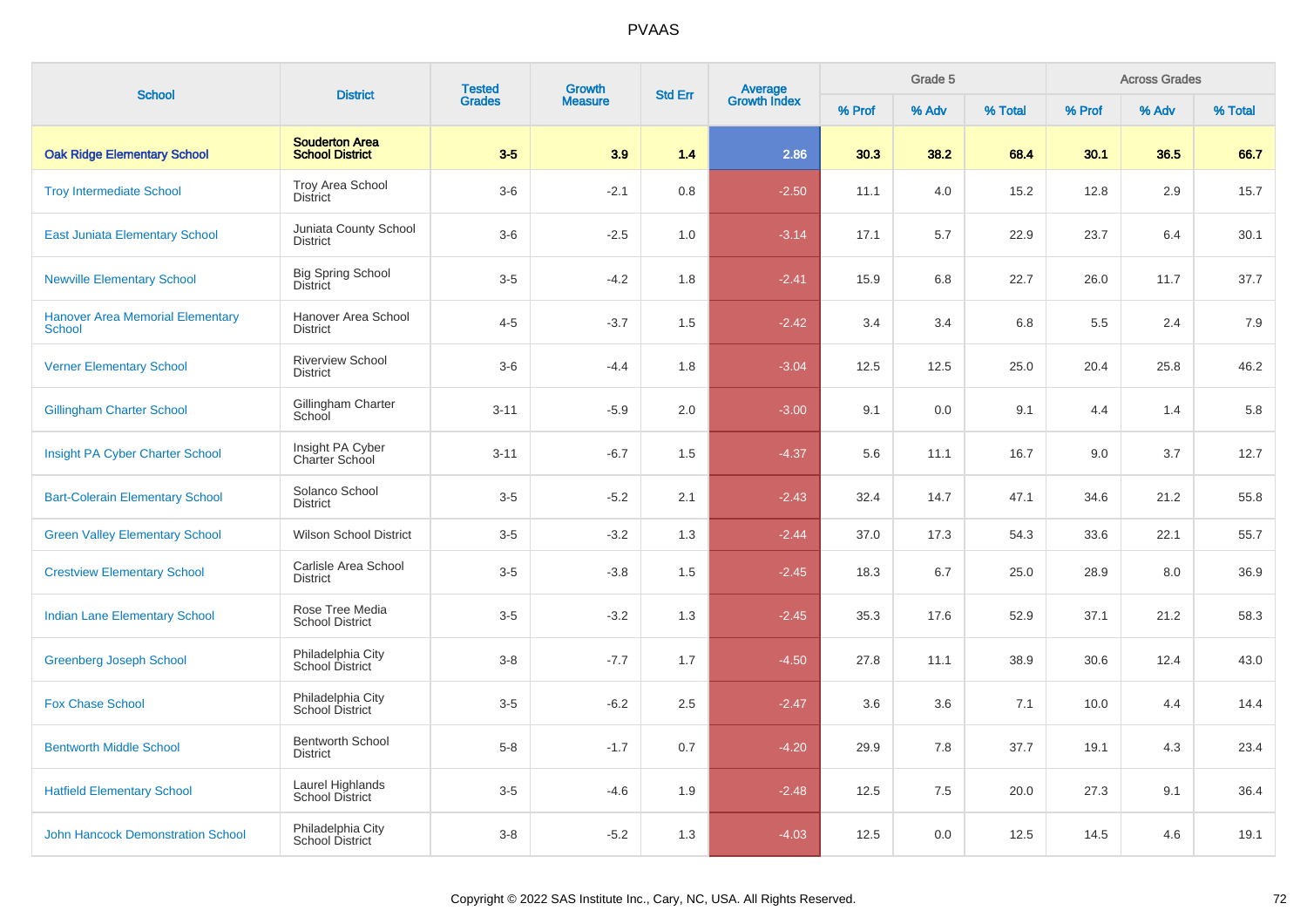# PVAAS

| School | District | Tested Grades | Growth Measure | Std Err | Average Growth Index | Grade 5 | | | Across Grades | | |
|---|---|---|---|---|---|---|---|---|---|---|---|
| | | | | | | % Prof | % Adv | % Total | % Prof | % Adv | % Total |
| **Oak Ridge Elementary School** | **Souderton Area School District** | **3-5** | **3.9** | **1.4** | **2.86** | **30.3** | **38.2** | **68.4** | **30.1** | **36.5** | **66.7** |
| Troy Intermediate School | Troy Area School District | 3-6 | -2.1 | 0.8 | -2.50 | 11.1 | 4.0 | 15.2 | 12.8 | 2.9 | 15.7 |
| East Juniata Elementary School | Juniata County School District | 3-6 | -2.5 | 1.0 | -3.14 | 17.1 | 5.7 | 22.9 | 23.7 | 6.4 | 30.1 |
| Newville Elementary School | Big Spring School District | 3-5 | -4.2 | 1.8 | -2.41 | 15.9 | 6.8 | 22.7 | 26.0 | 11.7 | 37.7 |
| Hanover Area Memorial Elementary School | Hanover Area School District | 4-5 | -3.7 | 1.5 | -2.42 | 3.4 | 3.4 | 6.8 | 5.5 | 2.4 | 7.9 |
| Verner Elementary School | Riverview School District | 3-6 | -4.4 | 1.8 | -3.04 | 12.5 | 12.5 | 25.0 | 20.4 | 25.8 | 46.2 |
| Gillingham Charter School | Gillingham Charter School | 3-11 | -5.9 | 2.0 | -3.00 | 9.1 | 0.0 | 9.1 | 4.4 | 1.4 | 5.8 |
| Insight PA Cyber Charter School | Insight PA Cyber Charter School | 3-11 | -6.7 | 1.5 | -4.37 | 5.6 | 11.1 | 16.7 | 9.0 | 3.7 | 12.7 |
| Bart-Colerain Elementary School | Solanco School District | 3-5 | -5.2 | 2.1 | -2.43 | 32.4 | 14.7 | 47.1 | 34.6 | 21.2 | 55.8 |
| Green Valley Elementary School | Wilson School District | 3-5 | -3.2 | 1.3 | -2.44 | 37.0 | 17.3 | 54.3 | 33.6 | 22.1 | 55.7 |
| Crestview Elementary School | Carlisle Area School District | 3-5 | -3.8 | 1.5 | -2.45 | 18.3 | 6.7 | 25.0 | 28.9 | 8.0 | 36.9 |
| Indian Lane Elementary School | Rose Tree Media School District | 3-5 | -3.2 | 1.3 | -2.45 | 35.3 | 17.6 | 52.9 | 37.1 | 21.2 | 58.3 |
| Greenberg Joseph School | Philadelphia City School District | 3-8 | -7.7 | 1.7 | -4.50 | 27.8 | 11.1 | 38.9 | 30.6 | 12.4 | 43.0 |
| Fox Chase School | Philadelphia City School District | 3-5 | -6.2 | 2.5 | -2.47 | 3.6 | 3.6 | 7.1 | 10.0 | 4.4 | 14.4 |
| Bentworth Middle School | Bentworth School District | 5-8 | -1.7 | 0.7 | -4.20 | 29.9 | 7.8 | 37.7 | 19.1 | 4.3 | 23.4 |
| Hatfield Elementary School | Laurel Highlands School District | 3-5 | -4.6 | 1.9 | -2.48 | 12.5 | 7.5 | 20.0 | 27.3 | 9.1 | 36.4 |
| John Hancock Demonstration School | Philadelphia City School District | 3-8 | -5.2 | 1.3 | -4.03 | 12.5 | 0.0 | 12.5 | 14.5 | 4.6 | 19.1 |

Copyright © 2022 SAS Institute Inc., Cary, NC, USA. All Rights Reserved.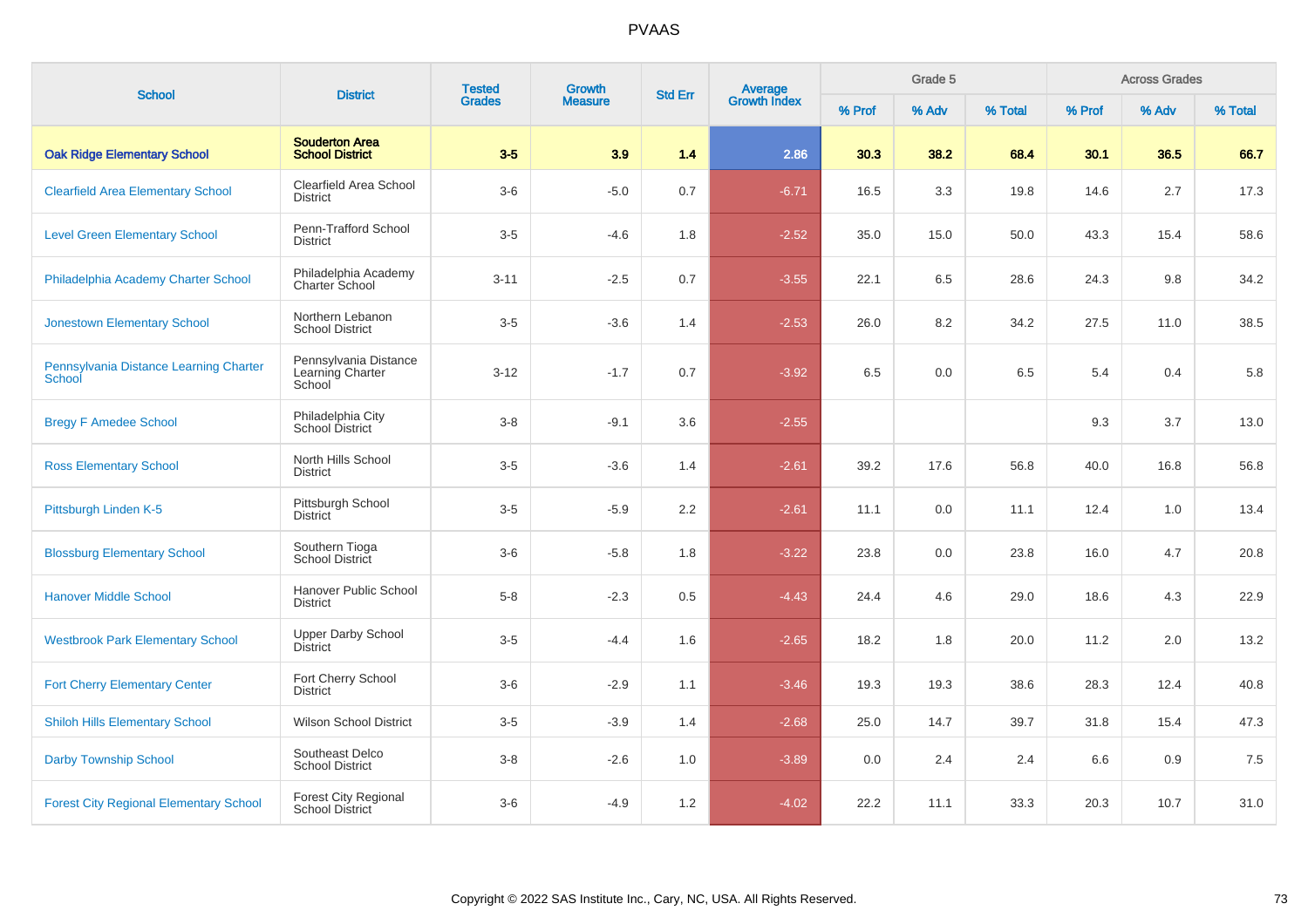# PVAAS

| School | District | Tested Grades | Growth Measure | Std Err | Average Growth Index | Grade 5 | | | Across Grades | | |
|---|---|---|---|---|---|---|---|---|---|---|---|
| | | | | | | % Prof | % Adv | % Total | % Prof | % Adv | % Total |
| **Oak Ridge Elementary School** | **Souderton Area School District** | **3-5** | **3.9** | **1.4** | **2.86** | **30.3** | **38.2** | **68.4** | **30.1** | **36.5** | **66.7** |
| Clearfield Area Elementary School | Clearfield Area School District | 3-6 | -5.0 | 0.7 | -6.71 | 16.5 | 3.3 | 19.8 | 14.6 | 2.7 | 17.3 |
| Level Green Elementary School | Penn-Trafford School District | 3-5 | -4.6 | 1.8 | -2.52 | 35.0 | 15.0 | 50.0 | 43.3 | 15.4 | 58.6 |
| Philadelphia Academy Charter School | Philadelphia Academy Charter School | 3-11 | -2.5 | 0.7 | -3.55 | 22.1 | 6.5 | 28.6 | 24.3 | 9.8 | 34.2 |
| Jonestown Elementary School | Northern Lebanon School District | 3-5 | -3.6 | 1.4 | -2.53 | 26.0 | 8.2 | 34.2 | 27.5 | 11.0 | 38.5 |
| Pennsylvania Distance Learning Charter School | Pennsylvania Distance Learning Charter School | 3-12 | -1.7 | 0.7 | -3.92 | 6.5 | 0.0 | 6.5 | 5.4 | 0.4 | 5.8 |
| Bregy F Amedee School | Philadelphia City School District | 3-8 | -9.1 | 3.6 | -2.55 | | | | 9.3 | 3.7 | 13.0 |
| Ross Elementary School | North Hills School District | 3-5 | -3.6 | 1.4 | -2.61 | 39.2 | 17.6 | 56.8 | 40.0 | 16.8 | 56.8 |
| Pittsburgh Linden K-5 | Pittsburgh School District | 3-5 | -5.9 | 2.2 | -2.61 | 11.1 | 0.0 | 11.1 | 12.4 | 1.0 | 13.4 |
| Blossburg Elementary School | Southern Tioga School District | 3-6 | -5.8 | 1.8 | -3.22 | 23.8 | 0.0 | 23.8 | 16.0 | 4.7 | 20.8 |
| Hanover Middle School | Hanover Public School District | 5-8 | -2.3 | 0.5 | -4.43 | 24.4 | 4.6 | 29.0 | 18.6 | 4.3 | 22.9 |
| Westbrook Park Elementary School | Upper Darby School District | 3-5 | -4.4 | 1.6 | -2.65 | 18.2 | 1.8 | 20.0 | 11.2 | 2.0 | 13.2 |
| Fort Cherry Elementary Center | Fort Cherry School District | 3-6 | -2.9 | 1.1 | -3.46 | 19.3 | 19.3 | 38.6 | 28.3 | 12.4 | 40.8 |
| Shiloh Hills Elementary School | Wilson School District | 3-5 | -3.9 | 1.4 | -2.68 | 25.0 | 14.7 | 39.7 | 31.8 | 15.4 | 47.3 |
| Darby Township School | Southeast Delco School District | 3-8 | -2.6 | 1.0 | -3.89 | 0.0 | 2.4 | 2.4 | 6.6 | 0.9 | 7.5 |
| Forest City Regional Elementary School | Forest City Regional School District | 3-6 | -4.9 | 1.2 | -4.02 | 22.2 | 11.1 | 33.3 | 20.3 | 10.7 | 31.0 |

Copyright © 2022 SAS Institute Inc., Cary, NC, USA. All Rights Reserved.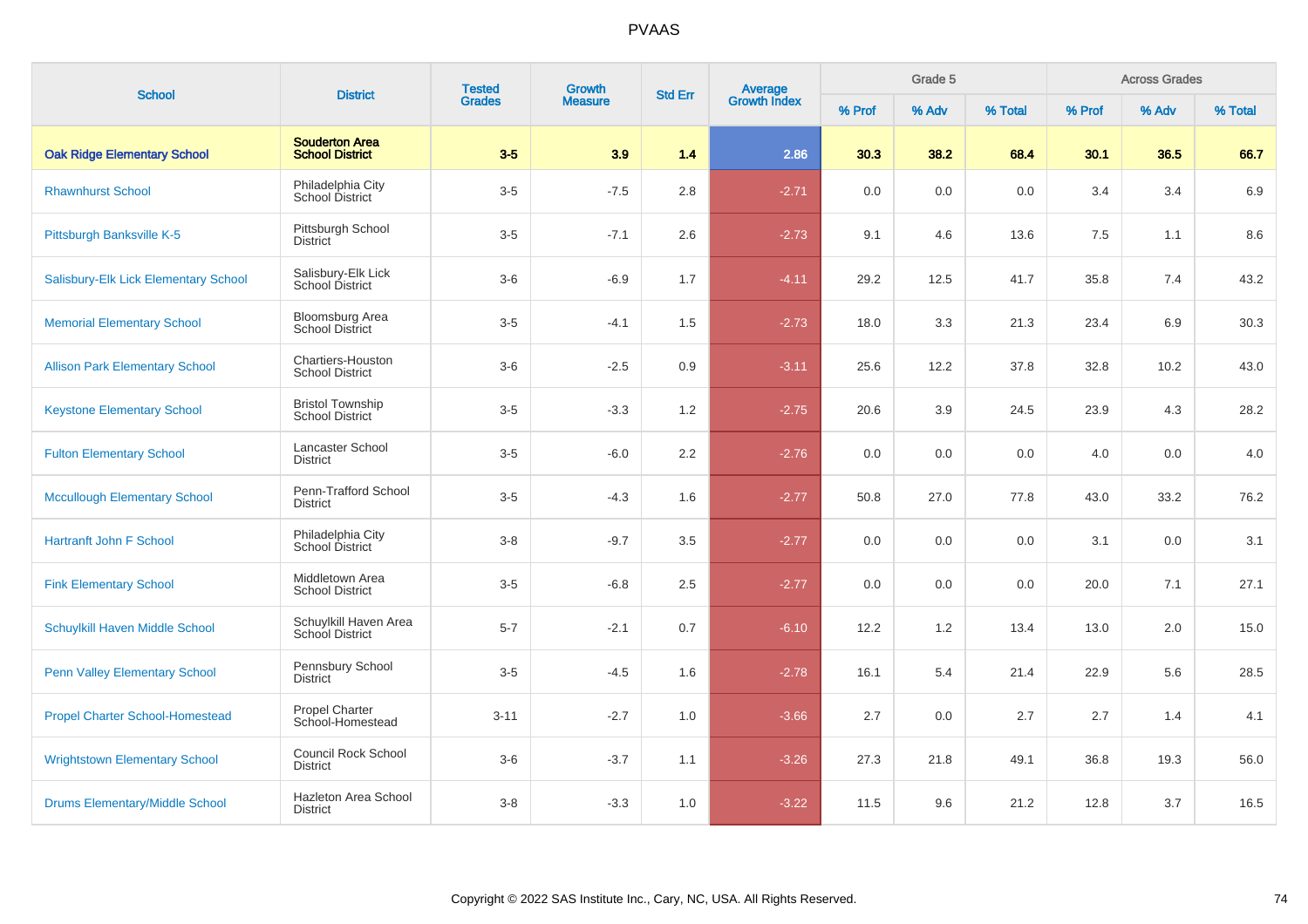| School | District | Tested Grades | Growth Measure | Std Err | Average Growth Index | Grade 5 | | | Across Grades | | |
|---|---|---|---|---|---|---|---|---|---|---|---|
| | | | | | | % Prof | % Adv | % Total | % Prof | % Adv | % Total |
| **Oak Ridge Elementary School** | **Souderton Area School District** | **3-5** | **3.9** | **1.4** | **2.86** | **30.3** | **38.2** | **68.4** | **30.1** | **36.5** | **66.7** |
| Rhawnhurst School | Philadelphia City School District | 3-5 | -7.5 | 2.8 | -2.71 | 0.0 | 0.0 | 0.0 | 3.4 | 3.4 | 6.9 |
| Pittsburgh Banksville K-5 | Pittsburgh School District | 3-5 | -7.1 | 2.6 | -2.73 | 9.1 | 4.6 | 13.6 | 7.5 | 1.1 | 8.6 |
| Salisbury-Elk Lick Elementary School | Salisbury-Elk Lick School District | 3-6 | -6.9 | 1.7 | -4.11 | 29.2 | 12.5 | 41.7 | 35.8 | 7.4 | 43.2 |
| Memorial Elementary School | Bloomsburg Area School District | 3-5 | -4.1 | 1.5 | -2.73 | 18.0 | 3.3 | 21.3 | 23.4 | 6.9 | 30.3 |
| Allison Park Elementary School | Chartiers-Houston School District | 3-6 | -2.5 | 0.9 | -3.11 | 25.6 | 12.2 | 37.8 | 32.8 | 10.2 | 43.0 |
| Keystone Elementary School | Bristol Township School District | 3-5 | -3.3 | 1.2 | -2.75 | 20.6 | 3.9 | 24.5 | 23.9 | 4.3 | 28.2 |
| Fulton Elementary School | Lancaster School District | 3-5 | -6.0 | 2.2 | -2.76 | 0.0 | 0.0 | 0.0 | 4.0 | 0.0 | 4.0 |
| Mccullough Elementary School | Penn-Trafford School District | 3-5 | -4.3 | 1.6 | -2.77 | 50.8 | 27.0 | 77.8 | 43.0 | 33.2 | 76.2 |
| Hartranft John F School | Philadelphia City School District | 3-8 | -9.7 | 3.5 | -2.77 | 0.0 | 0.0 | 0.0 | 3.1 | 0.0 | 3.1 |
| Fink Elementary School | Middletown Area School District | 3-5 | -6.8 | 2.5 | -2.77 | 0.0 | 0.0 | 0.0 | 20.0 | 7.1 | 27.1 |
| Schuylkill Haven Middle School | Schuylkill Haven Area School District | 5-7 | -2.1 | 0.7 | -6.10 | 12.2 | 1.2 | 13.4 | 13.0 | 2.0 | 15.0 |
| Penn Valley Elementary School | Pennsbury School District | 3-5 | -4.5 | 1.6 | -2.78 | 16.1 | 5.4 | 21.4 | 22.9 | 5.6 | 28.5 |
| Propel Charter School-Homestead | Propel Charter School-Homestead | 3-11 | -2.7 | 1.0 | -3.66 | 2.7 | 0.0 | 2.7 | 2.7 | 1.4 | 4.1 |
| Wrightstown Elementary School | Council Rock School District | 3-6 | -3.7 | 1.1 | -3.26 | 27.3 | 21.8 | 49.1 | 36.8 | 19.3 | 56.0 |
| Drums Elementary/Middle School | Hazleton Area School District | 3-8 | -3.3 | 1.0 | -3.22 | 11.5 | 9.6 | 21.2 | 12.8 | 3.7 | 16.5 |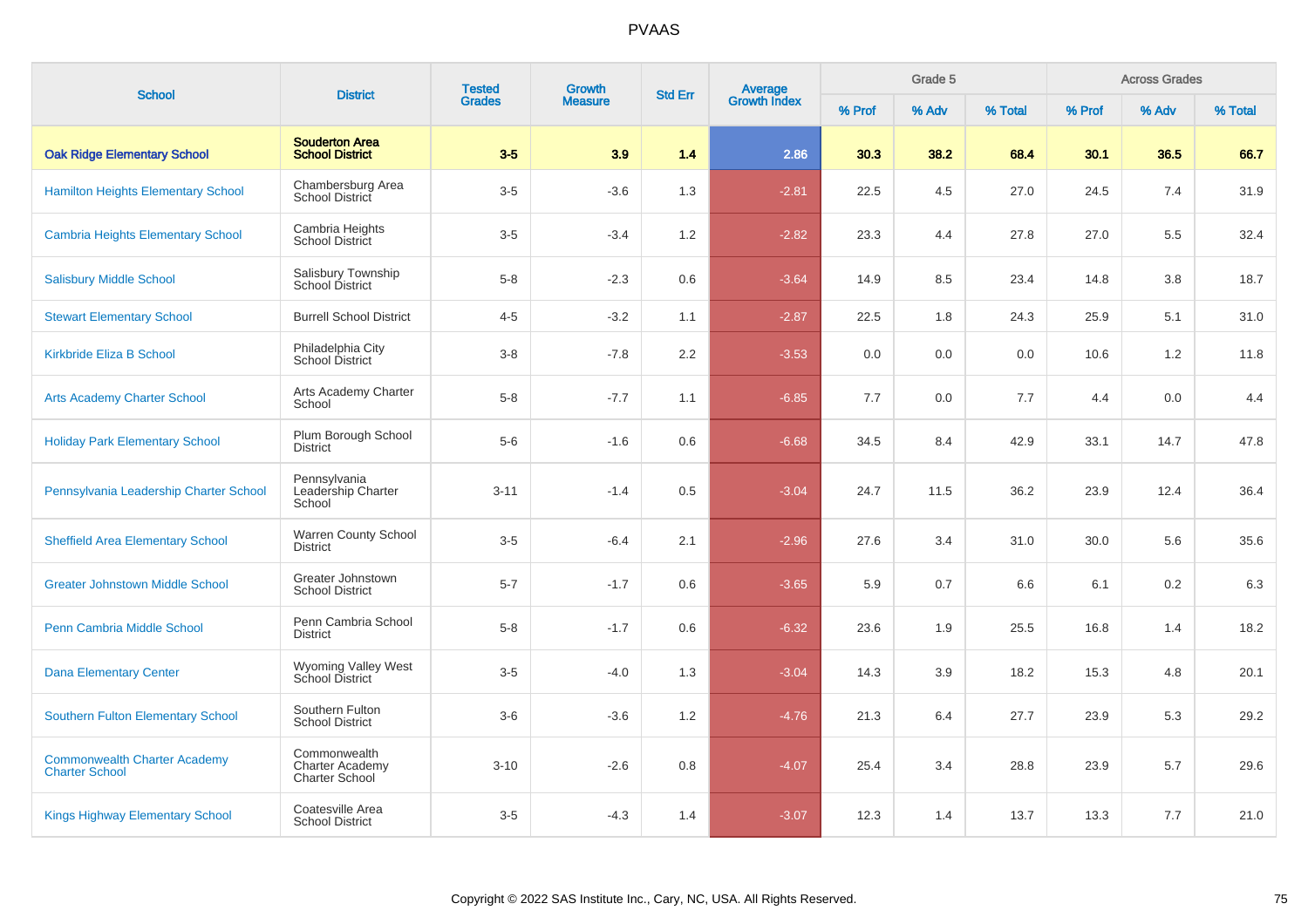# PVAAS

| School | District | Tested Grades | Growth Measure | Std Err | Average Growth Index | Grade 5 | | | Across Grades | | |
|---|---|---|---|---|---|---|---|---|---|---|---|
| | | | | | | % Prof | % Adv | % Total | % Prof | % Adv | % Total |
| **Oak Ridge Elementary School** | **Souderton Area School District** | **3-5** | **3.9** | **1.4** | **2.86** | **30.3** | **38.2** | **68.4** | **30.1** | **36.5** | **66.7** |
| Hamilton Heights Elementary School | Chambersburg Area School District | 3-5 | -3.6 | 1.3 | -2.81 | 22.5 | 4.5 | 27.0 | 24.5 | 7.4 | 31.9 |
| Cambria Heights Elementary School | Cambria Heights School District | 3-5 | -3.4 | 1.2 | -2.82 | 23.3 | 4.4 | 27.8 | 27.0 | 5.5 | 32.4 |
| Salisbury Middle School | Salisbury Township School District | 5-8 | -2.3 | 0.6 | -3.64 | 14.9 | 8.5 | 23.4 | 14.8 | 3.8 | 18.7 |
| Stewart Elementary School | Burrell School District | 4-5 | -3.2 | 1.1 | -2.87 | 22.5 | 1.8 | 24.3 | 25.9 | 5.1 | 31.0 |
| Kirkbride Eliza B School | Philadelphia City School District | 3-8 | -7.8 | 2.2 | -3.53 | 0.0 | 0.0 | 0.0 | 10.6 | 1.2 | 11.8 |
| Arts Academy Charter School | Arts Academy Charter School | 5-8 | -7.7 | 1.1 | -6.85 | 7.7 | 0.0 | 7.7 | 4.4 | 0.0 | 4.4 |
| Holiday Park Elementary School | Plum Borough School District | 5-6 | -1.6 | 0.6 | -6.68 | 34.5 | 8.4 | 42.9 | 33.1 | 14.7 | 47.8 |
| Pennsylvania Leadership Charter School | Pennsylvania Leadership Charter School | 3-11 | -1.4 | 0.5 | -3.04 | 24.7 | 11.5 | 36.2 | 23.9 | 12.4 | 36.4 |
| Sheffield Area Elementary School | Warren County School District | 3-5 | -6.4 | 2.1 | -2.96 | 27.6 | 3.4 | 31.0 | 30.0 | 5.6 | 35.6 |
| Greater Johnstown Middle School | Greater Johnstown School District | 5-7 | -1.7 | 0.6 | -3.65 | 5.9 | 0.7 | 6.6 | 6.1 | 0.2 | 6.3 |
| Penn Cambria Middle School | Penn Cambria School District | 5-8 | -1.7 | 0.6 | -6.32 | 23.6 | 1.9 | 25.5 | 16.8 | 1.4 | 18.2 |
| Dana Elementary Center | Wyoming Valley West School District | 3-5 | -4.0 | 1.3 | -3.04 | 14.3 | 3.9 | 18.2 | 15.3 | 4.8 | 20.1 |
| Southern Fulton Elementary School | Southern Fulton School District | 3-6 | -3.6 | 1.2 | -4.76 | 21.3 | 6.4 | 27.7 | 23.9 | 5.3 | 29.2 |
| Commonwealth Charter Academy Charter School | Commonwealth Charter Academy Charter School | 3-10 | -2.6 | 0.8 | -4.07 | 25.4 | 3.4 | 28.8 | 23.9 | 5.7 | 29.6 |
| Kings Highway Elementary School | Coatesville Area School District | 3-5 | -4.3 | 1.4 | -3.07 | 12.3 | 1.4 | 13.7 | 13.3 | 7.7 | 21.0 |

Copyright © 2022 SAS Institute Inc., Cary, NC, USA. All Rights Reserved.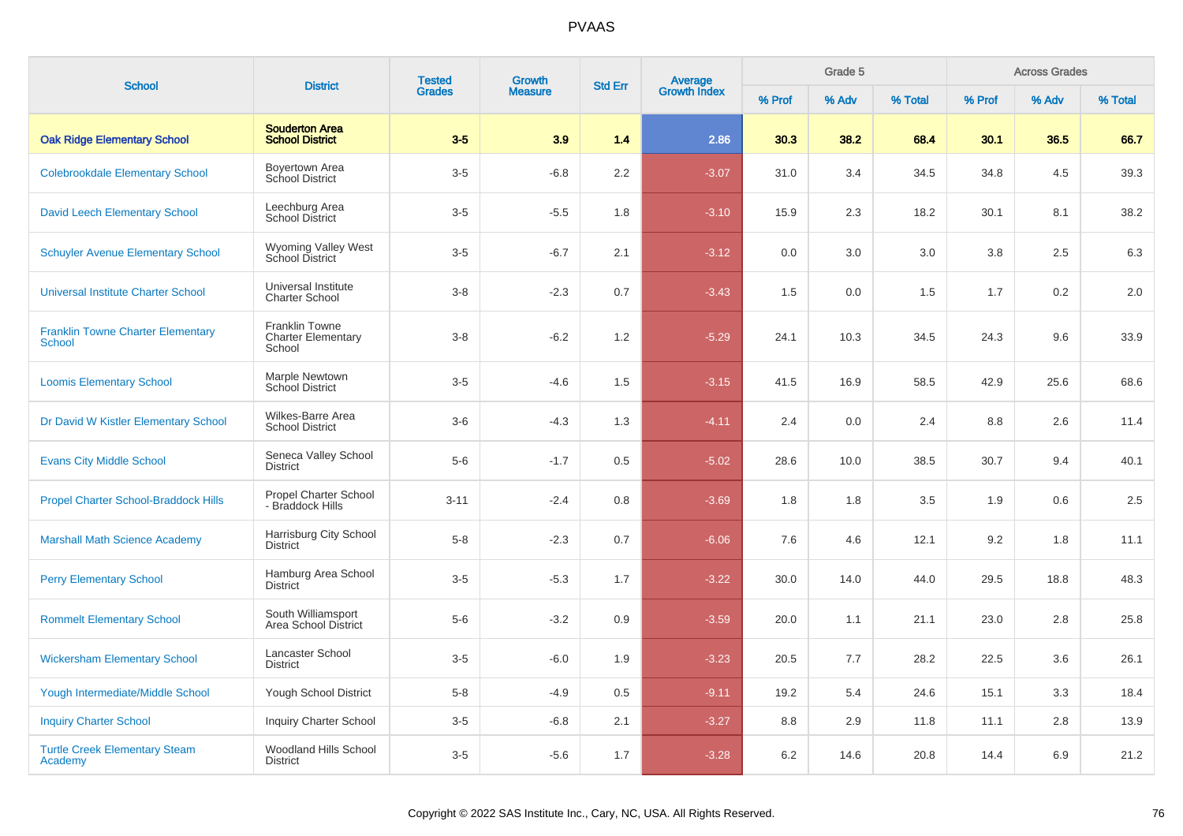PVAAS

| School | District | Tested Grades | Growth Measure | Std Err | Average Growth Index | Grade 5 | | | Across Grades | | |
|---|---|---|---|---|---|---|---|---|---|---|---|
| | | | | | | % Prof | % Adv | % Total | % Prof | % Adv | % Total |
| **Oak Ridge Elementary School** | **Souderton Area School District** | **3-5** | **3.9** | **1.4** | **2.86** | **30.3** | **38.2** | **68.4** | **30.1** | **36.5** | **66.7** |
| Colebrookdale Elementary School | Boyertown Area School District | 3-5 | -6.8 | 2.2 | -3.07 | 31.0 | 3.4 | 34.5 | 34.8 | 4.5 | 39.3 |
| David Leech Elementary School | Leechburg Area School District | 3-5 | -5.5 | 1.8 | -3.10 | 15.9 | 2.3 | 18.2 | 30.1 | 8.1 | 38.2 |
| Schuyler Avenue Elementary School | Wyoming Valley West School District | 3-5 | -6.7 | 2.1 | -3.12 | 0.0 | 3.0 | 3.0 | 3.8 | 2.5 | 6.3 |
| Universal Institute Charter School | Universal Institute Charter School | 3-8 | -2.3 | 0.7 | -3.43 | 1.5 | 0.0 | 1.5 | 1.7 | 0.2 | 2.0 |
| Franklin Towne Charter Elementary School | Franklin Towne Charter Elementary School | 3-8 | -6.2 | 1.2 | -5.29 | 24.1 | 10.3 | 34.5 | 24.3 | 9.6 | 33.9 |
| Loomis Elementary School | Marple Newtown School District | 3-5 | -4.6 | 1.5 | -3.15 | 41.5 | 16.9 | 58.5 | 42.9 | 25.6 | 68.6 |
| Dr David W Kistler Elementary School | Wilkes-Barre Area School District | 3-6 | -4.3 | 1.3 | -4.11 | 2.4 | 0.0 | 2.4 | 8.8 | 2.6 | 11.4 |
| Evans City Middle School | Seneca Valley School District | 5-6 | -1.7 | 0.5 | -5.02 | 28.6 | 10.0 | 38.5 | 30.7 | 9.4 | 40.1 |
| Propel Charter School-Braddock Hills | Propel Charter School - Braddock Hills | 3-11 | -2.4 | 0.8 | -3.69 | 1.8 | 1.8 | 3.5 | 1.9 | 0.6 | 2.5 |
| Marshall Math Science Academy | Harrisburg City School District | 5-8 | -2.3 | 0.7 | -6.06 | 7.6 | 4.6 | 12.1 | 9.2 | 1.8 | 11.1 |
| Perry Elementary School | Hamburg Area School District | 3-5 | -5.3 | 1.7 | -3.22 | 30.0 | 14.0 | 44.0 | 29.5 | 18.8 | 48.3 |
| Rommelt Elementary School | South Williamsport Area School District | 5-6 | -3.2 | 0.9 | -3.59 | 20.0 | 1.1 | 21.1 | 23.0 | 2.8 | 25.8 |
| Wickersham Elementary School | Lancaster School District | 3-5 | -6.0 | 1.9 | -3.23 | 20.5 | 7.7 | 28.2 | 22.5 | 3.6 | 26.1 |
| Yough Intermediate/Middle School | Yough School District | 5-8 | -4.9 | 0.5 | -9.11 | 19.2 | 5.4 | 24.6 | 15.1 | 3.3 | 18.4 |
| Inquiry Charter School | Inquiry Charter School | 3-5 | -6.8 | 2.1 | -3.27 | 8.8 | 2.9 | 11.8 | 11.1 | 2.8 | 13.9 |
| Turtle Creek Elementary Steam Academy | Woodland Hills School District | 3-5 | -5.6 | 1.7 | -3.28 | 6.2 | 14.6 | 20.8 | 14.4 | 6.9 | 21.2 |

Copyright © 2022 SAS Institute Inc., Cary, NC, USA. All Rights Reserved.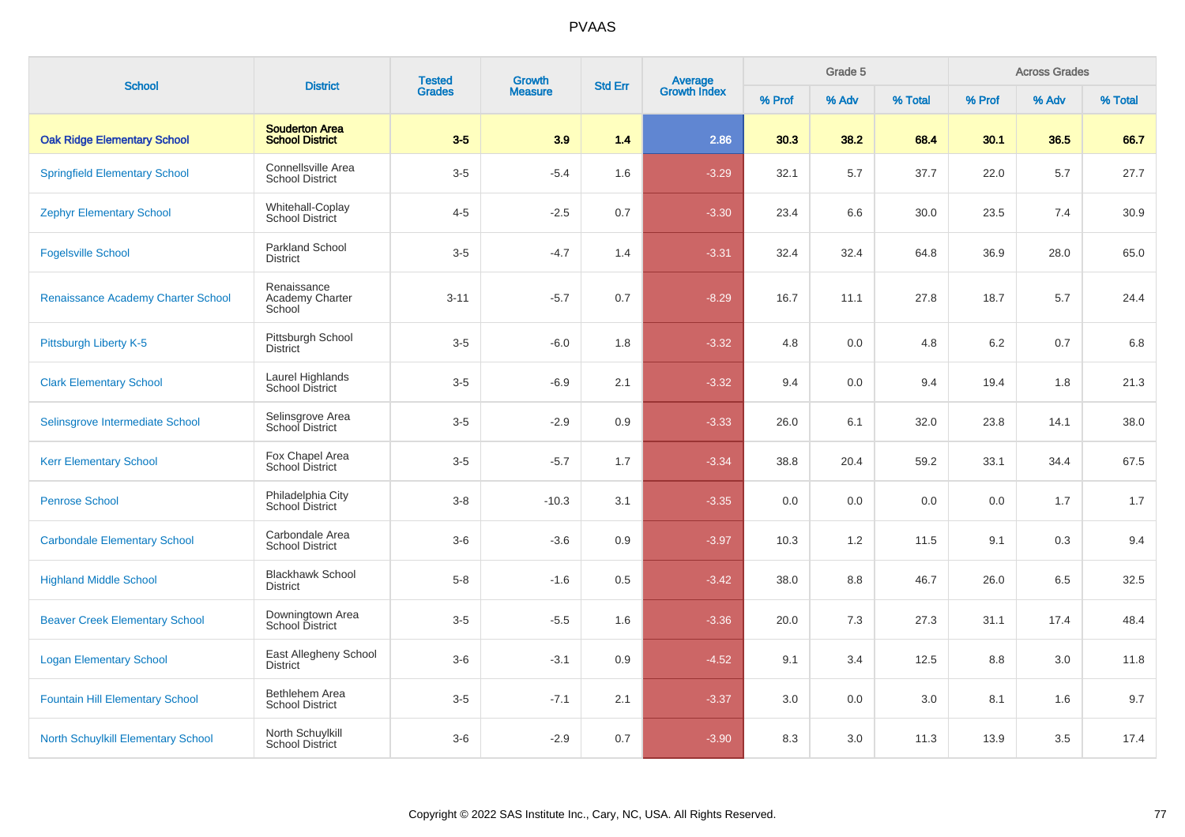| School | District | Tested Grades | Growth Measure | Std Err | Average Growth Index | Grade 5 | | | Across Grades | | |
|---|---|---|---|---|---|---|---|---|---|---|---|
| | | | | | | % Prof | % Adv | % Total | % Prof | % Adv | % Total |
| **Oak Ridge Elementary School** | **Souderton Area School District** | **3-5** | **3.9** | **1.4** | **2.86** | **30.3** | **38.2** | **68.4** | **30.1** | **36.5** | **66.7** |
| Springfield Elementary School | Connellsville Area School District | 3-5 | -5.4 | 1.6 | -3.29 | 32.1 | 5.7 | 37.7 | 22.0 | 5.7 | 27.7 |
| Zephyr Elementary School | Whitehall-Coplay School District | 4-5 | -2.5 | 0.7 | -3.30 | 23.4 | 6.6 | 30.0 | 23.5 | 7.4 | 30.9 |
| Fogelsville School | Parkland School District | 3-5 | -4.7 | 1.4 | -3.31 | 32.4 | 32.4 | 64.8 | 36.9 | 28.0 | 65.0 |
| Renaissance Academy Charter School | Renaissance Academy Charter School | 3-11 | -5.7 | 0.7 | -8.29 | 16.7 | 11.1 | 27.8 | 18.7 | 5.7 | 24.4 |
| Pittsburgh Liberty K-5 | Pittsburgh School District | 3-5 | -6.0 | 1.8 | -3.32 | 4.8 | 0.0 | 4.8 | 6.2 | 0.7 | 6.8 |
| Clark Elementary School | Laurel Highlands School District | 3-5 | -6.9 | 2.1 | -3.32 | 9.4 | 0.0 | 9.4 | 19.4 | 1.8 | 21.3 |
| Selinsgrove Intermediate School | Selinsgrove Area School District | 3-5 | -2.9 | 0.9 | -3.33 | 26.0 | 6.1 | 32.0 | 23.8 | 14.1 | 38.0 |
| Kerr Elementary School | Fox Chapel Area School District | 3-5 | -5.7 | 1.7 | -3.34 | 38.8 | 20.4 | 59.2 | 33.1 | 34.4 | 67.5 |
| Penrose School | Philadelphia City School District | 3-8 | -10.3 | 3.1 | -3.35 | 0.0 | 0.0 | 0.0 | 0.0 | 1.7 | 1.7 |
| Carbondale Elementary School | Carbondale Area School District | 3-6 | -3.6 | 0.9 | -3.97 | 10.3 | 1.2 | 11.5 | 9.1 | 0.3 | 9.4 |
| Highland Middle School | Blackhawk School District | 5-8 | -1.6 | 0.5 | -3.42 | 38.0 | 8.8 | 46.7 | 26.0 | 6.5 | 32.5 |
| Beaver Creek Elementary School | Downingtown Area School District | 3-5 | -5.5 | 1.6 | -3.36 | 20.0 | 7.3 | 27.3 | 31.1 | 17.4 | 48.4 |
| Logan Elementary School | East Allegheny School District | 3-6 | -3.1 | 0.9 | -4.52 | 9.1 | 3.4 | 12.5 | 8.8 | 3.0 | 11.8 |
| Fountain Hill Elementary School | Bethlehem Area School District | 3-5 | -7.1 | 2.1 | -3.37 | 3.0 | 0.0 | 3.0 | 8.1 | 1.6 | 9.7 |
| North Schuylkill Elementary School | North Schuylkill School District | 3-6 | -2.9 | 0.7 | -3.90 | 8.3 | 3.0 | 11.3 | 13.9 | 3.5 | 17.4 |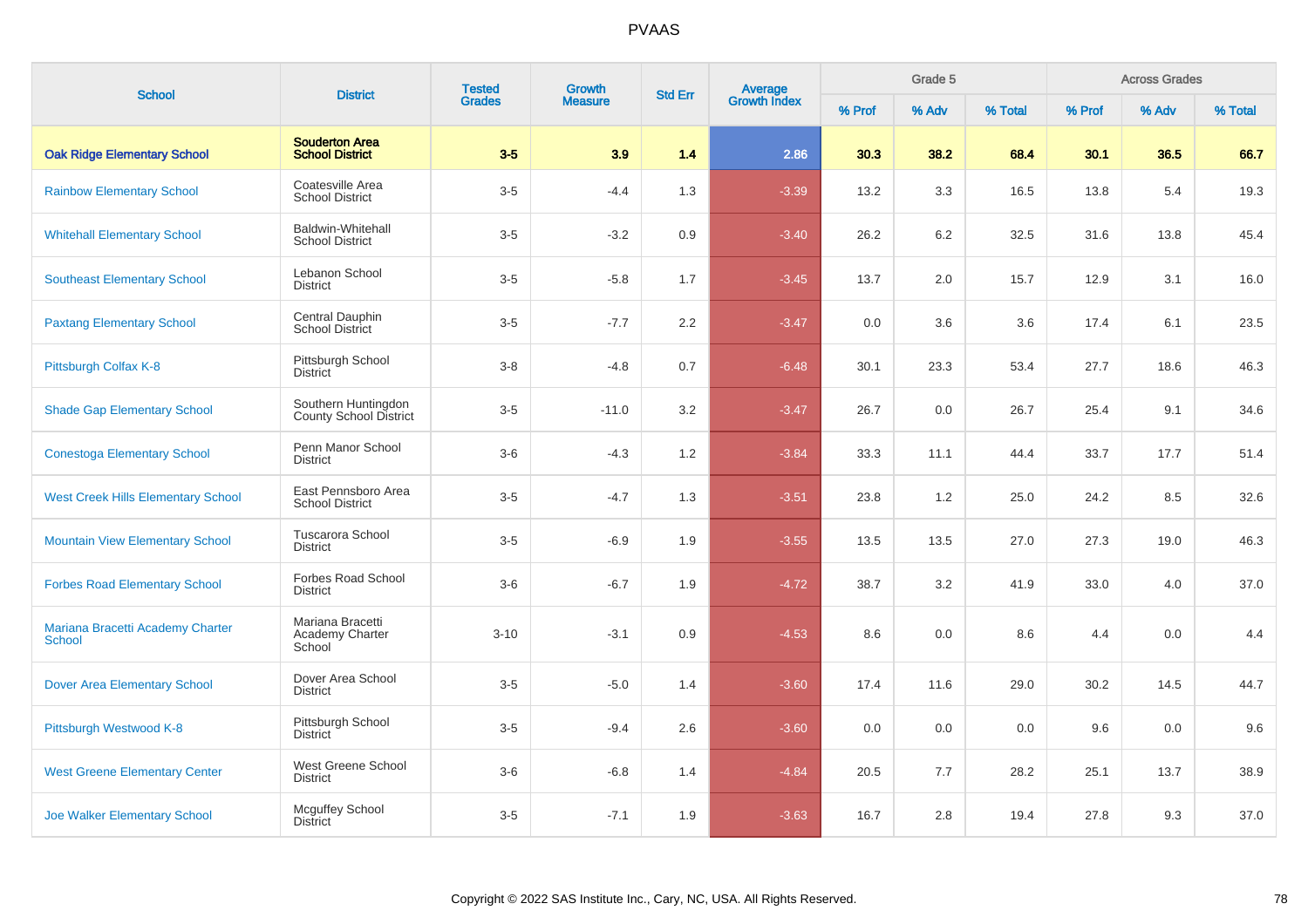# PVAAS

| School | District | Tested Grades | Growth Measure | Std Err | Average Growth Index | Grade 5 | | | Across Grades | | |
|---|---|---|---|---|---|---|---|---|---|---|---|
| | | | | | | % Prof | % Adv | % Total | % Prof | % Adv | % Total |
| **Oak Ridge Elementary School** | **Souderton Area School District** | **3-5** | **3.9** | **1.4** | **2.86** | **30.3** | **38.2** | **68.4** | **30.1** | **36.5** | **66.7** |
| Rainbow Elementary School | Coatesville Area School District | 3-5 | -4.4 | 1.3 | -3.39 | 13.2 | 3.3 | 16.5 | 13.8 | 5.4 | 19.3 |
| Whitehall Elementary School | Baldwin-Whitehall School District | 3-5 | -3.2 | 0.9 | -3.40 | 26.2 | 6.2 | 32.5 | 31.6 | 13.8 | 45.4 |
| Southeast Elementary School | Lebanon School District | 3-5 | -5.8 | 1.7 | -3.45 | 13.7 | 2.0 | 15.7 | 12.9 | 3.1 | 16.0 |
| Paxtang Elementary School | Central Dauphin School District | 3-5 | -7.7 | 2.2 | -3.47 | 0.0 | 3.6 | 3.6 | 17.4 | 6.1 | 23.5 |
| Pittsburgh Colfax K-8 | Pittsburgh School District | 3-8 | -4.8 | 0.7 | -6.48 | 30.1 | 23.3 | 53.4 | 27.7 | 18.6 | 46.3 |
| Shade Gap Elementary School | Southern Huntingdon County School District | 3-5 | -11.0 | 3.2 | -3.47 | 26.7 | 0.0 | 26.7 | 25.4 | 9.1 | 34.6 |
| Conestoga Elementary School | Penn Manor School District | 3-6 | -4.3 | 1.2 | -3.84 | 33.3 | 11.1 | 44.4 | 33.7 | 17.7 | 51.4 |
| West Creek Hills Elementary School | East Pennsboro Area School District | 3-5 | -4.7 | 1.3 | -3.51 | 23.8 | 1.2 | 25.0 | 24.2 | 8.5 | 32.6 |
| Mountain View Elementary School | Tuscarora School District | 3-5 | -6.9 | 1.9 | -3.55 | 13.5 | 13.5 | 27.0 | 27.3 | 19.0 | 46.3 |
| Forbes Road Elementary School | Forbes Road School District | 3-6 | -6.7 | 1.9 | -4.72 | 38.7 | 3.2 | 41.9 | 33.0 | 4.0 | 37.0 |
| Mariana Bracetti Academy Charter School | Mariana Bracetti Academy Charter School | 3-10 | -3.1 | 0.9 | -4.53 | 8.6 | 0.0 | 8.6 | 4.4 | 0.0 | 4.4 |
| Dover Area Elementary School | Dover Area School District | 3-5 | -5.0 | 1.4 | -3.60 | 17.4 | 11.6 | 29.0 | 30.2 | 14.5 | 44.7 |
| Pittsburgh Westwood K-8 | Pittsburgh School District | 3-5 | -9.4 | 2.6 | -3.60 | 0.0 | 0.0 | 0.0 | 9.6 | 0.0 | 9.6 |
| West Greene Elementary Center | West Greene School District | 3-6 | -6.8 | 1.4 | -4.84 | 20.5 | 7.7 | 28.2 | 25.1 | 13.7 | 38.9 |
| Joe Walker Elementary School | Mcguffey School District | 3-5 | -7.1 | 1.9 | -3.63 | 16.7 | 2.8 | 19.4 | 27.8 | 9.3 | 37.0 |

Copyright © 2022 SAS Institute Inc., Cary, NC, USA. All Rights Reserved.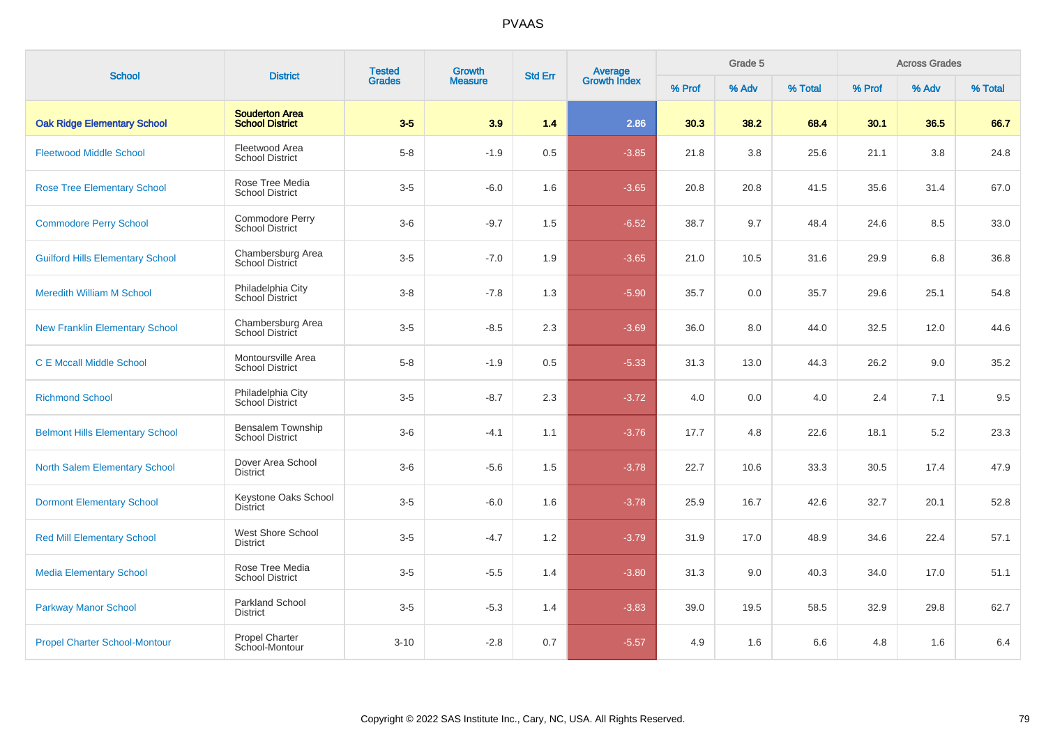# PVAAS

| School | District | Tested Grades | Growth Measure | Std Err | Average Growth Index | Grade 5 | | | Across Grades | | |
|---|---|---|---|---|---|---|---|---|---|---|---|
| | | | | | | % Prof | % Adv | % Total | % Prof | % Adv | % Total |
| **Oak Ridge Elementary School** | **Souderton Area School District** | **3-5** | **3.9** | **1.4** | **2.86** | **30.3** | **38.2** | **68.4** | **30.1** | **36.5** | **66.7** |
| Fleetwood Middle School | Fleetwood Area School District | 5-8 | -1.9 | 0.5 | -3.85 | 21.8 | 3.8 | 25.6 | 21.1 | 3.8 | 24.8 |
| Rose Tree Elementary School | Rose Tree Media School District | 3-5 | -6.0 | 1.6 | -3.65 | 20.8 | 20.8 | 41.5 | 35.6 | 31.4 | 67.0 |
| Commodore Perry School | Commodore Perry School District | 3-6 | -9.7 | 1.5 | -6.52 | 38.7 | 9.7 | 48.4 | 24.6 | 8.5 | 33.0 |
| Guilford Hills Elementary School | Chambersburg Area School District | 3-5 | -7.0 | 1.9 | -3.65 | 21.0 | 10.5 | 31.6 | 29.9 | 6.8 | 36.8 |
| Meredith William M School | Philadelphia City School District | 3-8 | -7.8 | 1.3 | -5.90 | 35.7 | 0.0 | 35.7 | 29.6 | 25.1 | 54.8 |
| New Franklin Elementary School | Chambersburg Area School District | 3-5 | -8.5 | 2.3 | -3.69 | 36.0 | 8.0 | 44.0 | 32.5 | 12.0 | 44.6 |
| C E Mccall Middle School | Montoursville Area School District | 5-8 | -1.9 | 0.5 | -5.33 | 31.3 | 13.0 | 44.3 | 26.2 | 9.0 | 35.2 |
| Richmond School | Philadelphia City School District | 3-5 | -8.7 | 2.3 | -3.72 | 4.0 | 0.0 | 4.0 | 2.4 | 7.1 | 9.5 |
| Belmont Hills Elementary School | Bensalem Township School District | 3-6 | -4.1 | 1.1 | -3.76 | 17.7 | 4.8 | 22.6 | 18.1 | 5.2 | 23.3 |
| North Salem Elementary School | Dover Area School District | 3-6 | -5.6 | 1.5 | -3.78 | 22.7 | 10.6 | 33.3 | 30.5 | 17.4 | 47.9 |
| Dormont Elementary School | Keystone Oaks School District | 3-5 | -6.0 | 1.6 | -3.78 | 25.9 | 16.7 | 42.6 | 32.7 | 20.1 | 52.8 |
| Red Mill Elementary School | West Shore School District | 3-5 | -4.7 | 1.2 | -3.79 | 31.9 | 17.0 | 48.9 | 34.6 | 22.4 | 57.1 |
| Media Elementary School | Rose Tree Media School District | 3-5 | -5.5 | 1.4 | -3.80 | 31.3 | 9.0 | 40.3 | 34.0 | 17.0 | 51.1 |
| Parkway Manor School | Parkland School District | 3-5 | -5.3 | 1.4 | -3.83 | 39.0 | 19.5 | 58.5 | 32.9 | 29.8 | 62.7 |
| Propel Charter School-Montour | Propel Charter School-Montour | 3-10 | -2.8 | 0.7 | -5.57 | 4.9 | 1.6 | 6.6 | 4.8 | 1.6 | 6.4 |

Copyright © 2022 SAS Institute Inc., Cary, NC, USA. All Rights Reserved.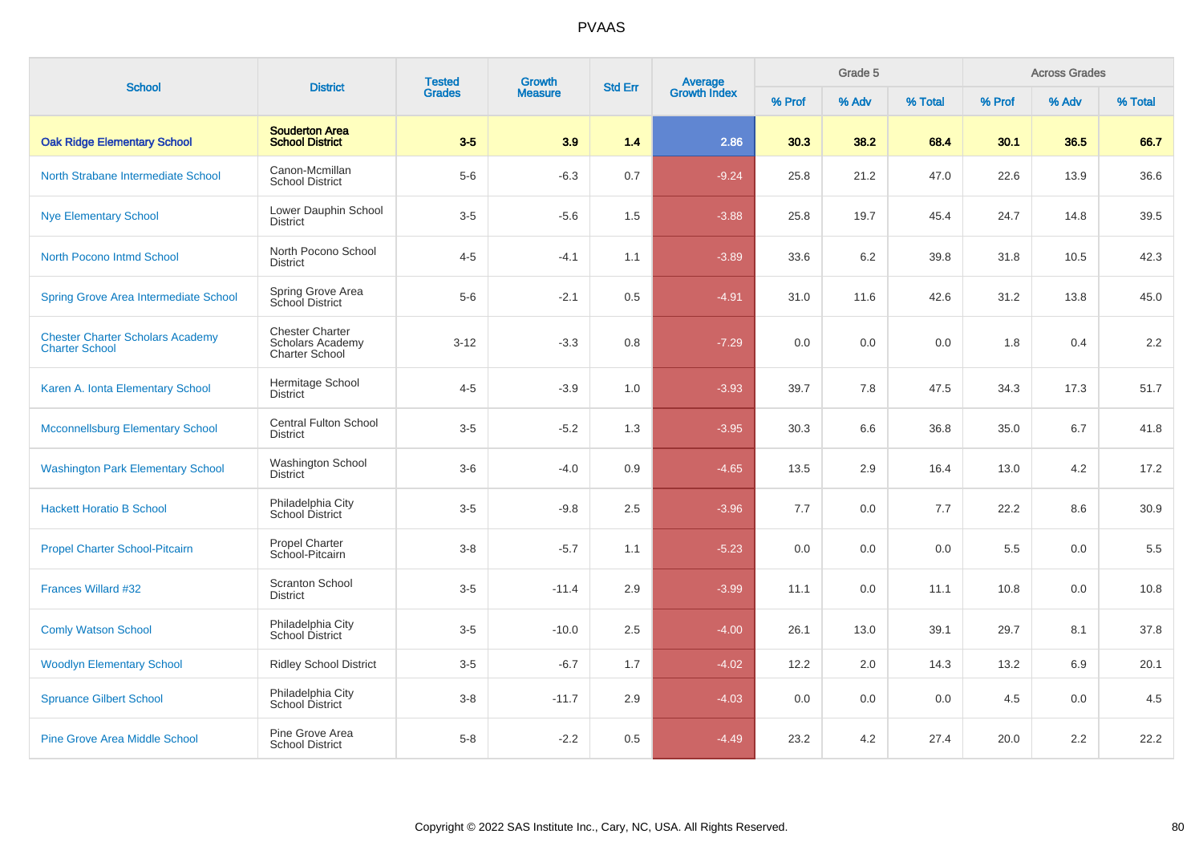# PVAAS

| School | District | Tested Grades | Growth Measure | Std Err | Average Growth Index | Grade 5 | | | Across Grades | | |
|---|---|---|---|---|---|---|---|---|---|---|---|
| | | | | | | % Prof | % Adv | % Total | % Prof | % Adv | % Total |
| **Oak Ridge Elementary School** | **Souderton Area School District** | **3-5** | **3.9** | **1.4** | **2.86** | **30.3** | **38.2** | **68.4** | **30.1** | **36.5** | **66.7** |
| North Strabane Intermediate School | Canon-Mcmillan School District | 5-6 | -6.3 | 0.7 | -9.24 | 25.8 | 21.2 | 47.0 | 22.6 | 13.9 | 36.6 |
| Nye Elementary School | Lower Dauphin School District | 3-5 | -5.6 | 1.5 | -3.88 | 25.8 | 19.7 | 45.4 | 24.7 | 14.8 | 39.5 |
| North Pocono Intmd School | North Pocono School District | 4-5 | -4.1 | 1.1 | -3.89 | 33.6 | 6.2 | 39.8 | 31.8 | 10.5 | 42.3 |
| Spring Grove Area Intermediate School | Spring Grove Area School District | 5-6 | -2.1 | 0.5 | -4.91 | 31.0 | 11.6 | 42.6 | 31.2 | 13.8 | 45.0 |
| Chester Charter Scholars Academy Charter School | Chester Charter Scholars Academy Charter School | 3-12 | -3.3 | 0.8 | -7.29 | 0.0 | 0.0 | 0.0 | 1.8 | 0.4 | 2.2 |
| Karen A. Ionta Elementary School | Hermitage School District | 4-5 | -3.9 | 1.0 | -3.93 | 39.7 | 7.8 | 47.5 | 34.3 | 17.3 | 51.7 |
| Mcconnellsburg Elementary School | Central Fulton School District | 3-5 | -5.2 | 1.3 | -3.95 | 30.3 | 6.6 | 36.8 | 35.0 | 6.7 | 41.8 |
| Washington Park Elementary School | Washington School District | 3-6 | -4.0 | 0.9 | -4.65 | 13.5 | 2.9 | 16.4 | 13.0 | 4.2 | 17.2 |
| Hackett Horatio B School | Philadelphia City School District | 3-5 | -9.8 | 2.5 | -3.96 | 7.7 | 0.0 | 7.7 | 22.2 | 8.6 | 30.9 |
| Propel Charter School-Pitcairn | Propel Charter School-Pitcairn | 3-8 | -5.7 | 1.1 | -5.23 | 0.0 | 0.0 | 0.0 | 5.5 | 0.0 | 5.5 |
| Frances Willard #32 | Scranton School District | 3-5 | -11.4 | 2.9 | -3.99 | 11.1 | 0.0 | 11.1 | 10.8 | 0.0 | 10.8 |
| Comly Watson School | Philadelphia City School District | 3-5 | -10.0 | 2.5 | -4.00 | 26.1 | 13.0 | 39.1 | 29.7 | 8.1 | 37.8 |
| Woodlyn Elementary School | Ridley School District | 3-5 | -6.7 | 1.7 | -4.02 | 12.2 | 2.0 | 14.3 | 13.2 | 6.9 | 20.1 |
| Spruance Gilbert School | Philadelphia City School District | 3-8 | -11.7 | 2.9 | -4.03 | 0.0 | 0.0 | 0.0 | 4.5 | 0.0 | 4.5 |
| Pine Grove Area Middle School | Pine Grove Area School District | 5-8 | -2.2 | 0.5 | -4.49 | 23.2 | 4.2 | 27.4 | 20.0 | 2.2 | 22.2 |

Copyright © 2022 SAS Institute Inc., Cary, NC, USA. All Rights Reserved.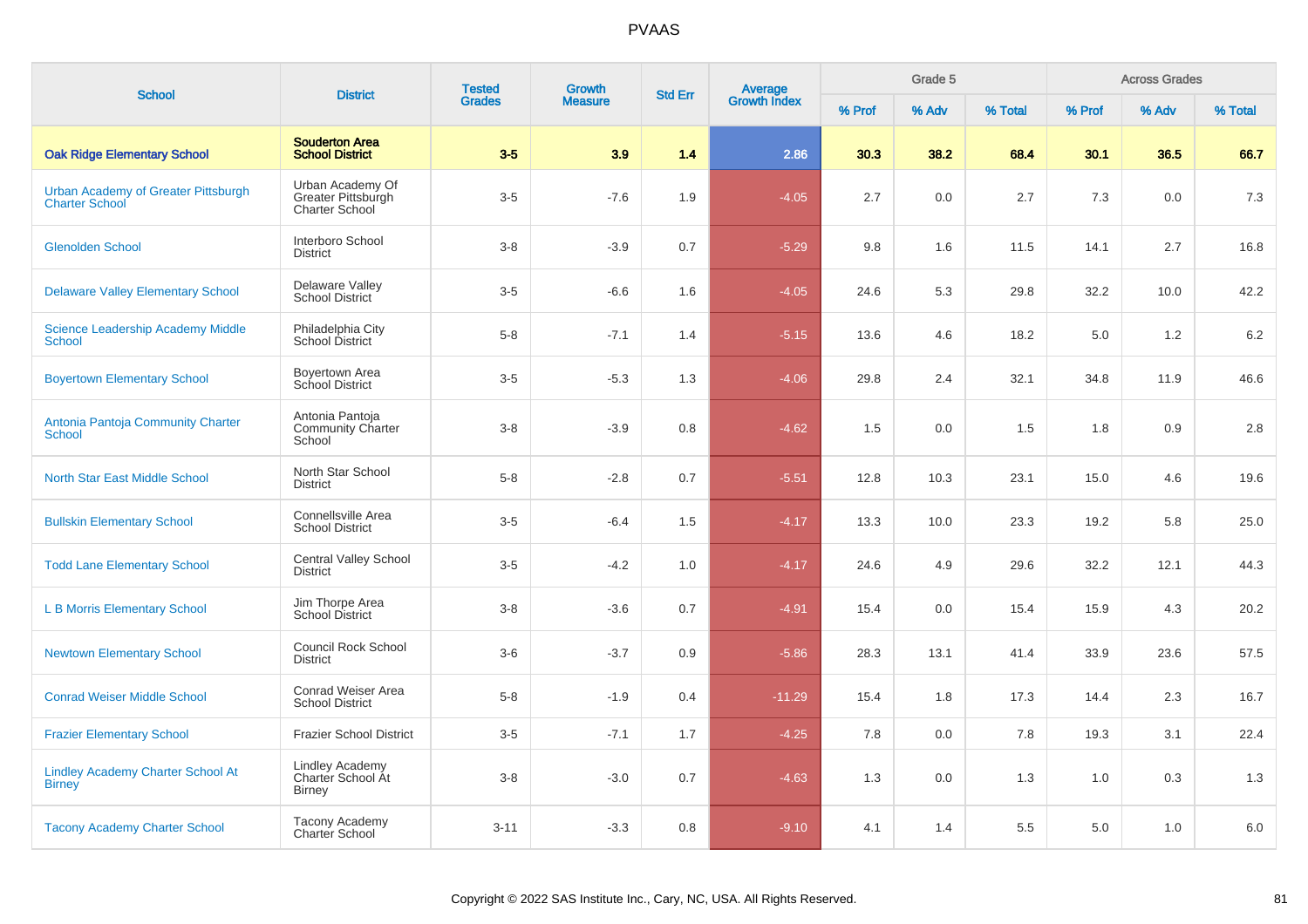# PVAAS

| School | District | Tested Grades | Growth Measure | Std Err | Average Growth Index | Grade 5 | | | Across Grades | | |
|---|---|---|---|---|---|---|---|---|---|---|---|
| | | | | | | % Prof | % Adv | % Total | % Prof | % Adv | % Total |
| **Oak Ridge Elementary School** | **Souderton Area School District** | **3-5** | **3.9** | **1.4** | **2.86** | **30.3** | **38.2** | **68.4** | **30.1** | **36.5** | **66.7** |
| Urban Academy of Greater Pittsburgh Charter School | Urban Academy Of Greater Pittsburgh Charter School | 3-5 | -7.6 | 1.9 | -4.05 | 2.7 | 0.0 | 2.7 | 7.3 | 0.0 | 7.3 |
| Glenolden School | Interboro School District | 3-8 | -3.9 | 0.7 | -5.29 | 9.8 | 1.6 | 11.5 | 14.1 | 2.7 | 16.8 |
| Delaware Valley Elementary School | Delaware Valley School District | 3-5 | -6.6 | 1.6 | -4.05 | 24.6 | 5.3 | 29.8 | 32.2 | 10.0 | 42.2 |
| Science Leadership Academy Middle School | Philadelphia City School District | 5-8 | -7.1 | 1.4 | -5.15 | 13.6 | 4.6 | 18.2 | 5.0 | 1.2 | 6.2 |
| Boyertown Elementary School | Boyertown Area School District | 3-5 | -5.3 | 1.3 | -4.06 | 29.8 | 2.4 | 32.1 | 34.8 | 11.9 | 46.6 |
| Antonia Pantoja Community Charter School | Antonia Pantoja Community Charter School | 3-8 | -3.9 | 0.8 | -4.62 | 1.5 | 0.0 | 1.5 | 1.8 | 0.9 | 2.8 |
| North Star East Middle School | North Star School District | 5-8 | -2.8 | 0.7 | -5.51 | 12.8 | 10.3 | 23.1 | 15.0 | 4.6 | 19.6 |
| Bullskin Elementary School | Connellsville Area School District | 3-5 | -6.4 | 1.5 | -4.17 | 13.3 | 10.0 | 23.3 | 19.2 | 5.8 | 25.0 |
| Todd Lane Elementary School | Central Valley School District | 3-5 | -4.2 | 1.0 | -4.17 | 24.6 | 4.9 | 29.6 | 32.2 | 12.1 | 44.3 |
| L B Morris Elementary School | Jim Thorpe Area School District | 3-8 | -3.6 | 0.7 | -4.91 | 15.4 | 0.0 | 15.4 | 15.9 | 4.3 | 20.2 |
| Newtown Elementary School | Council Rock School District | 3-6 | -3.7 | 0.9 | -5.86 | 28.3 | 13.1 | 41.4 | 33.9 | 23.6 | 57.5 |
| Conrad Weiser Middle School | Conrad Weiser Area School District | 5-8 | -1.9 | 0.4 | -11.29 | 15.4 | 1.8 | 17.3 | 14.4 | 2.3 | 16.7 |
| Frazier Elementary School | Frazier School District | 3-5 | -7.1 | 1.7 | -4.25 | 7.8 | 0.0 | 7.8 | 19.3 | 3.1 | 22.4 |
| Lindley Academy Charter School At Birney | Lindley Academy Charter School At Birney | 3-8 | -3.0 | 0.7 | -4.63 | 1.3 | 0.0 | 1.3 | 1.0 | 0.3 | 1.3 |
| Tacony Academy Charter School | Tacony Academy Charter School | 3-11 | -3.3 | 0.8 | -9.10 | 4.1 | 1.4 | 5.5 | 5.0 | 1.0 | 6.0 |

Copyright © 2022 SAS Institute Inc., Cary, NC, USA. All Rights Reserved.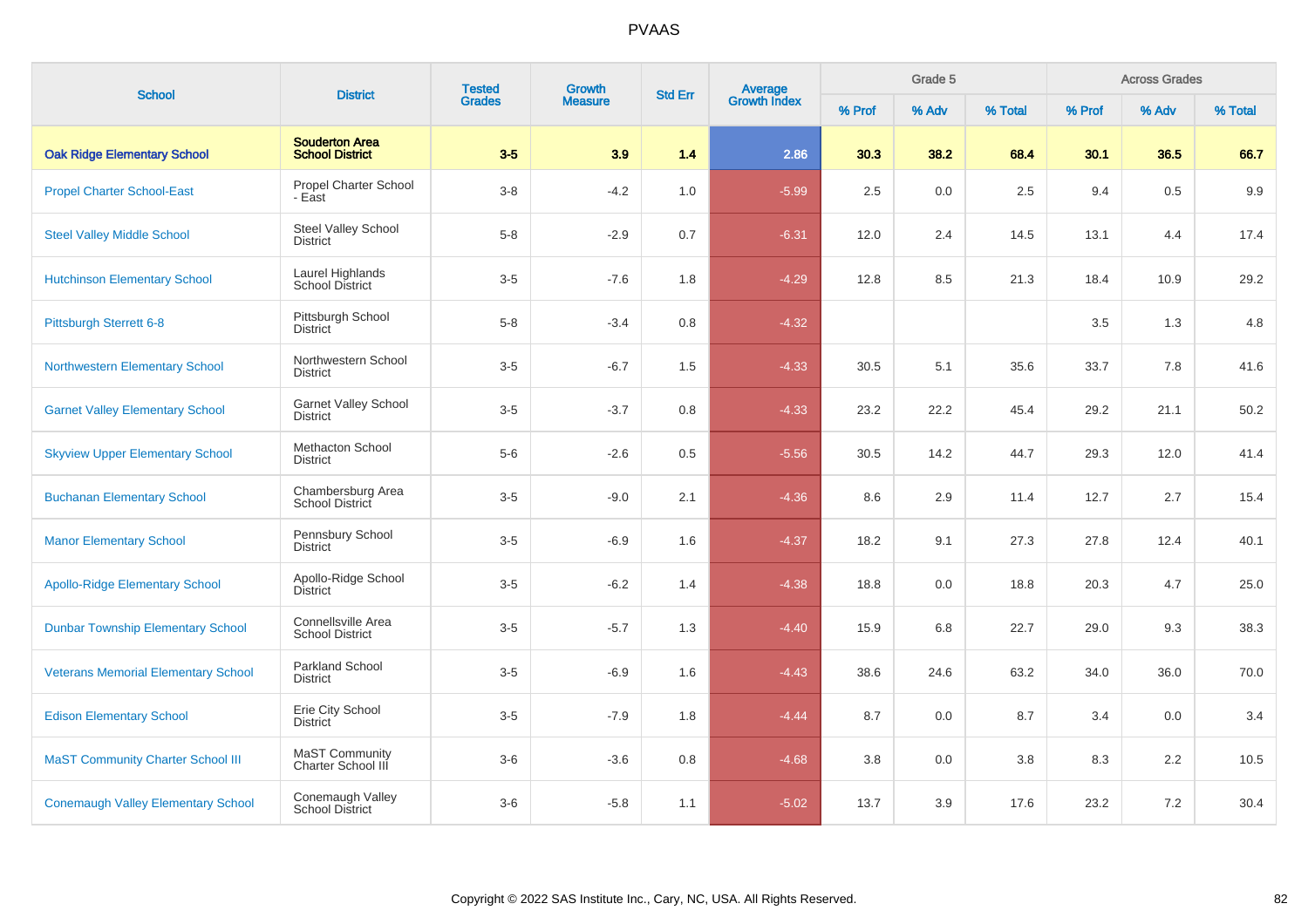# PVAAS

| School | District | Tested Grades | Growth Measure | Std Err | Average Growth Index | Grade 5 | | | Across Grades | | |
|---|---|---|---|---|---|---|---|---|---|---|---|
| | | | | | | % Prof | % Adv | % Total | % Prof | % Adv | % Total |
| **Oak Ridge Elementary School** | **Souderton Area School District** | **3-5** | **3.9** | **1.4** | **2.86** | **30.3** | **38.2** | **68.4** | **30.1** | **36.5** | **66.7** |
| Propel Charter School-East | Propel Charter School - East | 3-8 | -4.2 | 1.0 | -5.99 | 2.5 | 0.0 | 2.5 | 9.4 | 0.5 | 9.9 |
| Steel Valley Middle School | Steel Valley School District | 5-8 | -2.9 | 0.7 | -6.31 | 12.0 | 2.4 | 14.5 | 13.1 | 4.4 | 17.4 |
| Hutchinson Elementary School | Laurel Highlands School District | 3-5 | -7.6 | 1.8 | -4.29 | 12.8 | 8.5 | 21.3 | 18.4 | 10.9 | 29.2 |
| Pittsburgh Sterrett 6-8 | Pittsburgh School District | 5-8 | -3.4 | 0.8 | -4.32 | | | | 3.5 | 1.3 | 4.8 |
| Northwestern Elementary School | Northwestern School District | 3-5 | -6.7 | 1.5 | -4.33 | 30.5 | 5.1 | 35.6 | 33.7 | 7.8 | 41.6 |
| Garnet Valley Elementary School | Garnet Valley School District | 3-5 | -3.7 | 0.8 | -4.33 | 23.2 | 22.2 | 45.4 | 29.2 | 21.1 | 50.2 |
| Skyview Upper Elementary School | Methacton School District | 5-6 | -2.6 | 0.5 | -5.56 | 30.5 | 14.2 | 44.7 | 29.3 | 12.0 | 41.4 |
| Buchanan Elementary School | Chambersburg Area School District | 3-5 | -9.0 | 2.1 | -4.36 | 8.6 | 2.9 | 11.4 | 12.7 | 2.7 | 15.4 |
| Manor Elementary School | Pennsbury School District | 3-5 | -6.9 | 1.6 | -4.37 | 18.2 | 9.1 | 27.3 | 27.8 | 12.4 | 40.1 |
| Apollo-Ridge Elementary School | Apollo-Ridge School District | 3-5 | -6.2 | 1.4 | -4.38 | 18.8 | 0.0 | 18.8 | 20.3 | 4.7 | 25.0 |
| Dunbar Township Elementary School | Connellsville Area School District | 3-5 | -5.7 | 1.3 | -4.40 | 15.9 | 6.8 | 22.7 | 29.0 | 9.3 | 38.3 |
| Veterans Memorial Elementary School | Parkland School District | 3-5 | -6.9 | 1.6 | -4.43 | 38.6 | 24.6 | 63.2 | 34.0 | 36.0 | 70.0 |
| Edison Elementary School | Erie City School District | 3-5 | -7.9 | 1.8 | -4.44 | 8.7 | 0.0 | 8.7 | 3.4 | 0.0 | 3.4 |
| MaST Community Charter School III | MaST Community Charter School III | 3-6 | -3.6 | 0.8 | -4.68 | 3.8 | 0.0 | 3.8 | 8.3 | 2.2 | 10.5 |
| Conemaugh Valley Elementary School | Conemaugh Valley School District | 3-6 | -5.8 | 1.1 | -5.02 | 13.7 | 3.9 | 17.6 | 23.2 | 7.2 | 30.4 |

Copyright © 2022 SAS Institute Inc., Cary, NC, USA. All Rights Reserved.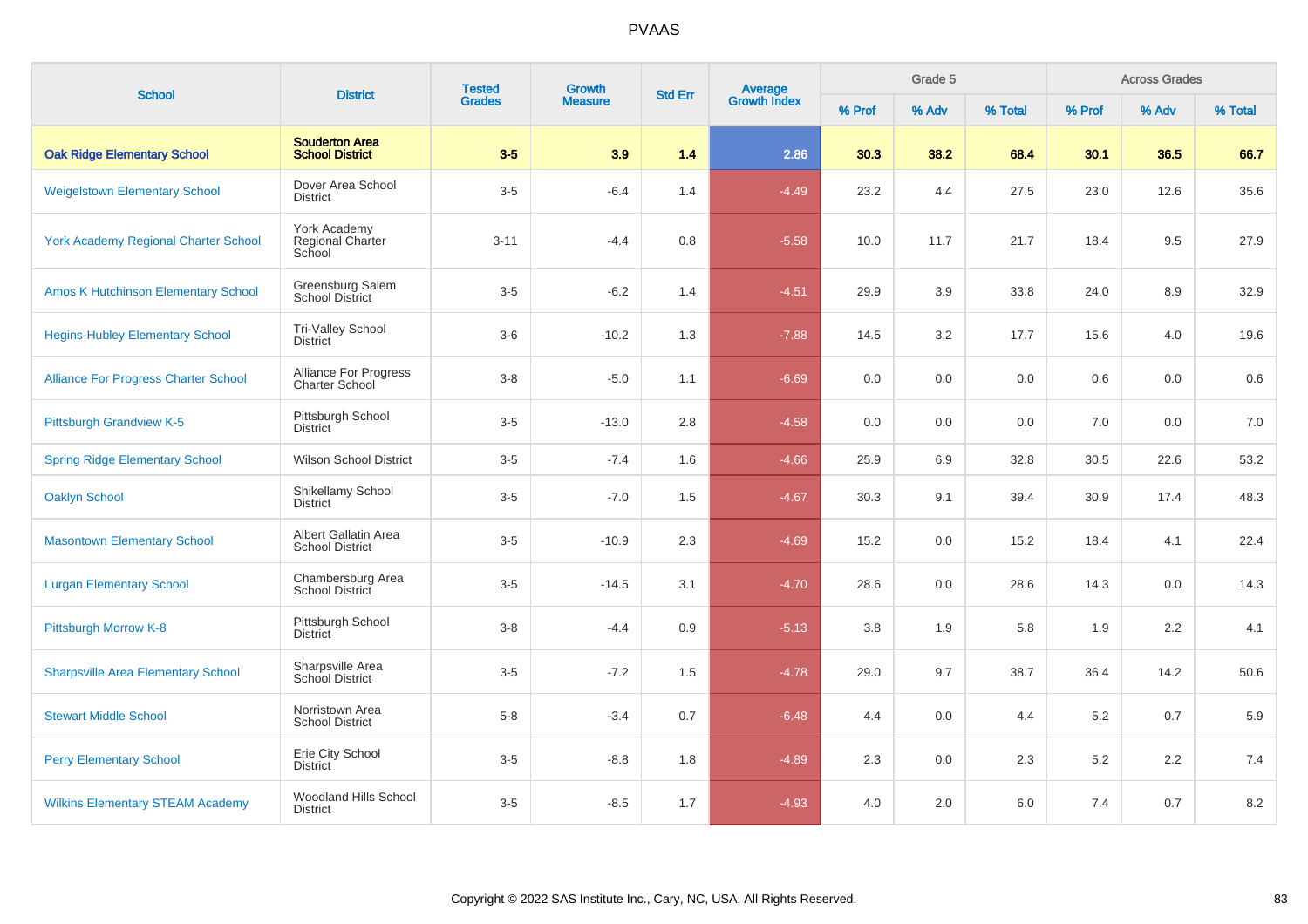# PVAAS

| School | District | Tested Grades | Growth Measure | Std Err | Average Growth Index | Grade 5 | | | Across Grades | | |
|---|---|---|---|---|---|---|---|---|---|---|---|
| | | | | | | % Prof | % Adv | % Total | % Prof | % Adv | % Total |
| **Oak Ridge Elementary School** | **Souderton Area School District** | **3-5** | **3.9** | **1.4** | **2.86** | **30.3** | **38.2** | **68.4** | **30.1** | **36.5** | **66.7** |
| Weigelstown Elementary School | Dover Area School District | 3-5 | -6.4 | 1.4 | -4.49 | 23.2 | 4.4 | 27.5 | 23.0 | 12.6 | 35.6 |
| York Academy Regional Charter School | York Academy Regional Charter School | 3-11 | -4.4 | 0.8 | -5.58 | 10.0 | 11.7 | 21.7 | 18.4 | 9.5 | 27.9 |
| Amos K Hutchinson Elementary School | Greensburg Salem School District | 3-5 | -6.2 | 1.4 | -4.51 | 29.9 | 3.9 | 33.8 | 24.0 | 8.9 | 32.9 |
| Hegins-Hubley Elementary School | Tri-Valley School District | 3-6 | -10.2 | 1.3 | -7.88 | 14.5 | 3.2 | 17.7 | 15.6 | 4.0 | 19.6 |
| Alliance For Progress Charter School | Alliance For Progress Charter School | 3-8 | -5.0 | 1.1 | -6.69 | 0.0 | 0.0 | 0.0 | 0.6 | 0.0 | 0.6 |
| Pittsburgh Grandview K-5 | Pittsburgh School District | 3-5 | -13.0 | 2.8 | -4.58 | 0.0 | 0.0 | 0.0 | 7.0 | 0.0 | 7.0 |
| Spring Ridge Elementary School | Wilson School District | 3-5 | -7.4 | 1.6 | -4.66 | 25.9 | 6.9 | 32.8 | 30.5 | 22.6 | 53.2 |
| Oaklyn School | Shikellamy School District | 3-5 | -7.0 | 1.5 | -4.67 | 30.3 | 9.1 | 39.4 | 30.9 | 17.4 | 48.3 |
| Masontown Elementary School | Albert Gallatin Area School District | 3-5 | -10.9 | 2.3 | -4.69 | 15.2 | 0.0 | 15.2 | 18.4 | 4.1 | 22.4 |
| Lurgan Elementary School | Chambersburg Area School District | 3-5 | -14.5 | 3.1 | -4.70 | 28.6 | 0.0 | 28.6 | 14.3 | 0.0 | 14.3 |
| Pittsburgh Morrow K-8 | Pittsburgh School District | 3-8 | -4.4 | 0.9 | -5.13 | 3.8 | 1.9 | 5.8 | 1.9 | 2.2 | 4.1 |
| Sharpsville Area Elementary School | Sharpsville Area School District | 3-5 | -7.2 | 1.5 | -4.78 | 29.0 | 9.7 | 38.7 | 36.4 | 14.2 | 50.6 |
| Stewart Middle School | Norristown Area School District | 5-8 | -3.4 | 0.7 | -6.48 | 4.4 | 0.0 | 4.4 | 5.2 | 0.7 | 5.9 |
| Perry Elementary School | Erie City School District | 3-5 | -8.8 | 1.8 | -4.89 | 2.3 | 0.0 | 2.3 | 5.2 | 2.2 | 7.4 |
| Wilkins Elementary STEAM Academy | Woodland Hills School District | 3-5 | -8.5 | 1.7 | -4.93 | 4.0 | 2.0 | 6.0 | 7.4 | 0.7 | 8.2 |

Copyright © 2022 SAS Institute Inc., Cary, NC, USA. All Rights Reserved.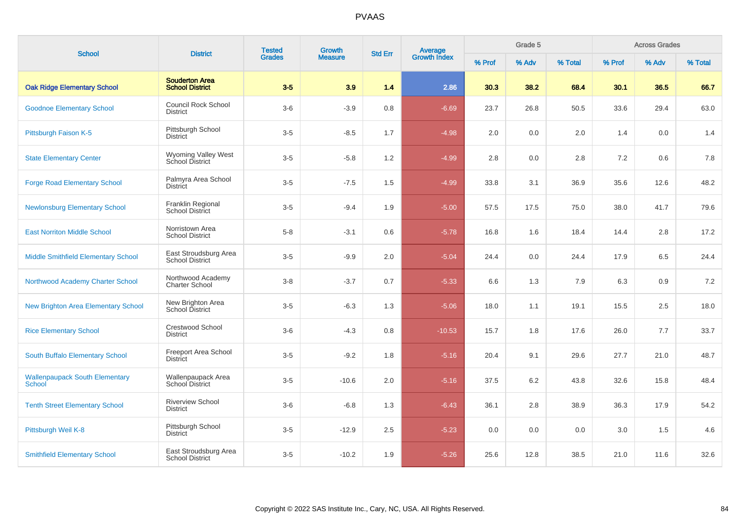PVAAS

| School | District | Tested Grades | Growth Measure | Std Err | Average Growth Index | Grade 5 | | | Across Grades | | |
|---|---|---|---|---|---|---|---|---|---|---|---|
| | | | | | | % Prof | % Adv | % Total | % Prof | % Adv | % Total |
| **Oak Ridge Elementary School** | **Souderton Area School District** | **3-5** | **3.9** | **1.4** | **2.86** | **30.3** | **38.2** | **68.4** | **30.1** | **36.5** | **66.7** |
| Goodnoe Elementary School | Council Rock School District | 3-6 | -3.9 | 0.8 | -6.69 | 23.7 | 26.8 | 50.5 | 33.6 | 29.4 | 63.0 |
| Pittsburgh Faison K-5 | Pittsburgh School District | 3-5 | -8.5 | 1.7 | -4.98 | 2.0 | 0.0 | 2.0 | 1.4 | 0.0 | 1.4 |
| State Elementary Center | Wyoming Valley West School District | 3-5 | -5.8 | 1.2 | -4.99 | 2.8 | 0.0 | 2.8 | 7.2 | 0.6 | 7.8 |
| Forge Road Elementary School | Palmyra Area School District | 3-5 | -7.5 | 1.5 | -4.99 | 33.8 | 3.1 | 36.9 | 35.6 | 12.6 | 48.2 |
| Newlonsburg Elementary School | Franklin Regional School District | 3-5 | -9.4 | 1.9 | -5.00 | 57.5 | 17.5 | 75.0 | 38.0 | 41.7 | 79.6 |
| East Norriton Middle School | Norristown Area School District | 5-8 | -3.1 | 0.6 | -5.78 | 16.8 | 1.6 | 18.4 | 14.4 | 2.8 | 17.2 |
| Middle Smithfield Elementary School | East Stroudsburg Area School District | 3-5 | -9.9 | 2.0 | -5.04 | 24.4 | 0.0 | 24.4 | 17.9 | 6.5 | 24.4 |
| Northwood Academy Charter School | Northwood Academy Charter School | 3-8 | -3.7 | 0.7 | -5.33 | 6.6 | 1.3 | 7.9 | 6.3 | 0.9 | 7.2 |
| New Brighton Area Elementary School | New Brighton Area School District | 3-5 | -6.3 | 1.3 | -5.06 | 18.0 | 1.1 | 19.1 | 15.5 | 2.5 | 18.0 |
| Rice Elementary School | Crestwood School District | 3-6 | -4.3 | 0.8 | -10.53 | 15.7 | 1.8 | 17.6 | 26.0 | 7.7 | 33.7 |
| South Buffalo Elementary School | Freeport Area School District | 3-5 | -9.2 | 1.8 | -5.16 | 20.4 | 9.1 | 29.6 | 27.7 | 21.0 | 48.7 |
| Wallenpaupack South Elementary School | Wallenpaupack Area School District | 3-5 | -10.6 | 2.0 | -5.16 | 37.5 | 6.2 | 43.8 | 32.6 | 15.8 | 48.4 |
| Tenth Street Elementary School | Riverview School District | 3-6 | -6.8 | 1.3 | -6.43 | 36.1 | 2.8 | 38.9 | 36.3 | 17.9 | 54.2 |
| Pittsburgh Weil K-8 | Pittsburgh School District | 3-5 | -12.9 | 2.5 | -5.23 | 0.0 | 0.0 | 0.0 | 3.0 | 1.5 | 4.6 |
| Smithfield Elementary School | East Stroudsburg Area School District | 3-5 | -10.2 | 1.9 | -5.26 | 25.6 | 12.8 | 38.5 | 21.0 | 11.6 | 32.6 |

Copyright © 2022 SAS Institute Inc., Cary, NC, USA. All Rights Reserved.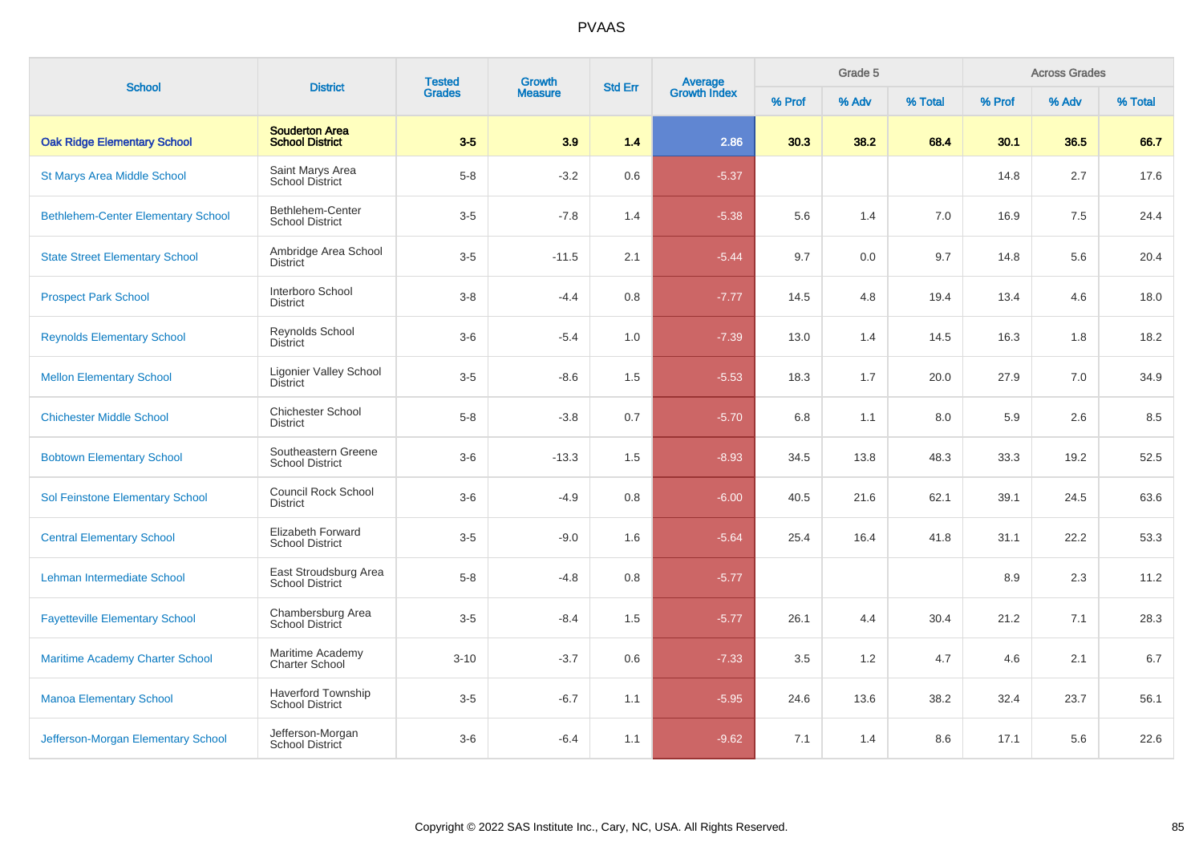# PVAAS

| School | District | Tested Grades | Growth Measure | Std Err | Average Growth Index | Grade 5 | | | Across Grades | | |
|---|---|---|---|---|---|---|---|---|---|---|---|
| | | | | | | % Prof | % Adv | % Total | % Prof | % Adv | % Total |
| **Oak Ridge Elementary School** | **Souderton Area School District** | **3-5** | **3.9** | **1.4** | **2.86** | **30.3** | **38.2** | **68.4** | **30.1** | **36.5** | **66.7** |
| St Marys Area Middle School | Saint Marys Area School District | 5-8 | -3.2 | 0.6 | -5.37 | | | | 14.8 | 2.7 | 17.6 |
| Bethlehem-Center Elementary School | Bethlehem-Center School District | 3-5 | -7.8 | 1.4 | -5.38 | 5.6 | 1.4 | 7.0 | 16.9 | 7.5 | 24.4 |
| State Street Elementary School | Ambridge Area School District | 3-5 | -11.5 | 2.1 | -5.44 | 9.7 | 0.0 | 9.7 | 14.8 | 5.6 | 20.4 |
| Prospect Park School | Interboro School District | 3-8 | -4.4 | 0.8 | -7.77 | 14.5 | 4.8 | 19.4 | 13.4 | 4.6 | 18.0 |
| Reynolds Elementary School | Reynolds School District | 3-6 | -5.4 | 1.0 | -7.39 | 13.0 | 1.4 | 14.5 | 16.3 | 1.8 | 18.2 |
| Mellon Elementary School | Ligonier Valley School District | 3-5 | -8.6 | 1.5 | -5.53 | 18.3 | 1.7 | 20.0 | 27.9 | 7.0 | 34.9 |
| Chichester Middle School | Chichester School District | 5-8 | -3.8 | 0.7 | -5.70 | 6.8 | 1.1 | 8.0 | 5.9 | 2.6 | 8.5 |
| Bobtown Elementary School | Southeastern Greene School District | 3-6 | -13.3 | 1.5 | -8.93 | 34.5 | 13.8 | 48.3 | 33.3 | 19.2 | 52.5 |
| Sol Feinstone Elementary School | Council Rock School District | 3-6 | -4.9 | 0.8 | -6.00 | 40.5 | 21.6 | 62.1 | 39.1 | 24.5 | 63.6 |
| Central Elementary School | Elizabeth Forward School District | 3-5 | -9.0 | 1.6 | -5.64 | 25.4 | 16.4 | 41.8 | 31.1 | 22.2 | 53.3 |
| Lehman Intermediate School | East Stroudsburg Area School District | 5-8 | -4.8 | 0.8 | -5.77 | | | | 8.9 | 2.3 | 11.2 |
| Fayetteville Elementary School | Chambersburg Area School District | 3-5 | -8.4 | 1.5 | -5.77 | 26.1 | 4.4 | 30.4 | 21.2 | 7.1 | 28.3 |
| Maritime Academy Charter School | Maritime Academy Charter School | 3-10 | -3.7 | 0.6 | -7.33 | 3.5 | 1.2 | 4.7 | 4.6 | 2.1 | 6.7 |
| Manoa Elementary School | Haverford Township School District | 3-5 | -6.7 | 1.1 | -5.95 | 24.6 | 13.6 | 38.2 | 32.4 | 23.7 | 56.1 |
| Jefferson-Morgan Elementary School | Jefferson-Morgan School District | 3-6 | -6.4 | 1.1 | -9.62 | 7.1 | 1.4 | 8.6 | 17.1 | 5.6 | 22.6 |

Copyright © 2022 SAS Institute Inc., Cary, NC, USA. All Rights Reserved.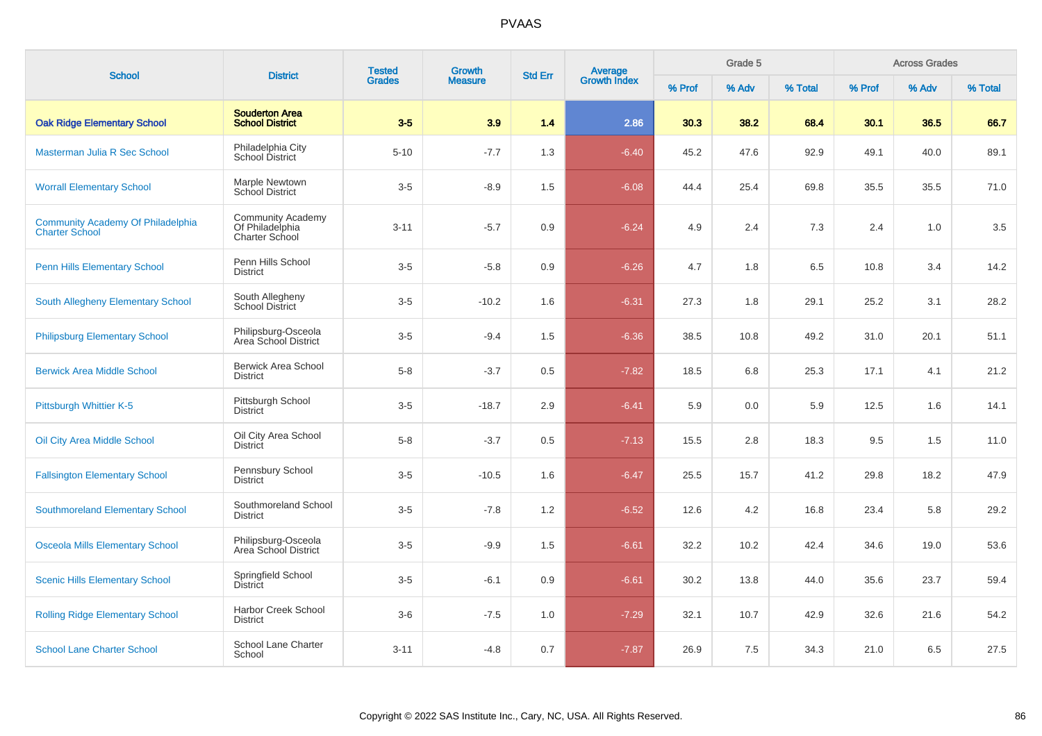# PVAAS

| School | District | Tested Grades | Growth Measure | Std Err | Average Growth Index | Grade 5 | | | Across Grades | | |
|---|---|---|---|---|---|---|---|---|---|---|---|
| | | | | | | % Prof | % Adv | % Total | % Prof | % Adv | % Total |
| **Oak Ridge Elementary School** | **Souderton Area School District** | **3-5** | **3.9** | **1.4** | **2.86** | **30.3** | **38.2** | **68.4** | **30.1** | **36.5** | **66.7** |
| Masterman Julia R Sec School | Philadelphia City School District | 5-10 | -7.7 | 1.3 | -6.40 | 45.2 | 47.6 | 92.9 | 49.1 | 40.0 | 89.1 |
| Worrall Elementary School | Marple Newtown School District | 3-5 | -8.9 | 1.5 | -6.08 | 44.4 | 25.4 | 69.8 | 35.5 | 35.5 | 71.0 |
| Community Academy Of Philadelphia Charter School | Community Academy Of Philadelphia Charter School | 3-11 | -5.7 | 0.9 | -6.24 | 4.9 | 2.4 | 7.3 | 2.4 | 1.0 | 3.5 |
| Penn Hills Elementary School | Penn Hills School District | 3-5 | -5.8 | 0.9 | -6.26 | 4.7 | 1.8 | 6.5 | 10.8 | 3.4 | 14.2 |
| South Allegheny Elementary School | South Allegheny School District | 3-5 | -10.2 | 1.6 | -6.31 | 27.3 | 1.8 | 29.1 | 25.2 | 3.1 | 28.2 |
| Philipsburg Elementary School | Philipsburg-Osceola Area School District | 3-5 | -9.4 | 1.5 | -6.36 | 38.5 | 10.8 | 49.2 | 31.0 | 20.1 | 51.1 |
| Berwick Area Middle School | Berwick Area School District | 5-8 | -3.7 | 0.5 | -7.82 | 18.5 | 6.8 | 25.3 | 17.1 | 4.1 | 21.2 |
| Pittsburgh Whittier K-5 | Pittsburgh School District | 3-5 | -18.7 | 2.9 | -6.41 | 5.9 | 0.0 | 5.9 | 12.5 | 1.6 | 14.1 |
| Oil City Area Middle School | Oil City Area School District | 5-8 | -3.7 | 0.5 | -7.13 | 15.5 | 2.8 | 18.3 | 9.5 | 1.5 | 11.0 |
| Fallsington Elementary School | Pennsbury School District | 3-5 | -10.5 | 1.6 | -6.47 | 25.5 | 15.7 | 41.2 | 29.8 | 18.2 | 47.9 |
| Southmoreland Elementary School | Southmoreland School District | 3-5 | -7.8 | 1.2 | -6.52 | 12.6 | 4.2 | 16.8 | 23.4 | 5.8 | 29.2 |
| Osceola Mills Elementary School | Philipsburg-Osceola Area School District | 3-5 | -9.9 | 1.5 | -6.61 | 32.2 | 10.2 | 42.4 | 34.6 | 19.0 | 53.6 |
| Scenic Hills Elementary School | Springfield School District | 3-5 | -6.1 | 0.9 | -6.61 | 30.2 | 13.8 | 44.0 | 35.6 | 23.7 | 59.4 |
| Rolling Ridge Elementary School | Harbor Creek School District | 3-6 | -7.5 | 1.0 | -7.29 | 32.1 | 10.7 | 42.9 | 32.6 | 21.6 | 54.2 |
| School Lane Charter School | School Lane Charter School | 3-11 | -4.8 | 0.7 | -7.87 | 26.9 | 7.5 | 34.3 | 21.0 | 6.5 | 27.5 |

Copyright © 2022 SAS Institute Inc., Cary, NC, USA. All Rights Reserved.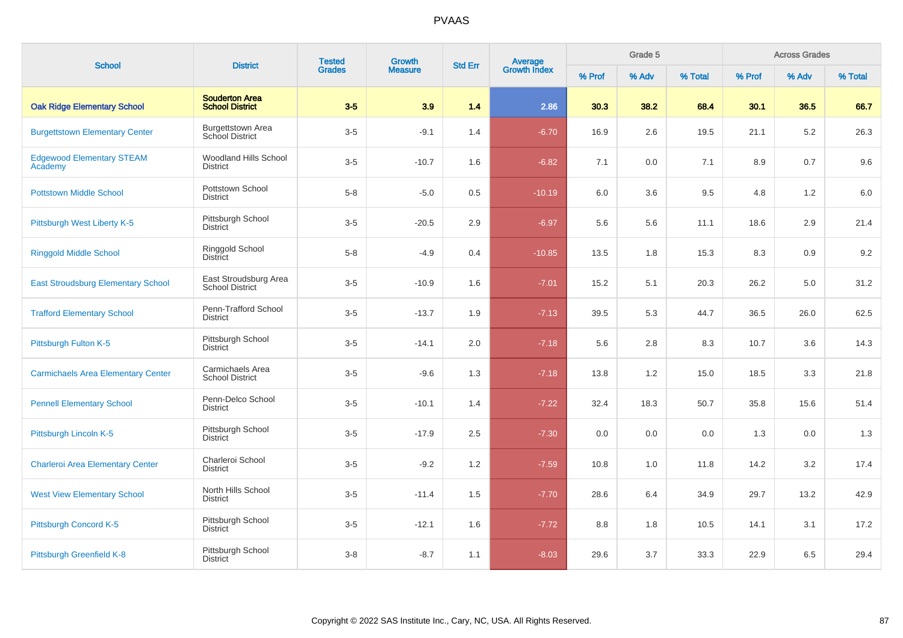# PVAAS

| School | District | Tested Grades | Growth Measure | Std Err | Average Growth Index | Grade 5 | | | Across Grades | | |
|---|---|---|---|---|---|---|---|---|---|---|---|
| | | | | | | % Prof | % Adv | % Total | % Prof | % Adv | % Total |
| **Oak Ridge Elementary School** | **Souderton Area School District** | **3-5** | **3.9** | **1.4** | **2.86** | **30.3** | **38.2** | **68.4** | **30.1** | **36.5** | **66.7** |
| Burgettstown Elementary Center | Burgettstown Area School District | 3-5 | -9.1 | 1.4 | -6.70 | 16.9 | 2.6 | 19.5 | 21.1 | 5.2 | 26.3 |
| Edgewood Elementary STEAM Academy | Woodland Hills School District | 3-5 | -10.7 | 1.6 | -6.82 | 7.1 | 0.0 | 7.1 | 8.9 | 0.7 | 9.6 |
| Pottstown Middle School | Pottstown School District | 5-8 | -5.0 | 0.5 | -10.19 | 6.0 | 3.6 | 9.5 | 4.8 | 1.2 | 6.0 |
| Pittsburgh West Liberty K-5 | Pittsburgh School District | 3-5 | -20.5 | 2.9 | -6.97 | 5.6 | 5.6 | 11.1 | 18.6 | 2.9 | 21.4 |
| Ringgold Middle School | Ringgold School District | 5-8 | -4.9 | 0.4 | -10.85 | 13.5 | 1.8 | 15.3 | 8.3 | 0.9 | 9.2 |
| East Stroudsburg Elementary School | East Stroudsburg Area School District | 3-5 | -10.9 | 1.6 | -7.01 | 15.2 | 5.1 | 20.3 | 26.2 | 5.0 | 31.2 |
| Trafford Elementary School | Penn-Trafford School District | 3-5 | -13.7 | 1.9 | -7.13 | 39.5 | 5.3 | 44.7 | 36.5 | 26.0 | 62.5 |
| Pittsburgh Fulton K-5 | Pittsburgh School District | 3-5 | -14.1 | 2.0 | -7.18 | 5.6 | 2.8 | 8.3 | 10.7 | 3.6 | 14.3 |
| Carmichaels Area Elementary Center | Carmichaels Area School District | 3-5 | -9.6 | 1.3 | -7.18 | 13.8 | 1.2 | 15.0 | 18.5 | 3.3 | 21.8 |
| Pennell Elementary School | Penn-Delco School District | 3-5 | -10.1 | 1.4 | -7.22 | 32.4 | 18.3 | 50.7 | 35.8 | 15.6 | 51.4 |
| Pittsburgh Lincoln K-5 | Pittsburgh School District | 3-5 | -17.9 | 2.5 | -7.30 | 0.0 | 0.0 | 0.0 | 1.3 | 0.0 | 1.3 |
| Charleroi Area Elementary Center | Charleroi School District | 3-5 | -9.2 | 1.2 | -7.59 | 10.8 | 1.0 | 11.8 | 14.2 | 3.2 | 17.4 |
| West View Elementary School | North Hills School District | 3-5 | -11.4 | 1.5 | -7.70 | 28.6 | 6.4 | 34.9 | 29.7 | 13.2 | 42.9 |
| Pittsburgh Concord K-5 | Pittsburgh School District | 3-5 | -12.1 | 1.6 | -7.72 | 8.8 | 1.8 | 10.5 | 14.1 | 3.1 | 17.2 |
| Pittsburgh Greenfield K-8 | Pittsburgh School District | 3-8 | -8.7 | 1.1 | -8.03 | 29.6 | 3.7 | 33.3 | 22.9 | 6.5 | 29.4 |

Copyright © 2022 SAS Institute Inc., Cary, NC, USA. All Rights Reserved.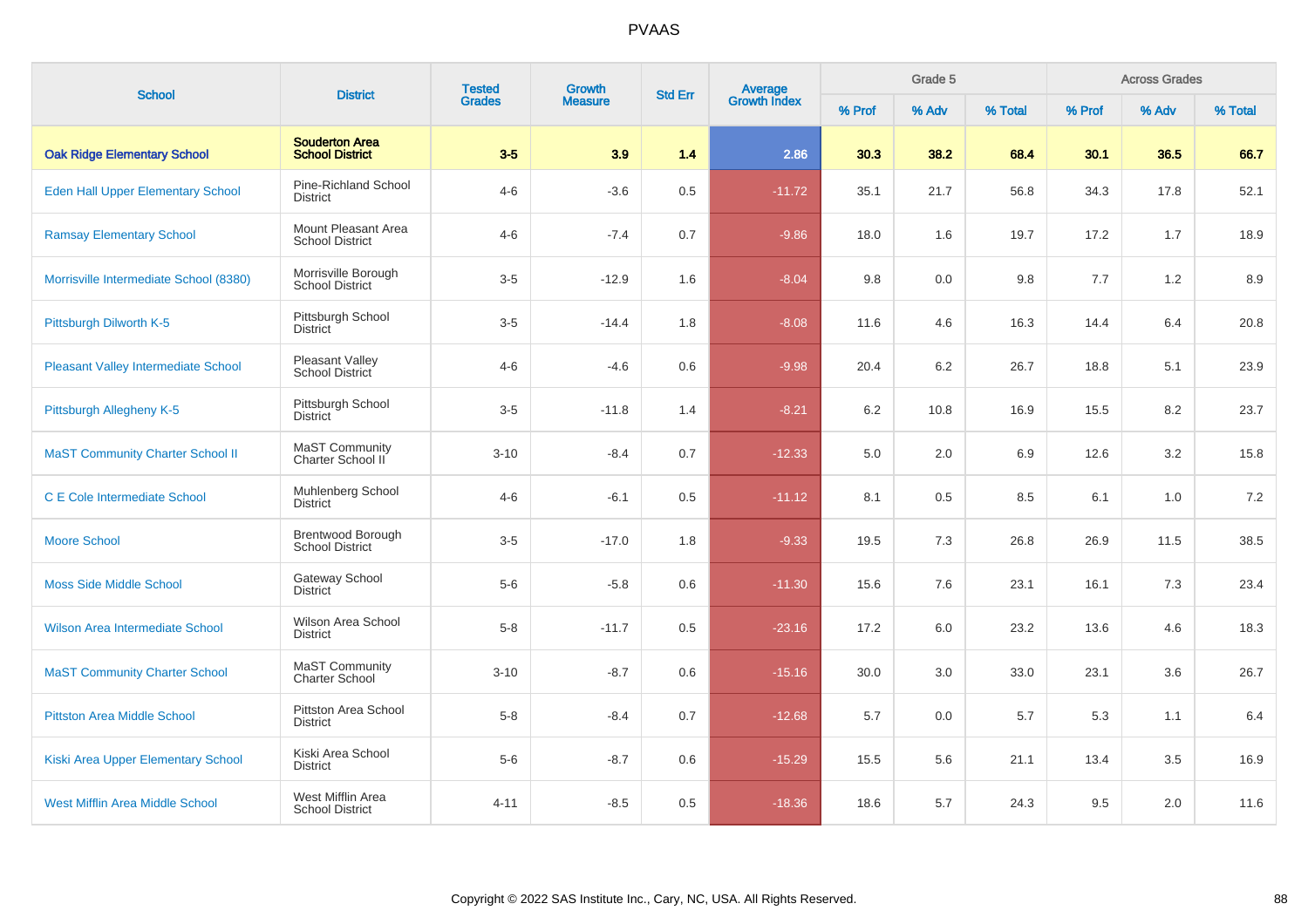# PVAAS

| School | District | Tested Grades | Growth Measure | Std Err | Average Growth Index | Grade 5 | | | Across Grades | | |
|---|---|---|---|---|---|---|---|---|---|---|---|
| | | | | | | % Prof | % Adv | % Total | % Prof | % Adv | % Total |
| **Oak Ridge Elementary School** | **Souderton Area School District** | **3-5** | **3.9** | **1.4** | **2.86** | **30.3** | **38.2** | **68.4** | **30.1** | **36.5** | **66.7** |
| Eden Hall Upper Elementary School | Pine-Richland School District | 4-6 | -3.6 | 0.5 | -11.72 | 35.1 | 21.7 | 56.8 | 34.3 | 17.8 | 52.1 |
| Ramsay Elementary School | Mount Pleasant Area School District | 4-6 | -7.4 | 0.7 | -9.86 | 18.0 | 1.6 | 19.7 | 17.2 | 1.7 | 18.9 |
| Morrisville Intermediate School (8380) | Morrisville Borough School District | 3-5 | -12.9 | 1.6 | -8.04 | 9.8 | 0.0 | 9.8 | 7.7 | 1.2 | 8.9 |
| Pittsburgh Dilworth K-5 | Pittsburgh School District | 3-5 | -14.4 | 1.8 | -8.08 | 11.6 | 4.6 | 16.3 | 14.4 | 6.4 | 20.8 |
| Pleasant Valley Intermediate School | Pleasant Valley School District | 4-6 | -4.6 | 0.6 | -9.98 | 20.4 | 6.2 | 26.7 | 18.8 | 5.1 | 23.9 |
| Pittsburgh Allegheny K-5 | Pittsburgh School District | 3-5 | -11.8 | 1.4 | -8.21 | 6.2 | 10.8 | 16.9 | 15.5 | 8.2 | 23.7 |
| MaST Community Charter School II | MaST Community Charter School II | 3-10 | -8.4 | 0.7 | -12.33 | 5.0 | 2.0 | 6.9 | 12.6 | 3.2 | 15.8 |
| C E Cole Intermediate School | Muhlenberg School District | 4-6 | -6.1 | 0.5 | -11.12 | 8.1 | 0.5 | 8.5 | 6.1 | 1.0 | 7.2 |
| Moore School | Brentwood Borough School District | 3-5 | -17.0 | 1.8 | -9.33 | 19.5 | 7.3 | 26.8 | 26.9 | 11.5 | 38.5 |
| Moss Side Middle School | Gateway School District | 5-6 | -5.8 | 0.6 | -11.30 | 15.6 | 7.6 | 23.1 | 16.1 | 7.3 | 23.4 |
| Wilson Area Intermediate School | Wilson Area School District | 5-8 | -11.7 | 0.5 | -23.16 | 17.2 | 6.0 | 23.2 | 13.6 | 4.6 | 18.3 |
| MaST Community Charter School | MaST Community Charter School | 3-10 | -8.7 | 0.6 | -15.16 | 30.0 | 3.0 | 33.0 | 23.1 | 3.6 | 26.7 |
| Pittston Area Middle School | Pittston Area School District | 5-8 | -8.4 | 0.7 | -12.68 | 5.7 | 0.0 | 5.7 | 5.3 | 1.1 | 6.4 |
| Kiski Area Upper Elementary School | Kiski Area School District | 5-6 | -8.7 | 0.6 | -15.29 | 15.5 | 5.6 | 21.1 | 13.4 | 3.5 | 16.9 |
| West Mifflin Area Middle School | West Mifflin Area School District | 4-11 | -8.5 | 0.5 | -18.36 | 18.6 | 5.7 | 24.3 | 9.5 | 2.0 | 11.6 |

Copyright © 2022 SAS Institute Inc., Cary, NC, USA. All Rights Reserved.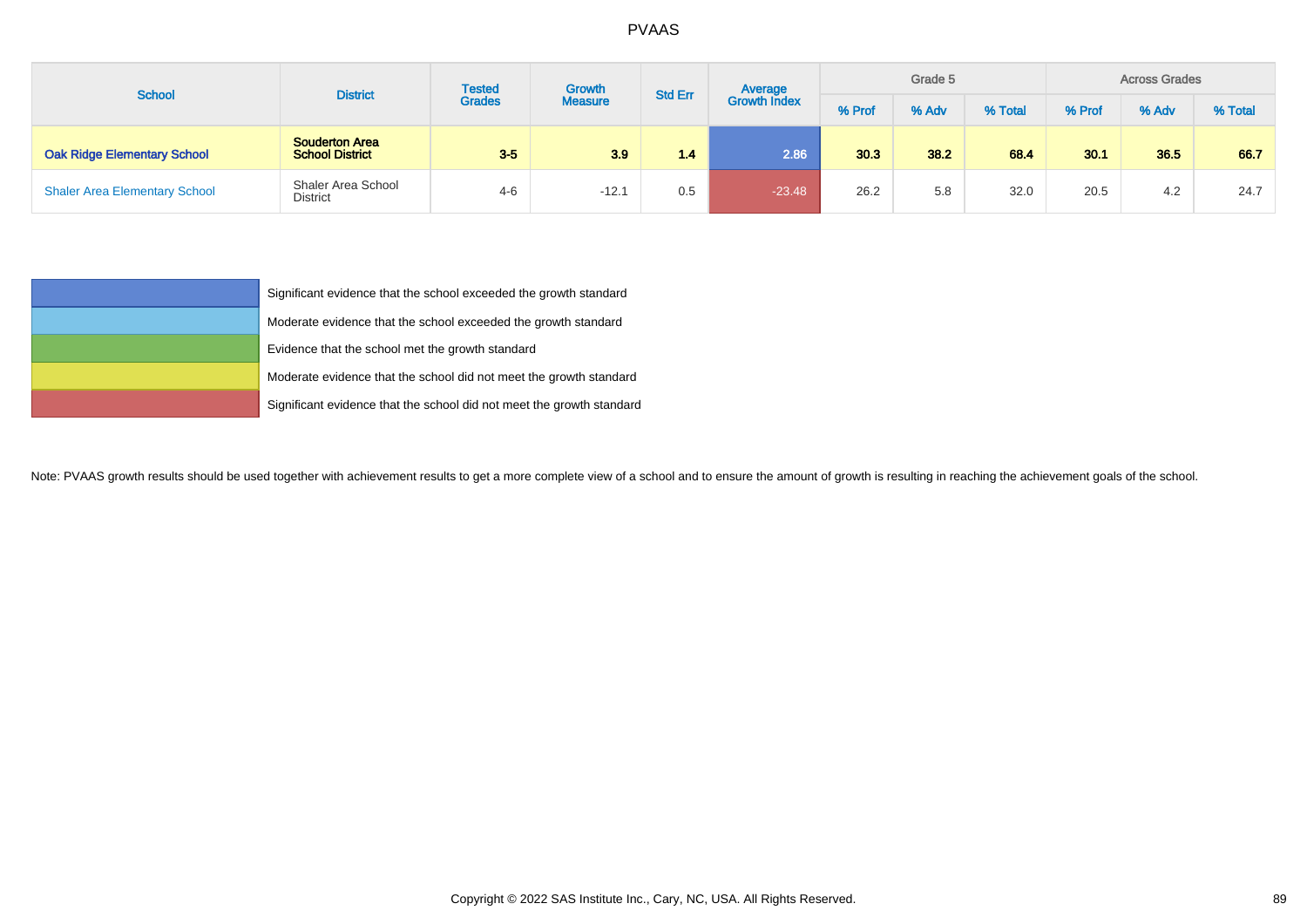# PVAAS

| School | District | Tested Grades | Growth Measure | Std Err | Average Growth Index | Grade 5 | | | Across Grades | | |
|---|---|---|---|---|---|---|---|---|---|---|---|
| | | | | | | % Prof | % Adv | % Total | % Prof | % Adv | % Total |
| **Oak Ridge Elementary School** | **Souderton Area School District** | **3-5** | **3.9** | **1.4** | **2.86** | **30.3** | **38.2** | **68.4** | **30.1** | **36.5** | **66.7** |
| Shaler Area Elementary School | Shaler Area School District | 4-6 | -12.1 | 0.5 | -23.48 | 26.2 | 5.8 | 32.0 | 20.5 | 4.2 | 24.7 |

Significant evidence that the school exceeded the growth standard

Moderate evidence that the school exceeded the growth standard

Evidence that the school met the growth standard

Moderate evidence that the school did not meet the growth standard

Significant evidence that the school did not meet the growth standard

Note: PVAAS growth results should be used together with achievement results to get a more complete view of a school and to ensure the amount of growth is resulting in reaching the achievement goals of the school.

Copyright © 2022 SAS Institute Inc., Cary, NC, USA. All Rights Reserved.